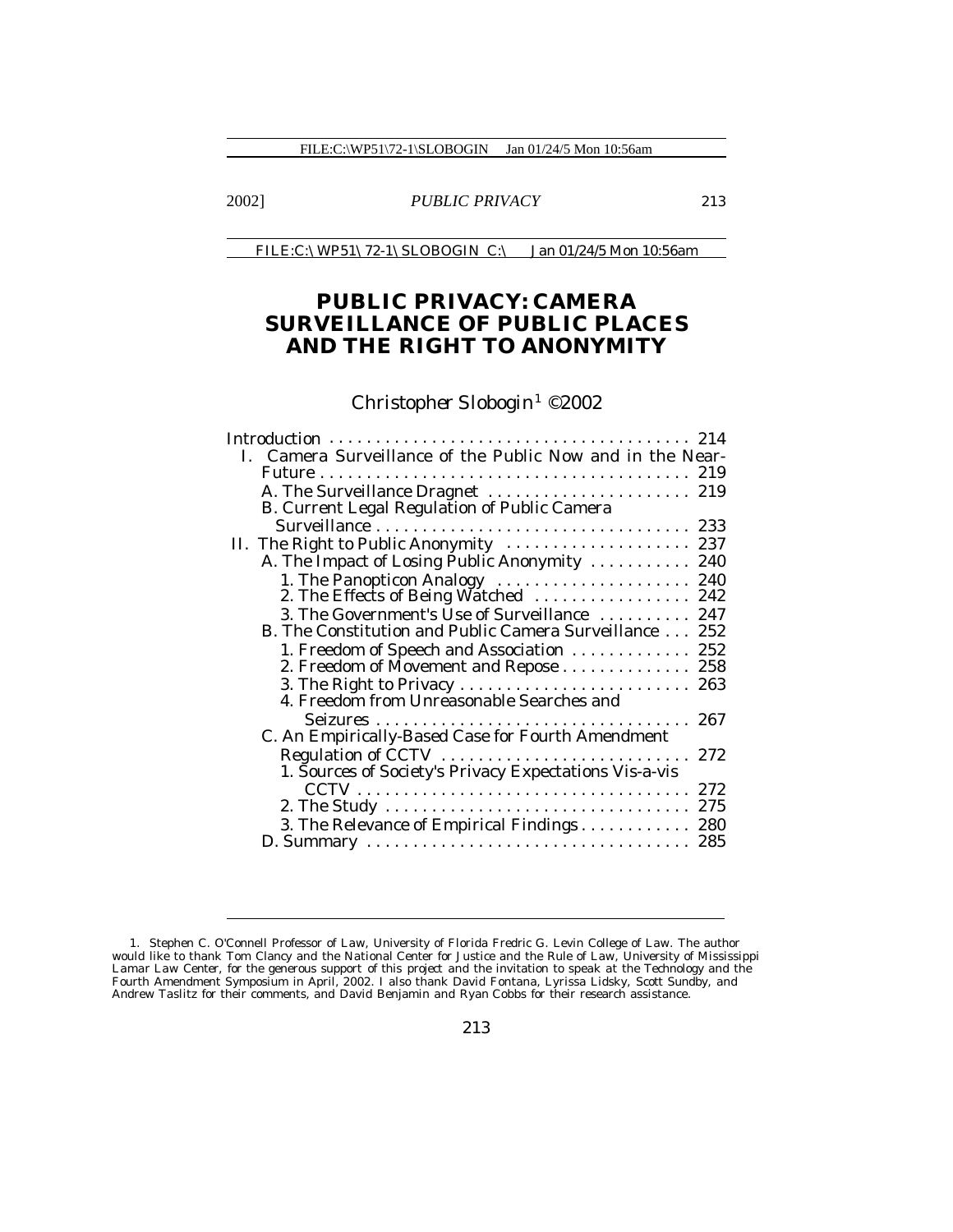# PUBLIC PRIVACY: CAMERA SURVEILLANCE OF PUBLIC PLACES AND THE RIGHT TO ANONYMITY

Christopher Slobogin[1] ©2002

Introduction . . . . . . . . . . . . . . . . . . . . . . . . . . . . . . . . . . . . . . 214
- I. Camera Surveillance of the Public Now and in the Near-Future . . . . . . . . . . . . . . . . . . . . . . . . . . . . . . . . . . . . . . . 219
  - A. The Surveillance Dragnet . . . . . . . . . . . . . . . . . . . . . 219
  - B. Current Legal Regulation of Public Camera Surveillance . . . . . . . . . . . . . . . . . . . . . . . . . . . . . . . . . 233
- II. The Right to Public Anonymity . . . . . . . . . . . . . . . . . . . 237
  - A. The Impact of Losing Public Anonymity . . . . . . . . . . . 240
    - 1. The Panopticon Analogy . . . . . . . . . . . . . . . . . . . . 240
    - 2. The Effects of Being Watched . . . . . . . . . . . . . . . . 242
    - 3. The Government's Use of Surveillance . . . . . . . . . . 247
  - B. The Constitution and Public Camera Surveillance . . . 252
    - 1. Freedom of Speech and Association . . . . . . . . . . . . 252
    - 2. Freedom of Movement and Repose . . . . . . . . . . . . . 258
    - 3. The Right to Privacy . . . . . . . . . . . . . . . . . . . . . . . . 263
    - 4. Freedom from Unreasonable Searches and Seizures . . . . . . . . . . . . . . . . . . . . . . . . . . . . . . . . . 267
  - C. An Empirically-Based Case for Fourth Amendment Regulation of CCTV . . . . . . . . . . . . . . . . . . . . . . . . . . 272
    - 1. Sources of Society's Privacy Expectations Vis-a-vis CCTV . . . . . . . . . . . . . . . . . . . . . . . . . . . . . . . . . . . 272
    - 2. The Study . . . . . . . . . . . . . . . . . . . . . . . . . . . . . . . . 275
    - 3. The Relevance of Empirical Findings . . . . . . . . . . . . 280
  - D. Summary . . . . . . . . . . . . . . . . . . . . . . . . . . . . . . . . . . 285

---

1. Stephen C. O'Connell Professor of Law, University of Florida Fredric G. Levin College of Law. The author would like to thank Tom Clancy and the National Center for Justice and the Rule of Law, University of Mississippi Lamar Law Center, for the generous support of this project and the invitation to speak at the Technology and the Fourth Amendment Symposium in April, 2002. I also thank David Fontana, Lyrissa Lidsky, Scott Sundby, and Andrew Taslitz for their comments, and David Benjamin and Ryan Cobbs for their research assistance.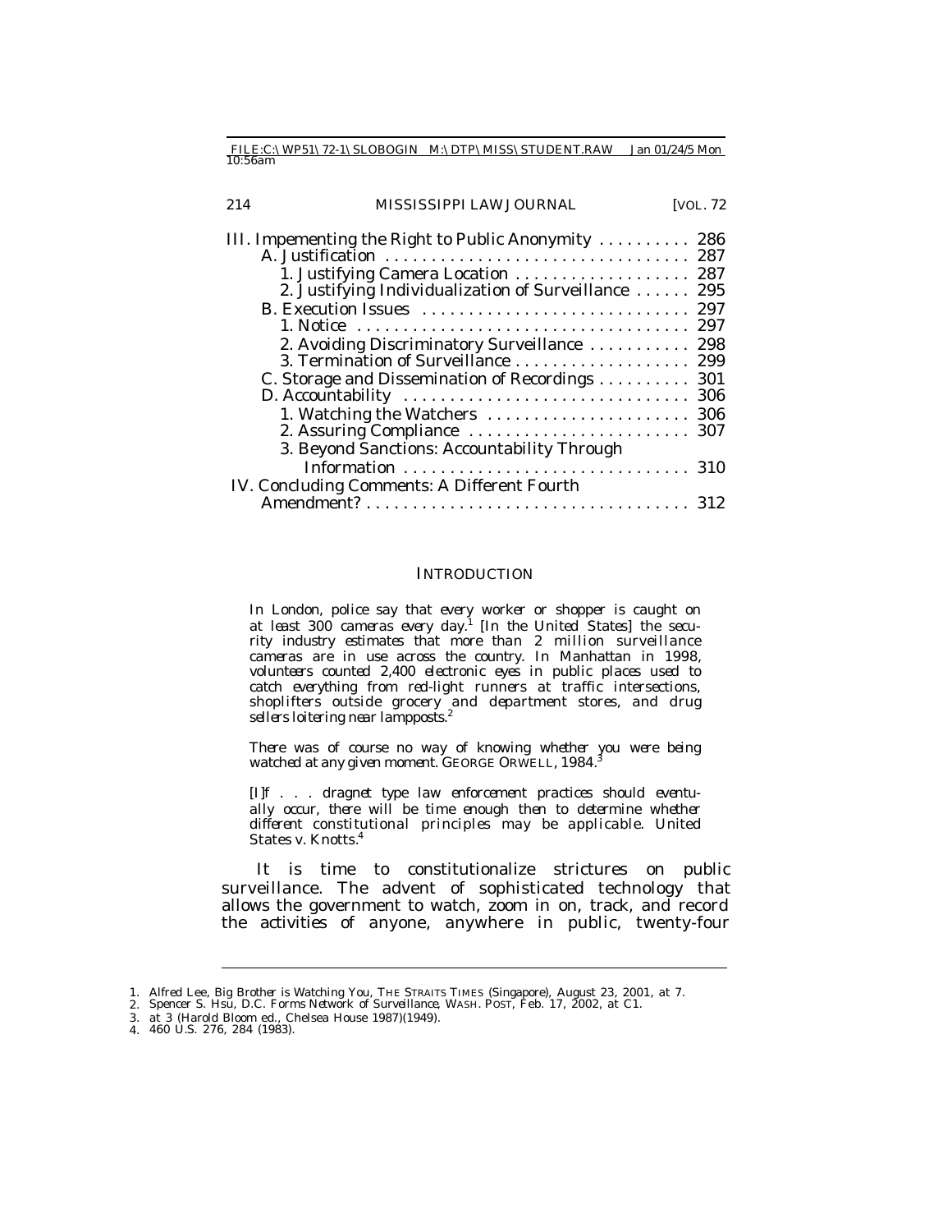III. Impementing the Right to Public Anonymity .......... 286
  A. Justification .................................. 287
    1. Justifying Camera Location ................... 287
    2. Justifying Individualization of Surveillance ...... 295
  B. Execution Issues ............................. 297
    1. Notice ....................................... 297
    2. Avoiding Discriminatory Surveillance ........... 298
    3. Termination of Surveillance ................... 299
  C. Storage and Dissemination of Recordings .......... 301
  D. Accountability ............................... 306
    1. Watching the Watchers ...................... 306
    2. Assuring Compliance ........................ 307
    3. Beyond Sanctions: Accountability Through Information ................................ 310
IV. Concluding Comments: A Different Fourth Amendment? .................................... 312

## INTRODUCTION

> *In London, police say that every worker or shopper is caught on at least 300 cameras every day.*[1] *[In the United States] the security industry estimates that more than 2 million surveillance cameras are in use across the country. In Manhattan in 1998, volunteers counted 2,400 electronic eyes in public places used to catch everything from red-light runners at traffic intersections, shoplifters outside grocery and department stores, and drug sellers loitering near lampposts.*[2]

> *There was of course no way of knowing whether you were being watched at any given moment.* GEORGE ORWELL, 1984.[3]

> *[I]f . . . dragnet type law enforcement practices should eventually occur, there will be time enough then to determine whether different constitutional principles may be applicable.* United States v. Knotts.[4]

It is time to constitutionalize strictures on public surveillance. The advent of sophisticated technology that allows the government to watch, zoom in on, track, and record the activities of anyone, anywhere in public, twenty-four

---

1. Alfred Lee, *Big Brother is Watching You*, THE STRAITS TIMES (Singapore), August 23, 2001, at 7.
2. Spencer S. Hsu, *D.C. Forms Network of Surveillance*, WASH. POST, Feb. 17, 2002, at C1.
3. at 3 (Harold Bloom ed., Chelsea House 1987)(1949).
4. 460 U.S. 276, 284 (1983).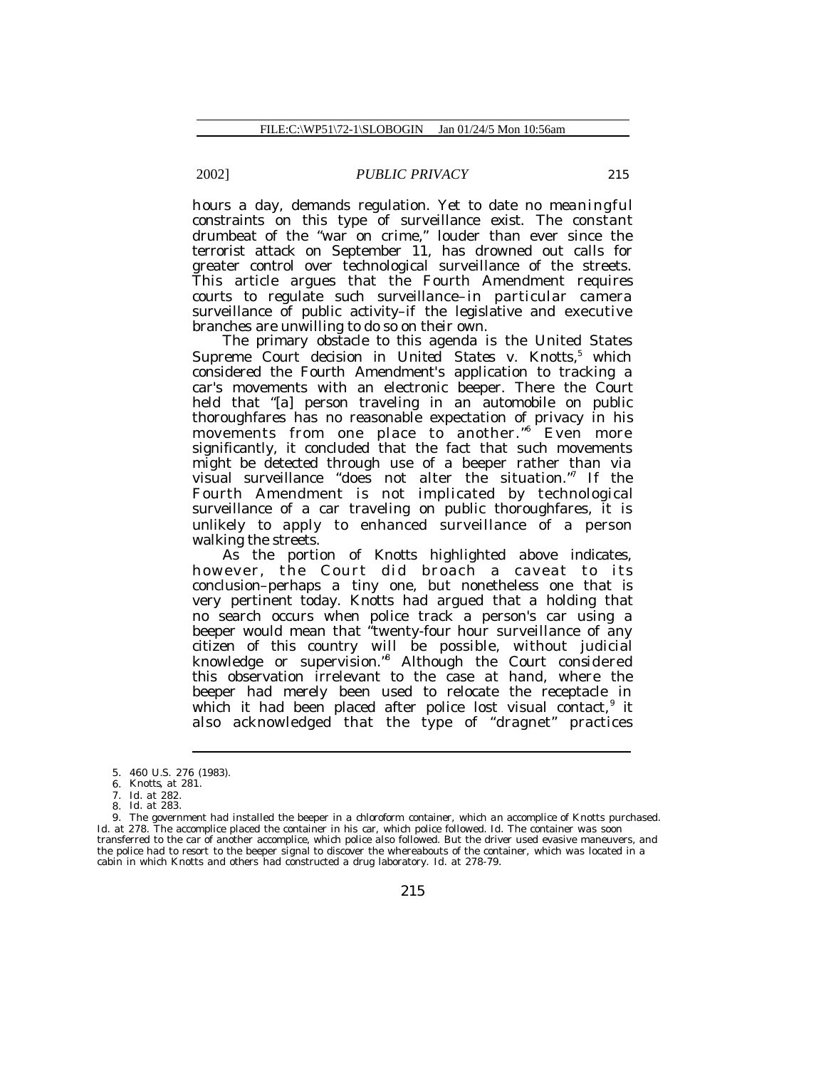hours a day, demands regulation. Yet to date no meaningful constraints on this type of surveillance exist. The constant drumbeat of the "war on crime," louder than ever since the terrorist attack on September 11, has drowned out calls for greater control over technological surveillance of the streets. This article argues that the Fourth Amendment requires courts to regulate such surveillance–in particular camera surveillance of public activity–if the legislative and executive branches are unwilling to do so on their own.

The primary obstacle to this agenda is the United States Supreme Court decision in *United States v. Knotts*,[5] which considered the Fourth Amendment's application to tracking a car's movements with an electronic beeper. There the Court held that "[a] person traveling in an automobile on public thoroughfares has no reasonable expectation of privacy in his movements from one place to another."[6] Even more significantly, it concluded that the fact that such movements might be detected through use of a beeper rather than via visual surveillance "does not alter the situation."[7] If the Fourth Amendment is not implicated by technological surveillance of a car traveling on public thoroughfares, it is unlikely to apply to enhanced surveillance of a person walking the streets.

As the portion of *Knotts* highlighted above indicates, however, the Court did broach a caveat to its conclusion–perhaps a tiny one, but nonetheless one that is very pertinent today. Knotts had argued that a holding that no search occurs when police track a person's car using a beeper would mean that "twenty-four hour surveillance of any citizen of this country will be possible, without judicial knowledge or supervision."[8] Although the Court considered this observation irrelevant to the case at hand, where the beeper had merely been used to relocate the receptacle in which it had been placed after police lost visual contact,[9] it also acknowledged that the type of "dragnet" practices

---

5. 460 U.S. 276 (1983).

6. *Knotts*, at 281.

7. *Id.* at 282.

8. *Id.* at 283.

9. The government had installed the beeper in a chloroform container, which an accomplice of Knotts purchased. *Id.* at 278. The accomplice placed the container in his car, which police followed. *Id.* The container was soon transferred to the car of another accomplice, which police also followed. But the driver used evasive maneuvers, and the police had to resort to the beeper signal to discover the whereabouts of the container, which was located in a cabin in which Knotts and others had constructed a drug laboratory. *Id.* at 278-79.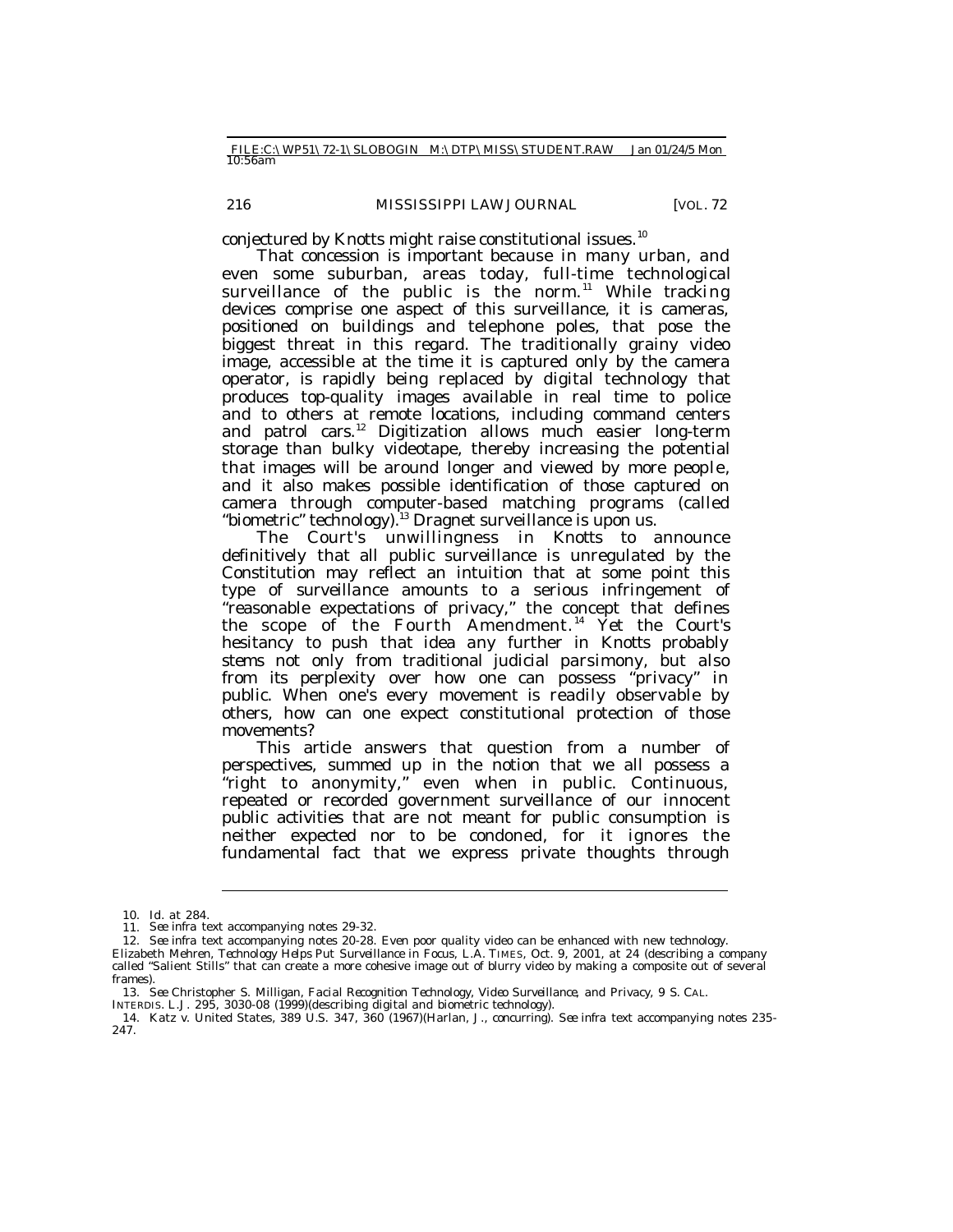conjectured by Knotts might raise constitutional issues.[10]

That concession is important because in many urban, and even some suburban, areas today, full-time technological surveillance of the public is the norm.[11] While tracking devices comprise one aspect of this surveillance, it is cameras, positioned on buildings and telephone poles, that pose the biggest threat in this regard. The traditionally grainy video image, accessible at the time it is captured only by the camera operator, is rapidly being replaced by digital technology that produces top-quality images available in real time to police and to others at remote locations, including command centers and patrol cars.[12] Digitization allows much easier long-term storage than bulky videotape, thereby increasing the potential that images will be around longer and viewed by more people, and it also makes possible identification of those captured on camera through computer-based matching programs (called "biometric" technology).[13] Dragnet surveillance is upon us.

The Court's unwillingness in *Knotts* to announce definitively that all public surveillance is unregulated by the Constitution may reflect an intuition that at some point this type of surveillance amounts to a serious infringement of "reasonable expectations of privacy," the concept that defines the scope of the Fourth Amendment.[14] Yet the Court's hesitancy to push that idea any further in *Knotts* probably stems not only from traditional judicial parsimony, but also from its perplexity over how one can possess "privacy" in public. When one's every movement is readily observable by others, how can one expect constitutional protection of those movements?

This article answers that question from a number of perspectives, summed up in the notion that we all possess a "right to anonymity," even when in public. Continuous, repeated or recorded government surveillance of our innocent public activities that are not meant for public consumption is neither expected nor to be condoned, for it ignores the fundamental fact that we express private thoughts through

---

10. *Id.* at 284.

11. *See infra* text accompanying notes 29-32.

12. *See infra* text accompanying notes 20-28. Even poor quality video can be enhanced with new technology. Elizabeth Mehren, *Technology Helps Put Surveillance in Focus*, L.A. TIMES, Oct. 9, 2001, at 24 (describing a company called "Salient Stills" that can create a more cohesive image out of blurry video by making a composite out of several frames).

13. *See* Christopher S. Milligan, *Facial Recognition Technology, Video Surveillance, and Privacy*, 9 S. CAL. INTERDIS. L.J. 295, 3030-08 (1999)(describing digital and biometric technology).

14. Katz v. United States, 389 U.S. 347, 360 (1967)(Harlan, J., concurring). *See infra* text accompanying notes 235-247.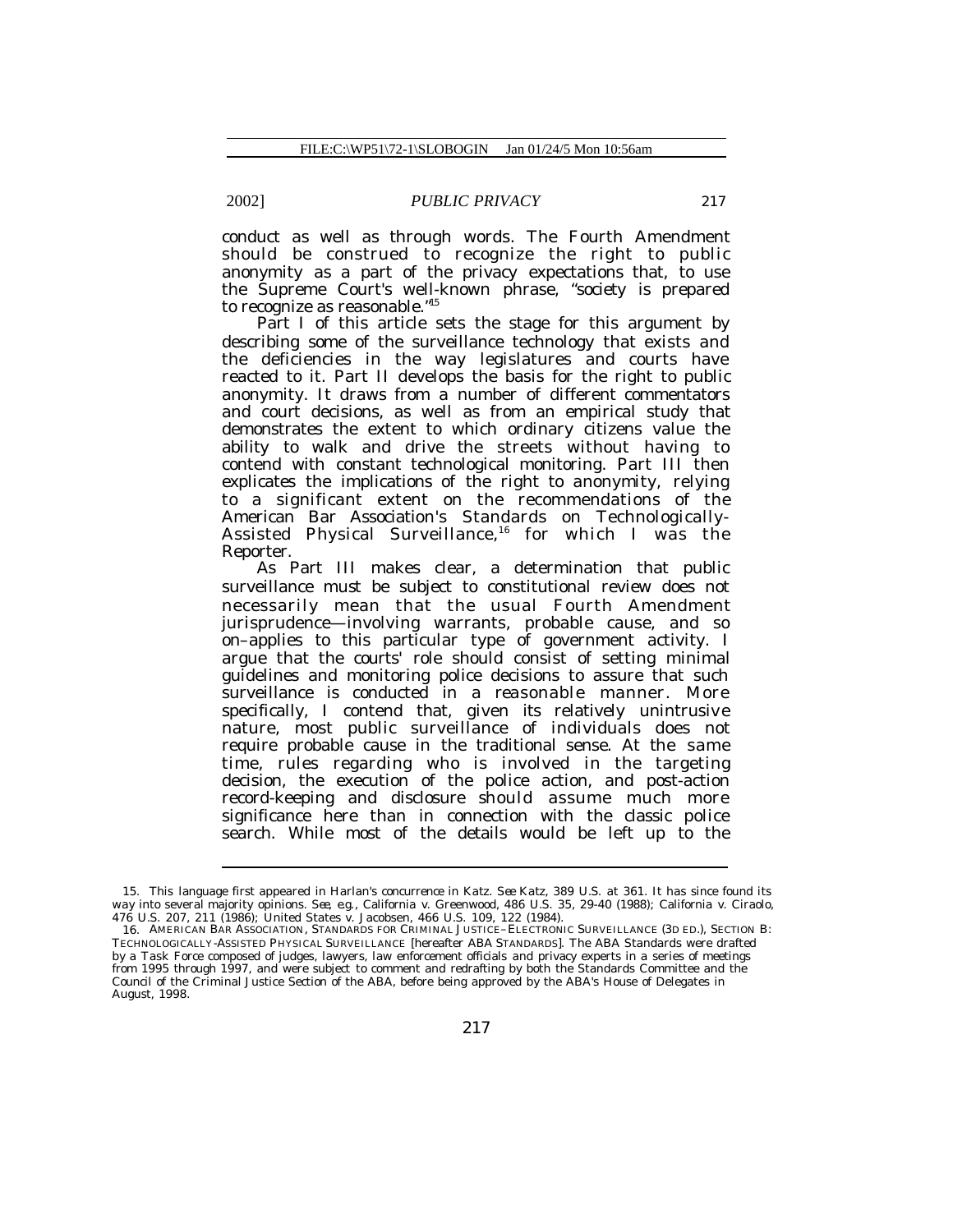conduct as well as through words. The Fourth Amendment should be construed to recognize the right to public anonymity as a part of the privacy expectations that, to use the Supreme Court's well-known phrase, "society is prepared to recognize as reasonable."[15]

Part I of this article sets the stage for this argument by describing some of the surveillance technology that exists and the deficiencies in the way legislatures and courts have reacted to it. Part II develops the basis for the right to public anonymity. It draws from a number of different commentators and court decisions, as well as from an empirical study that demonstrates the extent to which ordinary citizens value the ability to walk and drive the streets without having to contend with constant technological monitoring. Part III then explicates the implications of the right to anonymity, relying to a significant extent on the recommendations of the American Bar Association's Standards on Technologically-Assisted Physical Surveillance,[16] for which I was the Reporter.

As Part III makes clear, a determination that public surveillance must be subject to constitutional review does not necessarily mean that the usual Fourth Amendment jurisprudence—involving warrants, probable cause, and so on–applies to this particular type of government activity. I argue that the courts' role should consist of setting minimal guidelines and monitoring police decisions to assure that such surveillance is conducted in a reasonable manner. More specifically, I contend that, given its relatively unintrusive nature, most public surveillance of individuals does not require probable cause in the traditional sense. At the same time, rules regarding who is involved in the targeting decision, the execution of the police action, and post-action record-keeping and disclosure should assume much more significance here than in connection with the classic police search. While most of the details would be left up to the

---

15. This language first appeared in Harlan's concurrence in Katz. *See* Katz, 389 U.S. at 361. It has since found its way into several majority opinions. *See, e.g.*, California v. Greenwood, 486 U.S. 35, 29-40 (1988); California v. Ciraolo, 476 U.S. 207, 211 (1986); United States v. Jacobsen, 466 U.S. 109, 122 (1984).

16. AMERICAN BAR ASSOCIATION, STANDARDS FOR CRIMINAL JUSTICE–ELECTRONIC SURVEILLANCE (3D ED.), SECTION B: TECHNOLOGICALLY-ASSISTED PHYSICAL SURVEILLANCE [hereafter ABA STANDARDS]. The ABA Standards were drafted by a Task Force composed of judges, lawyers, law enforcement officials and privacy experts in a series of meetings from 1995 through 1997, and were subject to comment and redrafting by both the Standards Committee and the Council of the Criminal Justice Section of the ABA, before being approved by the ABA's House of Delegates in August, 1998.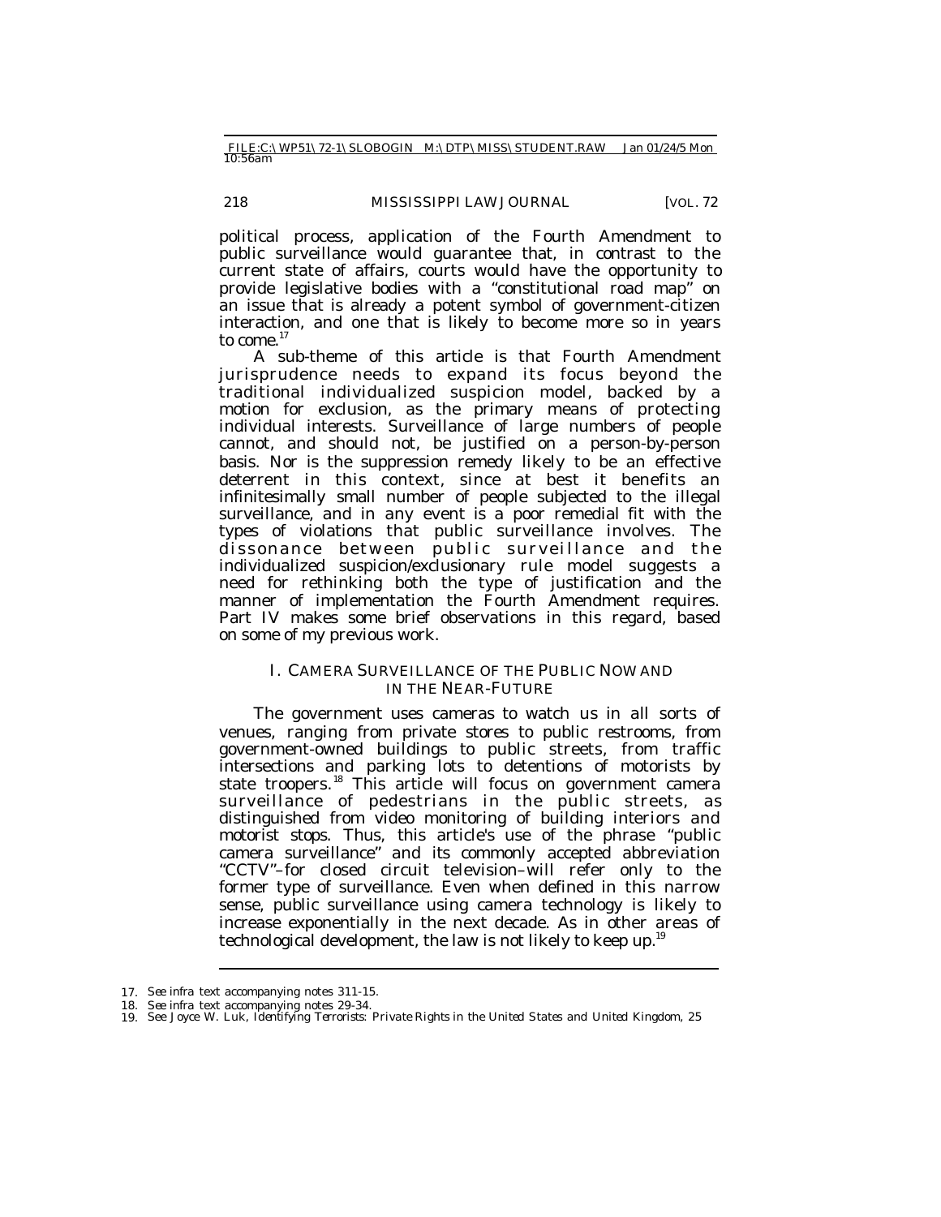political process, application of the Fourth Amendment to public surveillance would guarantee that, in contrast to the current state of affairs, courts would have the opportunity to provide legislative bodies with a "constitutional road map" on an issue that is already a potent symbol of government-citizen interaction, and one that is likely to become more so in years to come.[17]

A sub-theme of this article is that Fourth Amendment jurisprudence needs to expand its focus beyond the traditional individualized suspicion model, backed by a motion for exclusion, as the primary means of protecting individual interests. Surveillance of large numbers of people cannot, and should not, be justified on a person-by-person basis. Nor is the suppression remedy likely to be an effective deterrent in this context, since at best it benefits an infinitesimally small number of people subjected to the illegal surveillance, and in any event is a poor remedial fit with the types of violations that public surveillance involves. The dissonance between public surveillance and the individualized suspicion/exclusionary rule model suggests a need for rethinking both the type of justification and the manner of implementation the Fourth Amendment requires. Part IV makes some brief observations in this regard, based on some of my previous work.

## I. CAMERA SURVEILLANCE OF THE PUBLIC NOW AND IN THE NEAR-FUTURE

The government uses cameras to watch us in all sorts of venues, ranging from private stores to public restrooms, from government-owned buildings to public streets, from traffic intersections and parking lots to detentions of motorists by state troopers.[18] This article will focus on government camera surveillance of pedestrians in the public streets, as distinguished from video monitoring of building interiors and motorist stops. Thus, this article's use of the phrase "public camera surveillance" and its commonly accepted abbreviation "CCTV"–for closed circuit television–will refer only to the former type of surveillance. Even when defined in this narrow sense, public surveillance using camera technology is likely to increase exponentially in the next decade. As in other areas of technological development, the law is not likely to keep up.[19]

---

17. *See infra* text accompanying notes 311-15.
18. *See infra* text accompanying notes 29-34.
19. *See* Joyce W. Luk, *Identifying Terrorists: Private Rights in the United States and United Kingdom*, 25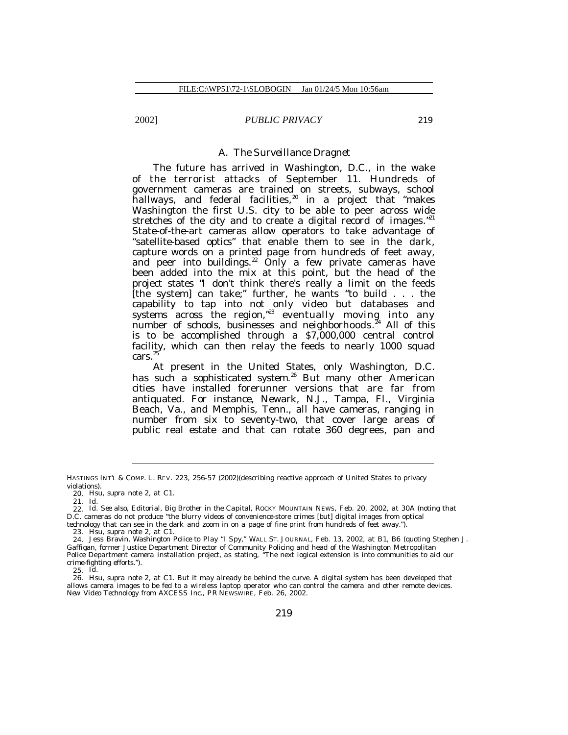### A. The Surveillance Dragnet

The future has arrived in Washington, D.C., in the wake of the terrorist attacks of September 11. Hundreds of government cameras are trained on streets, subways, school hallways, and federal facilities,[20] in a project that "makes Washington the first U.S. city to be able to peer across wide stretches of the city and to create a digital record of images."[21] State-of-the-art cameras allow operators to take advantage of "satellite-based optics" that enable them to see in the dark, capture words on a printed page from hundreds of feet away, and peer into buildings.[22] Only a few private cameras have been added into the mix at this point, but the head of the project states "I don't think there's really a limit on the feeds [the system] can take;" further, he wants "to build . . . the capability to tap into not only video but databases and systems across the region,"[23] eventually moving into any number of schools, businesses and neighborhoods.[24] All of this is to be accomplished through a $7,000,000 central control facility, which can then relay the feeds to nearly 1000 squad cars.[25]

At present in the United States, only Washington, D.C. has such a sophisticated system.[26] But many other American cities have installed forerunner versions that are far from antiquated. For instance, Newark, N.J., Tampa, Fl., Virginia Beach, Va., and Memphis, Tenn., all have cameras, ranging in number from six to seventy-two, that cover large areas of public real estate and that can rotate 360 degrees, pan and

---

HASTINGS INT'L & COMP. L. REV. 223, 256-57 (2002)(describing reactive approach of United States to privacy violations).

20. Hsu, *supra* note 2, at C1.

21. *Id.*

22. *Id. See also,* Editorial, *Big Brother in the Capital*, ROCKY MOUNTAIN NEWS, Feb. 20, 2002, at 30A (noting that D.C. cameras do not produce "the blurry videos of convenience-store crimes [but] digital images from optical technology that can see in the dark and zoom in on a page of fine print from hundreds of feet away.").

23. Hsu, *supra* note 2, at C1.

24. Jess Bravin, *Washington Police to Play "I Spy,"* WALL ST. JOURNAL, Feb. 13, 2002, at B1, B6 (quoting Stephen J. Gaffigan, former Justice Department Director of Community Policing and head of the Washington Metropolitan Police Department camera installation project, as stating, "The next logical extension is into communities to aid our crime-fighting efforts.").

25. *Id.*

26. Hsu, *supra* note 2, at C1. But it may already be behind the curve. A digital system has been developed that allows camera images to be fed to a wireless laptop operator who can control the camera and other remote devices. *New Video Technology from AXCESS Inc.*, PR NEWSWIRE, Feb. 26, 2002.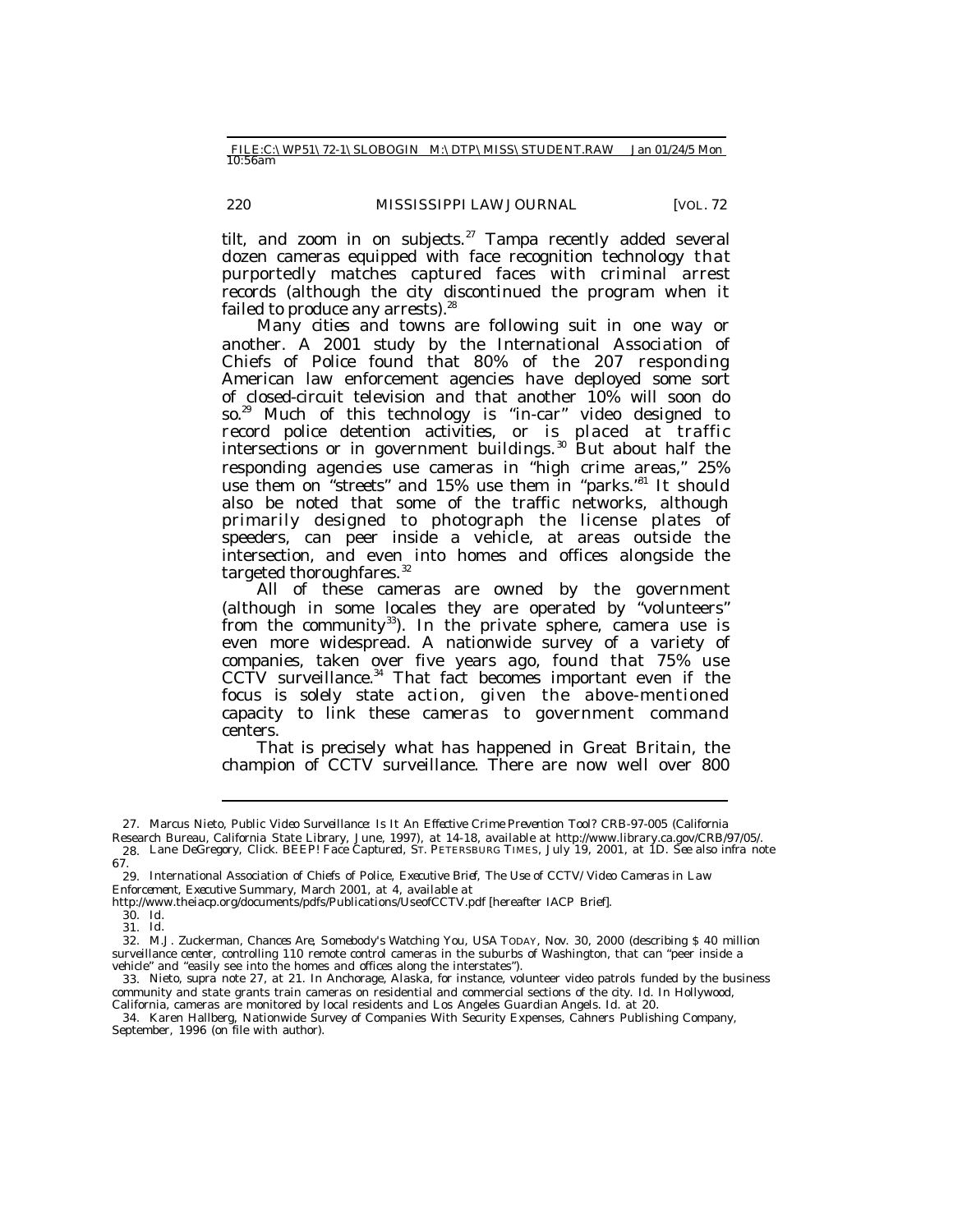tilt, and zoom in on subjects.[27] Tampa recently added several dozen cameras equipped with face recognition technology that purportedly matches captured faces with criminal arrest records (although the city discontinued the program when it failed to produce any arrests).[28]

Many cities and towns are following suit in one way or another. A 2001 study by the International Association of Chiefs of Police found that 80% of the 207 responding American law enforcement agencies have deployed some sort of closed-circuit television and that another 10% will soon do so.[29] Much of this technology is "in-car" video designed to record police detention activities, or is placed at traffic intersections or in government buildings.[30] But about half the responding agencies use cameras in "high crime areas," 25% use them on "streets" and 15% use them in "parks."[31] It should also be noted that some of the traffic networks, although primarily designed to photograph the license plates of speeders, can peer inside a vehicle, at areas outside the intersection, and even into homes and offices alongside the targeted thoroughfares.[32]

All of these cameras are owned by the government (although in some locales they are operated by "volunteers" from the community[33]). In the private sphere, camera use is even more widespread. A nationwide survey of a variety of companies, taken over five years ago, found that 75% use CCTV surveillance.[34] That fact becomes important even if the focus is solely state action, given the above-mentioned capacity to link these cameras to government command centers.

That is precisely what has happened in Great Britain, the champion of CCTV surveillance. There are now well over 800

---

27. Marcus Nieto, *Public Video Surveillance: Is It An Effective Crime Prevention Tool?* CRB-97-005 (California Research Bureau, California State Library, June, 1997), at 14-18, *available at* http://www.library.ca.gov/CRB/97/05/.

28. Lane DeGregory, *Click. BEEP! Face Captured*, ST. PETERSBURG TIMES, July 19, 2001, at 1D. *See also infra* note 67.

29. International Association of Chiefs of Police, *Executive Brief, The Use of CCTV/Video Cameras in Law Enforcement, Executive Summary*, March 2001, at 4, *available at* http://www.theiacp.org/documents/pdfs/Publications/UseofCCTV.pdf [hereafter IACP Brief].

30. *Id.*

31. *Id.*

32. M.J. Zuckerman, *Chances Are, Somebody's Watching You*, USA TODAY, Nov. 30, 2000 (describing $ 40 million surveillance center, controlling 110 remote control cameras in the suburbs of Washington, that can "peer inside a vehicle" and "easily see into the homes and offices along the interstates").

33. Nieto, *supra* note 27, at 21. In Anchorage, Alaska, for instance, volunteer video patrols funded by the business community and state grants train cameras on residential and commercial sections of the city. *Id.* In Hollywood, California, cameras are monitored by local residents and Los Angeles Guardian Angels. *Id.* at 20.

34. Karen Hallberg, *Nationwide Survey of Companies With Security Expenses*, Cahners Publishing Company, September, 1996 (on file with author).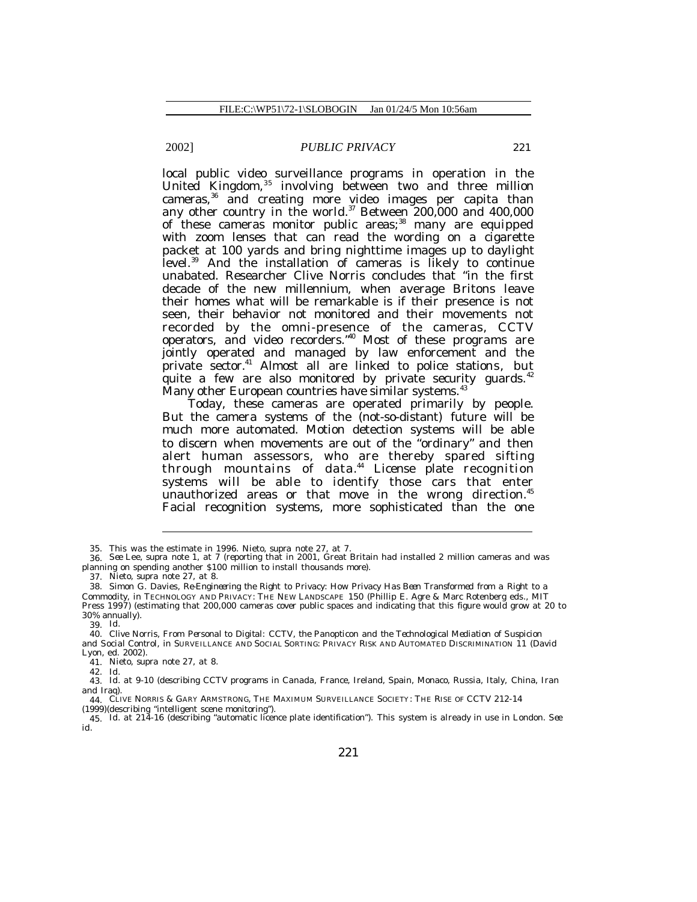local public video surveillance programs in operation in the United Kingdom,[35] involving between two and three million cameras,[36] and creating more video images per capita than any other country in the world.[37] Between 200,000 and 400,000 of these cameras monitor public areas;[38] many are equipped with zoom lenses that can read the wording on a cigarette packet at 100 yards and bring nighttime images up to daylight level.[39] And the installation of cameras is likely to continue unabated. Researcher Clive Norris concludes that "in the first decade of the new millennium, when average Britons leave their homes what will be remarkable is if their presence is not seen, their behavior not monitored and their movements not recorded by the omni-presence of the cameras, CCTV operators, and video recorders."[40] Most of these programs are jointly operated and managed by law enforcement and the private sector.[41] Almost all are linked to police stations, but quite a few are also monitored by private security guards.[42] Many other European countries have similar systems.[43]

Today, these cameras are operated primarily by people. But the camera systems of the (not-so-distant) future will be much more automated. Motion detection systems will be able to discern when movements are out of the "ordinary" and then alert human assessors, who are thereby spared sifting through mountains of data.[44] License plate recognition systems will be able to identify those cars that enter unauthorized areas or that move in the wrong direction.[45] Facial recognition systems, more sophisticated than the one

---

35. This was the estimate in 1996. Nieto, *supra* note 27, at 7.

36. *See* Lee, *supra* note 1, at 7 (reporting that in 2001, Great Britain had installed 2 million cameras and was planning on spending another $100 million to install thousands more).

37. Nieto, *supra* note 27, at 8.

38. Simon G. Davies, *Re-Engineering the Right to Privacy: How Privacy Has Been Transformed from a Right to a Commodity*, *in* TECHNOLOGY AND PRIVACY: THE NEW LANDSCAPE 150 (Phillip E. Agre & Marc Rotenberg eds., MIT Press 1997) (estimating that 200,000 cameras cover public spaces and indicating that this figure would grow at 20 to 30% annually).

39. *Id.*

40. Clive Norris, *From Personal to Digital: CCTV, the Panopticon and the Technological Mediation of Suspicion and Social Control*, *in* SURVEILLANCE AND SOCIAL SORTING: PRIVACY RISK AND AUTOMATED DISCRIMINATION 11 (David Lyon, ed. 2002).

41. Nieto, *supra* note 27, at 8.

42. *Id.*

43. *Id.* at 9-10 (describing CCTV programs in Canada, France, Ireland, Spain, Monaco, Russia, Italy, China, Iran and Iraq).

44. CLIVE NORRIS & GARY ARMSTRONG, THE MAXIMUM SURVEILLANCE SOCIETY: THE RISE OF CCTV 212-14 (1999)(describing "intelligent scene monitoring").

45. *Id.* at 214-16 (describing "automatic licence plate identification"). This system is already in use in London. *See id.*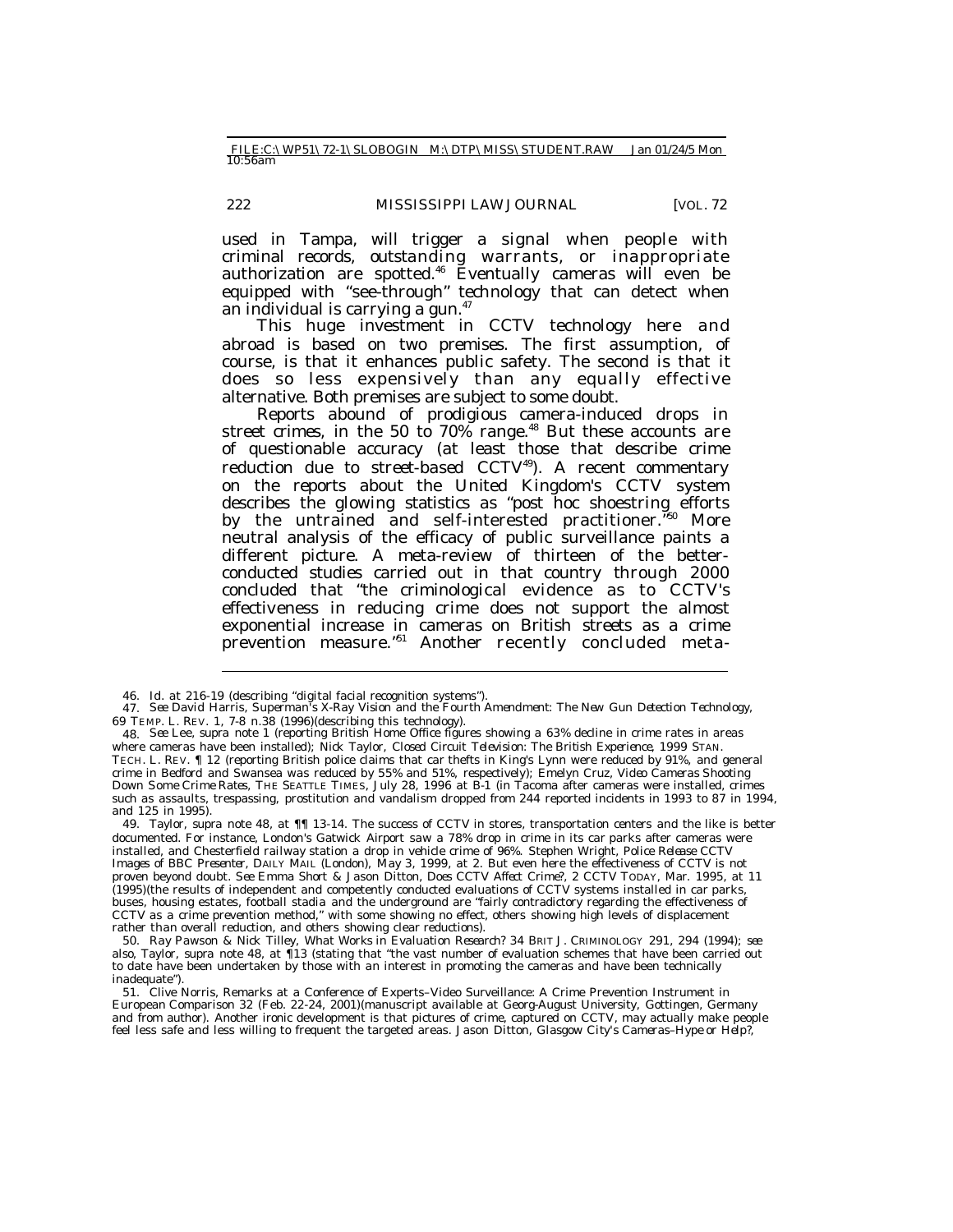used in Tampa, will trigger a signal when people with criminal records, outstanding warrants, or inappropriate authorization are spotted.[46] Eventually cameras will even be equipped with "see-through" technology that can detect when an individual is carrying a gun.[47]

This huge investment in CCTV technology here and abroad is based on two premises. The first assumption, of course, is that it enhances public safety. The second is that it does so less expensively than any equally effective alternative. Both premises are subject to some doubt.

Reports abound of prodigious camera-induced drops in street crimes, in the 50 to 70% range.[48] But these accounts are of questionable accuracy (at least those that describe crime reduction due to street-based CCTV[49]). A recent commentary on the reports about the United Kingdom's CCTV system describes the glowing statistics as "post hoc shoestring efforts by the untrained and self-interested practitioner."[50] More neutral analysis of the efficacy of public surveillance paints a different picture. A meta-review of thirteen of the better-conducted studies carried out in that country through 2000 concluded that "the criminological evidence as to CCTV's effectiveness in reducing crime does not support the almost exponential increase in cameras on British streets as a crime prevention measure."[51] Another recently concluded meta-

---

46. *Id.* at 216-19 (describing "digital facial recognition systems").

47. *See* David Harris, *Superman's X-Ray Vision and the Fourth Amendment: The New Gun Detection Technology*, 69 TEMP. L. REV. 1, 7-8 n.38 (1996)(describing this technology).

48. *See* Lee, *supra* note 1 (reporting British Home Office figures showing a 63% decline in crime rates in areas where cameras have been installed); Nick Taylor, *Closed Circuit Television: The British Experience*, 1999 STAN. TECH. L. REV. ¶ 12 (reporting British police claims that car thefts in King's Lynn were reduced by 91%, and general crime in Bedford and Swansea was reduced by 55% and 51%, respectively); Emelyn Cruz, *Video Cameras Shooting Down Some Crime Rates*, THE SEATTLE TIMES, July 28, 1996 at B-1 (in Tacoma after cameras were installed, crimes such as assaults, trespassing, prostitution and vandalism dropped from 244 reported incidents in 1993 to 87 in 1994, and 125 in 1995).

49. Taylor, *supra* note 48, at ¶¶ 13-14. The success of CCTV in stores, transportation centers and the like is better documented. For instance, London's Gatwick Airport saw a 78% drop in crime in its car parks after cameras were installed, and Chesterfield railway station a drop in vehicle crime of 96%. Stephen Wright, *Police Release CCTV Images of BBC Presenter*, DAILY MAIL (London), May 3, 1999, at 2. But even here the effectiveness of CCTV is not proven beyond doubt. *See* Emma Short & Jason Ditton, *Does CCTV Affect Crime?*, 2 CCTV TODAY, Mar. 1995, at 11 (1995)(the results of independent and competently conducted evaluations of CCTV systems installed in car parks, buses, housing estates, football stadia and the underground are "fairly contradictory regarding the effectiveness of CCTV as a crime prevention method," with some showing no effect, others showing high levels of displacement rather than overall reduction, and others showing clear reductions).

50. Ray Pawson & Nick Tilley, *What Works in Evaluation Research?* 34 BRIT J. CRIMINOLOGY 291, 294 (1994); *see also*, Taylor, *supra* note 48, at ¶13 (stating that "the vast number of evaluation schemes that have been carried out to date have been undertaken by those with an interest in promoting the cameras and have been technically inadequate").

51. Clive Norris, Remarks at a Conference of Experts–Video Surveillance: A Crime Prevention Instrument in European Comparison 32 (Feb. 22-24, 2001)(manuscript available at Georg-August University, Gottingen, Germany and from author). Another ironic development is that pictures of crime, captured on CCTV, may actually make people feel less safe and less willing to frequent the targeted areas. Jason Ditton, *Glasgow City's Cameras–Hype or Help?*,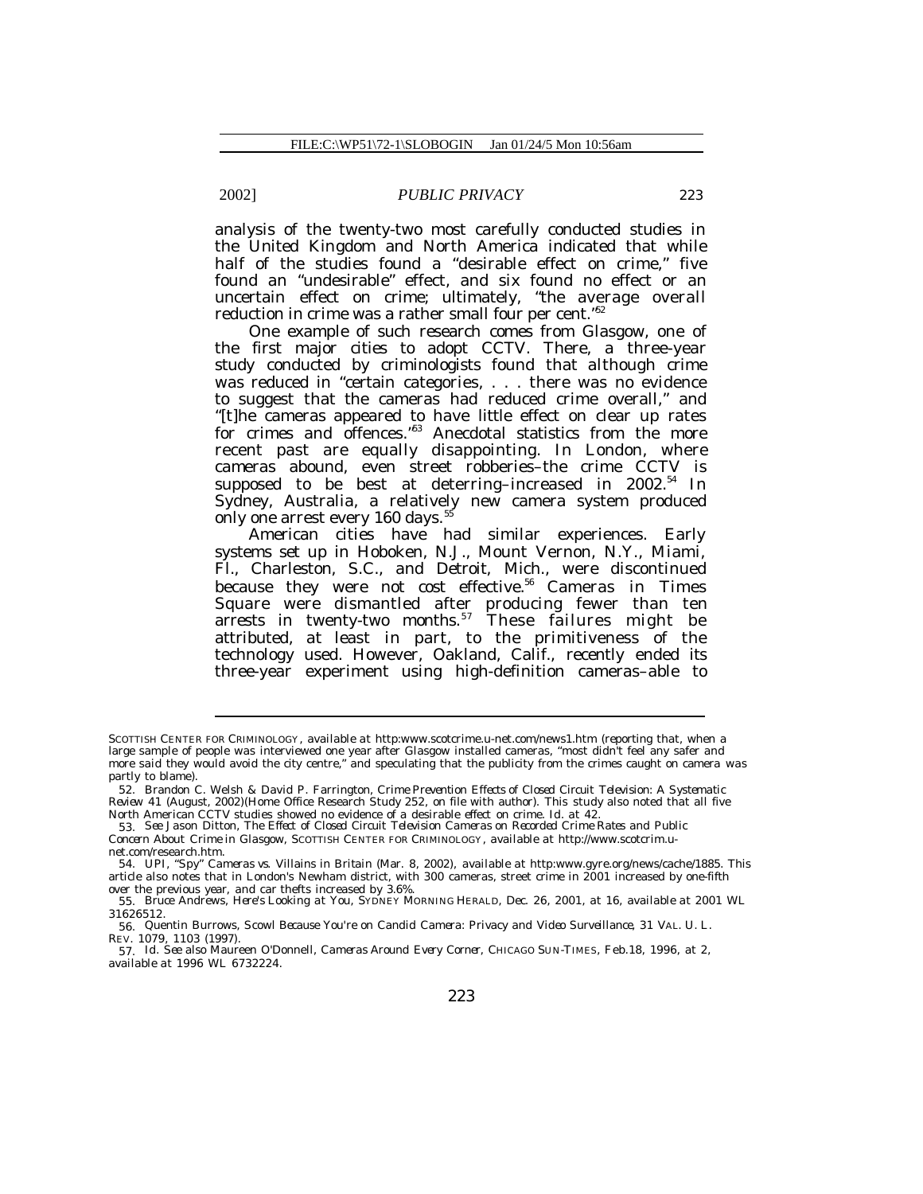analysis of the twenty-two most carefully conducted studies in the United Kingdom and North America indicated that while half of the studies found a "desirable effect on crime," five found an "undesirable" effect, and six found no effect or an uncertain effect on crime; ultimately, "the average overall reduction in crime was a rather small four per cent."[52]

One example of such research comes from Glasgow, one of the first major cities to adopt CCTV. There, a three-year study conducted by criminologists found that although crime was reduced in "certain categories, . . . there was no evidence to suggest that the cameras had reduced crime overall," and "[t]he cameras appeared to have little effect on clear up rates for crimes and offences."[53] Anecdotal statistics from the more recent past are equally disappointing. In London, where cameras abound, even street robberies–the crime CCTV is supposed to be best at deterring–increased in 2002.[54] In Sydney, Australia, a relatively new camera system produced only one arrest every 160 days.[55]

American cities have had similar experiences. Early systems set up in Hoboken, N.J., Mount Vernon, N.Y., Miami, Fl., Charleston, S.C., and Detroit, Mich., were discontinued because they were not cost effective.[56] Cameras in Times Square were dismantled after producing fewer than ten arrests in twenty-two months.[57] These failures might be attributed, at least in part, to the primitiveness of the technology used. However, Oakland, Calif., recently ended its three-year experiment using high-definition cameras–able to

---

SCOTTISH CENTER FOR CRIMINOLOGY, *available at* http:www.scotcrime.u-net.com/news1.htm (reporting that, when a large sample of people was interviewed one year after Glasgow installed cameras, "most didn't feel any safer and more said they would avoid the city centre," and speculating that the publicity from the crimes caught on camera was partly to blame).

52. Brandon C. Welsh & David P. Farrington, *Crime Prevention Effects of Closed Circuit Television: A Systematic Review* 41 (August, 2002)(Home Office Research Study 252, on file with author). This study also noted that all five North American CCTV studies showed no evidence of a desirable effect on crime. *Id.* at 42.

53. *See* Jason Ditton, *The Effect of Closed Circuit Television Cameras on Recorded Crime Rates and Public Concern About Crime in Glasgow*, SCOTTISH CENTER FOR CRIMINOLOGY, *available at* http://www.scotcrim.u-net.com/research.htm.

54. UPI, *"Spy" Cameras vs. Villains in Britain* (Mar. 8, 2002), *available at* http:www.gyre.org/news/cache/1885. This article also notes that in London's Newham district, with 300 cameras, street crime in 2001 increased by one-fifth over the previous year, and car thefts increased by 3.6%.

55. Bruce Andrews, *Here's Looking at You*, SYDNEY MORNING HERALD, Dec. 26, 2001, at 16, *available at* 2001 WL 31626512.

56. Quentin Burrows, *Scowl Because You're on Candid Camera: Privacy and Video Surveillance*, 31 VAL. U. L. REV. 1079, 1103 (1997).

57. *Id. See also* Maureen O'Donnell, *Cameras Around Every Corner*, CHICAGO SUN-TIMES, Feb.18, 1996, at 2, *available at* 1996 WL 6732224.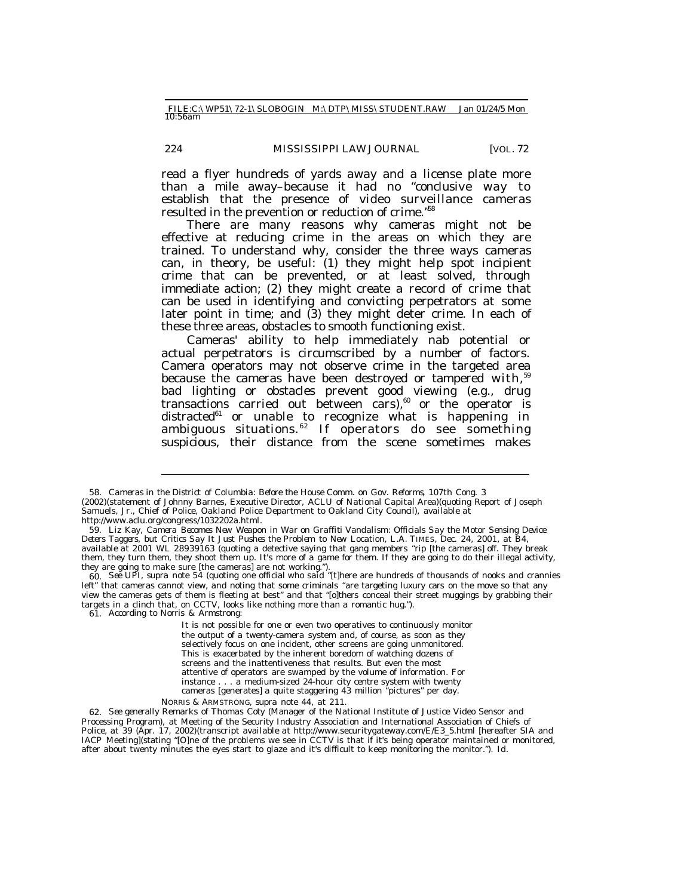read a flyer hundreds of yards away and a license plate more than a mile away–because it had no "conclusive way to establish that the presence of video surveillance cameras resulted in the prevention or reduction of crime."[58]

There are many reasons why cameras might not be effective at reducing crime in the areas on which they are trained. To understand why, consider the three ways cameras can, in theory, be useful: (1) they might help spot incipient crime that can be prevented, or at least solved, through immediate action; (2) they might create a record of crime that can be used in identifying and convicting perpetrators at some later point in time; and (3) they might deter crime. In each of these three areas, obstacles to smooth functioning exist.

Cameras' ability to help immediately nab potential or actual perpetrators is circumscribed by a number of factors. Camera operators may not observe crime in the targeted area because the cameras have been destroyed or tampered with,[59] bad lighting or obstacles prevent good viewing (e.g., drug transactions carried out between cars),[60] or the operator is distracted[61] or unable to recognize what is happening in ambiguous situations.[62] If operators do see something suspicious, their distance from the scene sometimes makes

---

58. *Cameras in the District of Columbia: Before the House Comm. on Gov. Reforms*, 107th Cong. 3 (2002)(statement of Johnny Barnes, Executive Director, ACLU of National Capital Area)(quoting Report of Joseph Samuels, Jr., Chief of Police, Oakland Police Department to Oakland City Council), *available at* http://www.aclu.org/congress/1032202a.html.

59. Liz Kay, *Camera Becomes New Weapon in War on Graffiti Vandalism: Officials Say the Motor Sensing Device Deters Taggers, but Critics Say It Just Pushes the Problem to New Location*, L.A. TIMES, Dec. 24, 2001, at B4, *available at* 2001 WL 28939163 (quoting a detective saying that gang members "rip [the cameras] off. They break them, they turn them, they shoot them up. It's more of a game for them. If they are going to do their illegal activity, they are going to make sure [the cameras] are not working.").

60. *See* UPI, *supra* note 54 (quoting one official who said "[t]here are hundreds of thousands of nooks and crannies left" that cameras cannot view, and noting that some criminals "are targeting luxury cars on the move so that any view the cameras gets of them is fleeting at best" and that "[o]thers conceal their street muggings by grabbing their targets in a clinch that, on CCTV, looks like nothing more than a romantic hug.").

61. According to Norris & Armstrong:

> It is not possible for one or even two operatives to continuously monitor the output of a twenty-camera system and, of course, as soon as they selectively focus on one incident, other screens are going unmonitored. This is exacerbated by the inherent boredom of watching dozens of screens and the inattentiveness that results. But even the most attentive of operators are swamped by the volume of information. For instance . . . a medium-sized 24-hour city centre system with twenty cameras [generates] a quite staggering 43 million "pictures" per day.

NORRIS & ARMSTRONG, *supra* note 44, at 211.

62. *See generally* Remarks of Thomas Coty (Manager of the National Institute of Justice Video Sensor and Processing Program), at Meeting of the Security Industry Association and International Association of Chiefs of Police, at 39 (Apr. 17, 2002)(transcript available at http://www.securitygateway.com/E/E3_5.html [hereafter SIA and IACP Meeting](stating "[O]ne of the problems we see in CCTV is that if it's being operator maintained or monitored, after about twenty minutes the eyes start to glaze and it's difficult to keep monitoring the monitor."). *Id.*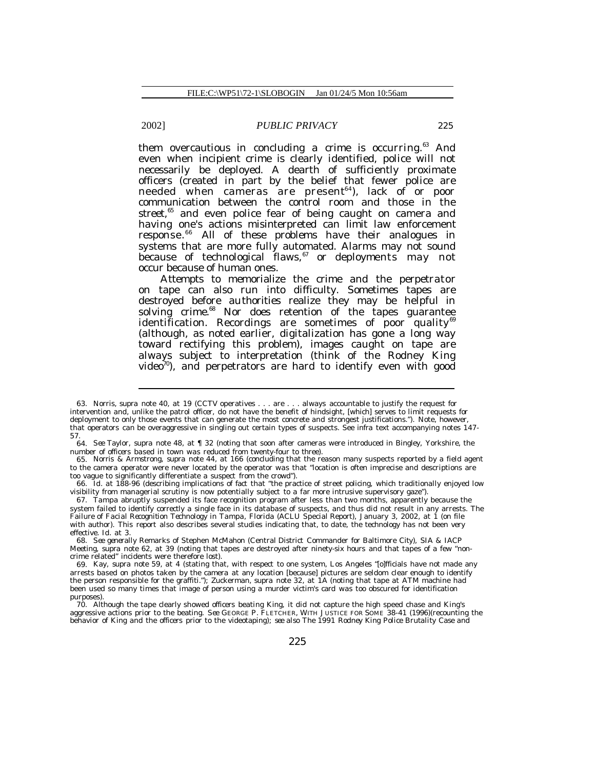them overcautious in concluding a crime is occurring.[63] And even when incipient crime is clearly identified, police will not necessarily be deployed. A dearth of sufficiently proximate officers (created in part by the belief that fewer police are needed when cameras are present[64]), lack of or poor communication between the control room and those in the street,[65] and even police fear of being caught on camera and having one's actions misinterpreted can limit law enforcement response.[66] All of these problems have their analogues in systems that are more fully automated. Alarms may not sound because of technological flaws,[67] or deployments may not occur because of human ones.

Attempts to memorialize the crime and the perpetrator on tape can also run into difficulty. Sometimes tapes are destroyed before authorities realize they may be helpful in solving crime.[68] Nor does retention of the tapes guarantee identification. Recordings are sometimes of poor quality[69] (although, as noted earlier, digitalization has gone a long way toward rectifying this problem), images caught on tape are always subject to interpretation (think of the Rodney King video[70]), and perpetrators are hard to identify even with good

---

63. Norris, *supra* note 40, at 19 (CCTV operatives . . . are . . . always accountable to justify the request for intervention and, unlike the patrol officer, do not have the benefit of hindsight, [which] serves to limit requests for deployment to only those events that can generate the most concrete and strongest justifications."). Note, however, that operators can be overaggressive in singling out certain types of suspects. *See infra* text accompanying notes 147-57.

64. *See* Taylor, *supra* note 48, at ¶ 32 (noting that soon after cameras were introduced in Bingley, Yorkshire, the number of officers based in town was reduced from twenty-four to three).

65. Norris & Armstrong, *supra* note 44, at 166 (concluding that the reason many suspects reported by a field agent to the camera operator were never located by the operator was that "location is often imprecise and descriptions are too vague to significantly differentiate a suspect from the crowd").

66. *Id.* at 188-96 (describing implications of fact that "the practice of street policing, which traditionally enjoyed low visibility from managerial scrutiny is now potentially subject to a far more intrusive supervisory gaze").

67. Tampa abruptly suspended its face recognition program after less than two months, apparently because the system failed to identify correctly a single face in its database of suspects, and thus did not result in any arrests. *The Failure of Facial Recognition Technology in Tampa, Florida* (ACLU Special Report), January 3, 2002, at 1 (on file with author). This report also describes several studies indicating that, to date, the technology has not been very effective. *Id.* at 3.

68. *See generally* Remarks of Stephen McMahon (Central District Commander for Baltimore City), SIA & IACP Meeting, *supra* note 62, at 39 (noting that tapes are destroyed after ninety-six hours and that tapes of a few "non-crime related" incidents were therefore lost).

69. Kay, *supra* note 59, at 4 (stating that, with respect to one system, Los Angeles "[o]fficials have not made any arrests based on photos taken by the camera at any location [because] pictures are seldom clear enough to identify the person responsible for the graffiti."); Zuckerman, *supra* note 32, at 1A (noting that tape at ATM machine had been used so many times that image of person using a murder victim's card was too obscured for identification purposes).

70. Although the tape clearly showed officers beating King, it did not capture the high speed chase and King's aggressive actions prior to the beating. *See* GEORGE P. FLETCHER, WITH JUSTICE FOR SOME 38-41 (1996)(recounting the behavior of King and the officers prior to the videotaping); *see also The 1991 Rodney King Police Brutality Case and*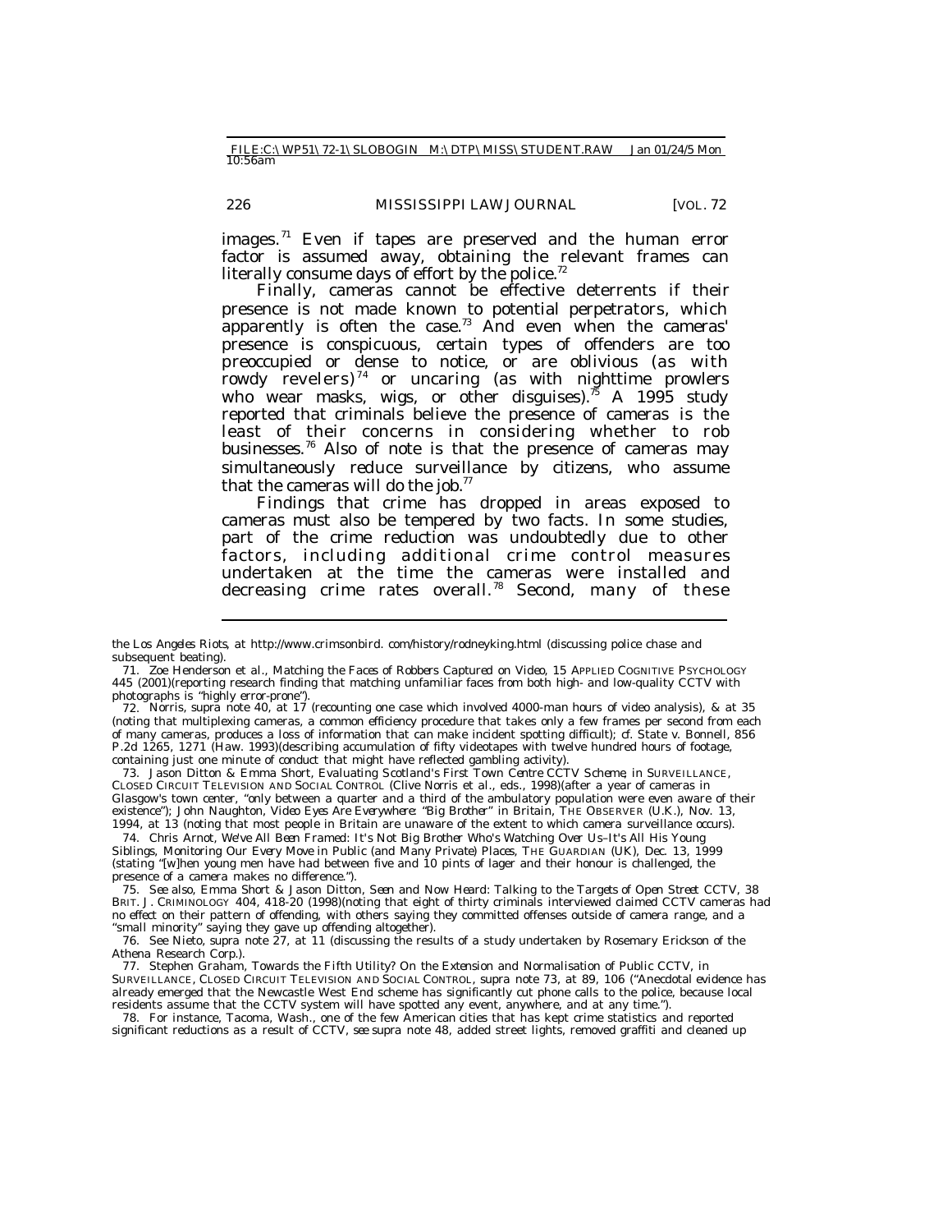images.[71] Even if tapes are preserved and the human error factor is assumed away, obtaining the relevant frames can literally consume days of effort by the police.[72]

Finally, cameras cannot be effective deterrents if their presence is not made known to potential perpetrators, which apparently is often the case.[73] And even when the cameras' presence is conspicuous, certain types of offenders are too preoccupied or dense to notice, or are oblivious (as with rowdy revelers)[74] or uncaring (as with nighttime prowlers who wear masks, wigs, or other disguises).[75] A 1995 study reported that criminals believe the presence of cameras is the least of their concerns in considering whether to rob businesses.[76] Also of note is that the presence of cameras may simultaneously reduce surveillance by citizens, who assume that the cameras will do the job.[77]

Findings that crime has dropped in areas exposed to cameras must also be tempered by two facts. In some studies, part of the crime reduction was undoubtedly due to other factors, including additional crime control measures undertaken at the time the cameras were installed and decreasing crime rates overall.[78] Second, many of these

---

the *Los Angeles Riots*, *at* http://www.crimsonbird. com/history/rodneyking.html (discussing police chase and subsequent beating).

71. Zoe Henderson et al., *Matching the Faces of Robbers Captured on Video*, 15 APPLIED COGNITIVE PSYCHOLOGY 445 (2001)(reporting research finding that matching unfamiliar faces from both high- and low-quality CCTV with photographs is "highly error-prone").

72. Norris, *supra* note 40, at 17 (recounting one case which involved 4000-man hours of video analysis), & at 35 (noting that multiplexing cameras, a common efficiency procedure that takes only a few frames per second from each of many cameras, produces a loss of information that can make incident spotting difficult); *cf.* State v. Bonnell, 856 P.2d 1265, 1271 (Haw. 1993)(describing accumulation of fifty videotapes with twelve hundred hours of footage, containing just one minute of conduct that might have reflected gambling activity).

73. Jason Ditton & Emma Short, *Evaluating Scotland's First Town Centre CCTV Scheme*, *in* SURVEILLANCE, CLOSED CIRCUIT TELEVISION AND SOCIAL CONTROL (Clive Norris et al., eds., 1998)(after a year of cameras in Glasgow's town center, "only between a quarter and a third of the ambulatory population were even aware of their existence"); John Naughton, *Video Eyes Are Everywhere: "Big Brother" in Britain*, THE OBSERVER (U.K.), Nov. 13, 1994, at 13 (noting that most people in Britain are unaware of the extent to which camera surveillance occurs).

74. Chris Arnot, *We've All Been Framed: It's Not Big Brother Who's Watching Over Us–It's All His Young Siblings, Monitoring Our Every Move in Public (and Many Private) Places*, THE GUARDIAN (UK), Dec. 13, 1999 (stating "[w]hen young men have had between five and 10 pints of lager and their honour is challenged, the presence of a camera makes no difference.").

75. *See also*, Emma Short & Jason Ditton, *Seen and Now Heard: Talking to the Targets of Open Street CCTV*, 38 BRIT. J. CRIMINOLOGY 404, 418-20 (1998)(noting that eight of thirty criminals interviewed claimed CCTV cameras had no effect on their pattern of offending, with others saying they committed offenses outside of camera range, and a "small minority" saying they gave up offending altogether).

76. *See* Nieto, *supra* note 27, at 11 (discussing the results of a study undertaken by Rosemary Erickson of the Athena Research Corp.).

77. Stephen Graham, *Towards the Fifth Utility? On the Extension and Normalisation of Public CCTV*, *in* SURVEILLANCE, CLOSED CIRCUIT TELEVISION AND SOCIAL CONTROL, *supra* note 73, at 89, 106 ("Anecdotal evidence has already emerged that the Newcastle West End scheme has significantly cut phone calls to the police, because local residents assume that the CCTV system will have spotted any event, anywhere, and at any time.").

78. For instance, Tacoma, Wash., one of the few American cities that has kept crime statistics and reported significant reductions as a result of CCTV, *see supra* note 48, added street lights, removed graffiti and cleaned up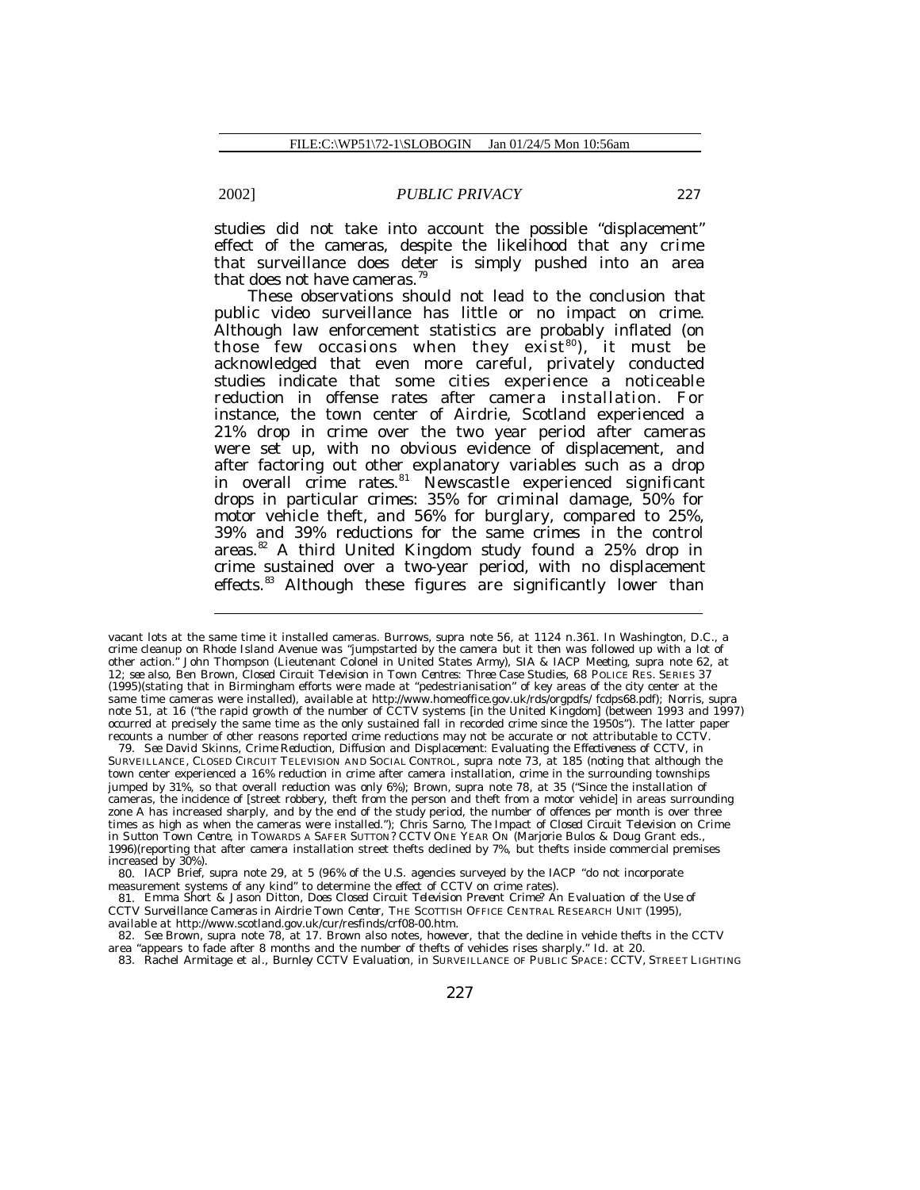studies did not take into account the possible "displacement" effect of the cameras, despite the likelihood that any crime that surveillance does deter is simply pushed into an area that does not have cameras.[79]

These observations should not lead to the conclusion that public video surveillance has little or no impact on crime. Although law enforcement statistics are probably inflated (on those few occasions when they exist[80]), it must be acknowledged that even more careful, privately conducted studies indicate that some cities experience a noticeable reduction in offense rates after camera installation. For instance, the town center of Airdrie, Scotland experienced a 21% drop in crime over the two year period after cameras were set up, with no obvious evidence of displacement, and after factoring out other explanatory variables such as a drop in overall crime rates.[81] Newscastle experienced significant drops in particular crimes: 35% for criminal damage, 50% for motor vehicle theft, and 56% for burglary, compared to 25%, 39% and 39% reductions for the same crimes in the control areas.[82] A third United Kingdom study found a 25% drop in crime sustained over a two-year period, with no displacement effects.[83] Although these figures are significantly lower than

---

vacant lots at the same time it installed cameras. Burrows, *supra* note 56, at 1124 n.361. In Washington, D.C., a crime cleanup on Rhode Island Avenue was "jumpstarted by the camera but it then was followed up with a lot of other action." John Thompson (Lieutenant Colonel in United States Army), SIA & IACP Meeting, *supra* note 62, at 12; *see also*, Ben Brown, *Closed Circuit Television in Town Centres: Three Case Studies*, 68 POLICE RES. SERIES 37 (1995)(stating that in Birmingham efforts were made at "pedestrianisation" of key areas of the city center at the same time cameras were installed), *available at* http://www.homeoffice.gov.uk/rds/orgpdfs/ fcdps68.pdf); Norris, *supra* note 51, at 16 ("the rapid growth of the number of CCTV systems [in the United Kingdom] (between 1993 and 1997) occurred at precisely the same time as the only sustained fall in recorded crime since the 1950s"). The latter paper recounts a number of other reasons reported crime reductions may not be accurate or not attributable to CCTV.

79. *See* David Skinns, *Crime Reduction, Diffusion and Displacement: Evaluating the Effectiveness of CCTV*, *in* SURVEILLANCE, CLOSED CIRCUIT TELEVISION AND SOCIAL CONTROL, *supra* note 73, at 185 (noting that although the town center experienced a 16% reduction in crime after camera installation, crime in the surrounding townships jumped by 31%, so that overall reduction was only 6%); Brown, *supra* note 78, at 35 ("Since the installation of cameras, the incidence of [street robbery, theft from the person and theft from a motor vehicle] in areas surrounding zone A has increased sharply, and by the end of the study period, the number of offences per month is over three times as high as when the cameras were installed."); Chris Sarno, *The Impact of Closed Circuit Television on Crime in Sutton Town Centre*, *in* TOWARDS A SAFER SUTTON? CCTV ONE YEAR ON (Marjorie Bulos & Doug Grant eds., 1996)(reporting that after camera installation street thefts declined by 7%, but thefts inside commercial premises increased by 30%).

80. IACP Brief, *supra* note 29, at 5 (96% of the U.S. agencies surveyed by the IACP "do not incorporate measurement systems of any kind" to determine the effect of CCTV on crime rates).

81. Emma Short & Jason Ditton, *Does Closed Circuit Television Prevent Crime? An Evaluation of the Use of CCTV Surveillance Cameras in Airdrie Town Center*, THE SCOTTISH OFFICE CENTRAL RESEARCH UNIT (1995), *available at* http://www.scotland.gov.uk/cur/resfinds/crf08-00.htm.

82. *See* Brown, *supra* note 78, at 17. Brown also notes, however, that the decline in vehicle thefts in the CCTV area "appears to fade after 8 months and the number of thefts of vehicles rises sharply." *Id.* at 20.

83. Rachel Armitage et al., *Burnley CCTV Evaluation*, *in* SURVEILLANCE OF PUBLIC SPACE: CCTV, STREET LIGHTING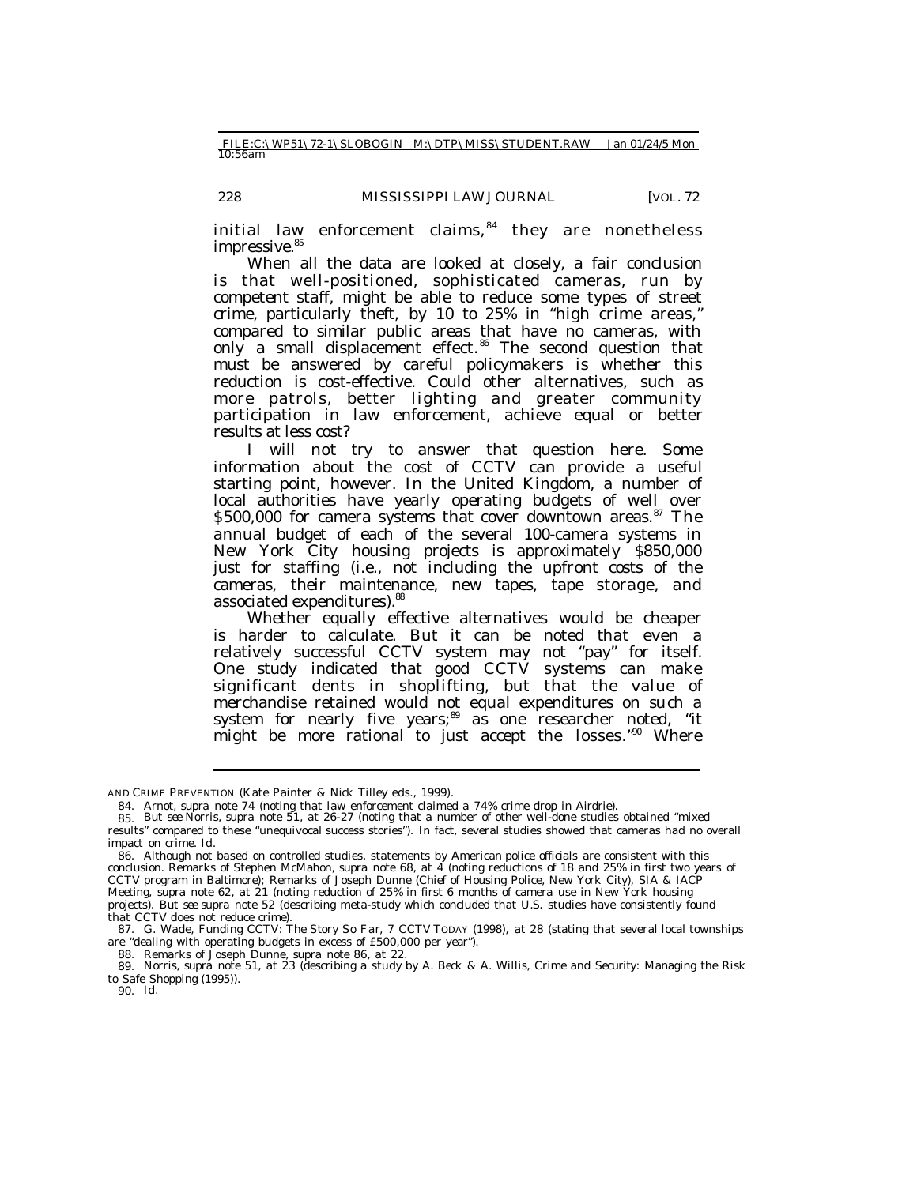initial law enforcement claims,[84] they are nonetheless impressive.[85]

When all the data are looked at closely, a fair conclusion is that well-positioned, sophisticated cameras, run by competent staff, might be able to reduce some types of street crime, particularly theft, by 10 to 25% in "high crime areas," compared to similar public areas that have no cameras, with only a small displacement effect.[86] The second question that must be answered by careful policymakers is whether this reduction is cost-effective. Could other alternatives, such as more patrols, better lighting and greater community participation in law enforcement, achieve equal or better results at less cost?

I will not try to answer that question here. Some information about the cost of CCTV can provide a useful starting point, however. In the United Kingdom, a number of local authorities have yearly operating budgets of well over $500,000 for camera systems that cover downtown areas.[87] The annual budget of each of the several 100-camera systems in New York City housing projects is approximately $850,000 just for staffing (i.e., not including the upfront costs of the cameras, their maintenance, new tapes, tape storage, and associated expenditures).[88]

Whether equally effective alternatives would be cheaper is harder to calculate. But it can be noted that even a relatively successful CCTV system may not "pay" for itself. One study indicated that good CCTV systems can make significant dents in shoplifting, but that the value of merchandise retained would not equal expenditures on such a system for nearly five years;[89] as one researcher noted, "it might be more rational to just accept the losses."[90] Where

---

AND CRIME PREVENTION (Kate Painter & Nick Tilley eds., 1999).

84. Arnot, *supra* note 74 (noting that law enforcement claimed a 74% crime drop in Airdrie).

85. *But see* Norris, *supra* note 51, at 26-27 (noting that a number of other well-done studies obtained "mixed results" compared to these "unequivocal success stories"). In fact, several studies showed that cameras had no overall impact on crime. *Id.*

86. Although not based on controlled studies, statements by American police officials are consistent with this conclusion. Remarks of Stephen McMahon, *supra* note 68, at 4 (noting reductions of 18 and 25% in first two years of CCTV program in Baltimore); Remarks of Joseph Dunne (Chief of Housing Police, New York City), SIA & IACP Meeting, *supra* note 62, at 21 (noting reduction of 25% in first 6 months of camera use in New York housing projects). *But see supra* note 52 (describing meta-study which concluded that U.S. studies have consistently found that CCTV does not reduce crime).

87. G. Wade, *Funding CCTV: The Story So Far*, 7 CCTV TODAY (1998), at 28 (stating that several local townships are "dealing with operating budgets in excess of £500,000 per year").

88. Remarks of Joseph Dunne, *supra* note 86, at 22.

89. Norris, *supra* note 51, at 23 (describing a study by A. Beck & A. Willis, *Crime and Security: Managing the Risk to Safe Shopping* (1995)).

90. *Id.*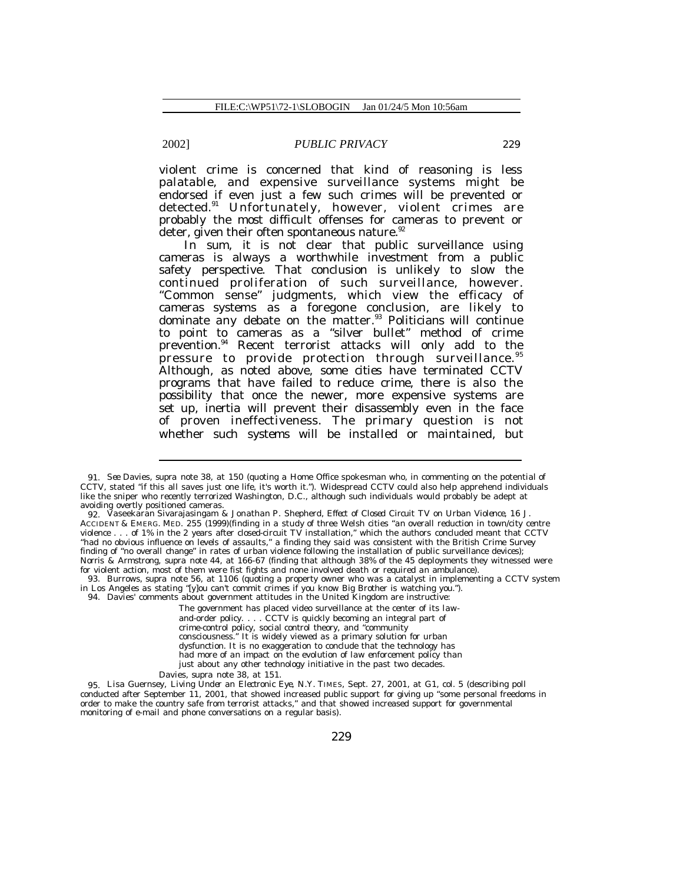violent crime is concerned that kind of reasoning is less palatable, and expensive surveillance systems might be endorsed if even just a few such crimes will be prevented or detected.[91] Unfortunately, however, violent crimes are probably the most difficult offenses for cameras to prevent or deter, given their often spontaneous nature.[92]

In sum, it is not clear that public surveillance using cameras is always a worthwhile investment from a public safety perspective. That conclusion is unlikely to slow the continued proliferation of such surveillance, however. "Common sense" judgments, which view the efficacy of cameras systems as a foregone conclusion, are likely to dominate any debate on the matter.[93] Politicians will continue to point to cameras as a "silver bullet" method of crime prevention.[94] Recent terrorist attacks will only add to the pressure to provide protection through surveillance.[95] Although, as noted above, some cities have terminated CCTV programs that have failed to reduce crime, there is also the possibility that once the newer, more expensive systems are set up, inertia will prevent their disassembly even in the face of proven ineffectiveness. The primary question is not whether such systems will be installed or maintained, but

---

91. *See* Davies, *supra* note 38, at 150 (quoting a Home Office spokesman who, in commenting on the potential of CCTV, stated "if this all saves just one life, it's worth it."). Widespread CCTV could also help apprehend individuals like the sniper who recently terrorized Washington, D.C., although such individuals would probably be adept at avoiding overtly positioned cameras.

92. Vaseekaran Sivarajasingam & Jonathan P. Shepherd, *Effect of Closed Circuit TV on Urban Violence*, 16 J. ACCIDENT & EMERG. MED. 255 (1999)(finding in a study of three Welsh cities "an overall reduction in town/city centre violence . . . of 1% in the 2 years after closed-circuit TV installation," which the authors concluded meant that CCTV "had no obvious influence on levels of assaults," a finding they said was consistent with the British Crime Survey finding of "no overall change" in rates of urban violence following the installation of public surveillance devices); Norris & Armstrong, *supra* note 44, at 166-67 (finding that although 38% of the 45 deployments they witnessed were for violent action, most of them were fist fights and none involved death or required an ambulance).

93. Burrows, *supra* note 56, at 1106 (quoting a property owner who was a catalyst in implementing a CCTV system in Los Angeles as stating "[y]ou can't commit crimes if you know Big Brother is watching you.").

94. Davies' comments about government attitudes in the United Kingdom are instructive:

> The government has placed video surveillance at the center of its law-and-order policy. . . . CCTV is quickly becoming an integral part of crime-control policy, social control theory, and "community consciousness." It is widely viewed as a primary solution for urban dysfunction. It is no exaggeration to conclude that the technology has had more of an impact on the evolution of law enforcement policy than just about any other technology initiative in the past two decades.

Davies, *supra* note 38, at 151.

95. Lisa Guernsey, *Living Under an Electronic Eye*, N.Y. TIMES, Sept. 27, 2001, at G1, col. 5 (describing poll conducted after September 11, 2001, that showed increased public support for giving up "some personal freedoms in order to make the country safe from terrorist attacks," and that showed increased support for governmental monitoring of e-mail and phone conversations on a regular basis).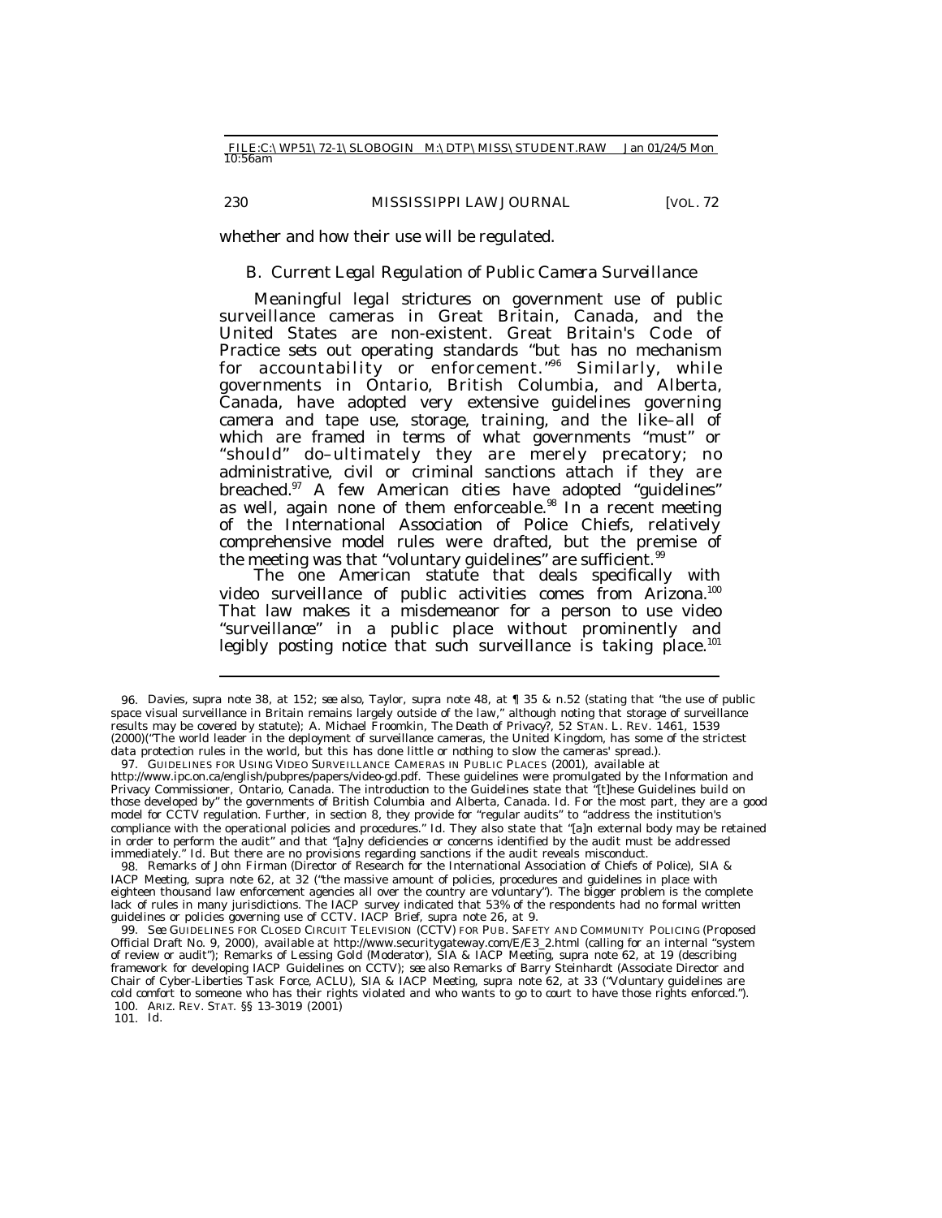whether and how their use will be regulated.

### *B. Current Legal Regulation of Public Camera Surveillance*

Meaningful legal strictures on government use of public surveillance cameras in Great Britain, Canada, and the United States are non-existent. Great Britain's Code of Practice sets out operating standards "but has no mechanism for accountability or enforcement."[96] Similarly, while governments in Ontario, British Columbia, and Alberta, Canada, have adopted very extensive guidelines governing camera and tape use, storage, training, and the like–all of which are framed in terms of what governments "must" or "should" do–ultimately they are merely precatory; no administrative, civil or criminal sanctions attach if they are breached.[97] A few American cities have adopted "guidelines" as well, again none of them enforceable.[98] In a recent meeting of the International Association of Police Chiefs, relatively comprehensive model rules were drafted, but the premise of the meeting was that "voluntary guidelines" are sufficient.[99]

The one American statute that deals specifically with video surveillance of public activities comes from Arizona.[100] That law makes it a misdemeanor for a person to use video "surveillance" in a public place without prominently and legibly posting notice that such surveillance is taking place.[101]

---

96. Davies, *supra* note 38, at 152; *see also*, Taylor, *supra* note 48, at ¶ 35 & n.52 (stating that "the use of public space visual surveillance in Britain remains largely outside of the law," although noting that storage of surveillance results may be covered by statute); A. Michael Froomkin, *The Death of Privacy?*, 52 STAN. L. REV. 1461, 1539 (2000)("The world leader in the deployment of surveillance cameras, the United Kingdom, has some of the strictest data protection rules in the world, but this has done little or nothing to slow the cameras' spread.).

97. GUIDELINES FOR USING VIDEO SURVEILLANCE CAMERAS IN PUBLIC PLACES (2001), *available at* http://www.ipc.on.ca/english/pubpres/papers/video-gd.pdf. These guidelines were promulgated by the Information and Privacy Commissioner, Ontario, Canada. The introduction to the Guidelines state that "[t]hese Guidelines build on those developed by" the governments of British Columbia and Alberta, Canada. *Id.* For the most part, they are a good model for CCTV regulation. Further, in section 8, they provide for "regular audits" to "address the institution's compliance with the operational policies and procedures." *Id.* They also state that "[a]n external body may be retained in order to perform the audit" and that "[a]ny deficiencies or concerns identified by the audit must be addressed immediately." *Id.* But there are no provisions regarding sanctions if the audit reveals misconduct.

98. Remarks of John Firman (Director of Research for the International Association of Chiefs of Police), SIA & IACP Meeting, *supra* note 62, at 32 ("the massive amount of policies, procedures and guidelines in place with eighteen thousand law enforcement agencies all over the country are voluntary"). The bigger problem is the complete lack of rules in many jurisdictions. The IACP survey indicated that 53% of the respondents had no formal written guidelines or policies governing use of CCTV. IACP Brief, *supra* note 26, at 9.

99. *See* GUIDELINES FOR CLOSED CIRCUIT TELEVISION (CCTV) FOR PUB. SAFETY AND COMMUNITY POLICING (Proposed Official Draft No. 9, 2000), *available at* http://www.securitygateway.com/E/E3_2.html (calling for an internal "system of review or audit"); Remarks of Lessing Gold (Moderator), SIA & IACP Meeting, *supra* note 62, at 19 (describing framework for developing IACP Guidelines on CCTV); *see also* Remarks of Barry Steinhardt (Associate Director and Chair of Cyber-Liberties Task Force, ACLU), SIA & IACP Meeting, *supra* note 62, at 33 ("Voluntary guidelines are cold comfort to someone who has their rights violated and who wants to go to court to have those rights enforced.").

100. ARIZ. REV. STAT. §§ 13-3019 (2001)

101. *Id.*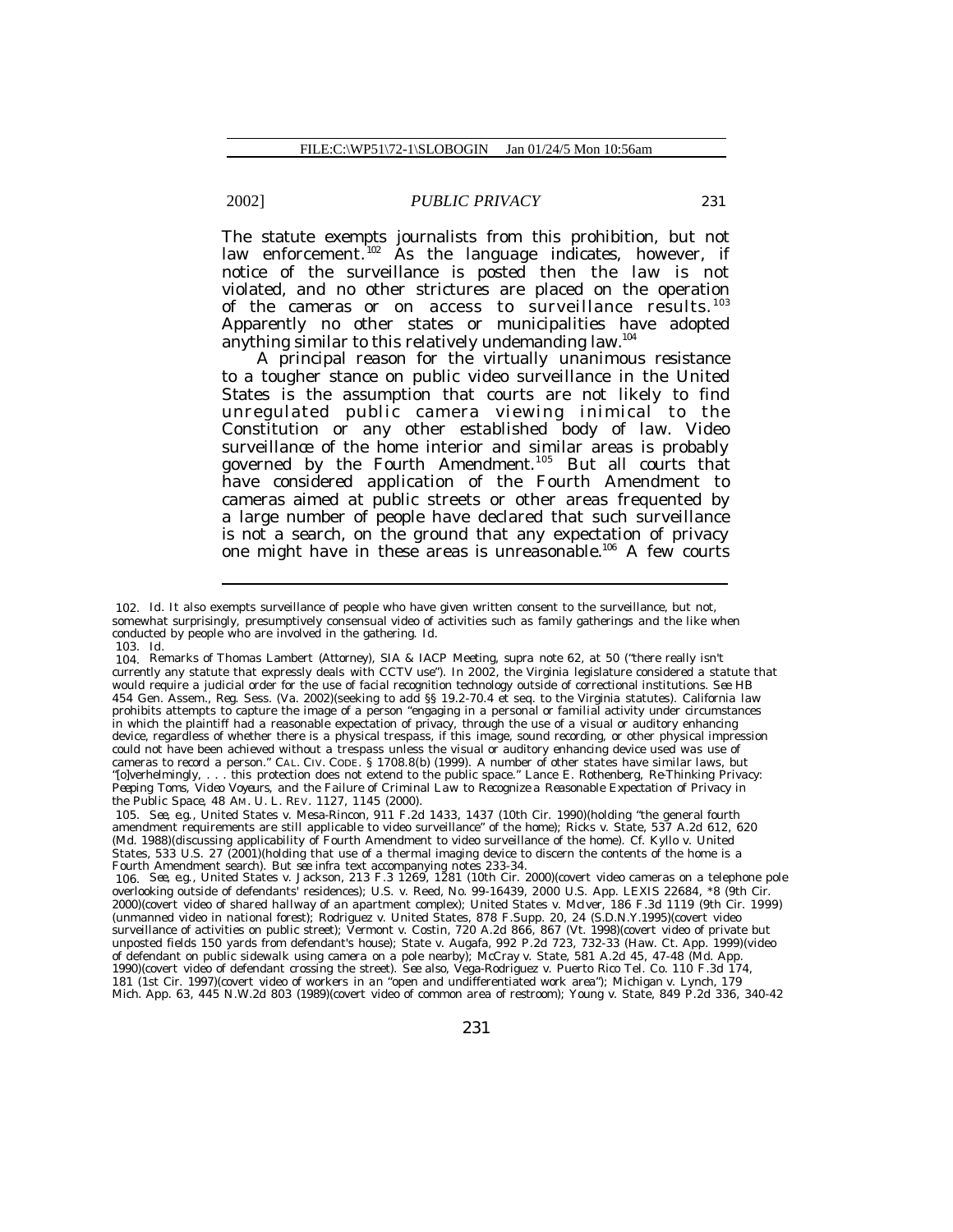The statute exempts journalists from this prohibition, but not law enforcement.[102] As the language indicates, however, if notice of the surveillance is posted then the law is not violated, and no other strictures are placed on the operation of the cameras or on access to surveillance results.[103] Apparently no other states or municipalities have adopted anything similar to this relatively undemanding law.[104]

A principal reason for the virtually unanimous resistance to a tougher stance on public video surveillance in the United States is the assumption that courts are not likely to find unregulated public camera viewing inimical to the Constitution or any other established body of law. Video surveillance of the home interior and similar areas is probably governed by the Fourth Amendment.[105] But all courts that have considered application of the Fourth Amendment to cameras aimed at public streets or other areas frequented by a large number of people have declared that such surveillance is not a search, on the ground that any expectation of privacy one might have in these areas is unreasonable.[106] A few courts

---

102. *Id.* It also exempts surveillance of people who have given written consent to the surveillance, but not, somewhat surprisingly, presumptively consensual video of activities such as family gatherings and the like when conducted by people who are involved in the gathering. *Id.*

103. *Id.*

104. Remarks of Thomas Lambert (Attorney), SIA & IACP Meeting, *supra* note 62, at 50 ("there really isn't currently any statute that expressly deals with CCTV use"). In 2002, the Virginia legislature considered a statute that would require a judicial order for the use of facial recognition technology outside of correctional institutions. *See* HB 454 Gen. Assem., Reg. Sess. (Va. 2002)(seeking to add §§ 19.2-70.4 et seq. to the Virginia statutes). California law prohibits attempts to capture the image of a person "engaging in a personal or familial activity under circumstances in which the plaintiff had a reasonable expectation of privacy, through the use of a visual or auditory enhancing device, regardless of whether there is a physical trespass, if this image, sound recording, or other physical impression could not have been achieved without a trespass unless the visual or auditory enhancing device used was use of cameras to record a person." CAL. CIV. CODE. § 1708.8(b) (1999). A number of other states have similar laws, but "[o]verhelmingly, . . . this protection does not extend to the public space." Lance E. Rothenberg, *Re-Thinking Privacy: Peeping Toms, Video Voyeurs, and the Failure of Criminal Law to Recognize a Reasonable Expectation of Privacy in the Public Space*, 48 AM. U. L. REV. 1127, 1145 (2000).

105. *See, e.g.*, United States v. Mesa-Rincon, 911 F.2d 1433, 1437 (10th Cir. 1990)(holding "the general fourth amendment requirements are still applicable to video surveillance" of the home); Ricks v. State, 537 A.2d 612, 620 (Md. 1988)(discussing applicability of Fourth Amendment to video surveillance of the home). *Cf.* Kyllo v. United States, 533 U.S. 27 (2001)(holding that use of a thermal imaging device to discern the contents of the home is a Fourth Amendment search). *But see infra* text accompanying notes 233-34.

106. *See, e.g.*, United States v. Jackson, 213 F.3 1269, 1281 (10th Cir. 2000)(covert video cameras on a telephone pole overlooking outside of defendants' residences); U.S. v. Reed, No. 99-16439, 2000 U.S. App. LEXIS 22684, *8 (9th Cir. 2000)(covert video of shared hallway of an apartment complex); United States v. McIver, 186 F.3d 1119 (9th Cir. 1999) (unmanned video in national forest); Rodriguez v. United States, 878 F.Supp. 20, 24 (S.D.N.Y.1995)(covert video surveillance of activities on public street); Vermont v. Costin, 720 A.2d 866, 867 (Vt. 1998)(covert video of private but unposted fields 150 yards from defendant's house); State v. Augafa, 992 P.2d 723, 732-33 (Haw. Ct. App. 1999)(video of defendant on public sidewalk using camera on a pole nearby); McCray v. State, 581 A.2d 45, 47-48 (Md. App. 1990)(covert video of defendant crossing the street). *See also*, Vega-Rodriguez v. Puerto Rico Tel. Co. 110 F.3d 174, 181 (1st Cir. 1997)(covert video of workers in an "open and undifferentiated work area"); Michigan v. Lynch, 179 Mich. App. 63, 445 N.W.2d 803 (1989)(covert video of common area of restroom); Young v. State, 849 P.2d 336, 340-42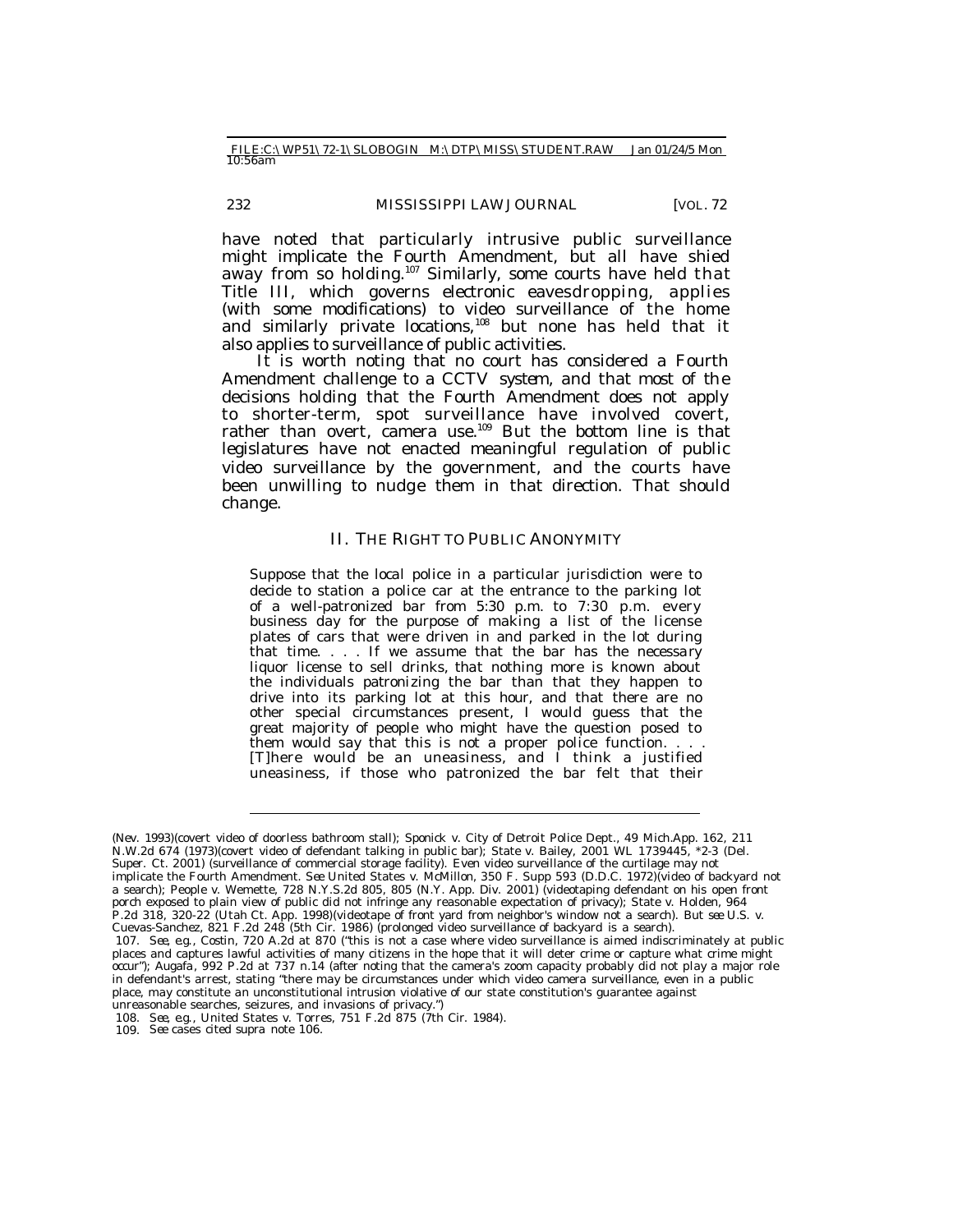have noted that particularly intrusive public surveillance might implicate the Fourth Amendment, but all have shied away from so holding.[107] Similarly, some courts have held that Title III, which governs electronic eavesdropping, applies (with some modifications) to video surveillance of the home and similarly private locations,[108] but none has held that it also applies to surveillance of public activities.

It is worth noting that no court has considered a Fourth Amendment challenge to a CCTV system, and that most of the decisions holding that the Fourth Amendment does not apply to shorter-term, spot surveillance have involved covert, rather than overt, camera use.[109] But the bottom line is that legislatures have not enacted meaningful regulation of public video surveillance by the government, and the courts have been unwilling to nudge them in that direction. That should change.

## II. THE RIGHT TO PUBLIC ANONYMITY

> Suppose that the local police in a particular jurisdiction were to decide to station a police car at the entrance to the parking lot of a well-patronized bar from 5:30 p.m. to 7:30 p.m. every business day for the purpose of making a list of the license plates of cars that were driven in and parked in the lot during that time. . . . If we assume that the bar has the necessary liquor license to sell drinks, that nothing more is known about the individuals patronizing the bar than that they happen to drive into its parking lot at this hour, and that there are no other special circumstances present, I would guess that the great majority of people who might have the question posed to them would say that this is not a proper police function. . . . [T]here would be an uneasiness, and I think a justified uneasiness, if those who patronized the bar felt that their

---

(Nev. 1993)(covert video of doorless bathroom stall); Sponick v. City of Detroit Police Dept., 49 Mich.App. 162, 211 N.W.2d 674 (1973)(covert video of defendant talking in public bar); State v. Bailey, 2001 WL 1739445, *2-3 (Del. Super. Ct. 2001) (surveillance of commercial storage facility). Even video surveillance of the curtilage may not implicate the Fourth Amendment. *See* United States v. McMillon, 350 F. Supp 593 (D.D.C. 1972)(video of backyard not a search); People v. Wemette, 728 N.Y.S.2d 805, 805 (N.Y. App. Div. 2001) (videotaping defendant on his open front porch exposed to plain view of public did not infringe any reasonable expectation of privacy); State v. Holden, 964 P.2d 318, 320-22 (Utah Ct. App. 1998)(videotape of front yard from neighbor's window not a search). *But see* U.S. v. Cuevas-Sanchez, 821 F.2d 248 (5th Cir. 1986) (prolonged video surveillance of backyard is a search).

107. *See, e.g.*, *Costin*, 720 A.2d at 870 ("this is not a case where video surveillance is aimed indiscriminately at public places and captures lawful activities of many citizens in the hope that it will deter crime or capture what crime might occur"); *Augafa*, 992 P.2d at 737 n.14 (after noting that the camera's zoom capacity probably did not play a major role in defendant's arrest, stating "there may be circumstances under which video camera surveillance, even in a public place, may constitute an unconstitutional intrusion violative of our state constitution's guarantee against unreasonable searches, seizures, and invasions of privacy.")

108. *See, e.g.*, United States v. Torres, 751 F.2d 875 (7th Cir. 1984).

109. *See* cases cited *supra* note 106.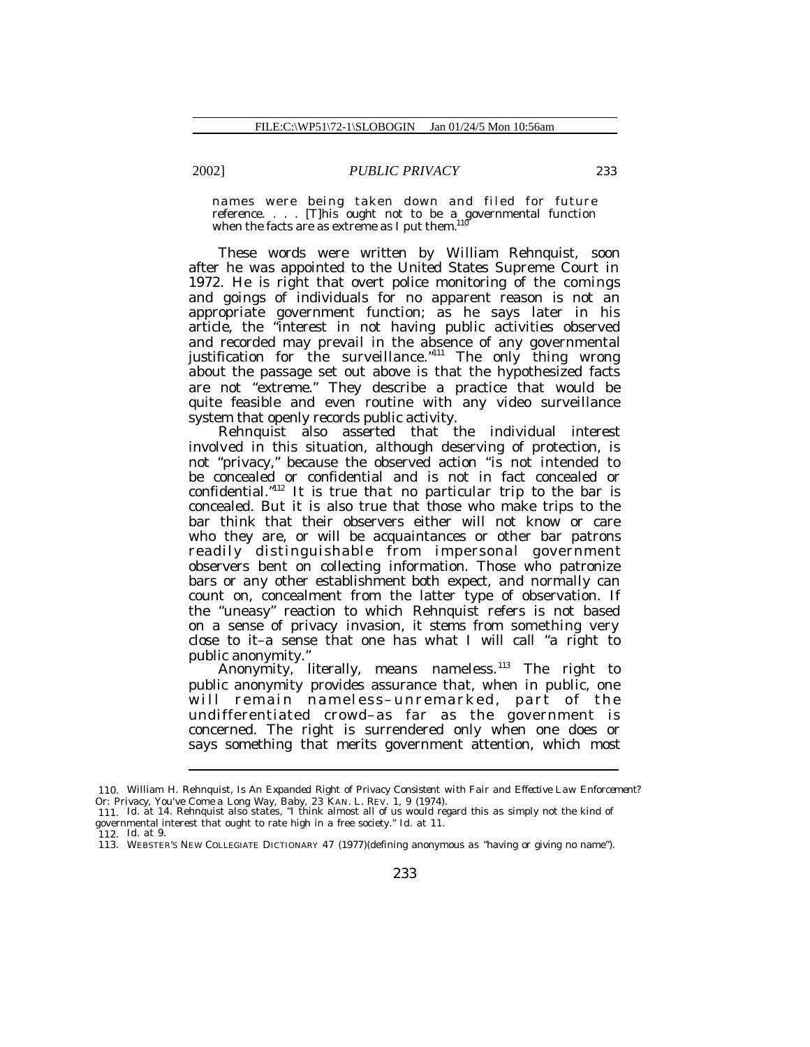names were being taken down and filed for future reference. . . . [T]his ought not to be a governmental function when the facts are as extreme as I put them.[110]

These words were written by William Rehnquist, soon after he was appointed to the United States Supreme Court in 1972. He is right that overt police monitoring of the comings and goings of individuals for no apparent reason is not an appropriate government function; as he says later in his article, the "interest in not having public activities observed and recorded may prevail in the absence of any governmental justification for the surveillance."[111] The only thing wrong about the passage set out above is that the hypothesized facts are not "extreme." They describe a practice that would be quite feasible and even routine with any video surveillance system that openly records public activity.

Rehnquist also asserted that the individual interest involved in this situation, although deserving of protection, is not "privacy," because the observed action "is not intended to be concealed or confidential and is not in fact concealed or confidential."[112] It is true that no particular trip to the bar is concealed. But it is also true that those who make trips to the bar think that their observers either will not know or care who they are, or will be acquaintances or other bar patrons readily distinguishable from impersonal government observers bent on collecting information. Those who patronize bars or any other establishment both expect, and normally can count on, concealment from the latter type of observation. If the "uneasy" reaction to which Rehnquist refers is not based on a sense of privacy invasion, it stems from something very close to it–a sense that one has what I will call "a right to public anonymity."

Anonymity, literally, means nameless.[113] The right to public anonymity provides assurance that, when in public, one will remain nameless–unremarked, part of the undifferentiated crowd–as far as the government is concerned. The right is surrendered only when one does or says something that merits government attention, which most

---

110. William H. Rehnquist, *Is An Expanded Right of Privacy Consistent with Fair and Effective Law Enforcement? Or: Privacy, You've Come a Long Way, Baby*, 23 KAN. L. REV. 1, 9 (1974).

111. *Id.* at 14. Rehnquist also states, "I think almost all of us would regard this as simply not the kind of governmental interest that ought to rate high in a free society." *Id.* at 11.

112. *Id.* at 9.

113. WEBSTER'S NEW COLLEGIATE DICTIONARY 47 (1977)(defining anonymous as "having or giving no name").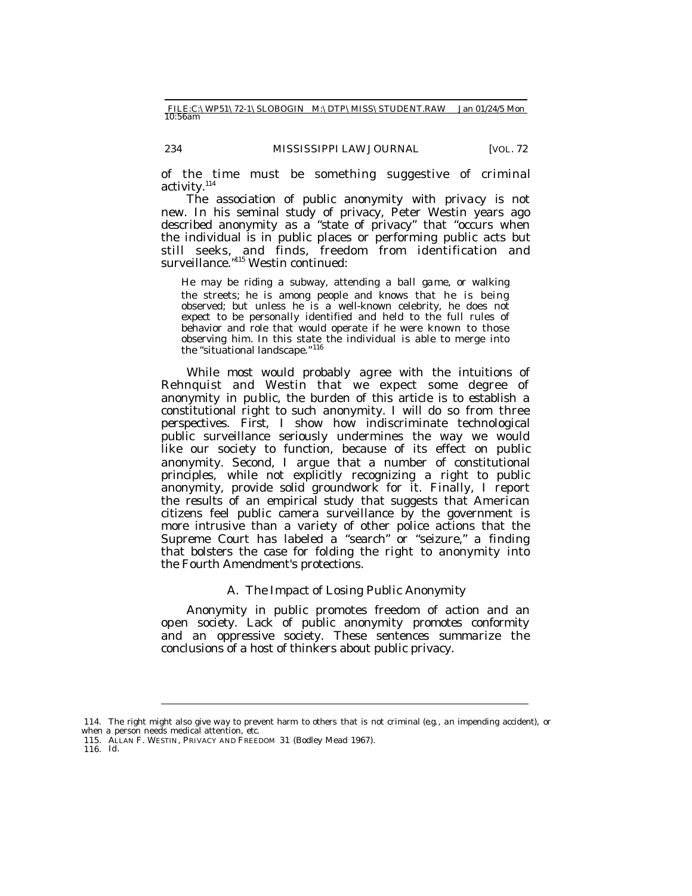of the time must be something suggestive of criminal activity.[114]

The association of public anonymity with privacy is not new. In his seminal study of privacy, Peter Westin years ago described anonymity as a "state of privacy" that "occurs when the individual is in public places or performing public acts but still seeks, and finds, freedom from identification and surveillance."[115] Westin continued:

> He may be riding a subway, attending a ball game, or walking the streets; he is among people and knows that he is being observed; but unless he is a well-known celebrity, he does not expect to be personally identified and held to the full rules of behavior and role that would operate if he were known to those observing him. In this state the individual is able to merge into the "situational landscape."[116]

While most would probably agree with the intuitions of Rehnquist and Westin that we expect some degree of anonymity in public, the burden of this article is to establish a constitutional right to such anonymity. I will do so from three perspectives. First, I show how indiscriminate technological public surveillance seriously undermines the way we would like our society to function, because of its effect on public anonymity. Second, I argue that a number of constitutional principles, while not explicitly recognizing a right to public anonymity, provide solid groundwork for it. Finally, I report the results of an empirical study that suggests that American citizens feel public camera surveillance by the government is more intrusive than a variety of other police actions that the Supreme Court has labeled a "search" or "seizure," a finding that bolsters the case for folding the right to anonymity into the Fourth Amendment's protections.

### A. The Impact of Losing Public Anonymity

Anonymity in public promotes freedom of action and an open society. Lack of public anonymity promotes conformity and an oppressive society. These sentences summarize the conclusions of a host of thinkers about public privacy.

---

114. The right might also give way to prevent harm to others that is not criminal (e.g., an impending accident), or when a person needs medical attention, etc.

115. ALLAN F. WESTIN, PRIVACY AND FREEDOM 31 (Bodley Mead 1967).

116. *Id.*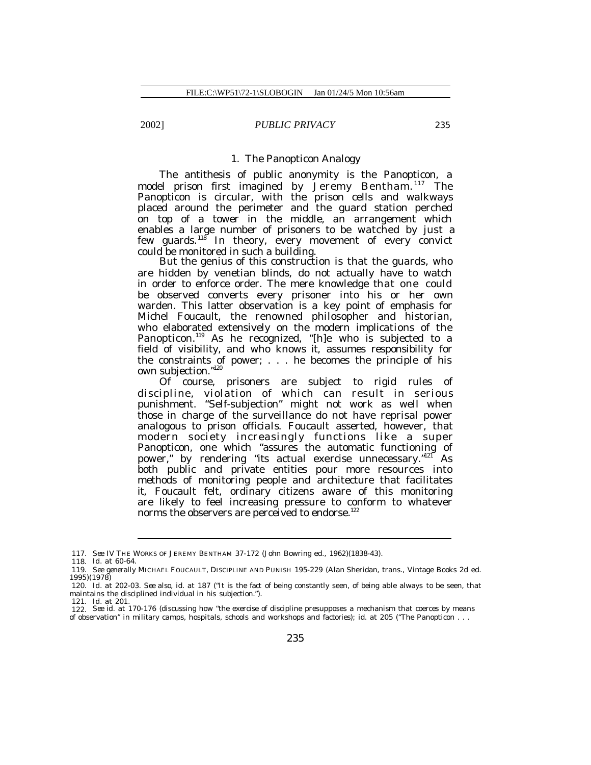### 1. The Panopticon Analogy

The antithesis of public anonymity is the Panopticon, a model prison first imagined by Jeremy Bentham.[117] The Panopticon is circular, with the prison cells and walkways placed around the perimeter and the guard station perched on top of a tower in the middle, an arrangement which enables a large number of prisoners to be watched by just a few guards.[118] In theory, every movement of every convict could be monitored in such a building.

But the genius of this construction is that the guards, who are hidden by venetian blinds, do not actually have to watch in order to enforce order. The mere knowledge that one *could* be observed converts every prisoner into his or her own warden. This latter observation is a key point of emphasis for Michel Foucault, the renowned philosopher and historian, who elaborated extensively on the modern implications of the Panopticon.[119] As he recognized, "[h]e who is subjected to a field of visibility, and who knows it, assumes responsibility for the constraints of power; . . . he becomes the principle of his own subjection."[120]

Of course, prisoners are subject to rigid rules of discipline, violation of which can result in serious punishment. "Self-subjection" might not work as well when those in charge of the surveillance do not have reprisal power analogous to prison officials. Foucault asserted, however, that modern society increasingly functions like a super Panopticon, one which "assures the automatic functioning of power," by rendering "its actual exercise unnecessary."[121] As both public and private entities pour more resources into methods of monitoring people and architecture that facilitates it, Foucault felt, ordinary citizens aware of this monitoring are likely to feel increasing pressure to conform to whatever norms the observers are perceived to endorse.[122]

---

117. *See* IV THE WORKS OF JEREMY BENTHAM 37-172 (John Bowring ed., 1962)(1838-43).

118. *Id.* at 60-64.

119. *See generally* MICHAEL FOUCAULT, DISCIPLINE AND PUNISH 195-229 (Alan Sheridan, trans., Vintage Books 2d ed. 1995)(1978)

120. *Id.* at 202-03. *See also*, *id.* at 187 ("It is the fact of being constantly seen, of being able always to be seen, that maintains the disciplined individual in his subjection.").

121. *Id.* at 201.

122. *See id.* at 170-176 (discussing how "the exercise of discipline presupposes a mechanism that coerces by means of observation" in military camps, hospitals, schools and workshops and factories); *id.* at 205 ("The Panopticon . . .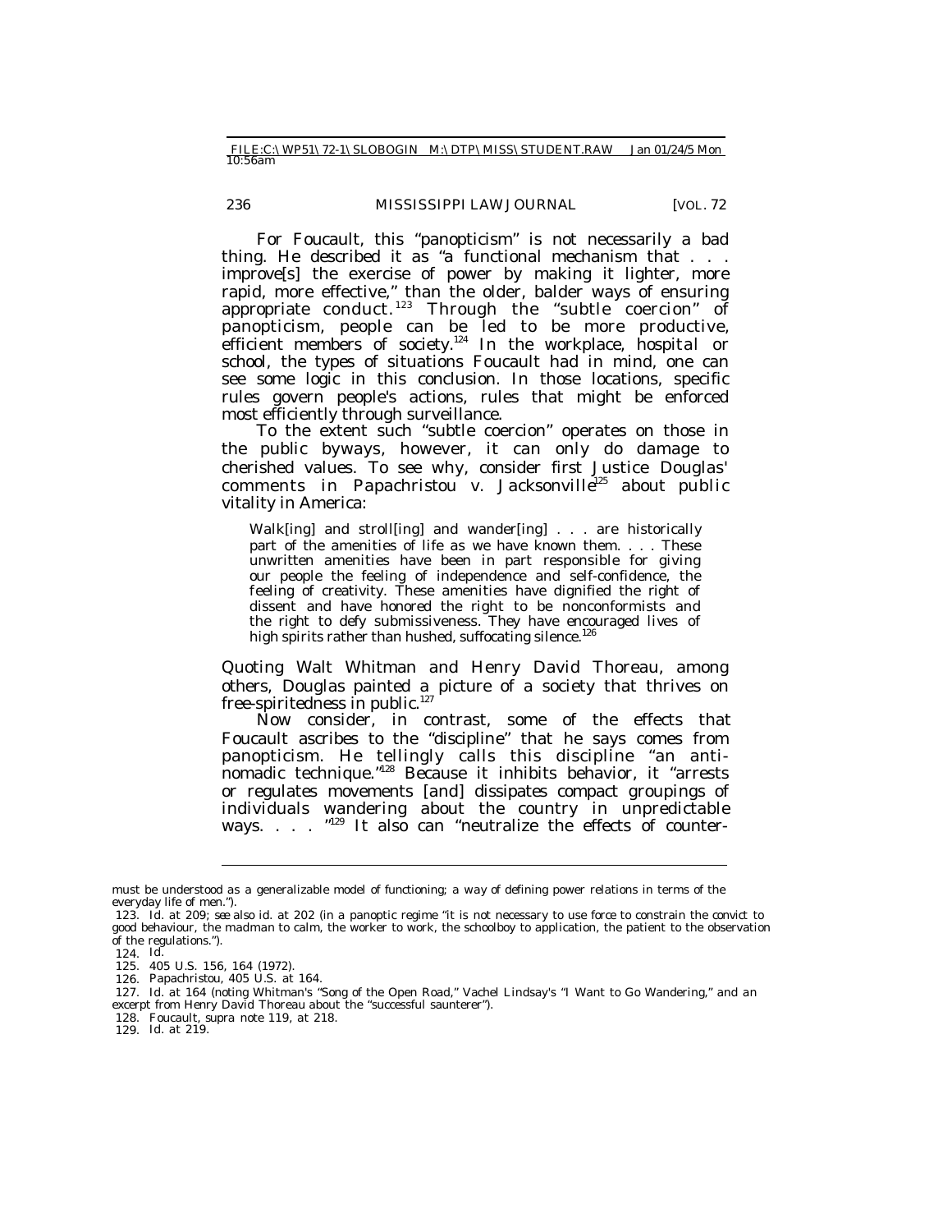For Foucault, this "panopticism" is not necessarily a bad thing. He described it as "a functional mechanism that . . . improve[s] the exercise of power by making it lighter, more rapid, more effective," than the older, balder ways of ensuring appropriate conduct.[123] Through the "subtle coercion" of panopticism, people can be led to be more productive, efficient members of society.[124] In the workplace, hospital or school, the types of situations Foucault had in mind, one can see some logic in this conclusion. In those locations, specific rules govern people's actions, rules that might be enforced most efficiently through surveillance.

To the extent such "subtle coercion" operates on those in the public byways, however, it can only do damage to cherished values. To see why, consider first Justice Douglas' comments in *Papachristou v. Jacksonville*[125] about public vitality in America:

> Walk[ing] and stroll[ing] and wander[ing] . . . are historically part of the amenities of life as we have known them. . . . These unwritten amenities have been in part responsible for giving our people the feeling of independence and self-confidence, the feeling of creativity. These amenities have dignified the right of dissent and have honored the right to be nonconformists and the right to defy submissiveness. They have encouraged lives of high spirits rather than hushed, suffocating silence.[126]

Quoting Walt Whitman and Henry David Thoreau, among others, Douglas painted a picture of a society that thrives on free-spiritedness in public.[127]

Now consider, in contrast, some of the effects that Foucault ascribes to the "discipline" that he says comes from panopticism. He tellingly calls this discipline "an anti-nomadic technique."[128] Because it inhibits behavior, it "arrests or regulates movements [and] dissipates compact groupings of individuals wandering about the country in unpredictable ways. . . . "[129] It also can "neutralize the effects of counter-

---

must be understood as a generalizable model of functioning; a way of defining power relations in terms of the everyday life of men.").

123. *Id.* at 209; *see also id.* at 202 (in a panoptic regime "it is not necessary to use force to constrain the convict to good behaviour, the madman to calm, the worker to work, the schoolboy to application, the patient to the observation of the regulations.").

124. *Id.*

125. 405 U.S. 156, 164 (1972).

126. *Papachristou*, 405 U.S. at 164.

127. *Id.* at 164 (noting Whitman's "Song of the Open Road," Vachel Lindsay's "I Want to Go Wandering," and an excerpt from Henry David Thoreau about the "successful saunterer").

128. Foucault, *supra* note 119, at 218.

129. *Id.* at 219.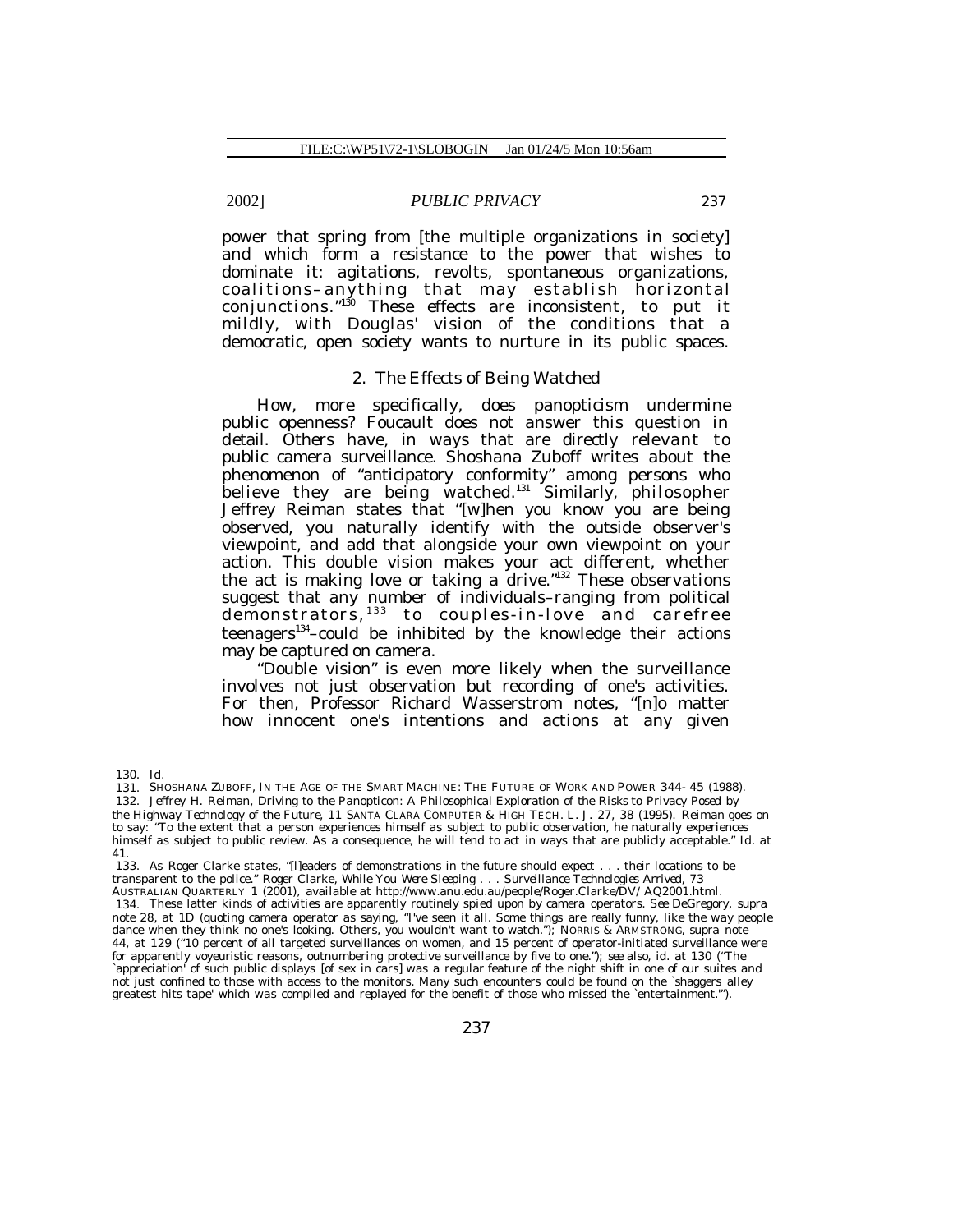power that spring from [the multiple organizations in society] and which form a resistance to the power that wishes to dominate it: agitations, revolts, spontaneous organizations, coalitions–anything that may establish horizontal conjunctions."[130] These effects are inconsistent, to put it mildly, with Douglas' vision of the conditions that a democratic, open society wants to nurture in its public spaces.

### 2. The Effects of Being Watched

How, more specifically, does panopticism undermine public openness? Foucault does not answer this question in detail. Others have, in ways that are directly relevant to public camera surveillance. Shoshana Zuboff writes about the phenomenon of "anticipatory conformity" among persons who believe they are being watched.[131] Similarly, philosopher Jeffrey Reiman states that "[w]hen you know you are being observed, you naturally identify with the outside observer's viewpoint, and add that alongside your own viewpoint on your action. This double vision makes your act different, whether the act is making love or taking a drive."[132] These observations suggest that any number of individuals–ranging from political demonstrators,[133] to couples-in-love and carefree teenagers[134]–could be inhibited by the knowledge their actions may be captured on camera.

"Double vision" is even more likely when the surveillance involves not just observation but recording of one's activities. For then, Professor Richard Wasserstrom notes, "[n]o matter how innocent one's intentions and actions at any given

---

130. *Id.*

131. SHOSHANA ZUBOFF, IN THE AGE OF THE SMART MACHINE: THE FUTURE OF WORK AND POWER 344- 45 (1988).

132. Jeffrey H. Reiman, *Driving to the Panopticon: A Philosophical Exploration of the Risks to Privacy Posed by the Highway Technology of the Future*, 11 SANTA CLARA COMPUTER & HIGH TECH. L. J. 27, 38 (1995). Reiman goes on to say: "To the extent that a person experiences himself as subject to public observation, he naturally experiences himself as subject to public review. As a consequence, he will tend to act in ways that are publicly acceptable." *Id.* at 41.

133. As Roger Clarke states, "[l]eaders of demonstrations in the future should expect . . . their locations to be transparent to the police." Roger Clarke, *While You Were Sleeping . . . Surveillance Technologies Arrived*, 73 AUSTRALIAN QUARTERLY 1 (2001), *available at* http://www.anu.edu.au/people/Roger.Clarke/DV/ AQ2001.html.

134. These latter kinds of activities are apparently routinely spied upon by camera operators. *See* DeGregory, *supra* note 28, at 1D (quoting camera operator as saying, "I've seen it all. Some things are really funny, like the way people dance when they think no one's looking. Others, you wouldn't want to watch."); NORRIS & ARMSTRONG, *supra* note 44, at 129 ("10 percent of all targeted surveillances on women, and 15 percent of operator-initiated surveillance were for apparently voyeuristic reasons, outnumbering protective surveillance by five to one."); *see also, id.* at 130 ("The `appreciation' of such public displays [of sex in cars] was a regular feature of the night shift in one of our suites and not just confined to those with access to the monitors. Many such encounters could be found on the `shaggers alley greatest hits tape' which was compiled and replayed for the benefit of those who missed the `entertainment.'").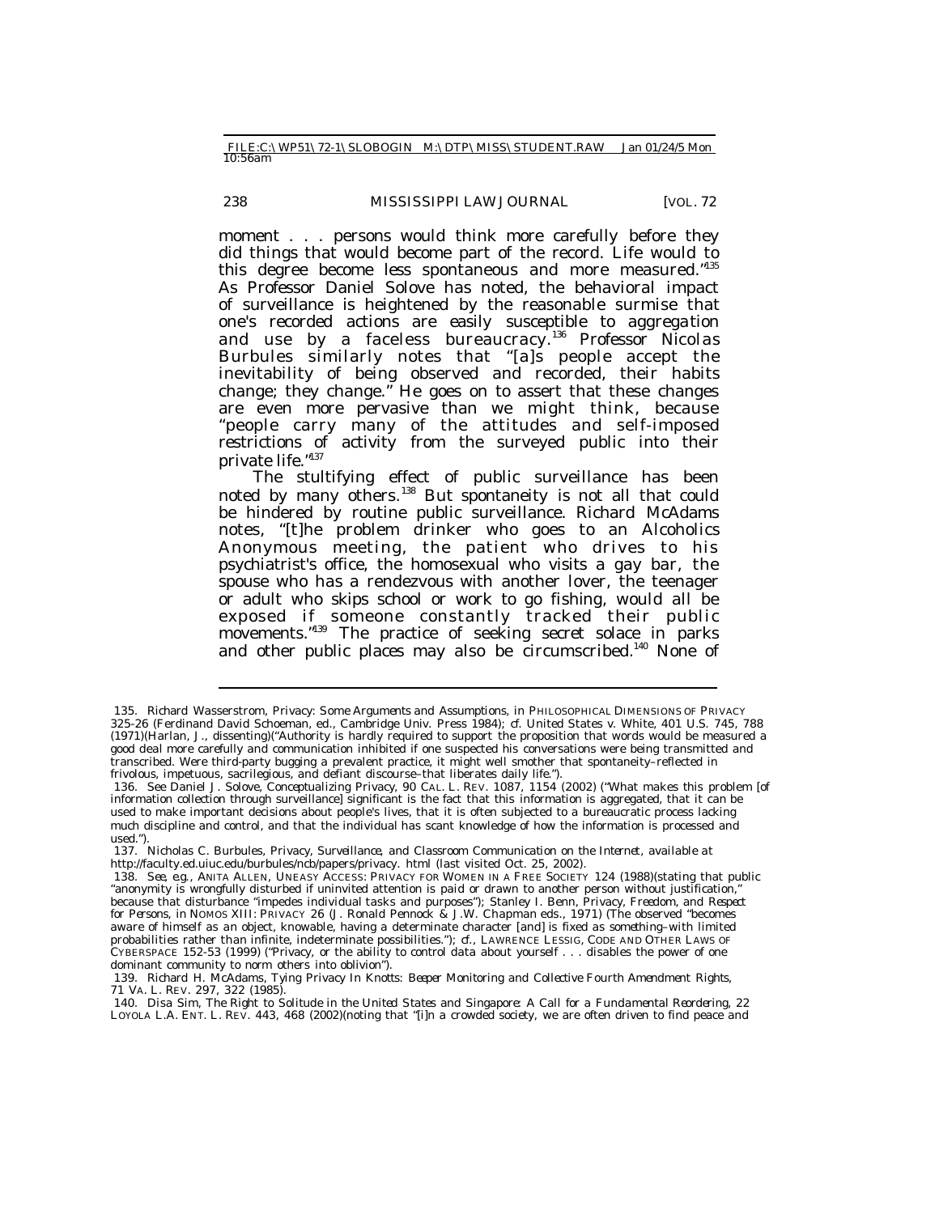moment . . . persons would think more carefully before they did things that would become part of the record. Life would to this degree become less spontaneous and more measured."[135] As Professor Daniel Solove has noted, the behavioral impact of surveillance is heightened by the reasonable surmise that one's recorded actions are easily susceptible to aggregation and use by a faceless bureaucracy.[136] Professor Nicolas Burbules similarly notes that "[a]s people accept the inevitability of being observed and recorded, their habits change; they change." He goes on to assert that these changes are even more pervasive than we might think, because "people carry many of the attitudes and self-imposed restrictions of activity from the surveyed public into their private life."[137]

The stultifying effect of public surveillance has been noted by many others.[138] But spontaneity is not all that could be hindered by routine public surveillance. Richard McAdams notes, "[t]he problem drinker who goes to an Alcoholics Anonymous meeting, the patient who drives to his psychiatrist's office, the homosexual who visits a gay bar, the spouse who has a rendezvous with another lover, the teenager or adult who skips school or work to go fishing, would all be exposed if someone constantly tracked their public movements."[139] The practice of seeking secret solace in parks and other public places may also be circumscribed.[140] None of

---

135. Richard Wasserstrom, *Privacy: Some Arguments and Assumptions*, *in* PHILOSOPHICAL DIMENSIONS OF PRIVACY 325-26 (Ferdinand David Schoeman, ed., Cambridge Univ. Press 1984); *cf.* United States v. White, 401 U.S. 745, 788 (1971)(Harlan, J., dissenting)("Authority is hardly required to support the proposition that words would be measured a good deal more carefully and communication inhibited if one suspected his conversations were being transmitted and transcribed. Were third-party bugging a prevalent practice, it might well smother that spontaneity–reflected in frivolous, impetuous, sacrilegious, and defiant discourse–that liberates daily life.").

136. *See* Daniel J. Solove, *Conceptualizing Privacy*, 90 CAL. L. REV. 1087, 1154 (2002) ("What makes this problem [of information collection through surveillance] significant is the fact that this information is aggregated, that it can be used to make important decisions about people's lives, that it is often subjected to a bureaucratic process lacking much discipline and control, and that the individual has scant knowledge of how the information is processed and used.").

137. Nicholas C. Burbules, *Privacy, Surveillance, and Classroom Communication on the Internet*, *available at* http://faculty.ed.uiuc.edu/burbules/ncb/papers/privacy. html (last visited Oct. 25, 2002).

138. *See, e.g.*, ANITA ALLEN, UNEASY ACCESS: PRIVACY FOR WOMEN IN A FREE SOCIETY 124 (1988)(stating that public "anonymity is wrongfully disturbed if uninvited attention is paid or drawn to another person without justification," because that disturbance "impedes individual tasks and purposes"); Stanley I. Benn, *Privacy, Freedom, and Respect for Persons*, *in* NOMOS XIII: PRIVACY 26 (J. Ronald Pennock & J.W. Chapman eds., 1971) (The observed "becomes aware of himself as an object, knowable, having a determinate character [and] is fixed as something–with limited probabilities rather than infinite, indeterminate possibilities."); *cf.*, LAWRENCE LESSIG, CODE AND OTHER LAWS OF CYBERSPACE 152-53 (1999) ("Privacy, or the ability to control data about yourself . . . disables the power of one dominant community to norm others into oblivion").

139. Richard H. McAdams, *Tying Privacy In* Knotts*: Beeper Monitoring and Collective Fourth Amendment Rights*, 71 VA. L. REV. 297, 322 (1985).

140. Disa Sim, *The Right to Solitude in the United States and Singapore: A Call for a Fundamental Reordering*, 22 LOYOLA L.A. ENT. L. REV. 443, 468 (2002)(noting that "[i]n a crowded society, we are often driven to find peace and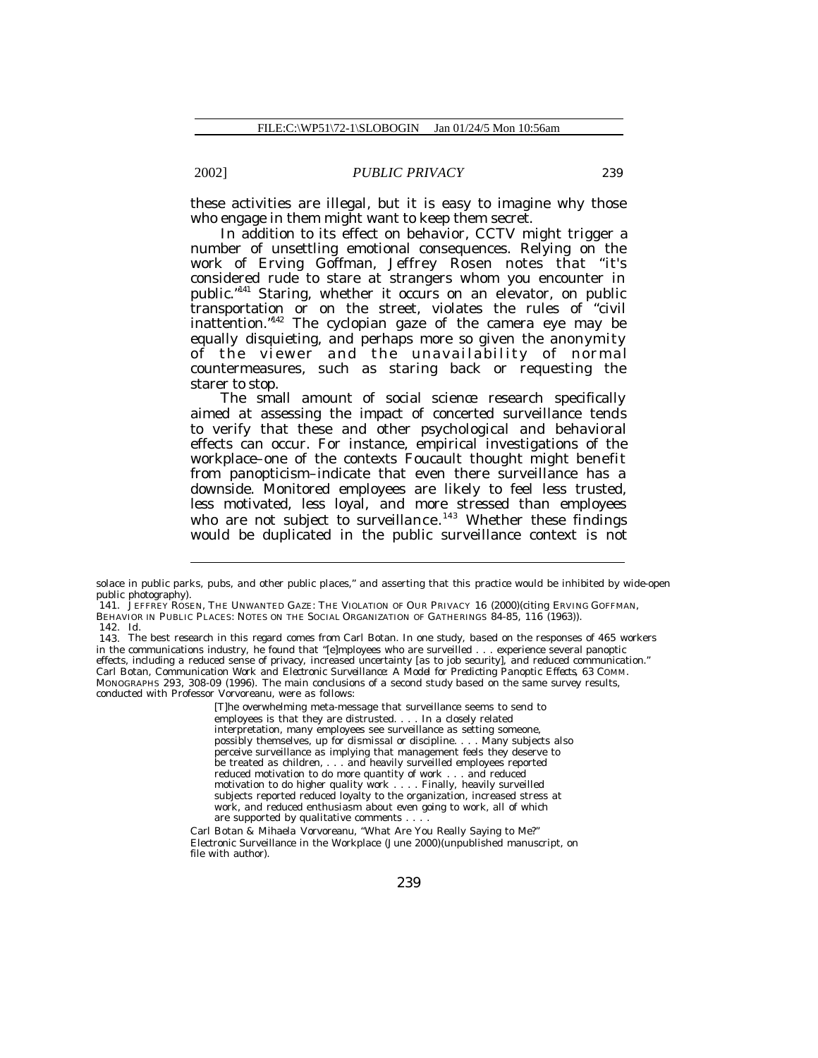these activities are illegal, but it is easy to imagine why those who engage in them might want to keep them secret.

In addition to its effect on behavior, CCTV might trigger a number of unsettling emotional consequences. Relying on the work of Erving Goffman, Jeffrey Rosen notes that "it's considered rude to stare at strangers whom you encounter in public."[141] Staring, whether it occurs on an elevator, on public transportation or on the street, violates the rules of "civil inattention."[142] The cyclopian gaze of the camera eye may be equally disquieting, and perhaps more so given the anonymity of the viewer and the unavailability of normal countermeasures, such as staring back or requesting the starer to stop.

The small amount of social science research specifically aimed at assessing the impact of concerted surveillance tends to verify that these and other psychological and behavioral effects can occur. For instance, empirical investigations of the workplace–one of the contexts Foucault thought might benefit from panopticism–indicate that even there surveillance has a downside. Monitored employees are likely to feel less trusted, less motivated, less loyal, and more stressed than employees who are not subject to surveillance.[143] Whether these findings would be duplicated in the public surveillance context is not

---

solace in public parks, pubs, and other public places," and asserting that this practice would be inhibited by wide-open public photography).

141. JEFFREY ROSEN, THE UNWANTED GAZE: THE VIOLATION OF OUR PRIVACY 16 (2000)(citing ERVING GOFFMAN, BEHAVIOR IN PUBLIC PLACES: NOTES ON THE SOCIAL ORGANIZATION OF GATHERINGS 84-85, 116 (1963)).

142. *Id.*

143. The best research in this regard comes from Carl Botan. In one study, based on the responses of 465 workers in the communications industry, he found that "[e]mployees who are surveilled . . . experience several panoptic effects, including a reduced sense of privacy, increased uncertainty [as to job security], and reduced communication." Carl Botan, *Communication Work and Electronic Surveillance: A Model for Predicting Panoptic Effects*, 63 COMM. MONOGRAPHS 293, 308-09 (1996). The main conclusions of a second study based on the same survey results, conducted with Professor Vorvoreanu, were as follows:

> [T]he overwhelming meta-message that surveillance seems to send to employees is that they are distrusted. . . . In a closely related interpretation, many employees see surveillance as setting someone, possibly themselves, up for dismissal or discipline. . . . Many subjects also perceive surveillance as implying that management feels they deserve to be treated as children, . . . and heavily surveilled employees reported reduced motivation to do more quantity of work . . . and reduced motivation to do higher quality work . . . . Finally, heavily surveilled subjects reported reduced loyalty to the organization, increased stress at work, and reduced enthusiasm about even going to work, all of which are supported by qualitative comments . . . .

Carl Botan & Mihaela Vorvoreanu, "What Are You Really Saying to Me?" Electronic Surveillance in the Workplace (June 2000)(unpublished manuscript, on file with author).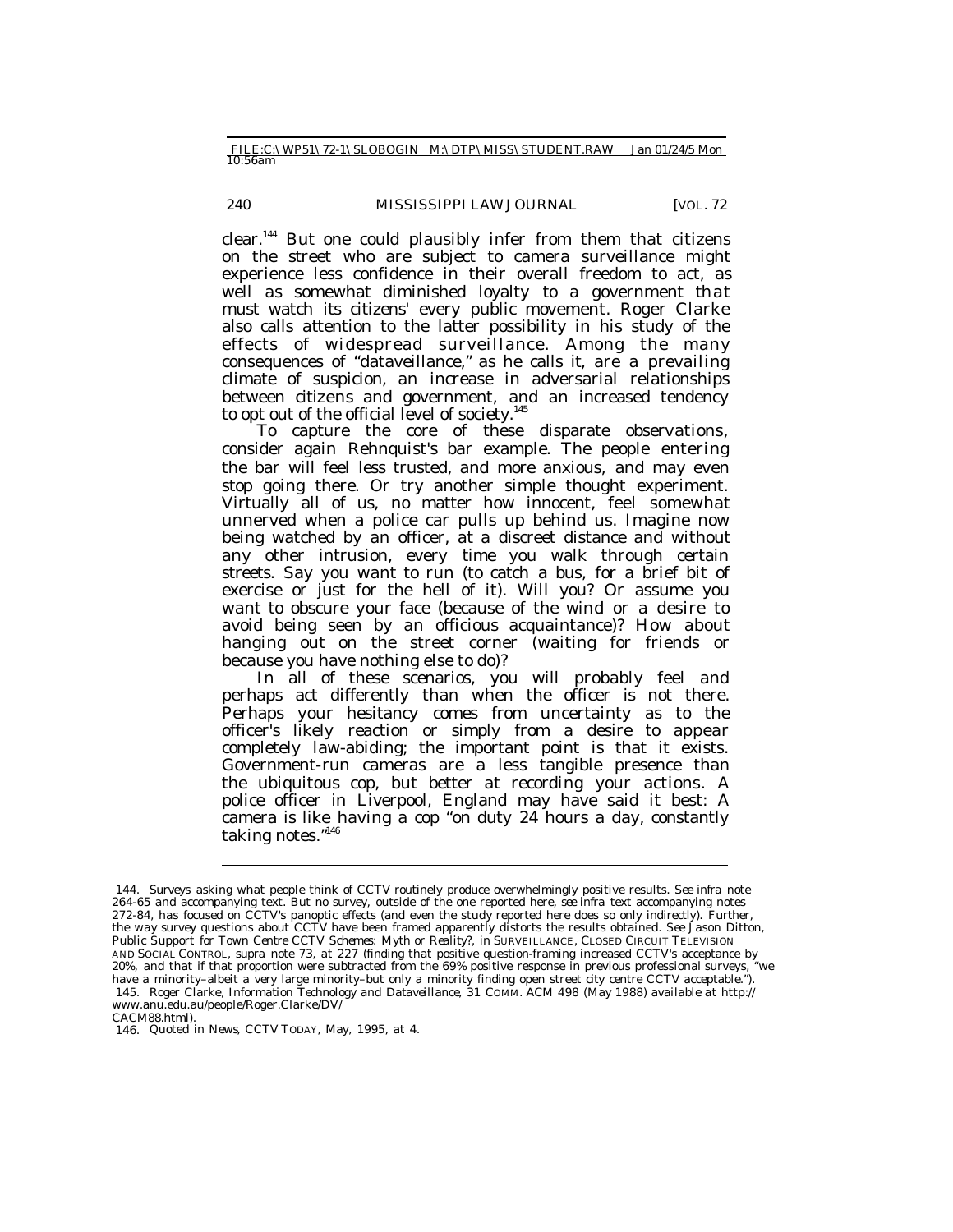clear.[144] But one could plausibly infer from them that citizens on the street who are subject to camera surveillance might experience less confidence in their overall freedom to act, as well as somewhat diminished loyalty to a government that must watch its citizens' every public movement. Roger Clarke also calls attention to the latter possibility in his study of the effects of widespread surveillance. Among the many consequences of "dataveillance," as he calls it, are a prevailing climate of suspicion, an increase in adversarial relationships between citizens and government, and an increased tendency to opt out of the official level of society.[145]

To capture the core of these disparate observations, consider again Rehnquist's bar example. The people entering the bar will feel less trusted, and more anxious, and may even stop going there. Or try another simple thought experiment. Virtually all of us, no matter how innocent, feel somewhat unnerved when a police car pulls up behind us. Imagine now being watched by an officer, at a discreet distance and without any other intrusion, every time you walk through certain streets. Say you want to run (to catch a bus, for a brief bit of exercise or just for the hell of it). Will you? Or assume you want to obscure your face (because of the wind or a desire to avoid being seen by an officious acquaintance)? How about hanging out on the street corner (waiting for friends or because you have nothing else to do)?

In all of these scenarios, you will probably feel and perhaps act differently than when the officer is not there. Perhaps your hesitancy comes from uncertainty as to the officer's likely reaction or simply from a desire to appear completely law-abiding; the important point is that it exists. Government-run cameras are a less tangible presence than the ubiquitous cop, but better at recording your actions. A police officer in Liverpool, England may have said it best: A camera is like having a cop "on duty 24 hours a day, constantly taking notes."[146]

---

144. Surveys asking what people think of CCTV routinely produce overwhelmingly positive results. *See infra* note 264-65 and accompanying text. But no survey, outside of the one reported here, *see infra* text accompanying notes 272-84, has focused on CCTV's panoptic effects (and even the study reported here does so only indirectly). Further, the way survey questions about CCTV have been framed apparently distorts the results obtained. *See* Jason Ditton, *Public Support for Town Centre CCTV Schemes: Myth or Reality?*, *in* SURVEILLANCE, CLOSED CIRCUIT TELEVISION AND SOCIAL CONTROL, *supra* note 73, at 227 (finding that positive question-framing increased CCTV's acceptance by 20%, and that if that proportion were subtracted from the 69% positive response in previous professional surveys, "we have a minority–albeit a very large minority–but only a minority finding open street city centre CCTV acceptable.").

145. Roger Clarke, *Information Technology and Dataveillance*, 31 COMM. ACM 498 (May 1988) *available at* http://www.anu.edu.au/people/Roger.Clarke/DV/CACM88.html).

146. *Quoted in News*, CCTV TODAY, May, 1995, at 4.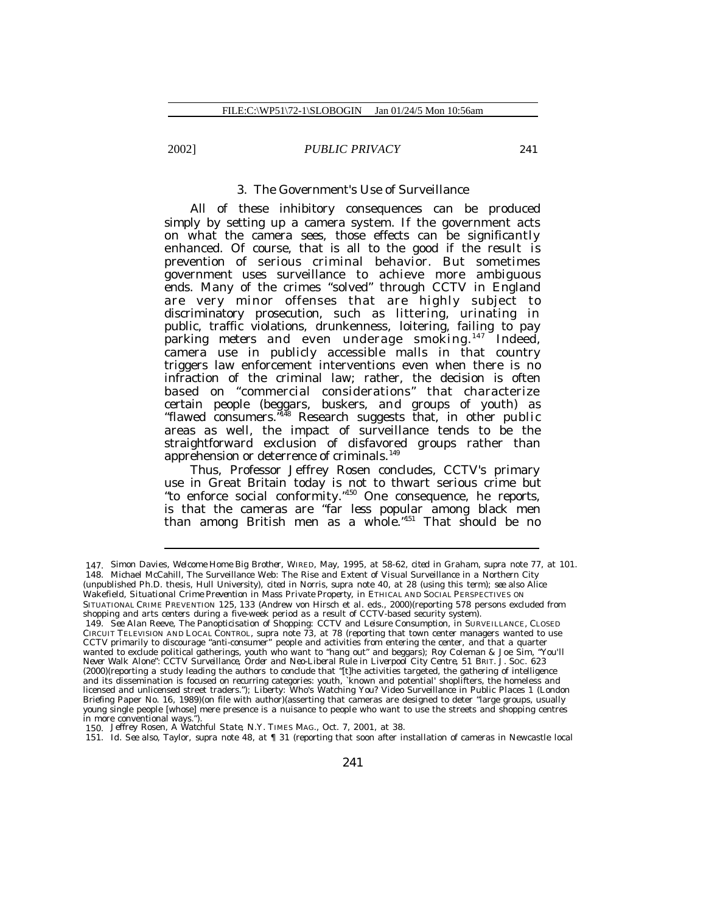### 3. The Government's Use of Surveillance

All of these inhibitory consequences can be produced simply by setting up a camera system. If the government acts on what the camera sees, those effects can be significantly enhanced. Of course, that is all to the good if the result is prevention of serious criminal behavior. But sometimes government uses surveillance to achieve more ambiguous ends. Many of the crimes "solved" through CCTV in England are very minor offenses that are highly subject to discriminatory prosecution, such as littering, urinating in public, traffic violations, drunkenness, loitering, failing to pay parking meters and even underage smoking.[147] Indeed, camera use in publicly accessible malls in that country triggers law enforcement interventions even when there is no infraction of the criminal law; rather, the decision is often based on "commercial considerations" that characterize certain people (beggars, buskers, and groups of youth) as "flawed consumers."[148] Research suggests that, in other public areas as well, the impact of surveillance tends to be the straightforward exclusion of disfavored groups rather than apprehension or deterrence of criminals.[149]

Thus, Professor Jeffrey Rosen concludes, CCTV's primary use in Great Britain today is not to thwart serious crime but "to enforce social conformity."[150] One consequence, he reports, is that the cameras are "far less popular among black men than among British men as a whole."[151] That should be no

---

147. Simon Davies, *Welcome Home Big Brother*, WIRED, May, 1995, at 58-62, *cited in* Graham, *supra* note 77, at 101.

148. Michael McCahill, The Surveillance Web: The Rise and Extent of Visual Surveillance in a Northern City (unpublished Ph.D. thesis, Hull University), *cited in* Norris, *supra* note 40, at 28 (using this term); *see also* Alice Wakefield, *Situational Crime Prevention in Mass Private Property*, *in* ETHICAL AND SOCIAL PERSPECTIVES ON SITUATIONAL CRIME PREVENTION 125, 133 (Andrew von Hirsch et al. eds., 2000)(reporting 578 persons excluded from shopping and arts centers during a five-week period as a result of CCTV-based security system).

149. *See* Alan Reeve, *The Panopticisation of Shopping: CCTV and Leisure Consumption*, *in* SURVEILLANCE, CLOSED CIRCUIT TELEVISION AND LOCAL CONTROL, *supra* note 73, at 78 (reporting that town center managers wanted to use CCTV primarily to discourage "anti-consumer" people and activities from entering the center, and that a quarter wanted to exclude political gatherings, youth who want to "hang out" and beggars); Roy Coleman & Joe Sim, *"You'll Never Walk Alone": CCTV Surveillance, Order and Neo-Liberal Rule in Liverpool City Centre*, 51 BRIT. J. SOC. 623 (2000)(reporting a study leading the authors to conclude that "[t]he activities targeted, the gathering of intelligence and its dissemination is focused on recurring categories: youth, `known and potential' shoplifters, the homeless and licensed and unlicensed street traders."); Liberty: Who's Watching You? Video Surveillance in Public Places 1 (London Briefing Paper No. 16, 1989)(on file with author)(asserting that cameras are designed to deter "large groups, usually young single people [whose] mere presence is a nuisance to people who want to use the streets and shopping centres in more conventional ways.").

150. Jeffrey Rosen, *A Watchful State*, N.Y. TIMES MAG., Oct. 7, 2001, at 38.

151. *Id. See also*, Taylor, *supra* note 48, at ¶ 31 (reporting that soon after installation of cameras in Newcastle local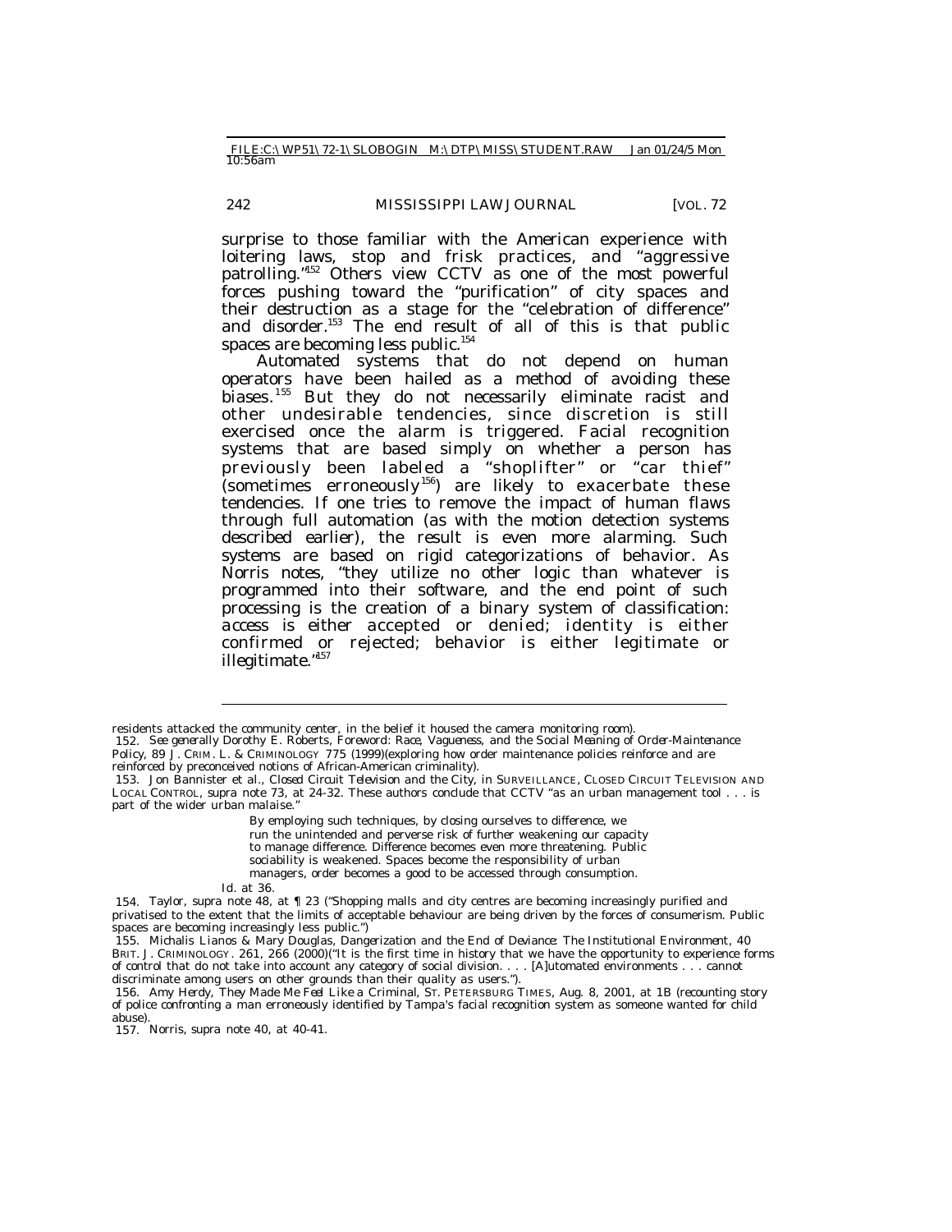surprise to those familiar with the American experience with loitering laws, stop and frisk practices, and "aggressive patrolling."[152] Others view CCTV as one of the most powerful forces pushing toward the "purification" of city spaces and their destruction as a stage for the "celebration of difference" and disorder.[153] The end result of all of this is that public spaces are becoming less public.[154]

Automated systems that do not depend on human operators have been hailed as a method of avoiding these biases.[155] But they do not necessarily eliminate racist and other undesirable tendencies, since discretion is still exercised once the alarm is triggered. Facial recognition systems that are based simply on whether a person has previously been labeled a "shoplifter" or "car thief" (sometimes erroneously[156]) are likely to exacerbate these tendencies. If one tries to remove the impact of human flaws through full automation (as with the motion detection systems described earlier), the result is even more alarming. Such systems are based on rigid categorizations of behavior. As Norris notes, "they utilize no other logic than whatever is programmed into their software, and the end point of such processing is the creation of a binary system of classification: access is either accepted or denied; identity is either confirmed or rejected; behavior is either legitimate or illegitimate."[157]

---

residents attacked the community center, in the belief it housed the camera monitoring room).

152. *See generally* Dorothy E. Roberts, *Foreword: Race, Vagueness, and the Social Meaning of Order-Maintenance Policy*, 89 J. CRIM. L. & CRIMINOLOGY 775 (1999)(exploring how order maintenance policies reinforce and are reinforced by preconceived notions of African-American criminality).

153. Jon Bannister et al., *Closed Circuit Television and the City*, in SURVEILLANCE, CLOSED CIRCUIT TELEVISION AND LOCAL CONTROL, *supra* note 73, at 24-32. These authors conclude that CCTV "as an urban management tool . . . is part of the wider urban malaise."

> By employing such techniques, by closing ourselves to difference, we run the unintended and perverse risk of further weakening our capacity to manage difference. Difference becomes even more threatening. Public sociability is weakened. Spaces become the responsibility of urban managers, order becomes a good to be accessed through consumption.

*Id.* at 36.

154. Taylor, *supra* note 48, at ¶ 23 ("Shopping malls and city centres are becoming increasingly purified and privatised to the extent that the limits of acceptable behaviour are being driven by the forces of consumerism. Public spaces are becoming increasingly less public.")

155. Michalis Lianos & Mary Douglas, *Dangerization and the End of Deviance: The Institutional Environment*, 40 BRIT. J. CRIMINOLOGY. 261, 266 (2000)("It is the first time in history that we have the opportunity to experience forms of control that do not take into account any category of social division. . . . [A]utomated environments . . . cannot discriminate among users on other grounds than their quality as users.").

156. Amy Herdy, *They Made Me Feel Like a Criminal*, ST. PETERSBURG TIMES, Aug. 8, 2001, at 1B (recounting story of police confronting a man erroneously identified by Tampa's facial recognition system as someone wanted for child abuse).

157. Norris, *supra* note 40, at 40-41.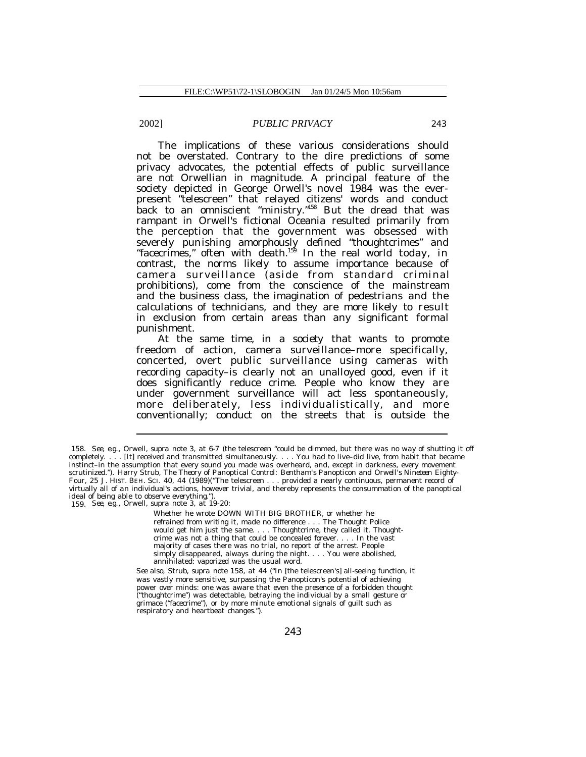The implications of these various considerations should not be overstated. Contrary to the dire predictions of some privacy advocates, the potential effects of public surveillance are not Orwellian in magnitude. A principal feature of the society depicted in George Orwell's novel 1984 was the ever-present "telescreen" that relayed citizens' words and conduct back to an omniscient "ministry."[158] But the dread that was rampant in Orwell's fictional Oceania resulted primarily from the perception that the government was obsessed with severely punishing amorphously defined "thoughtcrimes" and "facecrimes," often with death.[159] In the real world today, in contrast, the norms likely to assume importance because of camera surveillance (aside from standard criminal prohibitions), come from the conscience of the mainstream and the business class, the imagination of pedestrians and the calculations of technicians, and they are more likely to result in exclusion from certain areas than any significant formal punishment.

At the same time, in a society that wants to promote freedom of action, camera surveillance–more specifically, concerted, overt public surveillance using cameras with recording capacity–is clearly not an unalloyed good, even if it does significantly reduce crime. People who know they are under government surveillance will act less spontaneously, more deliberately, less individualistically, and more conventionally; conduct on the streets that is outside the

---

158. *See, e.g.*, Orwell, *supra* note 3, at 6-7 (the telescreen "could be dimmed, but there was no way of shutting it off completely. . . . [It] received and transmitted simultaneously. . . . You had to live–did live, from habit that became instinct–in the assumption that every sound you made was overheard, and, except in darkness, every movement scrutinized."). Harry Strub, *The Theory of Panoptical Control: Bentham's Panopticon and Orwell's Nineteen Eighty-Four*, 25 J. HIST. BEH. SCI. 40, 44 (1989)("The telescreen . . . provided a nearly continuous, permanent record of virtually all of an individual's actions, however trivial, and thereby represents the consummation of the panoptical ideal of being able to observe everything.").

159. *See, e.g.*, Orwell, *supra* note 3, at 19-20:

> Whether he wrote DOWN WITH BIG BROTHER, or whether he refrained from writing it, made no difference . . . The Thought Police would get him just the same. . . . Thoughtcrime, they called it. Thought-crime was not a thing that could be concealed forever. . . . In the vast majority of cases there was no trial, no report of the arrest. People simply disappeared, always during the night. . . . You were abolished, annihilated: vaporized was the usual word.
>
> *See also*, Strub, *supra* note 158, at 44 ("In [the telescreen's] all-seeing function, it was vastly more sensitive, surpassing the Panopticon's potential of achieving power over minds: one was aware that even the presence of a forbidden thought ("thoughtcrime") was detectable, betraying the individual by a small gesture or grimace ("facecrime"), or by more minute emotional signals of guilt such as respiratory and heartbeat changes.").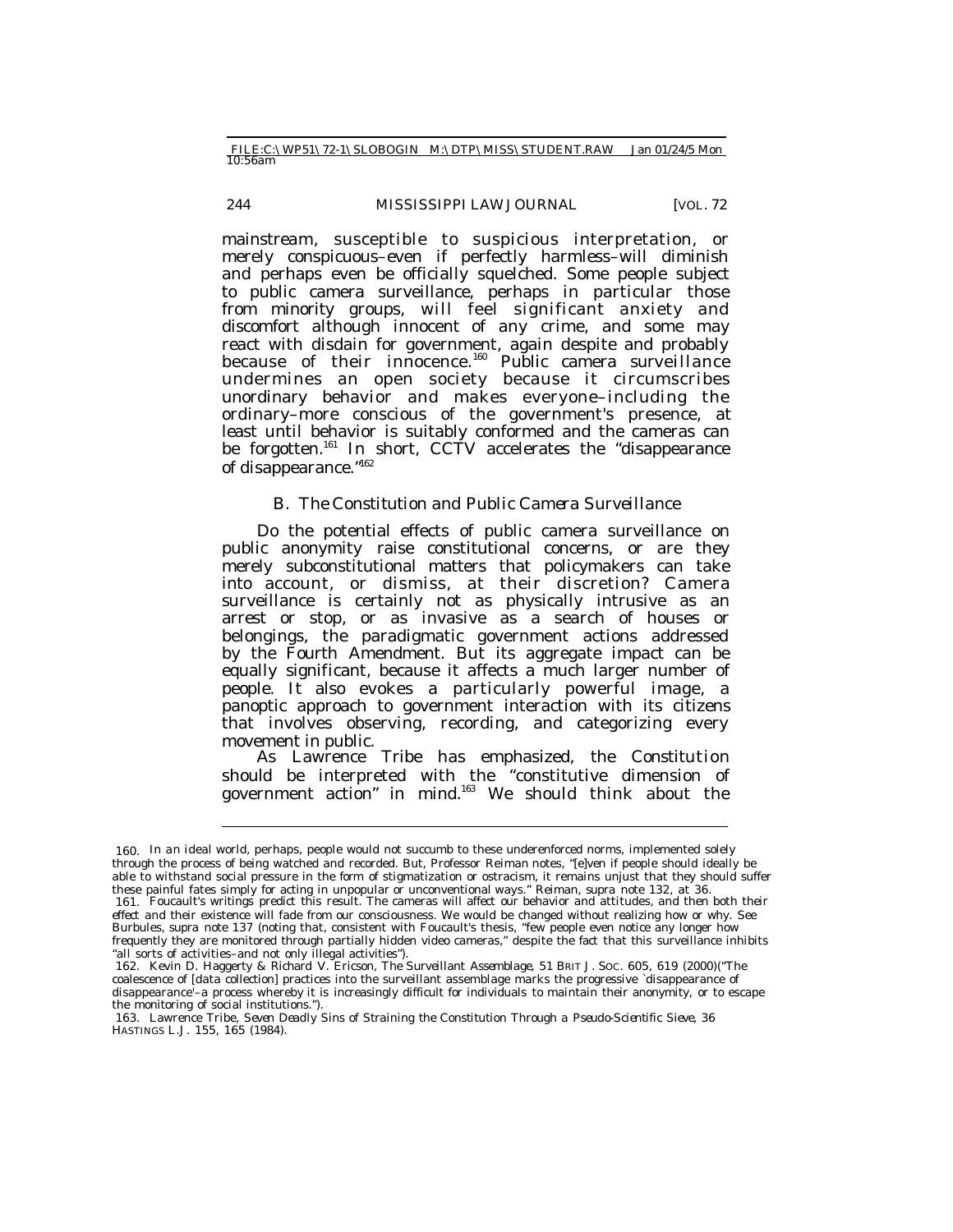mainstream, susceptible to suspicious interpretation, or merely conspicuous–even if perfectly harmless–will diminish and perhaps even be officially squelched. Some people subject to public camera surveillance, perhaps in particular those from minority groups, will feel significant anxiety and discomfort although innocent of any crime, and some may react with disdain for government, again despite and probably because of their innocence.[160] Public camera surveillance undermines an open society because it circumscribes unordinary behavior and makes everyone–including the ordinary–more conscious of the government's presence, at least until behavior is suitably conformed and the cameras can be forgotten.[161] In short, CCTV accelerates the "disappearance of disappearance."[162]

### B. *The Constitution and Public Camera Surveillance*

Do the potential effects of public camera surveillance on public anonymity raise constitutional concerns, or are they merely subconstitutional matters that policymakers can take into account, or dismiss, at their discretion? Camera surveillance is certainly not as physically intrusive as an arrest or stop, or as invasive as a search of houses or belongings, the paradigmatic government actions addressed by the Fourth Amendment. But its aggregate impact can be equally significant, because it affects a much larger number of people. It also evokes a particularly powerful image, a panoptic approach to government interaction with its citizens that involves observing, recording, and categorizing every movement in public.

As Lawrence Tribe has emphasized, the Constitution should be interpreted with the "constitutive dimension of government action" in mind.[163] We should think about the

---

160. In an ideal world, perhaps, people would not succumb to these underenforced norms, implemented solely through the process of being watched and recorded. But, Professor Reiman notes, "[e]ven if people should ideally be able to withstand social pressure in the form of stigmatization or ostracism, it remains unjust that they should suffer these painful fates simply for acting in unpopular or unconventional ways." Reiman, *supra* note 132, at 36.

161. Foucault's writings predict this result. The cameras will affect our behavior and attitudes, and then both their effect and their existence will fade from our consciousness. We would be changed without realizing how or why. *See* Burbules, *supra* note 137 (noting that, consistent with Foucault's thesis, "few people even notice any longer how frequently they are monitored through partially hidden video cameras," despite the fact that this surveillance inhibits "all sorts of activities–and not only illegal activities").

162. Kevin D. Haggerty & Richard V. Ericson, *The Surveillant Assemblage*, 51 BRIT J. SOC. 605, 619 (2000)("The coalescence of [data collection] practices into the surveillant assemblage marks the progressive `disappearance of disappearance'–a process whereby it is increasingly difficult for individuals to maintain their anonymity, or to escape the monitoring of social institutions.").

163. Lawrence Tribe, *Seven Deadly Sins of Straining the Constitution Through a Pseudo-Scientific Sieve*, 36 HASTINGS L.J. 155, 165 (1984).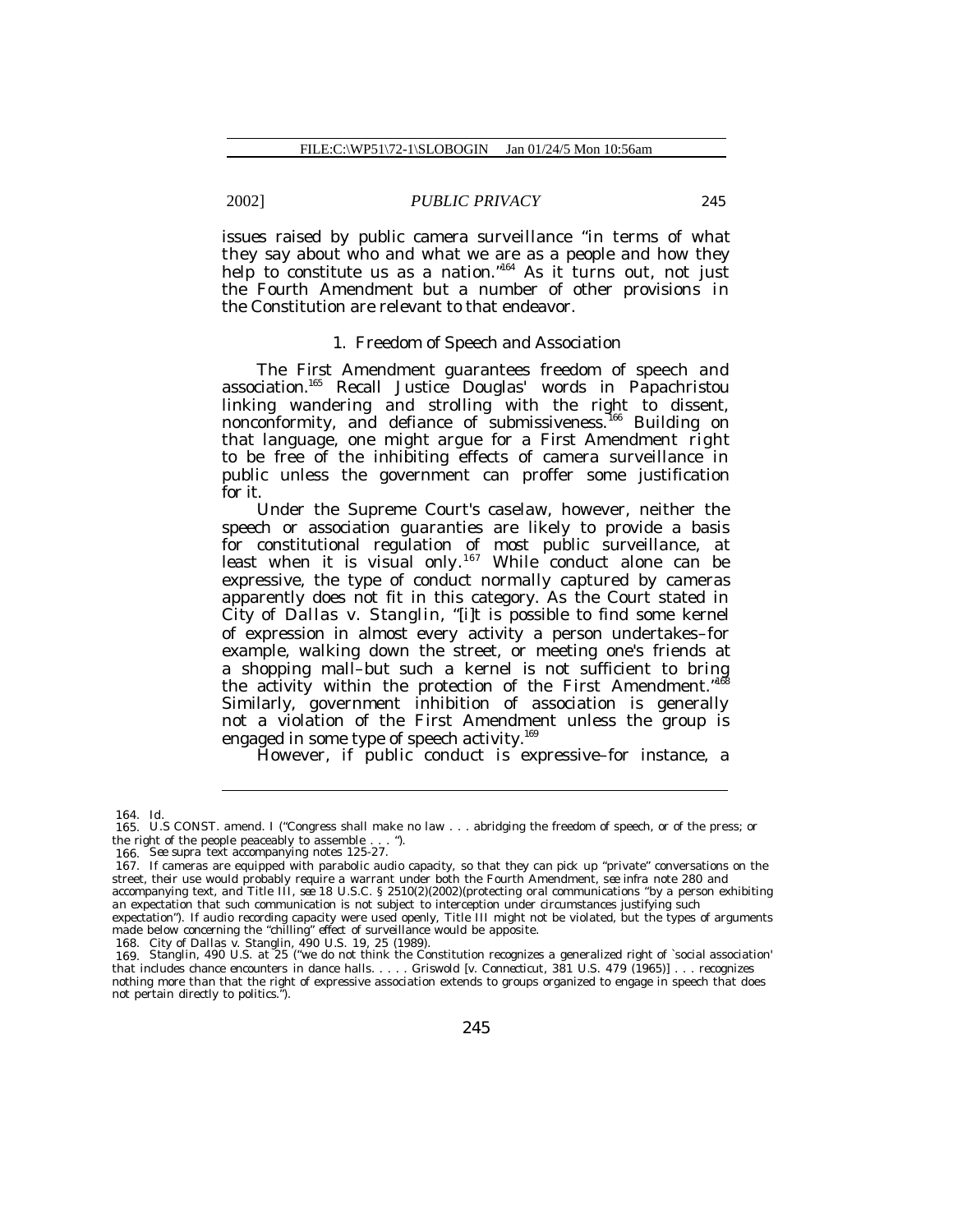issues raised by public camera surveillance "in terms of what they say about who and what we are as a people and how they help to constitute us as a nation."[164] As it turns out, not just the Fourth Amendment but a number of other provisions in the Constitution are relevant to that endeavor.

### 1. Freedom of Speech and Association

The First Amendment guarantees freedom of speech and association.[165] Recall Justice Douglas' words in *Papachristou* linking wandering and strolling with the right to dissent, nonconformity, and defiance of submissiveness.[166] Building on that language, one might argue for a First Amendment right to be free of the inhibiting effects of camera surveillance in public unless the government can proffer some justification for it.

Under the Supreme Court's caselaw, however, neither the speech or association guaranties are likely to provide a basis for constitutional regulation of most public surveillance, at least when it is visual only.[167] While conduct alone can be expressive, the type of conduct normally captured by cameras apparently does not fit in this category. As the Court stated in *City of Dallas v. Stanglin*, "[i]t is possible to find some kernel of expression in almost every activity a person undertakes–for example, walking down the street, or meeting one's friends at a shopping mall–but such a kernel is not sufficient to bring the activity within the protection of the First Amendment."[168] Similarly, government inhibition of association is generally not a violation of the First Amendment unless the group is engaged in some type of speech activity.[169]

However, if public conduct is expressive–for instance, a

---

164. *Id.*

165. U.S CONST. amend. I ("Congress shall make no law . . . abridging the freedom of speech, or of the press; or the right of the people peaceably to assemble . . . ").

166. *See supra* text accompanying notes 125-27.

167. If cameras are equipped with parabolic audio capacity, so that they can pick up "private" conversations on the street, their use would probably require a warrant under both the Fourth Amendment, *see infra* note 280 and accompanying text, and Title III, *see* 18 U.S.C. § 2510(2)(2002)(protecting oral communications "by a person exhibiting an expectation that such communication is not subject to interception under circumstances justifying such expectation"). If audio recording capacity were used openly, Title III might not be violated, but the types of arguments made below concerning the "chilling" effect of surveillance would be apposite.

168. City of Dallas v. Stanglin, 490 U.S. 19, 25 (1989).

169. *Stanglin*, 490 U.S. at 25 ("we do not think the Constitution recognizes a generalized right of `social association' that includes chance encounters in dance halls. . . . . Griswold [v. Connecticut, 381 U.S. 479 (1965)] . . . recognizes nothing more than that the right of expressive association extends to groups organized to engage in speech that does not pertain directly to politics.").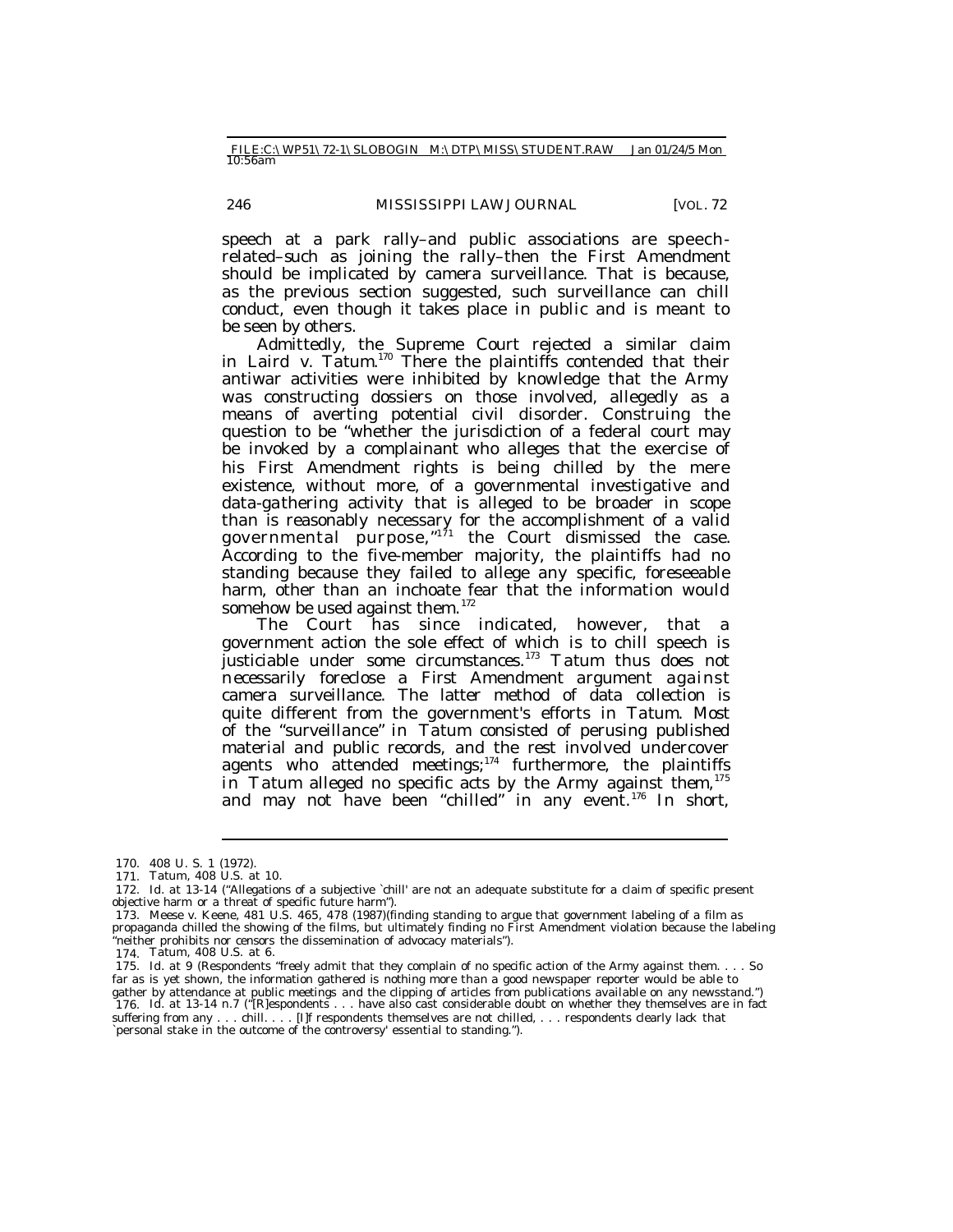speech at a park rally–and public associations are speech-related–such as joining the rally–then the First Amendment should be implicated by camera surveillance. That is because, as the previous section suggested, such surveillance can chill conduct, even though it takes place in public and is meant to be seen by others.

Admittedly, the Supreme Court rejected a similar claim in *Laird v. Tatum*.[170] There the plaintiffs contended that their antiwar activities were inhibited by knowledge that the Army was constructing dossiers on those involved, allegedly as a means of averting potential civil disorder. Construing the question to be "whether the jurisdiction of a federal court may be invoked by a complainant who alleges that the exercise of his First Amendment rights is being chilled by the mere existence, without more, of a governmental investigative and data-gathering activity that is alleged to be broader in scope than is reasonably necessary for the accomplishment of a valid governmental purpose,"[171] the Court dismissed the case. According to the five-member majority, the plaintiffs had no standing because they failed to allege any specific, foreseeable harm, other than an inchoate fear that the information would somehow be used against them.[172]

The Court has since indicated, however, that a government action the sole effect of which is to chill speech is justiciable under some circumstances.[173] *Tatum* thus does not necessarily foreclose a First Amendment argument against camera surveillance. The latter method of data collection is quite different from the government's efforts in *Tatum*. Most of the "surveillance" in *Tatum* consisted of perusing published material and public records, and the rest involved undercover agents who attended meetings;[174] furthermore, the plaintiffs in *Tatum* alleged no specific acts by the Army against them,[175] and may not have been "chilled" in any event.[176] In short,

---

170. 408 U. S. 1 (1972).

171. *Tatum*, 408 U.S. at 10.

172. *Id.* at 13-14 ("Allegations of a subjective `chill' are not an adequate substitute for a claim of specific present objective harm or a threat of specific future harm").

173. Meese v. Keene, 481 U.S. 465, 478 (1987)(finding standing to argue that government labeling of a film as propaganda chilled the showing of the films, but ultimately finding no First Amendment violation because the labeling "neither prohibits nor censors the dissemination of advocacy materials").

174. *Tatum*, 408 U.S. at 6.

175. *Id.* at 9 (Respondents "freely admit that they complain of no specific action of the Army against them. . . . So far as is yet shown, the information gathered is nothing more than a good newspaper reporter would be able to gather by attendance at public meetings and the clipping of articles from publications available on any newsstand.")

176. *Id.* at 13-14 n.7 ("[R]espondents . . . have also cast considerable doubt on whether they themselves are in fact suffering from any . . . chill. . . . [I]f respondents themselves are not chilled, . . . respondents clearly lack that `personal stake in the outcome of the controversy' essential to standing.").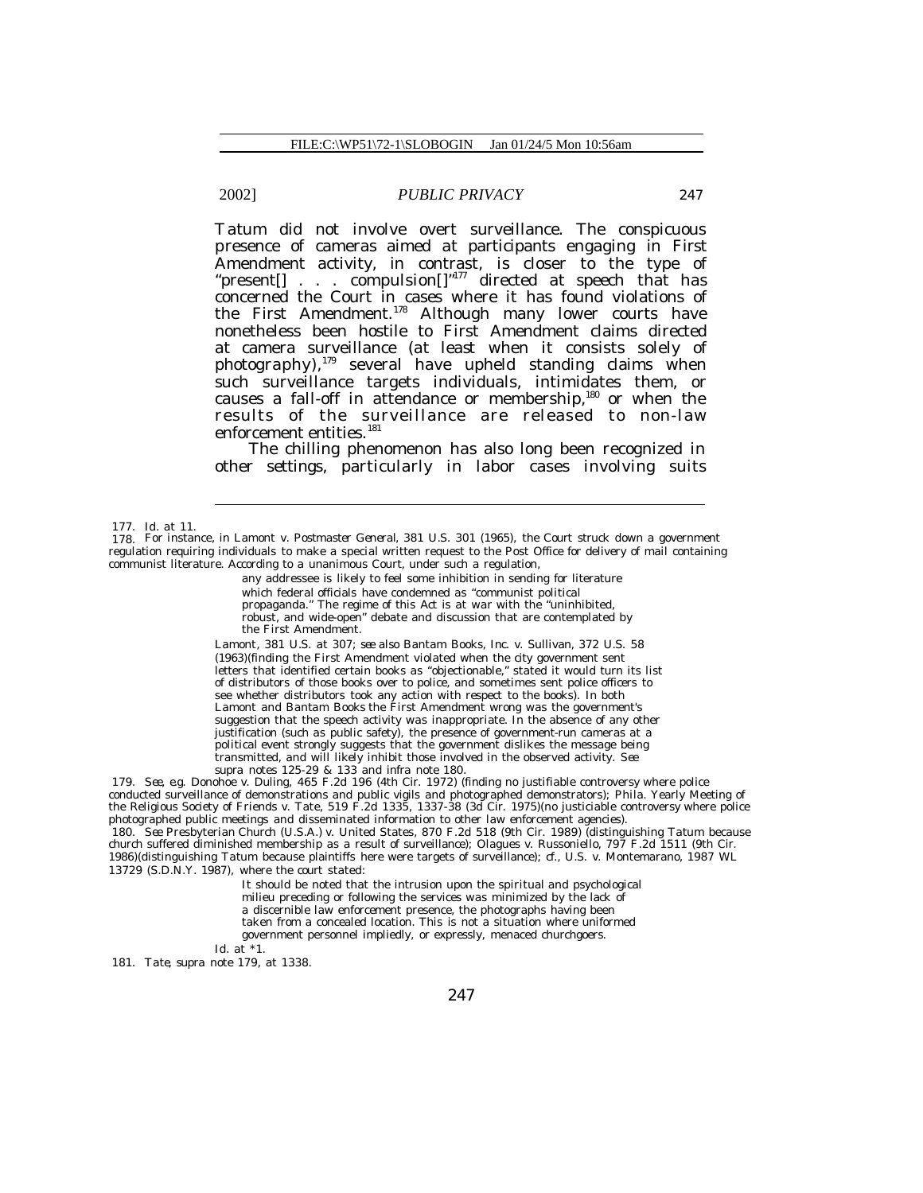*Tatum* did not involve overt surveillance. The conspicuous presence of cameras aimed at participants engaging in First Amendment activity, in contrast, is closer to the type of "present[] . . . compulsion[]"[177] directed at speech that has concerned the Court in cases where it has found violations of the First Amendment.[178] Although many lower courts have nonetheless been hostile to First Amendment claims directed at camera surveillance (at least when it consists solely of photography),[179] several have upheld standing claims when such surveillance targets individuals, intimidates them, or causes a fall-off in attendance or membership,[180] or when the results of the surveillance are released to non-law enforcement entities.[181]

The chilling phenomenon has also long been recognized in other settings, particularly in labor cases involving suits

---

177. *Id.* at 11.

178. For instance, in *Lamont v. Postmaster General*, 381 U.S. 301 (1965), the Court struck down a government regulation requiring individuals to make a special written request to the Post Office for delivery of mail containing communist literature. According to a unanimous Court, under such a regulation,

> any addressee is likely to feel some inhibition in sending for literature which federal officials have condemned as "communist political propaganda." The regime of this Act is at war with the "uninhibited, robust, and wide-open" debate and discussion that are contemplated by the First Amendment.

*Lamont*, 381 U.S. at 307; *see also* Bantam Books, Inc. v. Sullivan, 372 U.S. 58 (1963)(finding the First Amendment violated when the city government sent letters that identified certain books as "objectionable," stated it would turn its list of distributors of those books over to police, and sometimes sent police officers to see whether distributors took any action with respect to the books). In both *Lamont* and *Bantam Books* the First Amendment wrong was the government's suggestion that the speech activity was inappropriate. In the absence of any other justification (such as public safety), the presence of government-run cameras at a political event strongly suggests that the government dislikes the message being transmitted, and will likely inhibit those involved in the observed activity. *See supra* notes 125-29 & 133 and *infra* note 180.

179. *See, e.g.* Donohoe v. Duling, 465 F.2d 196 (4th Cir. 1972) (finding no justifiable controversy where police conducted surveillance of demonstrations and public vigils and photographed demonstrators); Phila. Yearly Meeting of the Religious Society of Friends v. Tate, 519 F.2d 1335, 1337-38 (3d Cir. 1975)(no justiciable controversy where police photographed public meetings and disseminated information to other law enforcement agencies).

180. *See* Presbyterian Church (U.S.A.) v. United States, 870 F.2d 518 (9th Cir. 1989) (distinguishing *Tatum* because church suffered diminished membership as a result of surveillance); Olagues v. Russoniello, 797 F.2d 1511 (9th Cir. 1986)(distinguishing *Tatum* because plaintiffs here were targets of surveillance); *cf.*, U.S. v. Montemarano, 1987 WL 13729 (S.D.N.Y. 1987), where the court stated:

> It should be noted that the intrusion upon the spiritual and psychological milieu preceding or following the services was minimized by the lack of a discernible law enforcement presence, the photographs having been taken from a concealed location. This is not a situation where uniformed government personnel impliedly, or expressly, menaced churchgoers.

*Id.* at *1.

181. *Tate*, *supra* note 179, at 1338.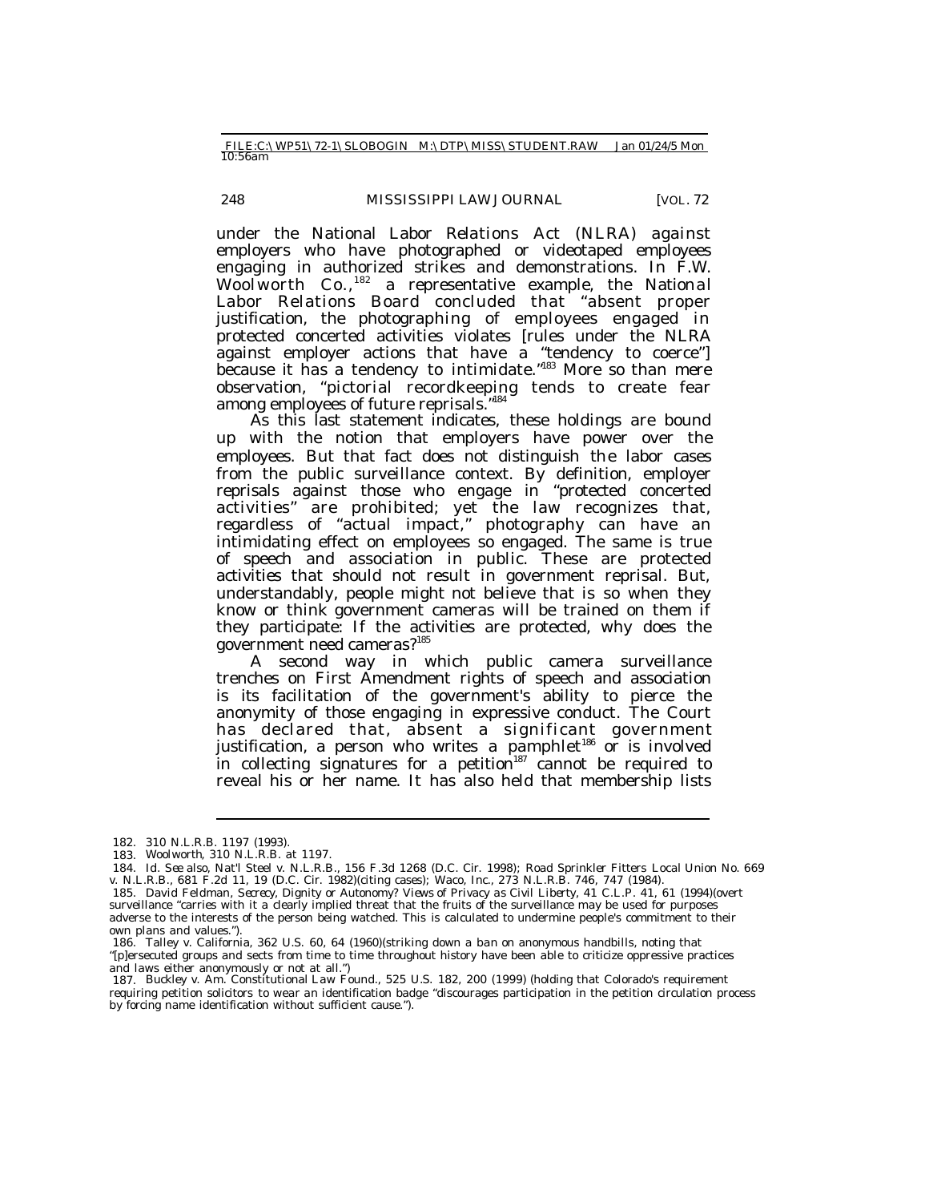under the National Labor Relations Act (NLRA) against employers who have photographed or videotaped employees engaging in authorized strikes and demonstrations. In *F.W. Woolworth Co.*,[182] a representative example, the National Labor Relations Board concluded that "absent proper justification, the photographing of employees engaged in protected concerted activities violates [rules under the NLRA against employer actions that have a "tendency to coerce"] because it has a tendency to intimidate."[183] More so than mere observation, "pictorial recordkeeping tends to create fear among employees of future reprisals."[184]

As this last statement indicates, these holdings are bound up with the notion that employers have power over the employees. But that fact does not distinguish the labor cases from the public surveillance context. By definition, employer reprisals against those who engage in "protected concerted activities" are prohibited; yet the law recognizes that, regardless of "actual impact," photography can have an intimidating effect on employees so engaged. The same is true of speech and association in public. These are protected activities that should not result in government reprisal. But, understandably, people might not believe that is so when they know or think government cameras will be trained on them if they participate: If the activities are protected, why does the government need cameras?[185]

A second way in which public camera surveillance trenches on First Amendment rights of speech and association is its facilitation of the government's ability to pierce the anonymity of those engaging in expressive conduct. The Court has declared that, absent a significant government justification, a person who writes a pamphlet[186] or is involved in collecting signatures for a petition[187] cannot be required to reveal his or her name. It has also held that membership lists

---

182. 310 N.L.R.B. 1197 (1993).

183. *Woolworth*, 310 N.L.R.B. at 1197.

184. *Id. See also*, Nat'l Steel v. N.L.R.B., 156 F.3d 1268 (D.C. Cir. 1998); Road Sprinkler Fitters Local Union No. 669 v. N.L.R.B., 681 F.2d 11, 19 (D.C. Cir. 1982)(citing cases); Waco, Inc., 273 N.L.R.B. 746, 747 (1984).

185. David Feldman, *Secrecy, Dignity or Autonomy? Views of Privacy as Civil Liberty*, 41 C.L.P. 41, 61 (1994)(overt surveillance "carries with it a clearly implied threat that the fruits of the surveillance may be used for purposes adverse to the interests of the person being watched. This is calculated to undermine people's commitment to their own plans and values.").

186. Talley v. California, 362 U.S. 60, 64 (1960)(striking down a ban on anonymous handbills, noting that "[p]ersecuted groups and sects from time to time throughout history have been able to criticize oppressive practices and laws either anonymously or not at all.")

187. Buckley v. Am. Constitutional Law Found., 525 U.S. 182, 200 (1999) (holding that Colorado's requirement requiring petition solicitors to wear an identification badge "discourages participation in the petition circulation process by forcing name identification without sufficient cause.").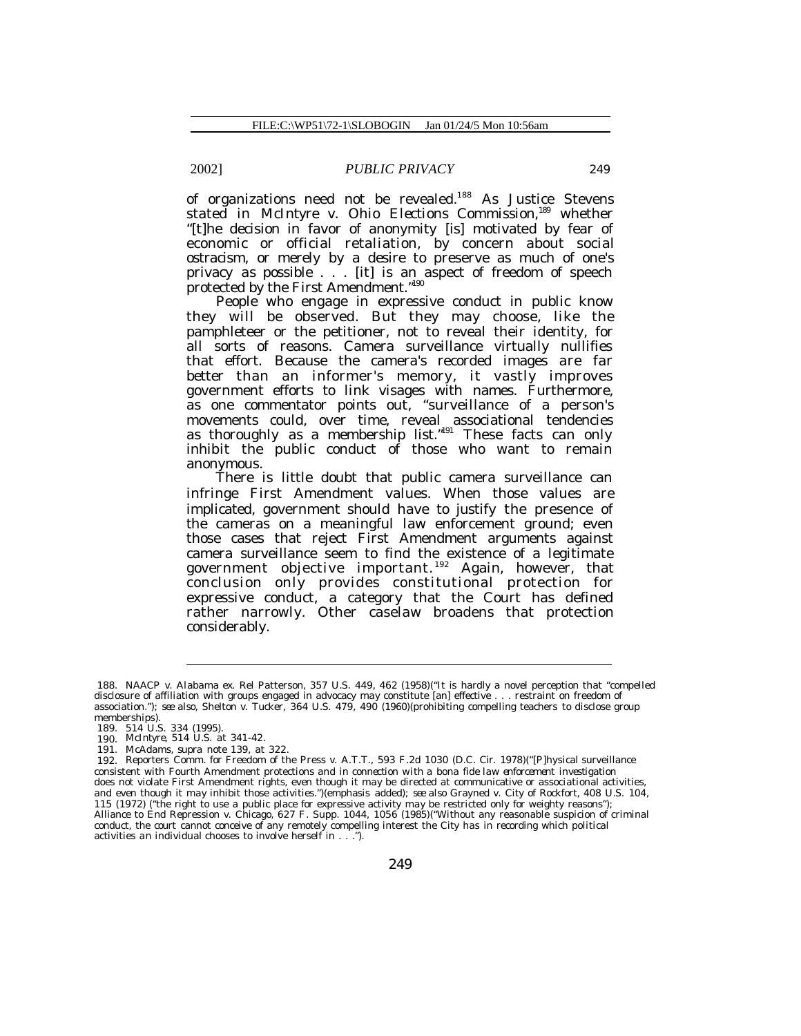of organizations need not be revealed.[188] As Justice Stevens stated in *McIntyre v. Ohio Elections Commission*,[189] whether "[t]he decision in favor of anonymity [is] motivated by fear of economic or official retaliation, by concern about social ostracism, or merely by a desire to preserve as much of one's privacy as possible . . . [it] is an aspect of freedom of speech protected by the First Amendment."[190]

People who engage in expressive conduct in public know they will be observed. But they may choose, like the pamphleteer or the petitioner, not to reveal their identity, for all sorts of reasons. Camera surveillance virtually nullifies that effort. Because the camera's recorded images are far better than an informer's memory, it vastly improves government efforts to link visages with names. Furthermore, as one commentator points out, "surveillance of a person's movements could, over time, reveal associational tendencies as thoroughly as a membership list."[191] These facts can only inhibit the public conduct of those who want to remain anonymous.

There is little doubt that public camera surveillance can infringe First Amendment values. When those values are implicated, government should have to justify the presence of the cameras on a meaningful law enforcement ground; even those cases that reject First Amendment arguments against camera surveillance seem to find the existence of a legitimate government objective important.[192] Again, however, that conclusion only provides constitutional protection for expressive conduct, a category that the Court has defined rather narrowly. Other caselaw broadens that protection considerably.

---

188. NAACP v. Alabama ex. Rel Patterson, 357 U.S. 449, 462 (1958)("It is hardly a novel perception that "compelled disclosure of affiliation with groups engaged in advocacy may constitute [an] effective . . . restraint on freedom of association."); *see also*, Shelton v. Tucker, 364 U.S. 479, 490 (1960)(prohibiting compelling teachers to disclose group memberships).

189. 514 U.S. 334 (1995).

190. *McIntyre*, 514 U.S. at 341-42.

191. McAdams, *supra* note 139, at 322.

192. Reporters Comm. for Freedom of the Press v. A.T.T., 593 F.2d 1030 (D.C. Cir. 1978)("[P]hysical surveillance consistent with Fourth Amendment protections *and in connection with a bona fide law enforcement investigation* does not violate First Amendment rights, even though it may be directed at communicative or associational activities, and even though it may inhibit those activities.")(emphasis added); *see also* Grayned v. City of Rockfort, 408 U.S. 104, 115 (1972) ("the right to use a public place for expressive activity may be restricted only for weighty reasons"); Alliance to End Repression v. Chicago, 627 F. Supp. 1044, 1056 (1985)("Without any reasonable suspicion of criminal conduct, the court cannot conceive of any remotely compelling interest the City has in recording which political activities an individual chooses to involve herself in . . .").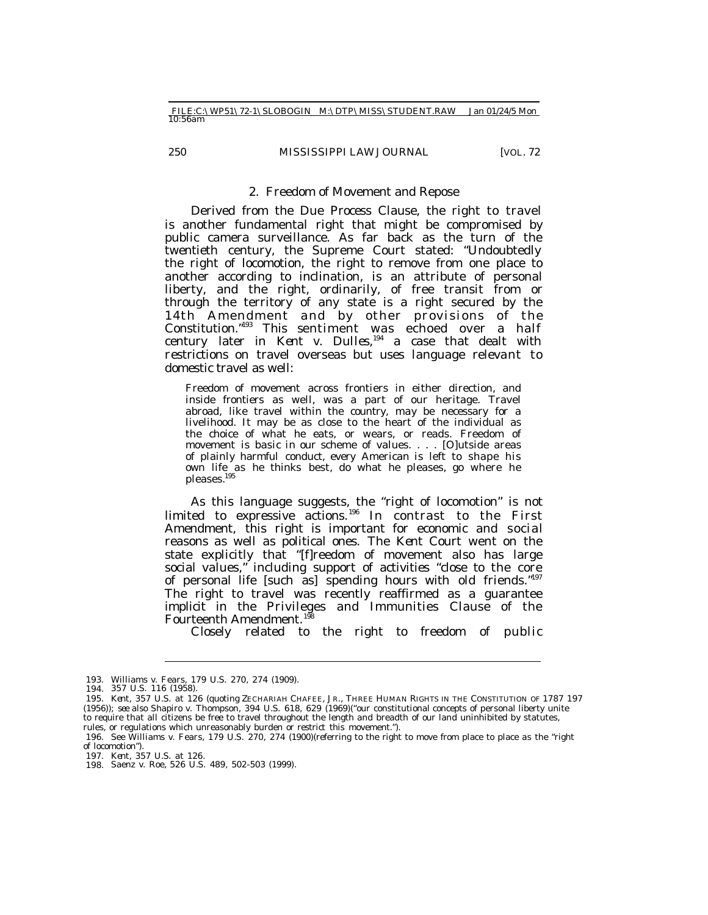### 2. Freedom of Movement and Repose

Derived from the Due Process Clause, the right to travel is another fundamental right that might be compromised by public camera surveillance. As far back as the turn of the twentieth century, the Supreme Court stated: "Undoubtedly the right of locomotion, the right to remove from one place to another according to inclination, is an attribute of personal liberty, and the right, ordinarily, of free transit from or through the territory of any state is a right secured by the 14th Amendment and by other provisions of the Constitution."[193] This sentiment was echoed over a half century later in *Kent v. Dulles*,[194] a case that dealt with restrictions on travel overseas but uses language relevant to domestic travel as well:

> Freedom of movement across frontiers in either direction, and inside frontiers as well, was a part of our heritage. Travel abroad, like travel within the country, may be necessary for a livelihood. It may be as close to the heart of the individual as the choice of what he eats, or wears, or reads. Freedom of movement is basic in our scheme of values. . . . [O]utside areas of plainly harmful conduct, every American is left to shape his own life as he thinks best, do what he pleases, go where he pleases.[195]

As this language suggests, the "right of locomotion" is not limited to expressive actions.[196] In contrast to the First Amendment, this right is important for economic and social reasons as well as political ones. The *Kent* Court went on the state explicitly that "[f]reedom of movement also has large social values," including support of activities "close to the core of personal life [such as] spending hours with old friends."[197] The right to travel was recently reaffirmed as a guarantee implicit in the Privileges and Immunities Clause of the Fourteenth Amendment.[198]

Closely related to the right to freedom of public

---

193. Williams v. Fears, 179 U.S. 270, 274 (1909).

194. 357 U.S. 116 (1958).

195. *Kent*, 357 U.S. at 126 (quoting ZECHARIAH CHAFEE, JR., THREE HUMAN RIGHTS IN THE CONSTITUTION OF 1787 197 (1956)); *see also* Shapiro v. Thompson, 394 U.S. 618, 629 (1969)("our constitutional concepts of personal liberty unite to require that all citizens be free to travel throughout the length and breadth of our land uninhibited by statutes, rules, or regulations which unreasonably burden or restrict this movement.").

196. *See* Williams v. Fears, 179 U.S. 270, 274 (1900)(referring to the right to move from place to place as the "right of locomotion").

197. *Kent*, 357 U.S. at 126.

198. Saenz v. Roe, 526 U.S. 489, 502-503 (1999).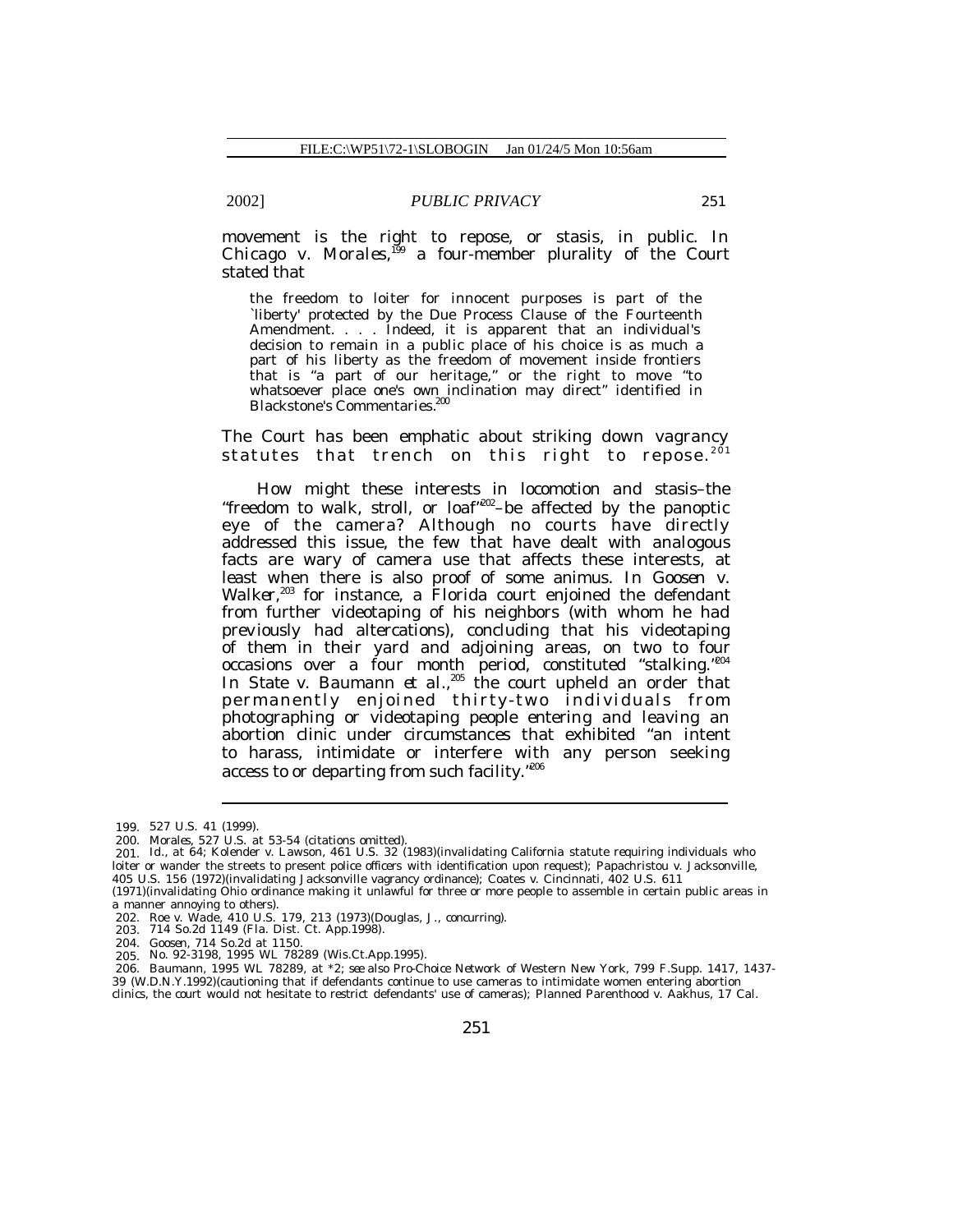movement is the right to repose, or stasis, in public. In *Chicago v. Morales*,[199] a four-member plurality of the Court stated that

> the freedom to loiter for innocent purposes is part of the `liberty' protected by the Due Process Clause of the Fourteenth Amendment. . . . Indeed, it is apparent that an individual's decision to remain in a public place of his choice is as much a part of his liberty as the freedom of movement inside frontiers that is "a part of our heritage," or the right to move "to whatsoever place one's own inclination may direct" identified in Blackstone's Commentaries.[200]

The Court has been emphatic about striking down vagrancy statutes that trench on this right to repose.[201]

How might these interests in locomotion and stasis–the "freedom to walk, stroll, or loaf"[202]–be affected by the panoptic eye of the camera? Although no courts have directly addressed this issue, the few that have dealt with analogous facts are wary of camera use that affects these interests, at least when there is also proof of some animus. In *Goosen v. Walker*,[203] for instance, a Florida court enjoined the defendant from further videotaping of his neighbors (with whom he had previously had altercations), concluding that his videotaping of them in their yard and adjoining areas, on two to four occasions over a four month period, constituted "stalking."[204] In *State v. Baumann et al.*,[205] the court upheld an order that permanently enjoined thirty-two individuals from photographing or videotaping people entering and leaving an abortion clinic under circumstances that exhibited "an intent to harass, intimidate or interfere with any person seeking access to or departing from such facility."[206]

---

199. 527 U.S. 41 (1999).

200. *Morales*, 527 U.S. at 53-54 (citations omitted).

201. *Id.*, at 64; Kolender v. Lawson, 461 U.S. 32 (1983)(invalidating California statute requiring individuals who loiter or wander the streets to present police officers with identification upon request); Papachristou v. Jacksonville, 405 U.S. 156 (1972)(invalidating Jacksonville vagrancy ordinance); Coates v. Cincinnati, 402 U.S. 611 (1971)(invalidating Ohio ordinance making it unlawful for three or more people to assemble in certain public areas in a manner annoying to others).

202. Roe v. Wade, 410 U.S. 179, 213 (1973)(Douglas, J., concurring).

203. 714 So.2d 1149 (Fla. Dist. Ct. App.1998).

204. *Goosen*, 714 So.2d at 1150.

205. No. 92-3198, 1995 WL 78289 (Wis.Ct.App.1995).

206. *Baumann*, 1995 WL 78289, at *2; *see also* Pro-Choice Network of Western New York, 799 F.Supp. 1417, 1437-39 (W.D.N.Y.1992)(cautioning that if defendants continue to use cameras to intimidate women entering abortion clinics, the court would not hesitate to restrict defendants' use of cameras); Planned Parenthood v. Aakhus, 17 Cal.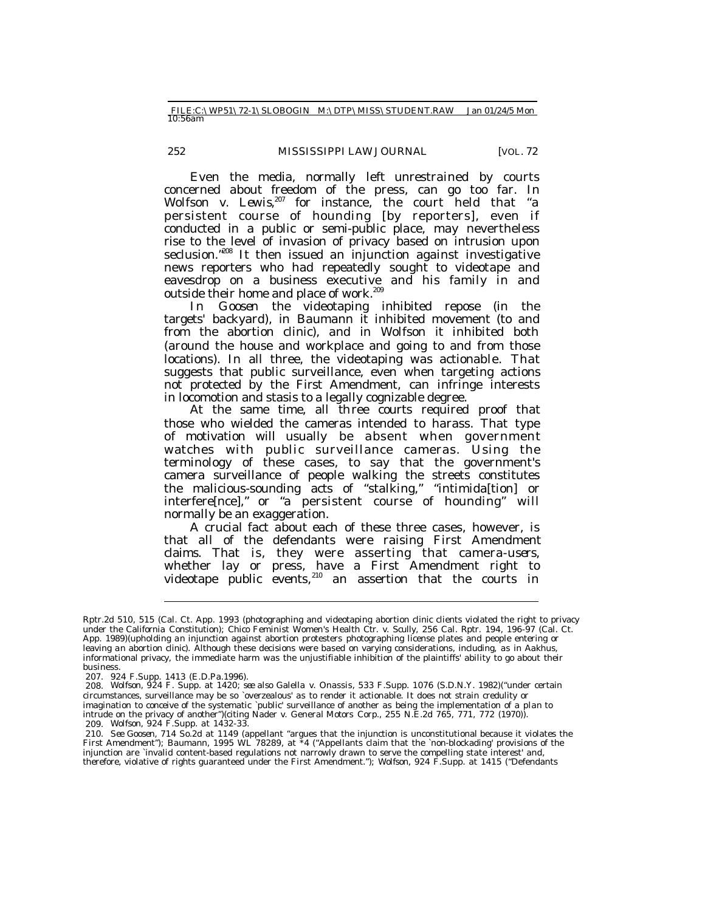Even the media, normally left unrestrained by courts concerned about freedom of the press, can go too far. In *Wolfson v. Lewis*,[207] for instance, the court held that "a persistent course of hounding [by reporters], even if conducted in a public or semi-public place, may nevertheless rise to the level of invasion of privacy based on intrusion upon seclusion."[208] It then issued an injunction against investigative news reporters who had repeatedly sought to videotape and eavesdrop on a business executive and his family in and outside their home and place of work.[209]

In *Goosen* the videotaping inhibited repose (in the targets' backyard), in *Baumann* it inhibited movement (to and from the abortion clinic), and in *Wolfson* it inhibited both (around the house and workplace and going to and from those locations). In all three, the videotaping was actionable. That suggests that public surveillance, even when targeting actions not protected by the First Amendment, can infringe interests in locomotion and stasis to a legally cognizable degree.

At the same time, all three courts required proof that those who wielded the cameras intended to harass. That type of motivation will usually be absent when government watches with public surveillance cameras. Using the terminology of these cases, to say that the government's camera surveillance of people walking the streets constitutes the malicious-sounding acts of "stalking," "intimida[tion] or interfere[nce]," or "a persistent course of hounding" will normally be an exaggeration.

A crucial fact about each of these three cases, however, is that all of the defendants were raising First Amendment claims. That is, they were asserting that camera-users, whether lay or press, have a First Amendment right to videotape public events,[210] an assertion that the courts in

---

Rptr.2d 510, 515 (Cal. Ct. App. 1993 (photographing and videotaping abortion clinic clients violated the right to privacy under the California Constitution); Chico Feminist Women's Health Ctr. v. Scully, 256 Cal. Rptr. 194, 196-97 (Cal. Ct. App. 1989)(upholding an injunction against abortion protesters photographing license plates and people entering or leaving an abortion clinic). Although these decisions were based on varying considerations, including, as in Aakhus, informational privacy, the immediate harm was the unjustifiable inhibition of the plaintiffs' ability to go about their business.

207. 924 F.Supp. 1413 (E.D.Pa.1996).

208. *Wolfson*, 924 F. Supp. at 1420; *see also* Galella v. Onassis, 533 F.Supp. 1076 (S.D.N.Y. 1982)("under certain circumstances, surveillance may be so `overzealous' as to render it actionable. It does not strain credulity or imagination to conceive of the systematic `public' surveillance of another as being the implementation of a plan to intrude on the privacy of another")(citing Nader v. General Motors Corp., 255 N.E.2d 765, 771, 772 (1970)).

209. *Wolfson*, 924 F.Supp. at 1432-33.

210. *See Goosen*, 714 So.2d at 1149 (appellant "argues that the injunction is unconstitutional because it violates the First Amendment"); *Baumann*, 1995 WL 78289, at *4 ("Appellants claim that the `non-blockading' provisions of the injunction are `invalid content-based regulations not narrowly drawn to serve the compelling state interest' and, therefore, violative of rights guaranteed under the First Amendment."); *Wolfson*, 924 F.Supp. at 1415 ("Defendants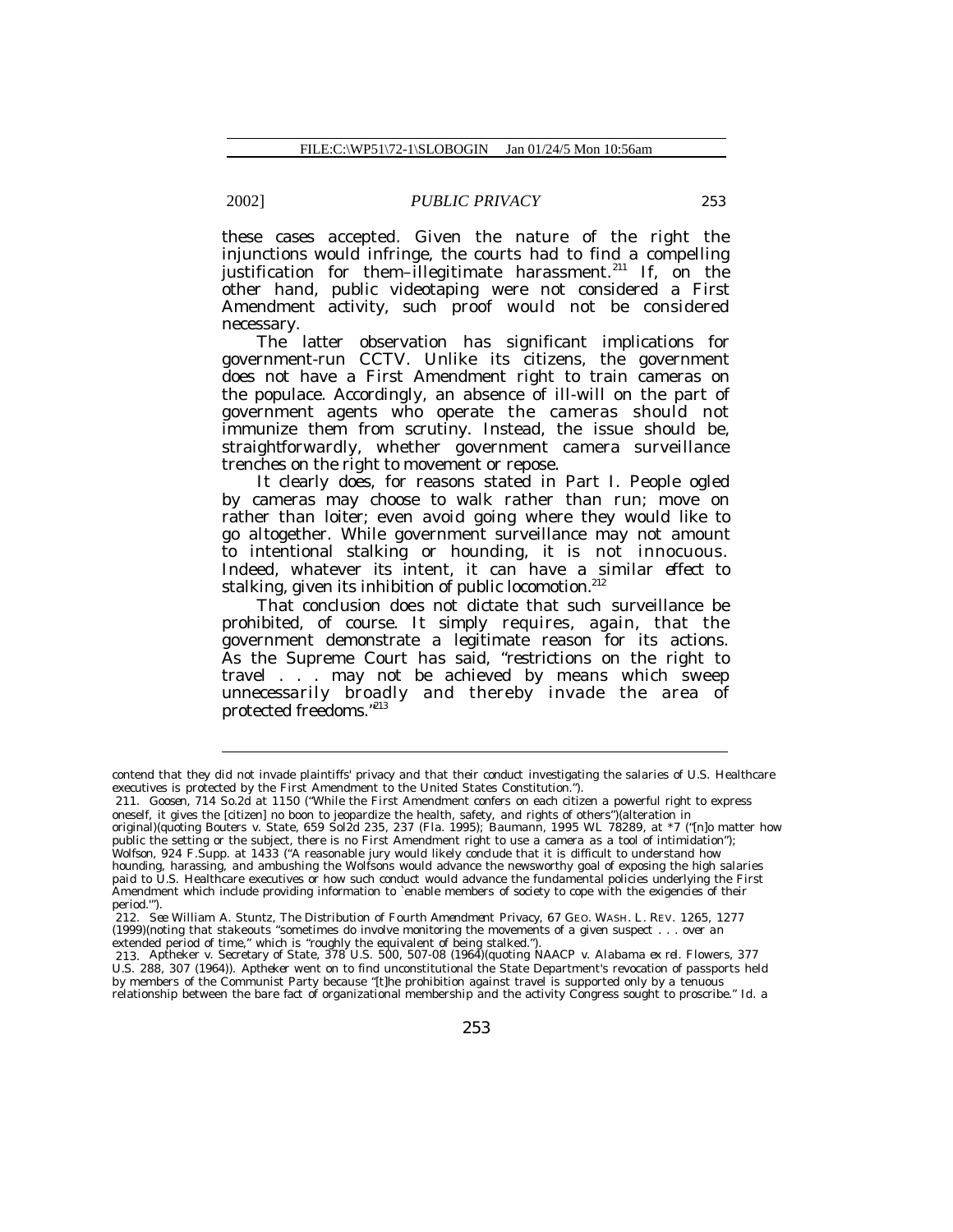these cases accepted. Given the nature of the right the injunctions would infringe, the courts had to find a compelling justification for them–illegitimate harassment.[211] If, on the other hand, public videotaping were not considered a First Amendment activity, such proof would not be considered necessary.

The latter observation has significant implications for government-run CCTV. Unlike its citizens, the government does not have a First Amendment right to train cameras on the populace. Accordingly, an absence of ill-will on the part of government agents who operate the cameras should not immunize them from scrutiny. Instead, the issue should be, straightforwardly, whether government camera surveillance trenches on the right to movement or repose.

It clearly does, for reasons stated in Part I. People ogled by cameras may choose to walk rather than run; move on rather than loiter; even avoid going where they would like to go altogether. While government surveillance may not amount to intentional stalking or hounding, it is not innocuous. Indeed, whatever its intent, it can have a similar *effect* to stalking, given its inhibition of public locomotion.[212]

That conclusion does not dictate that such surveillance be prohibited, of course. It simply requires, again, that the government demonstrate a legitimate reason for its actions. As the Supreme Court has said, "restrictions on the right to travel . . . may not be achieved by means which sweep unnecessarily broadly and thereby invade the area of protected freedoms."[213]

---

contend that they did not invade plaintiffs' privacy and that their conduct investigating the salaries of U.S. Healthcare executives is protected by the First Amendment to the United States Constitution.").

211. *Goosen*, 714 So.2d at 1150 ("While the First Amendment confers on each citizen a powerful right to express oneself, it gives the [citizen] no boon to jeopardize the health, safety, and rights of others")(alteration in original)(quoting Bouters v. State, 659 Sol2d 235, 237 (Fla. 1995); *Baumann*, 1995 WL 78289, at *7 ("[n]o matter how public the setting or the subject, there is no First Amendment right to use a camera as a tool of intimidation"); *Wolfson*, 924 F.Supp. at 1433 ("A reasonable jury would likely conclude that it is difficult to understand how hounding, harassing, and ambushing the Wolfsons would advance the newsworthy goal of exposing the high salaries paid to U.S. Healthcare executives or how such conduct would advance the fundamental policies underlying the First Amendment which include providing information to `enable members of society to cope with the exigencies of their period.'").

212. *See* William A. Stuntz, *The Distribution of Fourth Amendment Privacy*, 67 GEO. WASH. L. REV. 1265, 1277 (1999)(noting that stakeouts "sometimes do involve monitoring the movements of a given suspect . . . over an extended period of time," which is "roughly the equivalent of being stalked.").

213. Aptheker v. Secretary of State, 378 U.S. 500, 507-08 (1964)(quoting NAACP v. Alabama *ex rel.* Flowers, 377 U.S. 288, 307 (1964)). *Aptheker* went on to find unconstitutional the State Department's revocation of passports held by members of the Communist Party because "[t]he prohibition against travel is supported only by a tenuous relationship between the bare fact of organizational membership and the activity Congress sought to proscribe." *Id.* a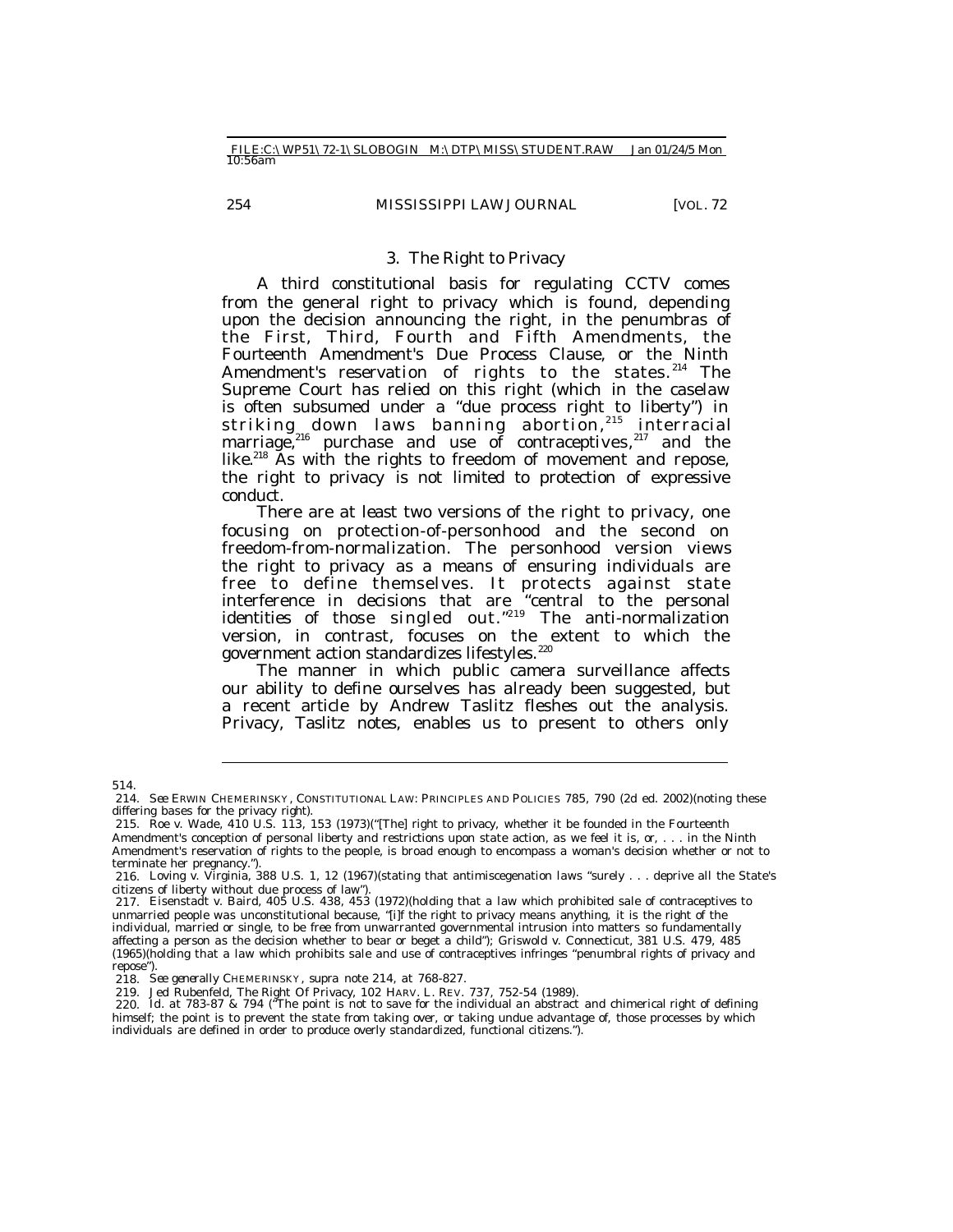### 3. The Right to Privacy

A third constitutional basis for regulating CCTV comes from the general right to privacy which is found, depending upon the decision announcing the right, in the penumbras of the First, Third, Fourth and Fifth Amendments, the Fourteenth Amendment's Due Process Clause, or the Ninth Amendment's reservation of rights to the states.[214] The Supreme Court has relied on this right (which in the caselaw is often subsumed under a "due process right to liberty") in striking down laws banning abortion,[215] interracial marriage,[216] purchase and use of contraceptives,[217] and the like.[218] As with the rights to freedom of movement and repose, the right to privacy is not limited to protection of expressive conduct.

There are at least two versions of the right to privacy, one focusing on protection-of-personhood and the second on freedom-from-normalization. The personhood version views the right to privacy as a means of ensuring individuals are free to define themselves. It protects against state interference in decisions that are "central to the personal identities of those singled out."[219] The anti-normalization version, in contrast, focuses on the extent to which the government action standardizes lifestyles.[220]

The manner in which public camera surveillance affects our ability to define ourselves has already been suggested, but a recent article by Andrew Taslitz fleshes out the analysis. Privacy, Taslitz notes, enables us to present to others only

---

514.

214. *See* ERWIN CHEMERINSKY, CONSTITUTIONAL LAW: PRINCIPLES AND POLICIES 785, 790 (2d ed. 2002)(noting these differing bases for the privacy right).

215. Roe v. Wade, 410 U.S. 113, 153 (1973)("[The] right to privacy, whether it be founded in the Fourteenth Amendment's conception of personal liberty and restrictions upon state action, as we feel it is, or, . . . in the Ninth Amendment's reservation of rights to the people, is broad enough to encompass a woman's decision whether or not to terminate her pregnancy.").

216. Loving v. Virginia, 388 U.S. 1, 12 (1967)(stating that antimiscegenation laws "surely . . . deprive all the State's citizens of liberty without due process of law").

217. Eisenstadt v. Baird, 405 U.S. 438, 453 (1972)(holding that a law which prohibited sale of contraceptives to unmarried people was unconstitutional because, "[i]f the right to privacy means anything, it is the right of the individual, married or single, to be free from unwarranted governmental intrusion into matters so fundamentally affecting a person as the decision whether to bear or beget a child"); Griswold v. Connecticut, 381 U.S. 479, 485 (1965)(holding that a law which prohibits sale and use of contraceptives infringes "penumbral rights of privacy and repose").

218. *See generally* CHEMERINSKY, *supra* note 214, at 768-827.

219. Jed Rubenfeld, *The Right Of Privacy*, 102 HARV. L. REV. 737, 752-54 (1989).

220. *Id.* at 783-87 & 794 ("The point is not to save for the individual an abstract and chimerical right of defining himself; the point is to prevent the state from taking over, or taking undue advantage of, those processes by which individuals are defined in order to produce overly standardized, functional citizens.").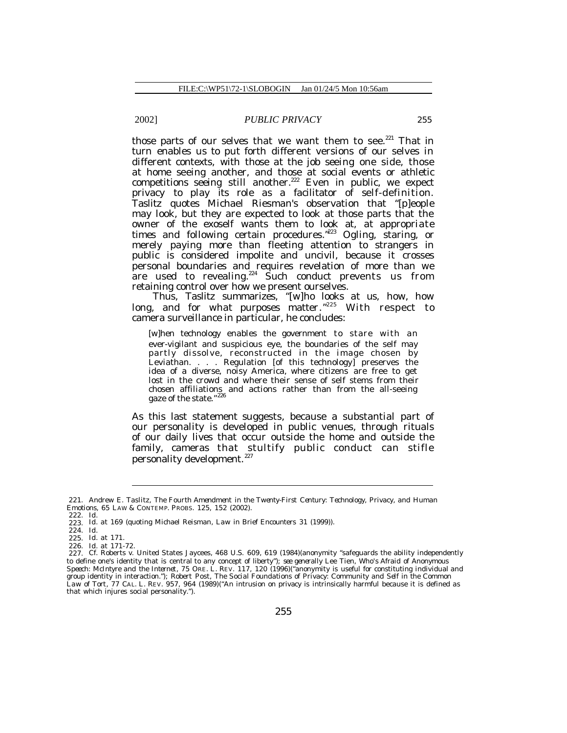those parts of our selves that we want them to see.[221] That in turn enables us to put forth different versions of our selves in different contexts, with those at the job seeing one side, those at home seeing another, and those at social events or athletic competitions seeing still another.[222] Even in public, we expect privacy to play its role as a facilitator of self-definition. Taslitz quotes Michael Riesman's observation that "[p]eople may look, but they are expected to look at those parts that the owner of the exoself wants them to look at, at appropriate times and following certain procedures."[223] Ogling, staring, or merely paying more than fleeting attention to strangers in public is considered impolite and uncivil, because it crosses personal boundaries and requires revelation of more than we are used to revealing.[224] Such conduct prevents us from retaining control over how we present ourselves.

Thus, Taslitz summarizes, "[w]ho looks at us, how, how long, and for what purposes matter."[225] With respect to camera surveillance in particular, he concludes:

> [w]hen technology enables the government to stare with an ever-vigilant and suspicious eye, the boundaries of the self may partly dissolve, reconstructed in the image chosen by Leviathan. . . . Regulation [of this technology] preserves the idea of a diverse, noisy America, where citizens are free to get lost in the crowd and where their sense of self stems from their chosen affiliations and actions rather than from the all-seeing gaze of the state."[226]

As this last statement suggests, because a substantial part of our personality is developed in public venues, through rituals of our daily lives that occur outside the home and outside the family, cameras that stultify public conduct can stifle personality development.[227]

---

221. Andrew E. Taslitz, *The Fourth Amendment in the Twenty-First Century: Technology, Privacy, and Human Emotions*, 65 LAW & CONTEMP. PROBS. 125, 152 (2002).

222. *Id.*

223. *Id.* at 169 (quoting Michael Reisman, Law in Brief Encounters 31 (1999)).

224. *Id.*

225. *Id.* at 171.

226. *Id.* at 171-72.

227. *Cf.* Roberts v. United States Jaycees, 468 U.S. 609, 619 (1984)(anonymity "safeguards the ability independently to define one's identity that is central to any concept of liberty"); *see generally* Lee Tien, *Who's Afraid of Anonymous Speech: McIntyre and the Internet*, 75 ORE. L. REV. 117, 120 (1996)("anonymity is useful for constituting individual and group identity in interaction."); Robert Post, *The Social Foundations of Privacy: Community and Self in the Common Law of Tort*, 77 CAL. L. REV. 957, 964 (1989)("An intrusion on privacy is intrinsically harmful because it is defined as that which injures social personality.").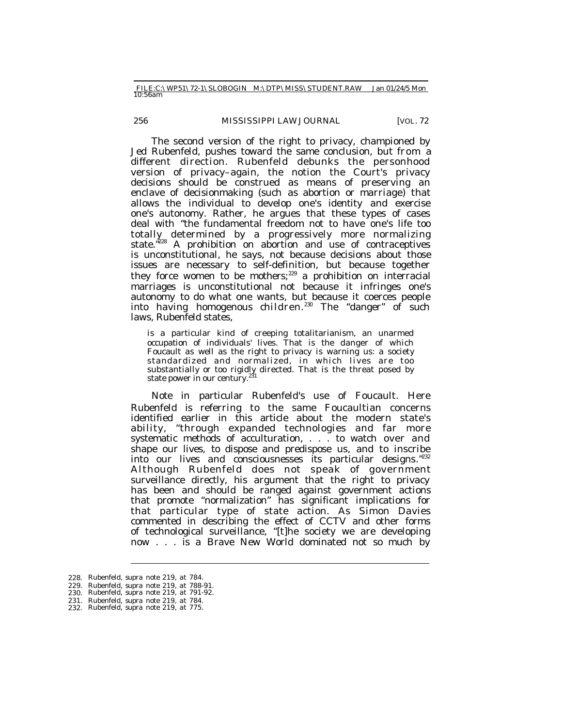The second version of the right to privacy, championed by Jed Rubenfeld, pushes toward the same conclusion, but from a different direction. Rubenfeld debunks the personhood version of privacy–again, the notion the Court's privacy decisions should be construed as means of preserving an enclave of decisionmaking (such as abortion or marriage) that allows the individual to develop one's identity and exercise one's autonomy. Rather, he argues that these types of cases deal with "the fundamental freedom not to have one's life too totally determined by a progressively more normalizing state."[228] A prohibition on abortion and use of contraceptives is unconstitutional, he says, not because decisions about those issues are necessary to self-definition, but because together they force women to be mothers;[229] a prohibition on interracial marriages is unconstitutional not because it infringes one's autonomy to do what one wants, but because it coerces people into having homogenous children.[230] The "danger" of such laws, Rubenfeld states,

> is a particular kind of creeping totalitarianism, an unarmed occupation of individuals' lives. That is the danger of which Foucault as well as the right to privacy is warning us: a society standardized and normalized, in which lives are too substantially or too rigidly directed. That is the threat posed by state power in our century.[231]

Note in particular Rubenfeld's use of Foucault. Here Rubenfeld is referring to the same Foucaultian concerns identified earlier in this article about the modern state's ability, "through expanded technologies and far more systematic methods of acculturation, . . . to watch over and shape our lives, to dispose and predispose us, and to inscribe into our lives and consciousnesses its particular designs."[232] Although Rubenfeld does not speak of government surveillance directly, his argument that the right to privacy has been and should be ranged against government actions that promote "normalization" has significant implications for that particular type of state action. As Simon Davies commented in describing the effect of CCTV and other forms of technological surveillance, "[t]he society we are developing now . . . is a Brave New World dominated not so much by

---

228. Rubenfeld, supra note 219, at 784.
229. Rubenfeld, supra note 219, at 788-91.
230. Rubenfeld, supra note 219, at 791-92.
231. Rubenfeld, supra note 219, at 784.
232. Rubenfeld, supra note 219, at 775.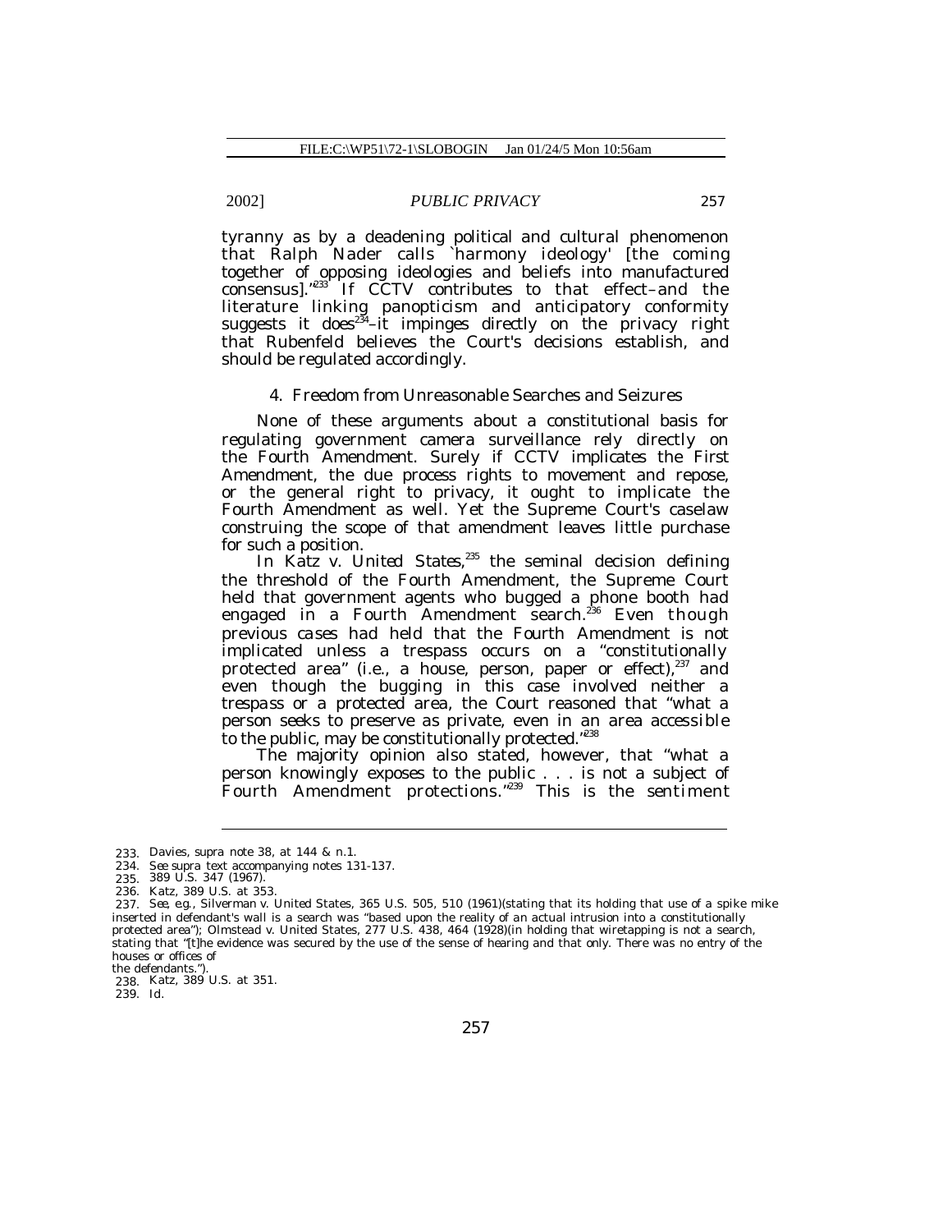tyranny as by a deadening political and cultural phenomenon that Ralph Nader calls `harmony ideology' [the coming together of opposing ideologies and beliefs into manufactured consensus]."[233] If CCTV contributes to that effect–and the literature linking panopticism and anticipatory conformity suggests it does[234]–it impinges directly on the privacy right that Rubenfeld believes the Court's decisions establish, and should be regulated accordingly.

#### 4. Freedom from Unreasonable Searches and Seizures

None of these arguments about a constitutional basis for regulating government camera surveillance rely directly on the Fourth Amendment. Surely if CCTV implicates the First Amendment, the due process rights to movement and repose, or the general right to privacy, it ought to implicate the Fourth Amendment as well. Yet the Supreme Court's caselaw construing the scope of that amendment leaves little purchase for such a position.

In *Katz v. United States*,[235] the seminal decision defining the threshold of the Fourth Amendment, the Supreme Court held that government agents who bugged a phone booth had engaged in a Fourth Amendment search.[236] Even though previous cases had held that the Fourth Amendment is not implicated unless a trespass occurs on a "constitutionally protected area" (i.e., a house, person, paper or effect),[237] and even though the bugging in this case involved neither a trespass or a protected area, the Court reasoned that "what a person seeks to preserve as private, even in an area accessible to the public, may be constitutionally protected."[238]

The majority opinion also stated, however, that "what a person knowingly exposes to the public . . . is not a subject of Fourth Amendment protections."[239] This is the sentiment

---

233. Davies, *supra* note 38, at 144 & n.1.

234. *See supra* text accompanying notes 131-137.

235. 389 U.S. 347 (1967).

236. *Katz*, 389 U.S. at 353.

237. *See, e.g.*, Silverman v. United States, 365 U.S. 505, 510 (1961)(stating that its holding that use of a spike mike inserted in defendant's wall is a search was "based upon the reality of an actual intrusion into a constitutionally protected area"); Olmstead v. United States, 277 U.S. 438, 464 (1928)(in holding that wiretapping is not a search, stating that "[t]he evidence was secured by the use of the sense of hearing and that only. There was no entry of the houses or offices of the defendants.").

238. *Katz*, 389 U.S. at 351.

239. *Id.*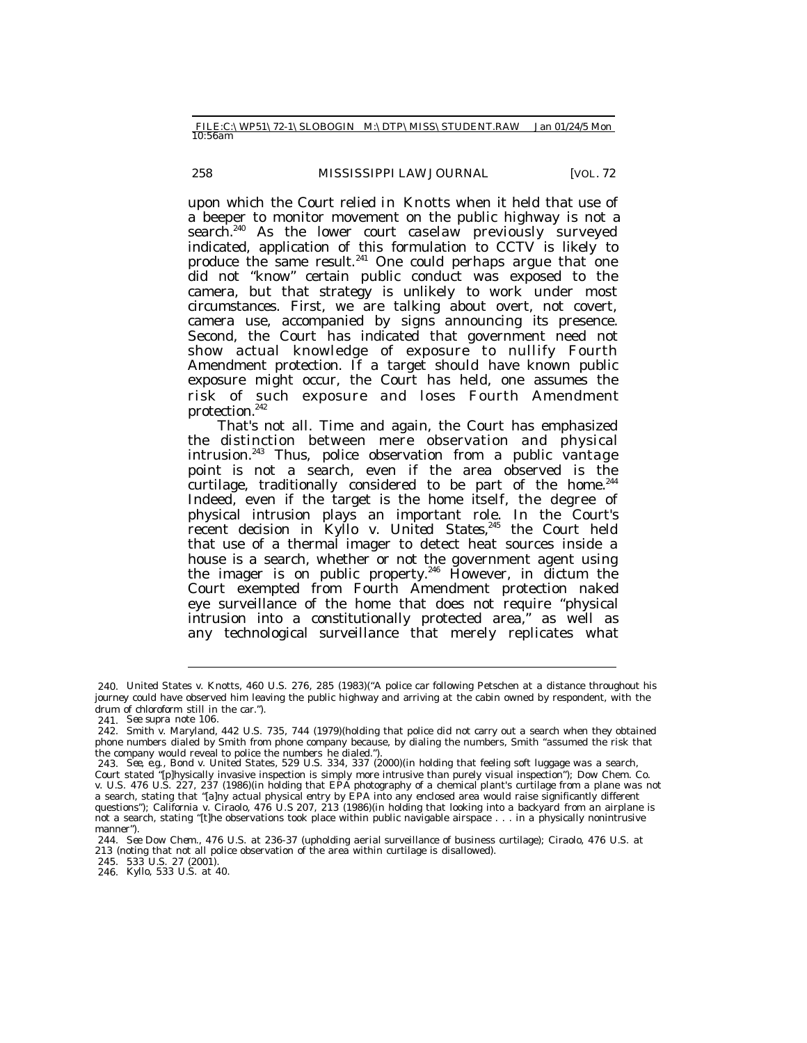upon which the Court relied in *Knotts* when it held that use of a beeper to monitor movement on the public highway is not a search.[240] As the lower court caselaw previously surveyed indicated, application of this formulation to CCTV is likely to produce the same result.[241] One could perhaps argue that one did not "know" certain public conduct was exposed to the camera, but that strategy is unlikely to work under most circumstances. First, we are talking about overt, not covert, camera use, accompanied by signs announcing its presence. Second, the Court has indicated that government need not show actual knowledge of exposure to nullify Fourth Amendment protection. If a target should have known public exposure might occur, the Court has held, one assumes the risk of such exposure and loses Fourth Amendment protection.[242]

That's not all. Time and again, the Court has emphasized the distinction between mere observation and physical intrusion.[243] Thus, police observation from a public vantage point is not a search, even if the area observed is the curtilage, traditionally considered to be part of the home.[244] Indeed, even if the target is the home itself, the degree of physical intrusion plays an important role. In the Court's recent decision in *Kyllo v. United States*,[245] the Court held that use of a thermal imager to detect heat sources inside a house is a search, whether or not the government agent using the imager is on public property.[246] However, in dictum the Court exempted from Fourth Amendment protection naked eye surveillance of the home that does not require "physical intrusion into a constitutionally protected area," as well as any technological surveillance that merely replicates what

---

240. United States v. Knotts, 460 U.S. 276, 285 (1983)("A police car following Petschen at a distance throughout his journey could have observed him leaving the public highway and arriving at the cabin owned by respondent, with the drum of chloroform still in the car.").

241. *See supra* note 106.

242. Smith v. Maryland, 442 U.S. 735, 744 (1979)(holding that police did not carry out a search when they obtained phone numbers dialed by Smith from phone company because, by dialing the numbers, Smith "assumed the risk that the company would reveal to police the numbers he dialed.").

243. *See, e.g.*, Bond v. United States, 529 U.S. 334, 337 (2000)(in holding that feeling soft luggage was a search, Court stated "[p]hysically invasive inspection is simply more intrusive than purely visual inspection"); Dow Chem. Co. v. U.S. 476 U.S. 227, 237 (1986)(in holding that EPA photography of a chemical plant's curtilage from a plane was not a search, stating that "[a]ny actual physical entry by EPA into any enclosed area would raise significantly different questions"); California v. Ciraolo, 476 U.S 207, 213 (1986)(in holding that looking into a backyard from an airplane is not a search, stating "[t]he observations took place within public navigable airspace . . . in a physically nonintrusive manner").

244. *See Dow Chem.*, 476 U.S. at 236-37 (upholding aerial surveillance of business curtilage); *Ciraolo*, 476 U.S. at 213 (noting that not all police observation of the area within curtilage is disallowed).

245. 533 U.S. 27 (2001).

246. *Kyllo*, 533 U.S. at 40.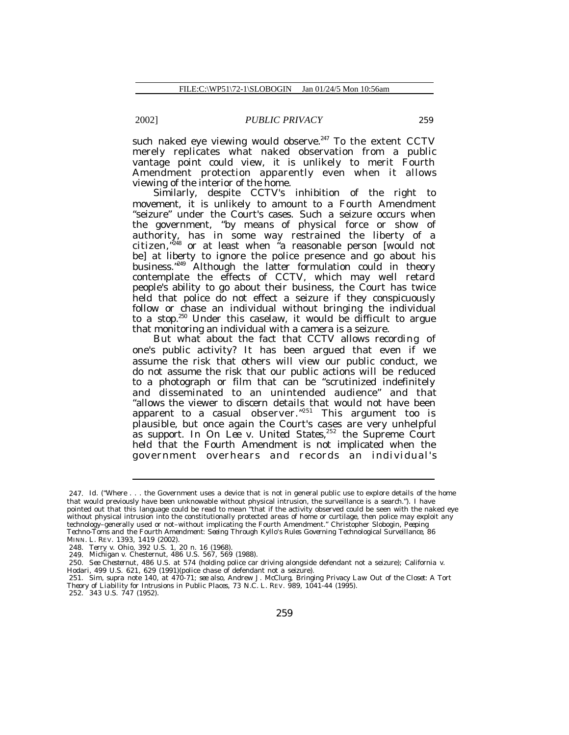such naked eye viewing would observe.[247] To the extent CCTV merely replicates what naked observation from a public vantage point could view, it is unlikely to merit Fourth Amendment protection apparently even when it allows viewing of the interior of the home.

Similarly, despite CCTV's inhibition of the right to movement, it is unlikely to amount to a Fourth Amendment "seizure" under the Court's cases. Such a seizure occurs when the government, "by means of physical force or show of authority, has in some way restrained the liberty of a citizen,"[248] or at least when "a reasonable person [would not be] at liberty to ignore the police presence and go about his business."[249] Although the latter formulation could in theory contemplate the effects of CCTV, which may well retard people's ability to go about their business, the Court has twice held that police do not effect a seizure if they conspicuously follow or chase an individual without bringing the individual to a stop.[250] Under this caselaw, it would be difficult to argue that monitoring an individual with a camera is a seizure.

But what about the fact that CCTV allows recording of one's public activity? It has been argued that even if we assume the risk that others will view our public conduct, we do not assume the risk that our public actions will be reduced to a photograph or film that can be "scrutinized indefinitely and disseminated to an unintended audience" and that "allows the viewer to discern details that would not have been apparent to a casual observer."[251] This argument too is plausible, but once again the Court's cases are very unhelpful as support. In *On Lee v. United States*,[252] the Supreme Court held that the Fourth Amendment is not implicated when the government overhears and records an individual's

---

247. *Id.* ("Where . . . the Government uses a device that is not in general public use to explore details of the home that would previously have been unknowable without physical intrusion, the surveillance is a search."). I have pointed out that this language could be read to mean "that if the activity observed could be seen with the naked eye without physical intrusion into the constitutionally protected areas of home or curtilage, then police may exploit any technology–generally used or not–without implicating the Fourth Amendment." Christopher Slobogin, *Peeping Techno-Toms and the Fourth Amendment: Seeing Through Kyllo's Rules Governing Technological Surveillance*, 86 MINN. L. REV. 1393, 1419 (2002).

248. Terry v. Ohio, 392 U.S. 1, 20 n. 16 (1968).

249. Michigan v. Chesternut, 486 U.S. 567, 569 (1988).

250. *See Chesternut*, 486 U.S. at 574 (holding police car driving alongside defendant not a seizure); California v. Hodari, 499 U.S. 621, 629 (1991)(police chase of defendant not a seizure).

251. Sim, *supra* note 140, at 470-71; *see also*, Andrew J. McClurg, *Bringing Privacy Law Out of the Closet: A Tort Theory of Liability for Intrusions in Public Places*, 73 N.C. L. REV. 989, 1041-44 (1995).

252. 343 U.S. 747 (1952).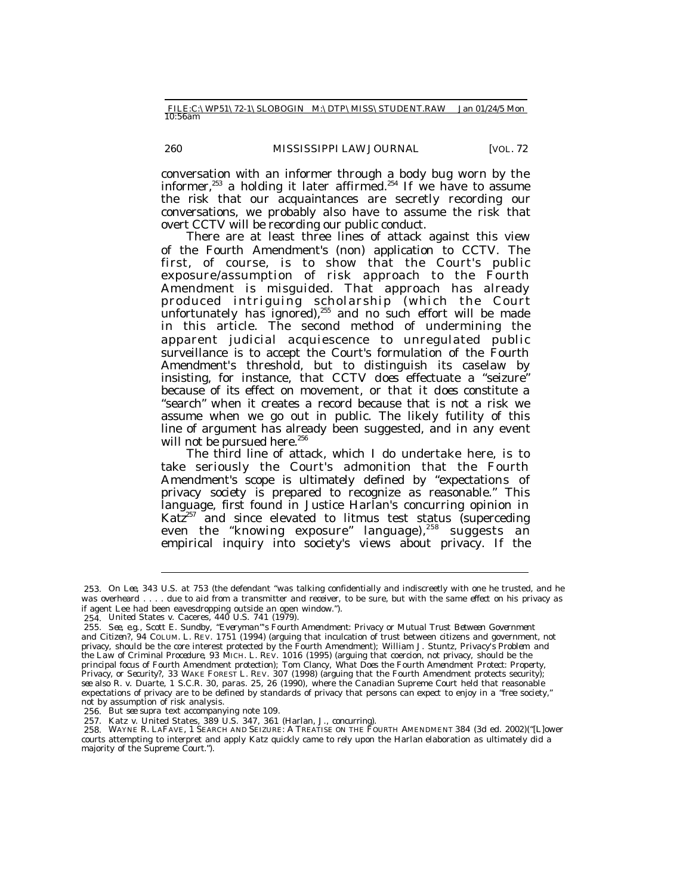conversation with an informer through a body bug worn by the informer,[253] a holding it later affirmed.[254] If we have to assume the risk that our acquaintances are secretly recording our conversations, we probably also have to assume the risk that overt CCTV will be recording our public conduct.

There are at least three lines of attack against this view of the Fourth Amendment's (non) application to CCTV. The first, of course, is to show that the Court's public exposure/assumption of risk approach to the Fourth Amendment is misguided. That approach has already produced intriguing scholarship (which the Court unfortunately has ignored),[255] and no such effort will be made in this article. The second method of undermining the apparent judicial acquiescence to unregulated public surveillance is to accept the Court's formulation of the Fourth Amendment's threshold, but to distinguish its caselaw by insisting, for instance, that CCTV *does* effectuate a "seizure" because of its effect on movement, or that it *does* constitute a "search" when it creates a record because that is not a risk we assume when we go out in public. The likely futility of this line of argument has already been suggested, and in any event will not be pursued here.[256]

The third line of attack, which I do undertake here, is to take seriously the Court's admonition that the Fourth Amendment's scope is ultimately defined by "expectations of privacy *society* is prepared to recognize as reasonable." This language, first found in Justice Harlan's concurring opinion in *Katz*[257] and since elevated to litmus test status (superceding even the "knowing exposure" language),[258] suggests an empirical inquiry into society's views about privacy. If the

---

253. *On Lee*, 343 U.S. at 753 (the defendant "was talking confidentially and indiscreetly with one he trusted, and he was overheard . . . . due to aid from a transmitter and receiver, to be sure, but with the same effect on his privacy as if agent Lee had been eavesdropping outside an open window.").

254. United States v. Caceres, 440 U.S. 741 (1979).

255. *See, e.g.*, Scott E. Sundby, *"Everyman"'s Fourth Amendment: Privacy or Mutual Trust Between Government and Citizen?*, 94 COLUM. L. REV. 1751 (1994) (arguing that inculcation of trust between citizens and government, not privacy, should be the core interest protected by the Fourth Amendment); William J. Stuntz, *Privacy's Problem and the Law of Criminal Procedure*, 93 MICH. L. REV. 1016 (1995) (arguing that coercion, not privacy, should be the principal focus of Fourth Amendment protection); Tom Clancy, *What Does the Fourth Amendment Protect: Property, Privacy, or Security?*, 33 WAKE FOREST L. REV. 307 (1998) (arguing that the Fourth Amendment protects security); *see also* R. v. Duarte, 1 S.C.R. 30, paras. 25, 26 (1990), where the Canadian Supreme Court held that reasonable expectations of privacy are to be defined by standards of privacy that persons can expect to enjoy in a "free society," not by assumption of risk analysis.

256. *But see supra* text accompanying note 109.

257. Katz v. United States, 389 U.S. 347, 361 (Harlan, J., concurring).

258. WAYNE R. LAFAVE, 1 SEARCH AND SEIZURE: A TREATISE ON THE FOURTH AMENDMENT 384 (3d ed. 2002)("[L]ower courts attempting to interpret and apply Katz quickly came to rely upon the Harlan elaboration as ultimately did a majority of the Supreme Court.").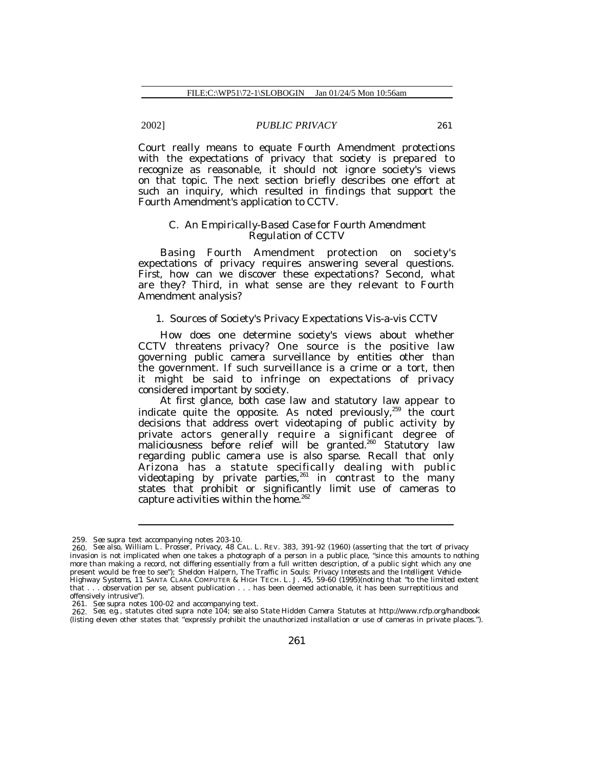Court really means to equate Fourth Amendment protections with the expectations of privacy that society is prepared to recognize as reasonable, it should not ignore society's views on that topic. The next section briefly describes one effort at such an inquiry, which resulted in findings that support the Fourth Amendment's application to CCTV.

### C. An Empirically-Based Case for Fourth Amendment Regulation of CCTV

Basing Fourth Amendment protection on society's expectations of privacy requires answering several questions. First, how can we discover these expectations? Second, what are they? Third, in what sense are they relevant to Fourth Amendment analysis?

#### 1. Sources of Society's Privacy Expectations Vis-a-vis CCTV

How does one determine society's views about whether CCTV threatens privacy? One source is the positive law governing public camera surveillance by entities other than the government. If such surveillance is a crime or a tort, then it might be said to infringe on expectations of privacy considered important by society.

At first glance, both case law and statutory law appear to indicate quite the opposite. As noted previously,[259] the court decisions that address overt videotaping of public activity by private actors generally require a significant degree of maliciousness before relief will be granted.[260] Statutory law regarding public camera use is also sparse. Recall that only Arizona has a statute specifically dealing with public videotaping by private parties,[261] in contrast to the many states that prohibit or significantly limit use of cameras to capture activities within the home.[262]

---

259. *See supra* text accompanying notes 203-10.

260. *See also*, William L. Prosser, *Privacy*, 48 CAL. L. REV. 383, 391-92 (1960) (asserting that the tort of privacy invasion is not implicated when one takes a photograph of a person in a public place, "since this amounts to nothing more than making a record, not differing essentially from a full written description, of a public sight which any one present would be free to see"); Sheldon Halpern, *The Traffic in Souls: Privacy Interests and the Intelligent Vehicle-Highway Systems*, 11 SANTA CLARA COMPUTER & HIGH TECH. L. J. 45, 59-60 (1995)(noting that "to the limited extent that . . . observation per se, absent publication . . . has been deemed actionable, it has been surreptitious and offensively intrusive").

261. *See supra* notes 100-02 and accompanying text.

262. *See, e.g.*, statutes cited *supra* note 104; *see also State Hidden Camera Statutes* at http://www.rcfp.org/handbook (listing eleven other states that "expressly prohibit the unauthorized installation or use of cameras in private places.").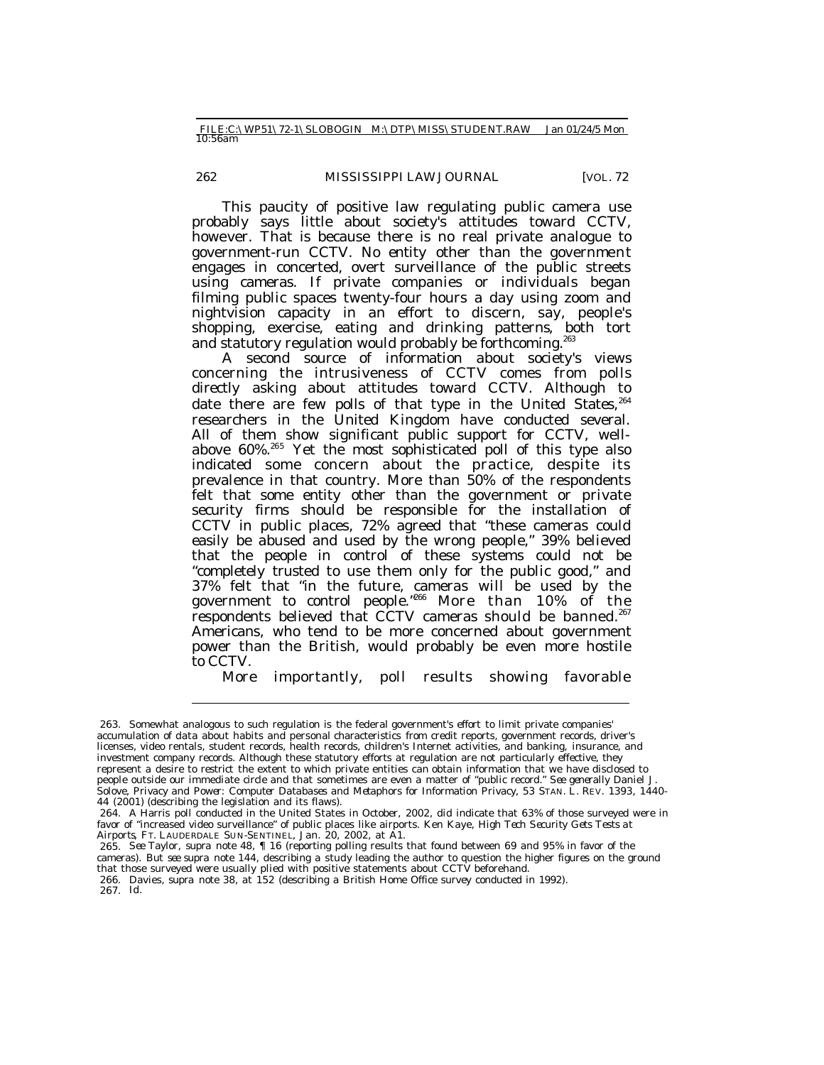This paucity of positive law regulating public camera use probably says little about society's attitudes toward CCTV, however. That is because there is no real private analogue to government-run CCTV. No entity other than the government engages in concerted, overt surveillance of the public streets using cameras. If private companies or individuals began filming public spaces twenty-four hours a day using zoom and nightvision capacity in an effort to discern, say, people's shopping, exercise, eating and drinking patterns, both tort and statutory regulation would probably be forthcoming.[263]

A second source of information about society's views concerning the intrusiveness of CCTV comes from polls directly asking about attitudes toward CCTV. Although to date there are few polls of that type in the United States,[264] researchers in the United Kingdom have conducted several. All of them show significant public support for CCTV, well-above 60%.[265] Yet the most sophisticated poll of this type also indicated some concern about the practice, despite its prevalence in that country. More than 50% of the respondents felt that some entity other than the government or private security firms should be responsible for the installation of CCTV in public places, 72% agreed that "these cameras could easily be abused and used by the wrong people," 39% believed that the people in control of these systems could not be "completely trusted to use them only for the public good," and 37% felt that "in the future, cameras will be used by the government to control people."[266] More than 10% of the respondents believed that CCTV cameras should be banned.[267] Americans, who tend to be more concerned about government power than the British, would probably be even more hostile to CCTV.

More importantly, poll results showing favorable

---

263. Somewhat analogous to such regulation is the federal government's effort to limit private companies' accumulation of data about habits and personal characteristics from credit reports, government records, driver's licenses, video rentals, student records, health records, children's Internet activities, and banking, insurance, and investment company records. Although these statutory efforts at regulation are not particularly effective, they represent a desire to restrict the extent to which private entities can obtain information that we have disclosed to people outside our immediate circle and that sometimes are even a matter of "public record." *See generally* Daniel J. Solove, *Privacy and Power: Computer Databases and Metaphors for Information Privacy*, 53 STAN. L. REV. 1393, 1440-44 (2001) (describing the legislation and its flaws).

264. A Harris poll conducted in the United States in October, 2002, did indicate that 63% of those surveyed were in favor of "increased video surveillance" of public places like airports. Ken Kaye, *High Tech Security Gets Tests at Airports*, FT. LAUDERDALE SUN-SENTINEL, Jan. 20, 2002, at A1.

265. *See* Taylor, *supra* note 48, ¶ 16 (reporting polling results that found between 69 and 95% in favor of the cameras). *But see supra* note 144, describing a study leading the author to question the higher figures on the ground that those surveyed were usually plied with positive statements about CCTV beforehand.

266. Davies, *supra* note 38, at 152 (describing a British Home Office survey conducted in 1992).

267. *Id.*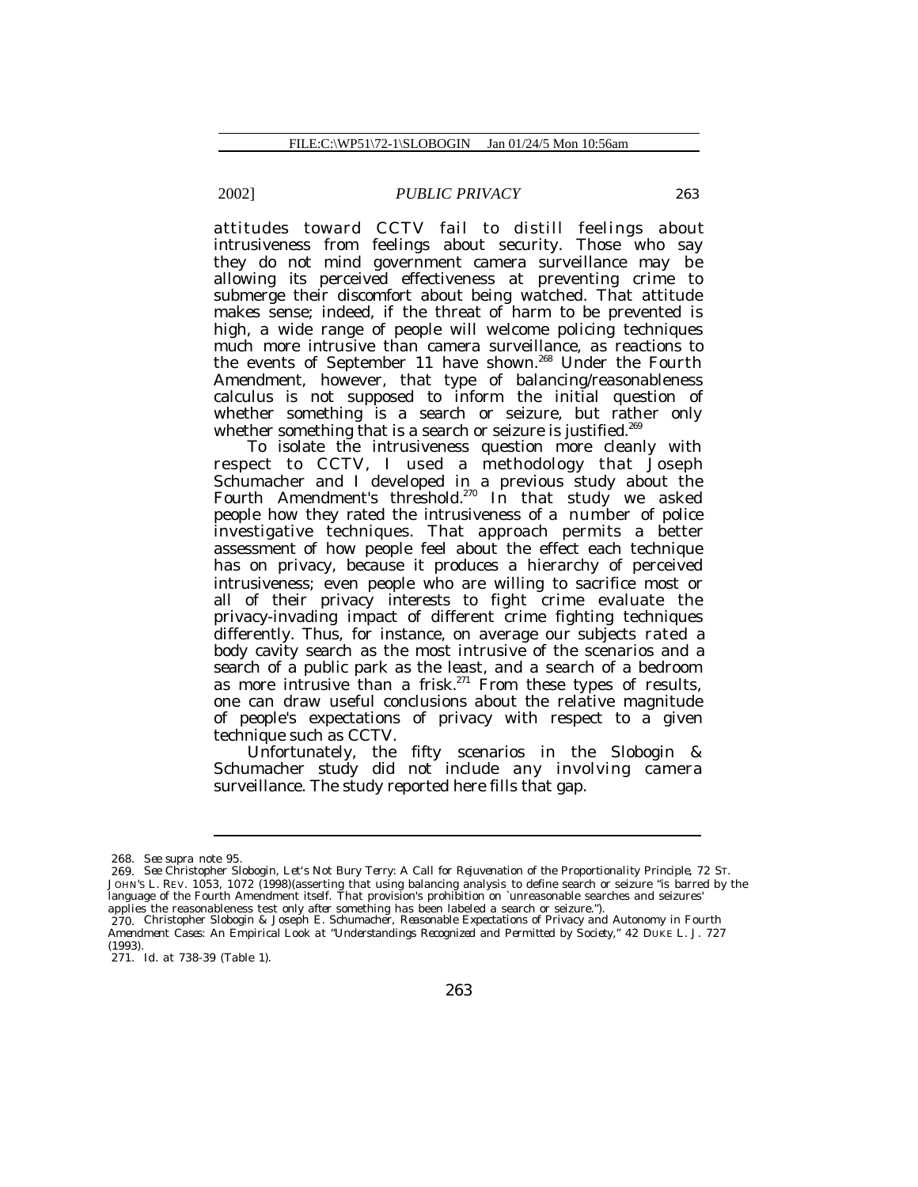attitudes toward CCTV fail to distill feelings about intrusiveness from feelings about security. Those who say they do not mind government camera surveillance may be allowing its perceived effectiveness at preventing crime to submerge their discomfort about being watched. That attitude makes sense; indeed, if the threat of harm to be prevented is high, a wide range of people will welcome policing techniques much more intrusive than camera surveillance, as reactions to the events of September 11 have shown.[268] Under the Fourth Amendment, however, that type of balancing/reasonableness calculus is not supposed to inform the initial question of whether something is a search or seizure, but rather only whether something that is a search or seizure is justified.[269]

To isolate the intrusiveness question more cleanly with respect to CCTV, I used a methodology that Joseph Schumacher and I developed in a previous study about the Fourth Amendment's threshold.[270] In that study we asked people how they rated the intrusiveness of a number of police investigative techniques. That approach permits a better assessment of how people feel about the effect each technique has on privacy, because it produces a hierarchy of perceived intrusiveness; even people who are willing to sacrifice most or all of their privacy interests to fight crime evaluate the privacy-invading impact of different crime fighting techniques differently. Thus, for instance, on average our subjects rated a body cavity search as the most intrusive of the scenarios and a search of a public park as the least, and a search of a bedroom as more intrusive than a frisk.[271] From these types of results, one can draw useful conclusions about the relative magnitude of people's expectations of privacy with respect to a given technique such as CCTV.

Unfortunately, the fifty scenarios in the Slobogin & Schumacher study did not include any involving camera surveillance. The study reported here fills that gap.

---

268. *See supra* note 95.

269. *See* Christopher Slobogin, *Let's Not Bury Terry: A Call for Rejuvenation of the Proportionality Principle*, 72 ST. JOHN'S L. REV. 1053, 1072 (1998)(asserting that using balancing analysis to define search or seizure "is barred by the language of the Fourth Amendment itself. That provision's prohibition on `unreasonable searches and seizures' applies the reasonableness test only *after* something has been labeled a search or seizure.").

270. Christopher Slobogin & Joseph E. Schumacher, *Reasonable Expectations of Privacy and Autonomy in Fourth Amendment Cases: An Empirical Look at "Understandings Recognized and Permitted by Society,"* 42 DUKE L. J. 727 (1993).

271. *Id.* at 738-39 (Table 1).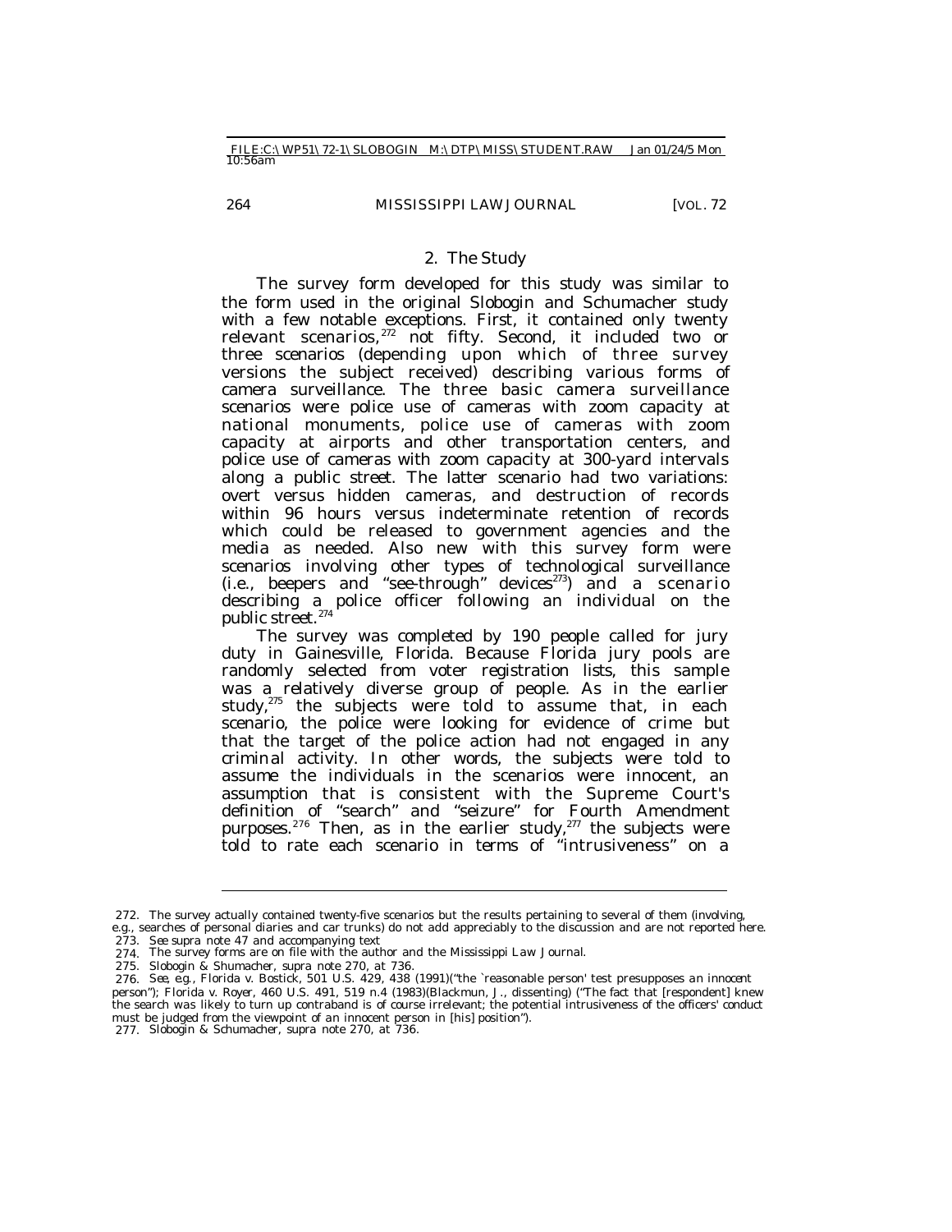### 2. The Study

The survey form developed for this study was similar to the form used in the original Slobogin and Schumacher study with a few notable exceptions. First, it contained only twenty relevant scenarios,[272] not fifty. Second, it included two or three scenarios (depending upon which of three survey versions the subject received) describing various forms of camera surveillance. The three basic camera surveillance scenarios were police use of cameras with zoom capacity at national monuments, police use of cameras with zoom capacity at airports and other transportation centers, and police use of cameras with zoom capacity at 300-yard intervals along a public street. The latter scenario had two variations: overt versus hidden cameras, and destruction of records within 96 hours versus indeterminate retention of records which could be released to government agencies and the media as needed. Also new with this survey form were scenarios involving other types of technological surveillance (i.e., beepers and "see-through" devices[273]) and a scenario describing a police officer following an individual on the public street.[274]

The survey was completed by 190 people called for jury duty in Gainesville, Florida. Because Florida jury pools are randomly selected from voter registration lists, this sample was a relatively diverse group of people. As in the earlier study,[275] the subjects were told to assume that, in each scenario, the police were looking for evidence of crime but that the target of the police action had not engaged in any criminal activity. In other words, the subjects were told to assume the individuals in the scenarios were innocent, an assumption that is consistent with the Supreme Court's definition of "search" and "seizure" for Fourth Amendment purposes.[276] Then, as in the earlier study,[277] the subjects were told to rate each scenario in terms of "intrusiveness" on a

---

272. The survey actually contained twenty-five scenarios but the results pertaining to several of them (involving, e.g., searches of personal diaries and car trunks) do not add appreciably to the discussion and are not reported here.

273. *See supra* note 47 and accompanying text

274. The survey forms are on file with the author and the *Mississippi Law Journal*.

275. Slobogin & Shumacher, *supra* note 270, at 736.

276. *See, e.g.*, Florida v. Bostick, 501 U.S. 429, 438 (1991)("the `reasonable person' test presupposes an *innocent* person"); Florida v. Royer, 460 U.S. 491, 519 n.4 (1983)(Blackmun, J., dissenting) ("The fact that [respondent] knew the search was likely to turn up contraband is of course irrelevant; the potential intrusiveness of the officers' conduct must be judged from the viewpoint of an innocent person in [his] position").

277. Slobogin & Schumacher, *supra* note 270, at 736.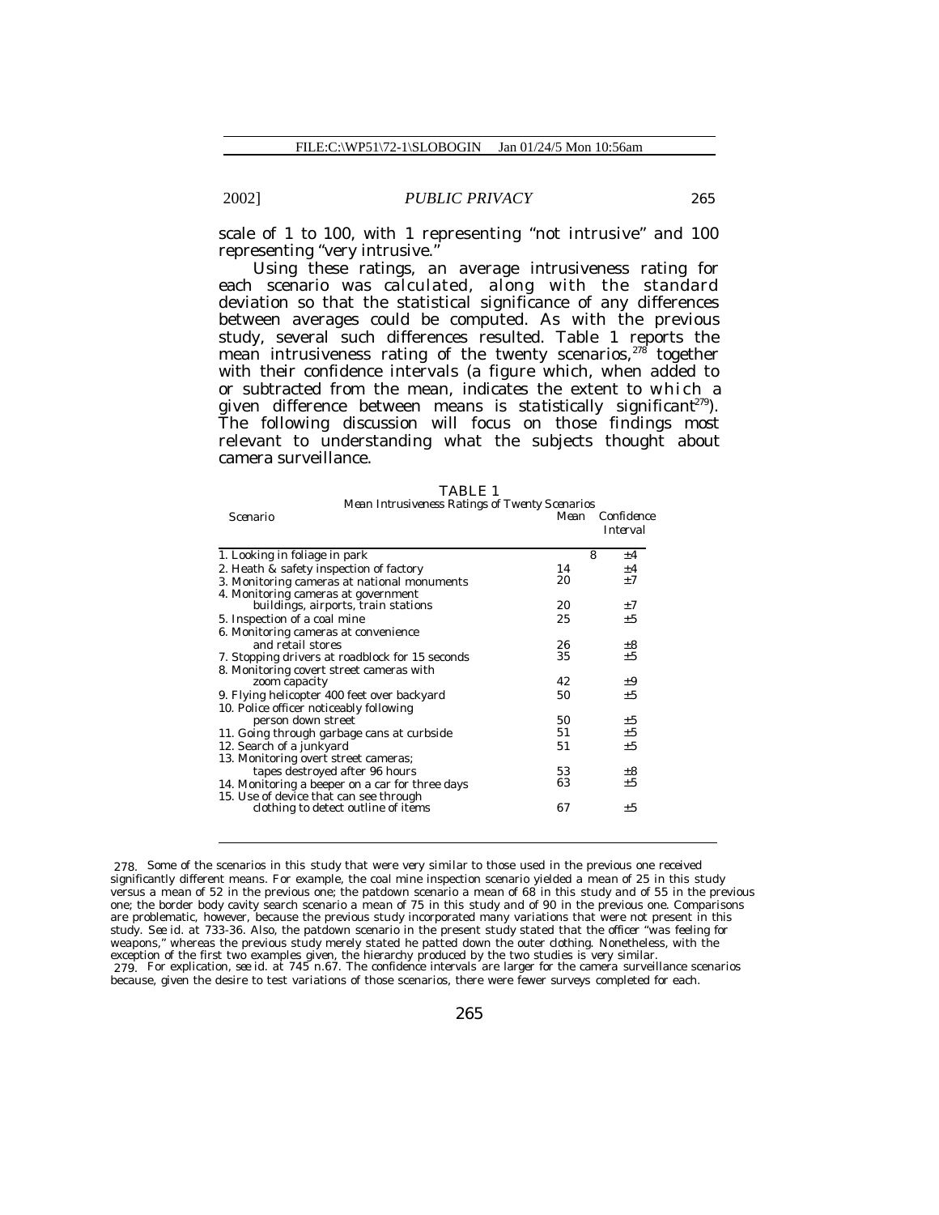scale of 1 to 100, with 1 representing "not intrusive" and 100 representing "very intrusive."

Using these ratings, an average intrusiveness rating for each scenario was calculated, along with the standard deviation so that the statistical significance of any differences between averages could be computed. As with the previous study, several such differences resulted. Table 1 reports the mean intrusiveness rating of the twenty scenarios,[278] together with their confidence intervals (a figure which, when added to or subtracted from the mean, indicates the extent to which a given difference between means is statistically significant[279]). The following discussion will focus on those findings most relevant to understanding what the subjects thought about camera surveillance.

TABLE 1
*Mean Intrusiveness Ratings of Twenty Scenarios*

| *Scenario* | *Mean* | *Confidence Interval* |
|---|---|---|
| 1. Looking in foliage in park | 8 | ±4 |
| 2. Heath & safety inspection of factory | 14 | ±4 |
| 3. Monitoring cameras at national monuments | 20 | ±7 |
| 4. Monitoring cameras at government buildings, airports, train stations | 20 | ±7 |
| 5. Inspection of a coal mine | 25 | ±5 |
| 6. Monitoring cameras at convenience and retail stores | 26 | ±8 |
| 7. Stopping drivers at roadblock for 15 seconds | 35 | ±5 |
| 8. Monitoring covert street cameras with zoom capacity | 42 | ±9 |
| 9. Flying helicopter 400 feet over backyard | 50 | ±5 |
| 10. Police officer noticeably following person down street | 50 | ±5 |
| 11. Going through garbage cans at curbside | 51 | ±5 |
| 12. Search of a junkyard | 51 | ±5 |
| 13. Monitoring overt street cameras; tapes destroyed after 96 hours | 53 | ±8 |
| 14. Monitoring a beeper on a car for three days | 63 | ±5 |
| 15. Use of device that can see through clothing to detect outline of items | 67 | ±5 |

278. Some of the scenarios in this study that were very similar to those used in the previous one received significantly different means. For example, the coal mine inspection scenario yielded a mean of 25 in this study versus a mean of 52 in the previous one; the patdown scenario a mean of 68 in this study and of 55 in the previous one; the border body cavity search scenario a mean of 75 in this study and of 90 in the previous one. Comparisons are problematic, however, because the previous study incorporated many variations that were not present in this study. *See id.* at 733-36. Also, the patdown scenario in the present study stated that the officer "was feeling for weapons," whereas the previous study merely stated he patted down the outer clothing. Nonetheless, with the exception of the first two examples given, the hierarchy produced by the two studies is very similar.

279. For explication, *see id.* at 745 n.67. The confidence intervals are larger for the camera surveillance scenarios because, given the desire to test variations of those scenarios, there were fewer surveys completed for each.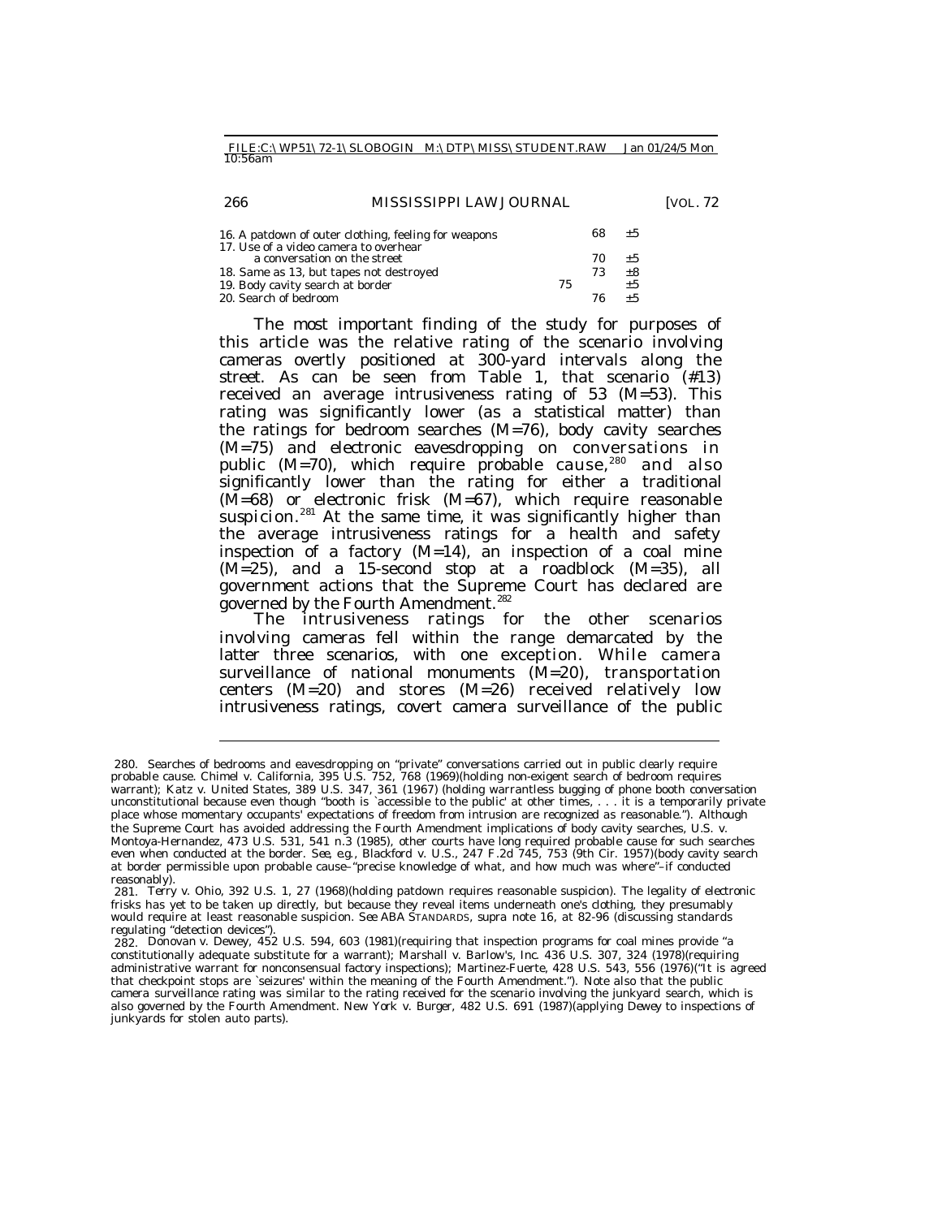| | | |
|---|---|---|
| 16. A patdown of outer clothing, feeling for weapons | 68 | ±5 |
| 17. Use of a video camera to overhear a conversation on the street | 70 | ±5 |
| 18. Same as 13, but tapes not destroyed | 73 | ±8 |
| 19. Body cavity search at border | 75 | ±5 |
| 20. Search of bedroom | 76 | ±5 |

The most important finding of the study for purposes of this article was the relative rating of the scenario involving cameras overtly positioned at 300-yard intervals along the street. As can be seen from Table 1, that scenario (#13) received an average intrusiveness rating of 53 (M=53). This rating was significantly lower (as a statistical matter) than the ratings for bedroom searches (M=76), body cavity searches (M=75) and electronic eavesdropping on conversations in public (M=70), which require probable cause,[280] and also significantly lower than the rating for either a traditional (M=68) or electronic frisk (M=67), which require reasonable suspicion.[281] At the same time, it was significantly higher than the average intrusiveness ratings for a health and safety inspection of a factory (M=14), an inspection of a coal mine (M=25), and a 15-second stop at a roadblock (M=35), all government actions that the Supreme Court has declared are governed by the Fourth Amendment.[282]

The intrusiveness ratings for the other scenarios involving cameras fell within the range demarcated by the latter three scenarios, with one exception. While camera surveillance of national monuments (M=20), transportation centers (M=20) and stores (M=26) received relatively low intrusiveness ratings, covert camera surveillance of the public

---

280. Searches of bedrooms and eavesdropping on "private" conversations carried out in public clearly require probable cause. Chimel v. California, 395 U.S. 752, 768 (1969)(holding non-exigent search of bedroom requires warrant); Katz v. United States, 389 U.S. 347, 361 (1967) (holding warrantless bugging of phone booth conversation unconstitutional because even though "booth is `accessible to the public' at other times, . . . it is a temporarily private place whose momentary occupants' expectations of freedom from intrusion are recognized as reasonable."). Although the Supreme Court has avoided addressing the Fourth Amendment implications of body cavity searches, U.S. v. Montoya-Hernandez, 473 U.S. 531, 541 n.3 (1985), other courts have long required probable cause for such searches even when conducted at the border. *See, e.g.*, Blackford v. U.S., 247 F.2d 745, 753 (9th Cir. 1957)(body cavity search at border permissible upon probable cause–"precise knowledge of what, and how much was where"–if conducted reasonably).

281. Terry v. Ohio, 392 U.S. 1, 27 (1968)(holding patdown requires reasonable suspicion). The legality of electronic frisks has yet to be taken up directly, but because they reveal items underneath one's clothing, they presumably would require at least reasonable suspicion. *See* ABA STANDARDS, *supra* note 16, at 82-96 (discussing standards regulating "detection devices").

282. Donovan v. Dewey, 452 U.S. 594, 603 (1981)(requiring that inspection programs for coal mines provide "a constitutionally adequate substitute for a warrant); Marshall v. Barlow's, Inc. 436 U.S. 307, 324 (1978)(requiring administrative warrant for nonconsensual factory inspections); Martinez-Fuerte, 428 U.S. 543, 556 (1976)("It is agreed that checkpoint stops are `seizures' within the meaning of the Fourth Amendment."). Note also that the public camera surveillance rating was similar to the rating received for the scenario involving the junkyard search, which is also governed by the Fourth Amendment. New York v. Burger, 482 U.S. 691 (1987)(applying *Dewey* to inspections of junkyards for stolen auto parts).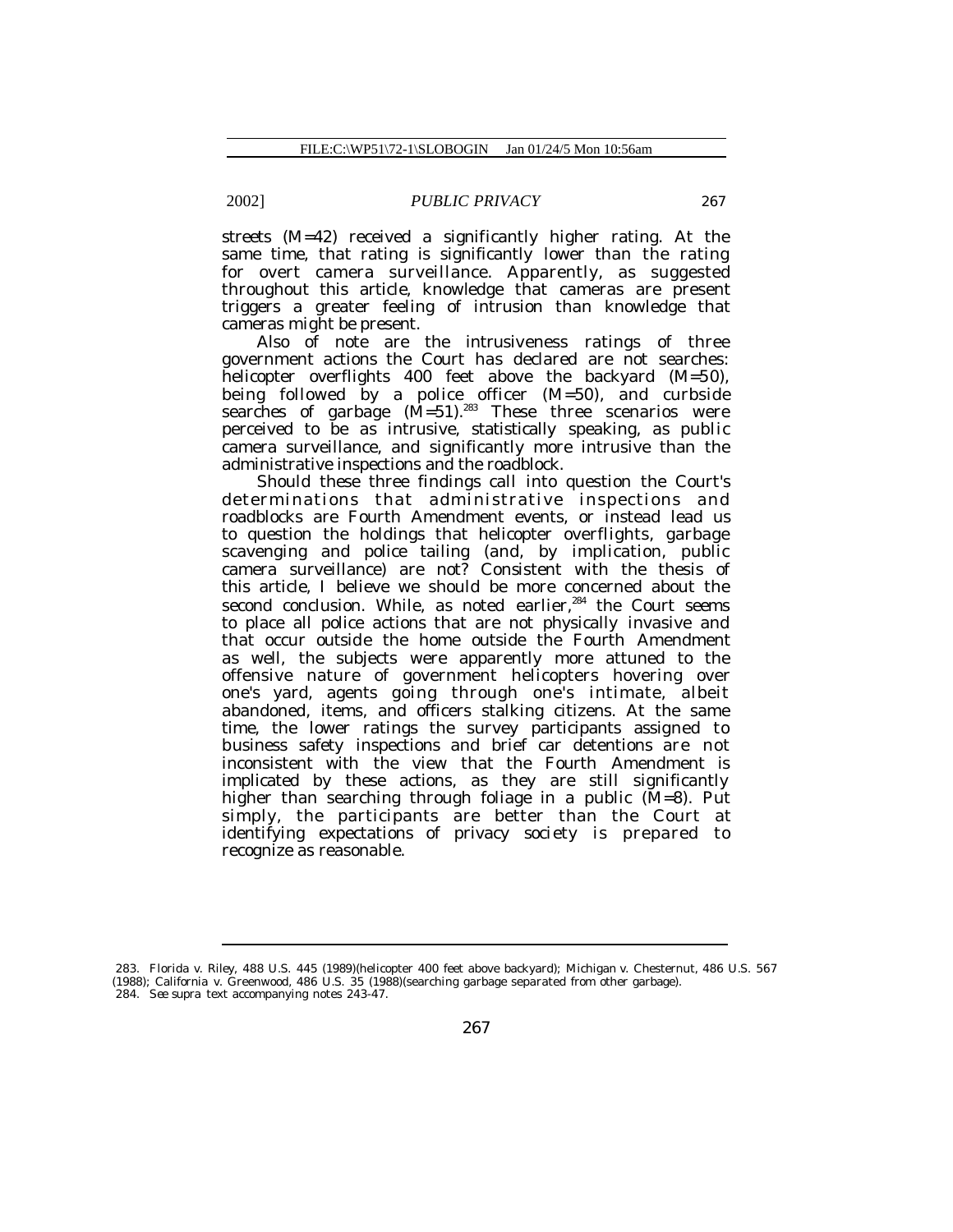streets (M=42) received a significantly higher rating. At the same time, that rating is significantly lower than the rating for overt camera surveillance. Apparently, as suggested throughout this article, knowledge that cameras are present triggers a greater feeling of intrusion than knowledge that cameras might be present.

Also of note are the intrusiveness ratings of three government actions the Court has declared are not searches: helicopter overflights 400 feet above the backyard (M=50), being followed by a police officer (M=50), and curbside searches of garbage (M=51).[283] These three scenarios were perceived to be as intrusive, statistically speaking, as public camera surveillance, and significantly more intrusive than the administrative inspections and the roadblock.

Should these three findings call into question the Court's determinations that administrative inspections and roadblocks are Fourth Amendment events, or instead lead us to question the holdings that helicopter overflights, garbage scavenging and police tailing (and, by implication, public camera surveillance) are *not*? Consistent with the thesis of this article, I believe we should be more concerned about the second conclusion. While, as noted earlier,[284] the Court seems to place all police actions that are not physically invasive and that occur outside the home outside the Fourth Amendment as well, the subjects were apparently more attuned to the offensive nature of government helicopters hovering over one's yard, agents going through one's intimate, albeit abandoned, items, and officers stalking citizens. At the same time, the lower ratings the survey participants assigned to business safety inspections and brief car detentions are not inconsistent with the view that the Fourth Amendment is implicated by these actions, as they are still significantly higher than searching through foliage in a public (M=8). Put simply, the participants are better than the Court at identifying expectations of privacy society is prepared to recognize as reasonable.

---

283. Florida v. Riley, 488 U.S. 445 (1989)(helicopter 400 feet above backyard); Michigan v. Chesternut, 486 U.S. 567 (1988); California v. Greenwood, 486 U.S. 35 (1988)(searching garbage separated from other garbage).

284. *See supra* text accompanying notes 243-47.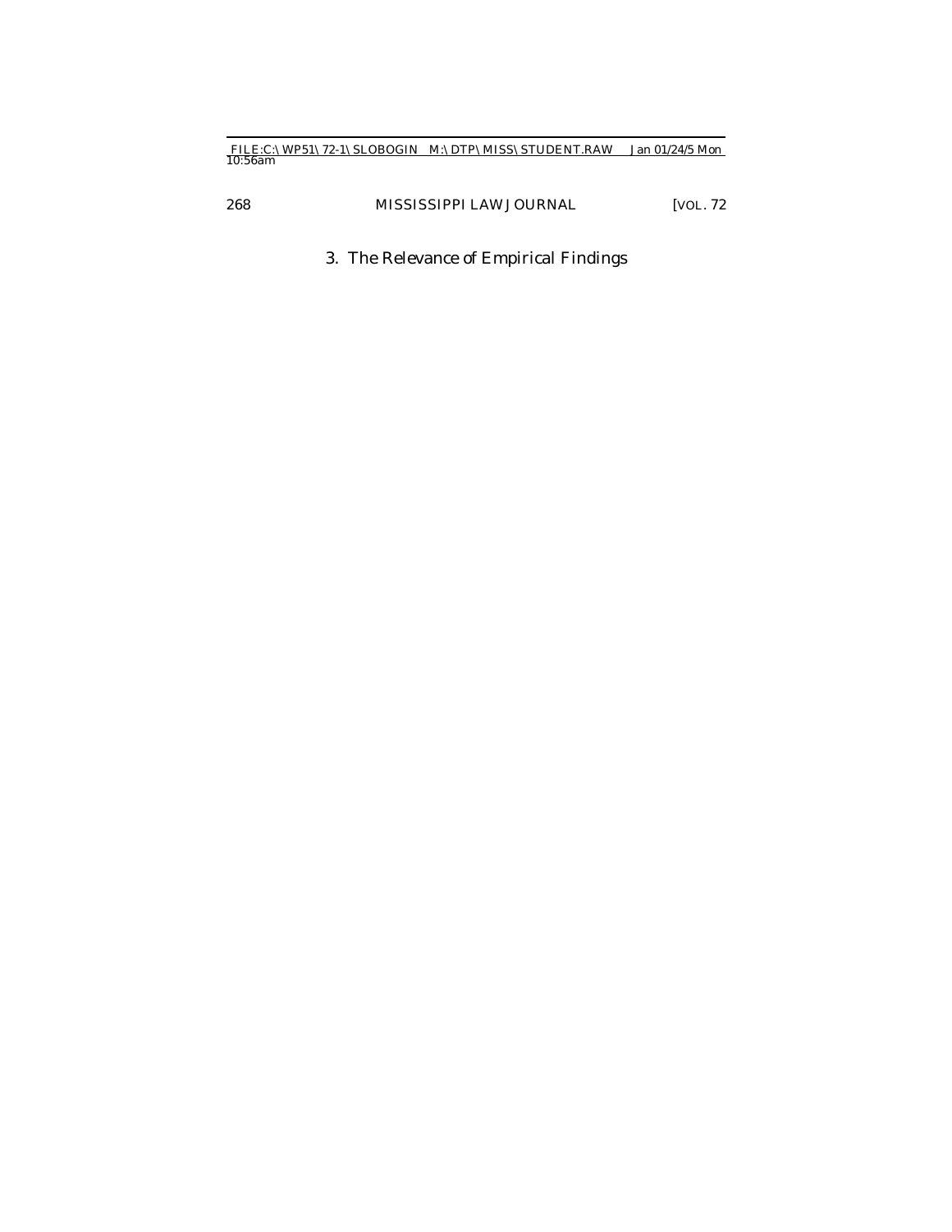### 3. The Relevance of Empirical Findings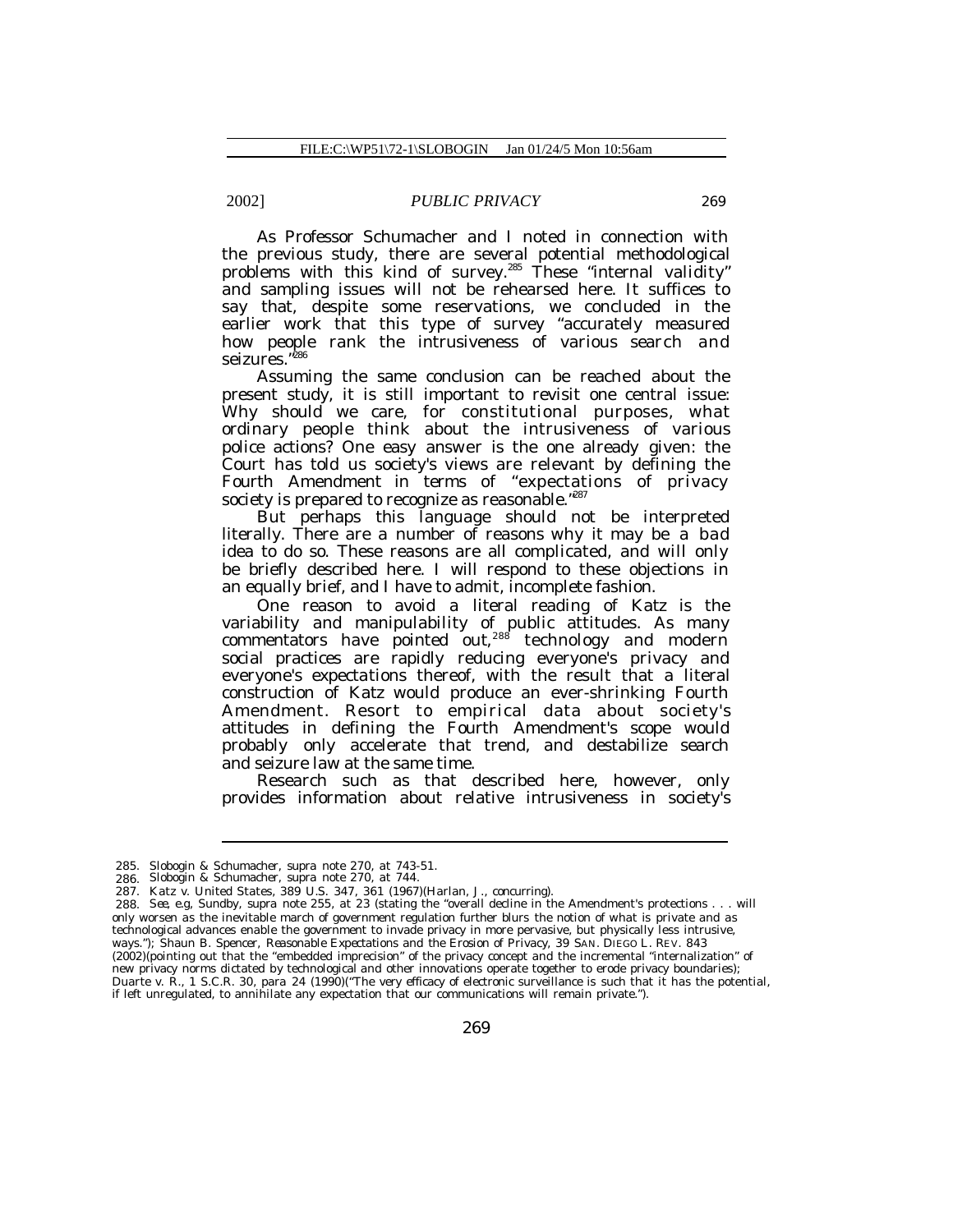As Professor Schumacher and I noted in connection with the previous study, there are several potential methodological problems with this kind of survey.[285] These "internal validity" and sampling issues will not be rehearsed here. It suffices to say that, despite some reservations, we concluded in the earlier work that this type of survey "accurately measured how people rank the intrusiveness of various search and seizures."[286]

Assuming the same conclusion can be reached about the present study, it is still important to revisit one central issue: Why should we care, for constitutional purposes, what ordinary people think about the intrusiveness of various police actions? One easy answer is the one already given: the Court has told us society's views are relevant by defining the Fourth Amendment in terms of "expectations of privacy society is prepared to recognize as reasonable."[287]

But perhaps this language should not be interpreted literally. There are a number of reasons why it may be a bad idea to do so. These reasons are all complicated, and will only be briefly described here. I will respond to these objections in an equally brief, and I have to admit, incomplete fashion.

One reason to avoid a literal reading of *Katz* is the variability and manipulability of public attitudes. As many commentators have pointed out,[288] technology and modern social practices are rapidly reducing everyone's privacy and everyone's expectations thereof, with the result that a literal construction of *Katz* would produce an ever-shrinking Fourth Amendment. Resort to empirical data about society's attitudes in defining the Fourth Amendment's scope would probably only accelerate that trend, and destabilize search and seizure law at the same time.

Research such as that described here, however, only provides information about relative intrusiveness in society's

---

285. Slobogin & Schumacher, *supra* note 270, at 743-51.

286. Slobogin & Schumacher, *supra* note 270, at 744.

287. Katz v. United States, 389 U.S. 347, 361 (1967)(Harlan, J., concurring).

288. *See, e.g*, Sundby, *supra* note 255, at 23 (stating the "overall decline in the Amendment's protections . . . will only worsen as the inevitable march of government regulation further blurs the notion of what is private and as technological advances enable the government to invade privacy in more pervasive, but physically less intrusive, ways."); Shaun B. Spencer, *Reasonable Expectations and the Erosion of Privacy*, 39 SAN. DIEGO L. REV. 843 (2002)(pointing out that the "embedded imprecision" of the privacy concept and the incremental "internalization" of new privacy norms dictated by technological and other innovations operate together to erode privacy boundaries); Duarte v. R., 1 S.C.R. 30, para 24 (1990)("The very efficacy of electronic surveillance is such that it has the potential, if left unregulated, to annihilate any expectation that our communications will remain private.").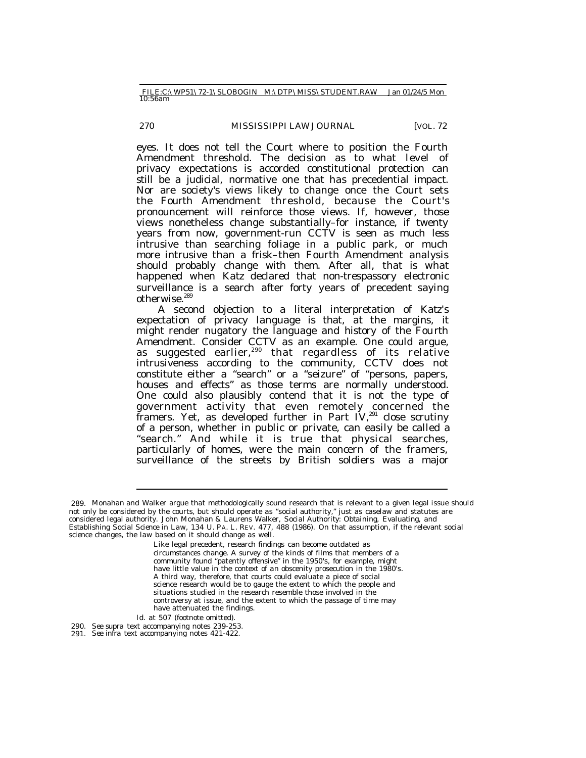eyes. It does not tell the Court where to position the Fourth Amendment threshold. The decision as to what level of privacy expectations is accorded constitutional protection can still be a judicial, normative one that has precedential impact. Nor are society's views likely to change once the Court sets the Fourth Amendment threshold, because the Court's pronouncement will reinforce those views. If, however, those views nonetheless change substantially–for instance, if twenty years from now, government-run CCTV is seen as much less intrusive than searching foliage in a public park, or much more intrusive than a frisk–then Fourth Amendment analysis should probably change with them. After all, that is what happened when *Katz* declared that non-trespassory electronic surveillance is a search after forty years of precedent saying otherwise.[289]

A second objection to a literal interpretation of *Katz*'s expectation of privacy language is that, at the margins, it might render nugatory the language and history of the Fourth Amendment. Consider CCTV as an example. One could argue, as suggested earlier,[290] that regardless of its relative intrusiveness according to the community, CCTV does not constitute either a "search" or a "seizure" of "persons, papers, houses and effects" as those terms are normally understood. One could also plausibly contend that it is not the type of government activity that even remotely concerned the framers. Yet, as developed further in Part IV,[291] close scrutiny of a person, whether in public or private, can easily be called a "search." And while it is true that physical searches, particularly of homes, were the main concern of the framers, surveillance of the streets by British soldiers was a major

---

289. Monahan and Walker argue that methodologically sound research that is relevant to a given legal issue should not only be considered by the courts, but should operate as "social authority," just as caselaw and statutes are considered legal authority. John Monahan & Laurens Walker, *Social Authority: Obtaining, Evaluating, and Establishing Social Science in Law*, 134 U. PA. L. REV. 477, 488 (1986). On that assumption, if the relevant social science changes, the law based on it should change as well.

> Like legal precedent, research findings can become outdated as circumstances change. A survey of the kinds of films that members of a community found "patently offensive" in the 1950's, for example, might have little value in the context of an obscenity prosecution in the 1980's. A third way, therefore, that courts could evaluate a piece of social science research would be to gauge the extent to which the people and situations studied in the research resemble those involved in the controversy at issue, and the extent to which the passage of time may have attenuated the findings.

*Id.* at 507 (footnote omitted).

290. *See supra* text accompanying notes 239-253.

291. *See infra* text accompanying notes 421-422.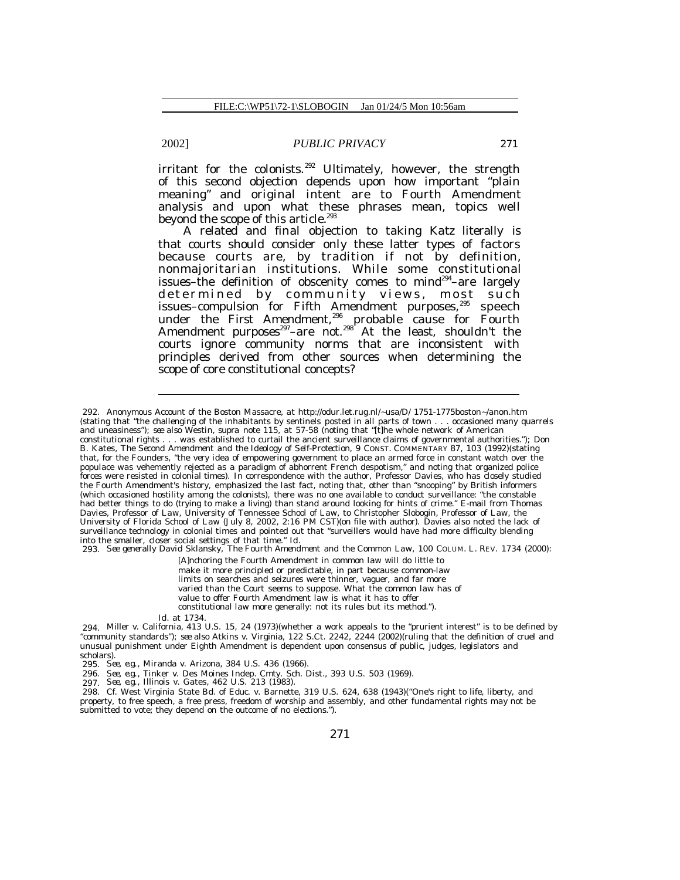irritant for the colonists.[292] Ultimately, however, the strength of this second objection depends upon how important "plain meaning" and original intent are to Fourth Amendment analysis and upon what these phrases mean, topics well beyond the scope of this article.[293]

A related and final objection to taking Katz literally is that courts should consider only these latter types of factors because courts are, by tradition if not by definition, nonmajoritarian institutions. While some constitutional issues–the definition of obscenity comes to mind[294]–are largely determined by community views, most such issues–compulsion for Fifth Amendment purposes,[295] speech under the First Amendment,[296] probable cause for Fourth Amendment purposes[297]–are not.[298] At the least, shouldn't the courts ignore community norms that are inconsistent with principles derived from other sources when determining the scope of core constitutional concepts?

---

292. Anonymous Account of the Boston Massacre, at http://odur.let.rug.nl/~usa/D/ 1751-1775boston~/anon.htm (stating that "the challenging of the inhabitants by sentinels posted in all parts of town . . . occasioned many quarrels and uneasiness"); *see also* Westin, *supra* note 115, at 57-58 (noting that "[t]he whole network of American constitutional rights . . . was established to curtail the ancient surveillance claims of governmental authorities."); Don B. Kates, *The Second Amendment and the Ideology of Self-Protection*, 9 CONST. COMMENTARY 87, 103 (1992)(stating that, for the Founders, "the very idea of empowering government to place an armed force in constant watch over the populace was vehemently rejected as a paradigm of abhorrent French despotism," and noting that organized police forces were resisted in colonial times). In correspondence with the author, Professor Davies, who has closely studied the Fourth Amendment's history, emphasized the last fact, noting that, other than "snooping" by British informers (which occasioned hostility among the colonists), there was no one available to conduct surveillance: "the constable had better things to do (trying to make a living) than stand around looking for hints of crime." E-mail from Thomas Davies, Professor of Law, University of Tennessee School of Law, to Christopher Slobogin, Professor of Law, the University of Florida School of Law (July 8, 2002, 2:16 PM CST)(on file with author). Davies also noted the lack of surveillance technology in colonial times and pointed out that "surveillers would have had more difficulty blending into the smaller, closer social settings of that time." *Id.*

293. *See generally* David Sklansky, *The Fourth Amendment and the Common Law*, 100 COLUM. L. REV. 1734 (2000):

> [A]nchoring the Fourth Amendment in common law will do little to make it more principled or predictable, in part because common-law limits on searches and seizures were thinner, vaguer, and far more varied than the Court seems to suppose. What the common law has of value to offer Fourth Amendment law is what it has to offer constitutional law more generally: not its rules but its method.").

*Id.* at 1734.

294. Miller v. California, 413 U.S. 15, 24 (1973)(whether a work appeals to the "prurient interest" is to be defined by "community standards"); *see also* Atkins v. Virginia, 122 S.Ct. 2242, 2244 (2002)(ruling that the definition of cruel and unusual punishment under Eighth Amendment is dependent upon consensus of public, judges, legislators and scholars).

295. *See, e.g.*, Miranda v. Arizona, 384 U.S. 436 (1966).

296. *See, e.g.*, Tinker v. Des Moines Indep. Cmty. Sch. Dist., 393 U.S. 503 (1969).

297. *See, e.g.*, Illinois v. Gates, 462 U.S. 213 (1983).

298. *Cf.* West Virginia State Bd. of Educ. v. Barnette, 319 U.S. 624, 638 (1943)("One's right to life, liberty, and property, to free speech, a free press, freedom of worship and assembly, and other fundamental rights may not be submitted to vote; they depend on the outcome of no elections.").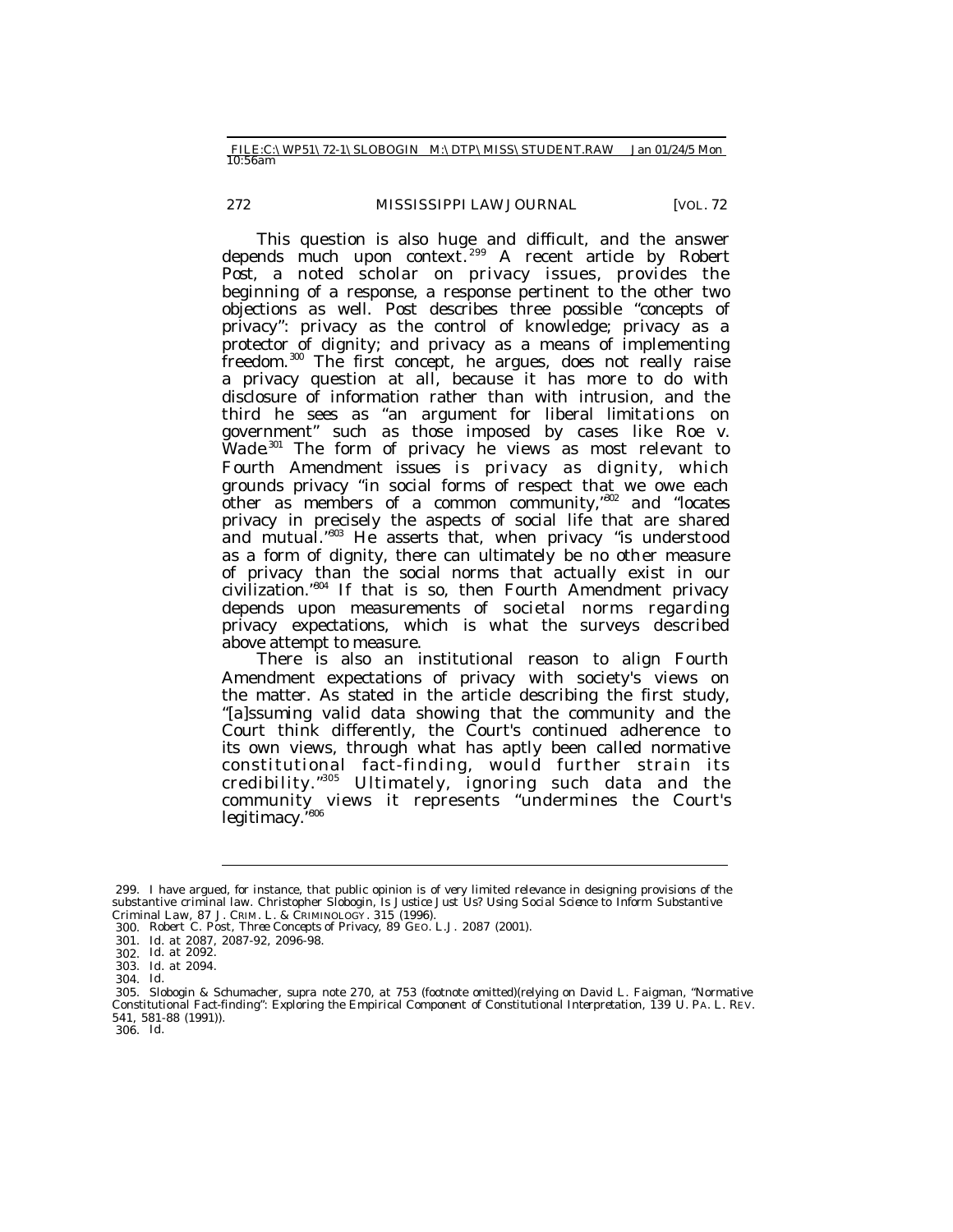This question is also huge and difficult, and the answer depends much upon context.[299] A recent article by Robert Post, a noted scholar on privacy issues, provides the beginning of a response, a response pertinent to the other two objections as well. Post describes three possible "concepts of privacy": privacy as the control of knowledge; privacy as a protector of dignity; and privacy as a means of implementing freedom.[300] The first concept, he argues, does not really raise a privacy question at all, because it has more to do with disclosure of information rather than with intrusion, and the third he sees as "an argument for liberal limitations on government" such as those imposed by cases like *Roe v. Wade*.[301] The form of privacy he views as most relevant to Fourth Amendment issues is privacy as dignity, which grounds privacy "in social forms of respect that we owe each other as members of a common community,"[302] and "locates privacy in precisely the aspects of social life that are shared and mutual."[303] He asserts that, when privacy "is understood as a form of dignity, there can ultimately be no other measure of privacy than the social norms that actually exist in our civilization."[304] If that is so, then Fourth Amendment privacy depends upon measurements of societal norms regarding privacy expectations, which is what the surveys described above attempt to measure.

There is also an institutional reason to align Fourth Amendment expectations of privacy with society's views on the matter. As stated in the article describing the first study, "[a]ssuming valid data showing that the community and the Court think differently, the Court's continued adherence to its own views, through what has aptly been called normative constitutional fact-finding, would further strain its credibility."[305] Ultimately, ignoring such data and the community views it represents "undermines the Court's legitimacy."[306]

---

299. I have argued, for instance, that public opinion is of very limited relevance in designing provisions of the substantive criminal law. Christopher Slobogin, *Is Justice Just Us? Using Social Science to Inform Substantive Criminal Law*, 87 J. CRIM. L. & CRIMINOLOGY. 315 (1996).

300. Robert C. Post, *Three Concepts of Privacy*, 89 GEO. L.J. 2087 (2001).

301. *Id.* at 2087, 2087-92, 2096-98.

302. *Id.* at 2092.

303. *Id.* at 2094.

304. *Id.*

305. Slobogin & Schumacher, *supra* note 270, at 753 (footnote omitted)(relying on David L. Faigman, *"Normative Constitutional Fact-finding": Exploring the Empirical Component of Constitutional Interpretation*, 139 U. PA. L. REV. 541, 581-88 (1991)).

306. *Id.*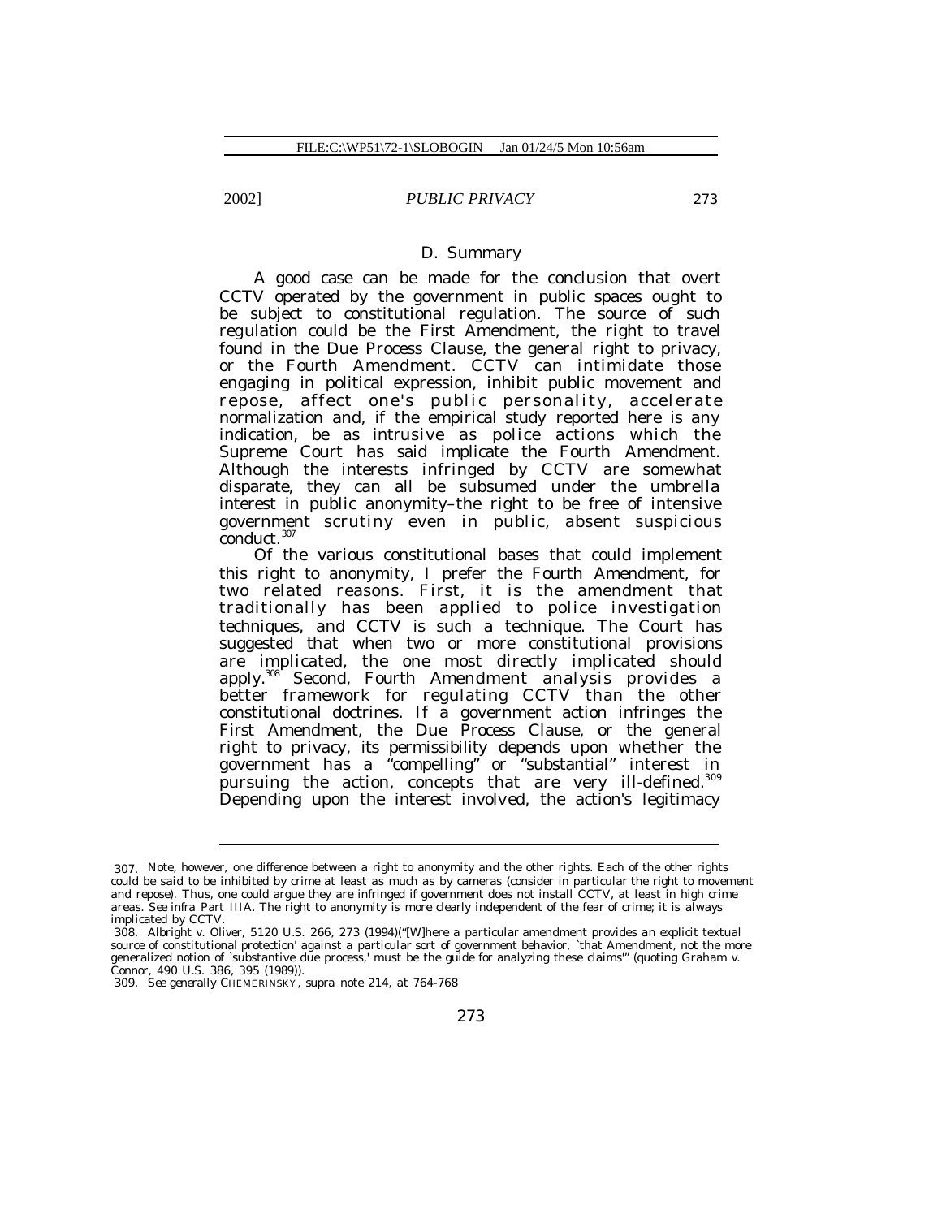### D. Summary

A good case can be made for the conclusion that overt CCTV operated by the government in public spaces ought to be subject to constitutional regulation. The source of such regulation could be the First Amendment, the right to travel found in the Due Process Clause, the general right to privacy, or the Fourth Amendment. CCTV can intimidate those engaging in political expression, inhibit public movement and repose, affect one's public personality, accelerate normalization and, if the empirical study reported here is any indication, be as intrusive as police actions which the Supreme Court has said implicate the Fourth Amendment. Although the interests infringed by CCTV are somewhat disparate, they can all be subsumed under the umbrella interest in public anonymity–the right to be free of intensive government scrutiny even in public, absent suspicious conduct.[307]

Of the various constitutional bases that could implement this right to anonymity, I prefer the Fourth Amendment, for two related reasons. First, it is the amendment that traditionally has been applied to police investigation techniques, and CCTV is such a technique. The Court has suggested that when two or more constitutional provisions are implicated, the one most directly implicated should apply.[308] Second, Fourth Amendment analysis provides a better framework for regulating CCTV than the other constitutional doctrines. If a government action infringes the First Amendment, the Due Process Clause, or the general right to privacy, its permissibility depends upon whether the government has a "compelling" or "substantial" interest in pursuing the action, concepts that are very ill-defined.[309] Depending upon the interest involved, the action's legitimacy

---

307. Note, however, one difference between a right to anonymity and the other rights. Each of the other rights could be said to be inhibited by crime at least as much as by cameras (consider in particular the right to movement and repose). Thus, one could argue they are infringed if government does not install CCTV, at least in high crime areas. *See infra* Part IIIA. The right to anonymity is more clearly independent of the fear of crime; it is always implicated by CCTV.

308. Albright v. Oliver, 5120 U.S. 266, 273 (1994)("[W]here a particular amendment provides an explicit textual source of constitutional protection' against a particular sort of government behavior, `that Amendment, not the more generalized notion of `substantive due process,' must be the guide for analyzing these claims'" (quoting Graham v. Connor, 490 U.S. 386, 395 (1989)).

309. *See generally* CHEMERINSKY, *supra* note 214, at 764-768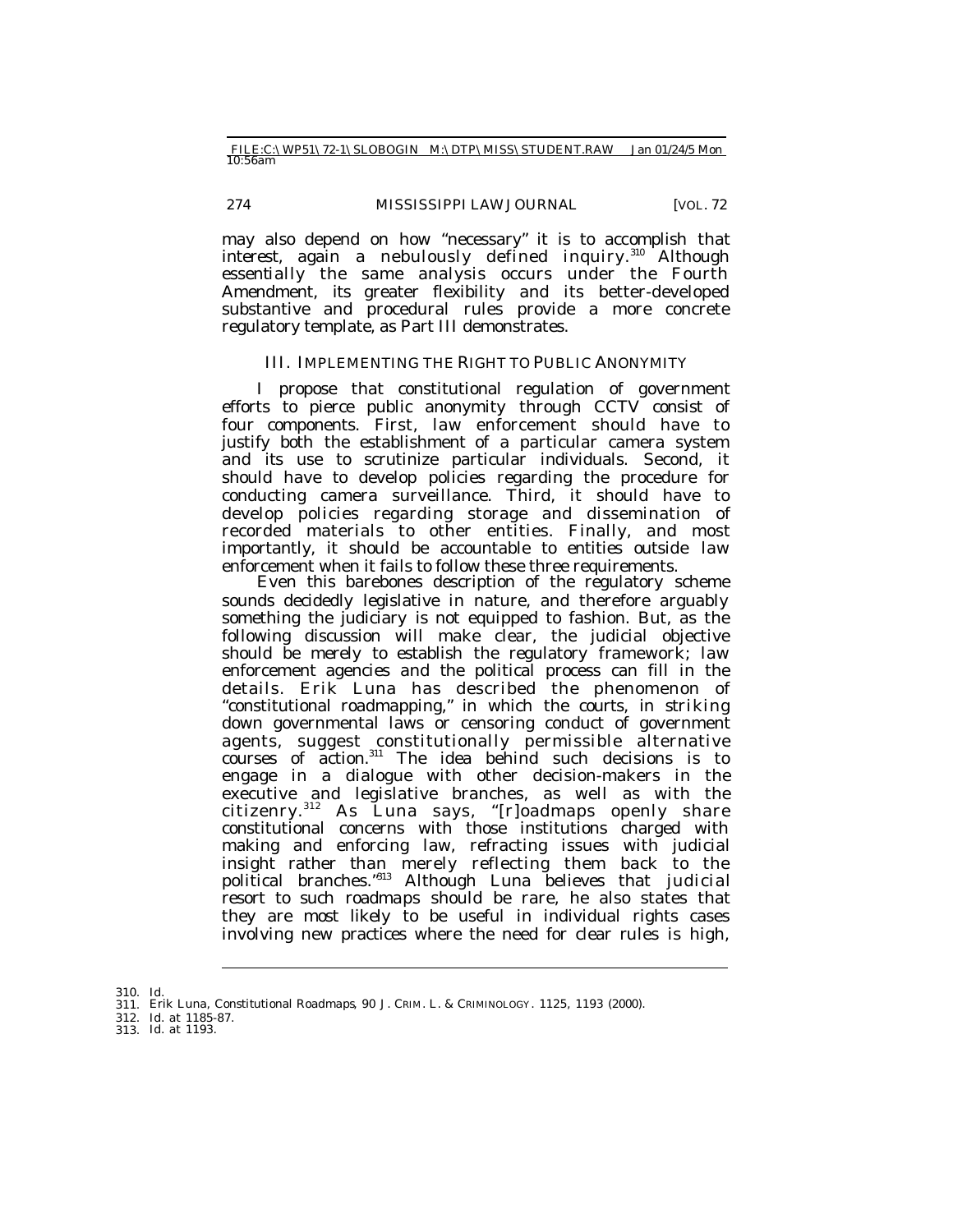may also depend on how "necessary" it is to accomplish that interest, again a nebulously defined inquiry.[310] Although essentially the same analysis occurs under the Fourth Amendment, its greater flexibility and its better-developed substantive and procedural rules provide a more concrete regulatory template, as Part III demonstrates.

## III. IMPLEMENTING THE RIGHT TO PUBLIC ANONYMITY

I propose that constitutional regulation of government efforts to pierce public anonymity through CCTV consist of four components. First, law enforcement should have to justify both the establishment of a particular camera system and its use to scrutinize particular individuals. Second, it should have to develop policies regarding the procedure for conducting camera surveillance. Third, it should have to develop policies regarding storage and dissemination of recorded materials to other entities. Finally, and most importantly, it should be accountable to entities outside law enforcement when it fails to follow these three requirements.

Even this barebones description of the regulatory scheme sounds decidedly legislative in nature, and therefore arguably something the judiciary is not equipped to fashion. But, as the following discussion will make clear, the judicial objective should be merely to establish the regulatory framework; law enforcement agencies and the political process can fill in the details. Erik Luna has described the phenomenon of "constitutional roadmapping," in which the courts, in striking down governmental laws or censoring conduct of government agents, suggest constitutionally permissible alternative courses of action.[311] The idea behind such decisions is to engage in a dialogue with other decision-makers in the executive and legislative branches, as well as with the citizenry.[312] As Luna says, "[r]oadmaps openly share constitutional concerns with those institutions charged with making and enforcing law, refracting issues with judicial insight rather than merely reflecting them back to the political branches."[313] Although Luna believes that judicial resort to such roadmaps should be rare, he also states that they are most likely to be useful in individual rights cases involving new practices where the need for clear rules is high,

---

310. *Id.*

311. Erik Luna, *Constitutional Roadmaps*, 90 J. CRIM. L. & CRIMINOLOGY. 1125, 1193 (2000).

312. *Id.* at 1185-87.

313. *Id.* at 1193.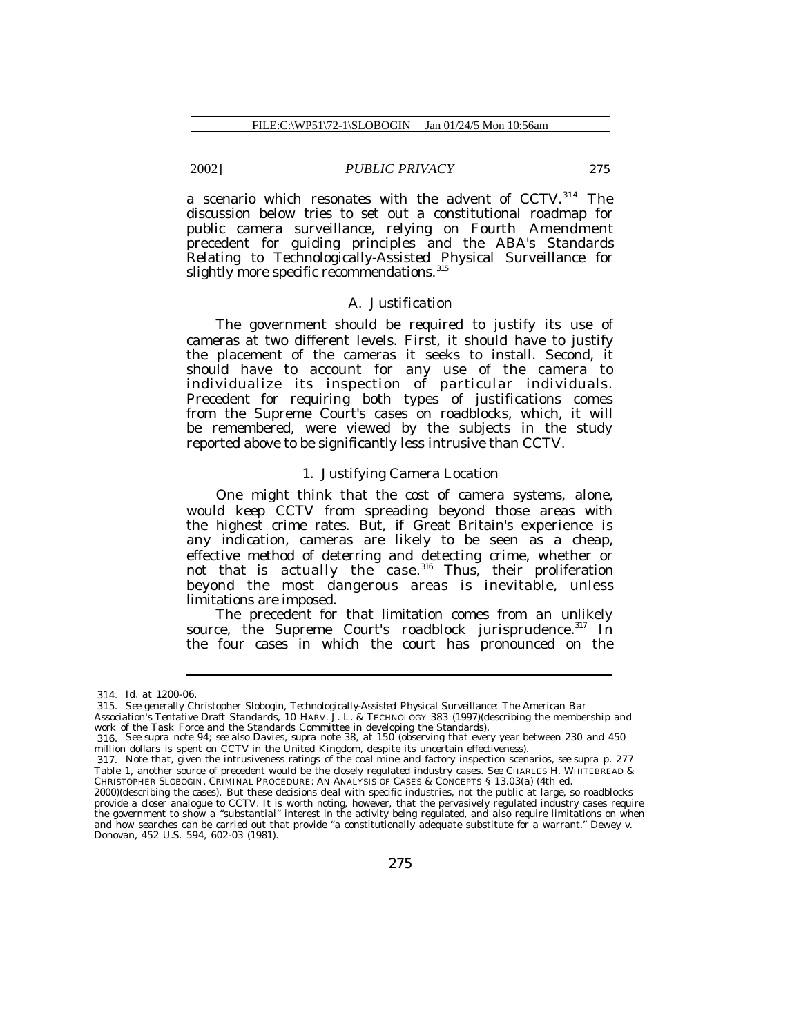a scenario which resonates with the advent of CCTV.[314] The discussion below tries to set out a constitutional roadmap for public camera surveillance, relying on Fourth Amendment precedent for guiding principles and the ABA's Standards Relating to Technologically-Assisted Physical Surveillance for slightly more specific recommendations.[315]

### A. Justification

The government should be required to justify its use of cameras at two different levels. First, it should have to justify the placement of the cameras it seeks to install. Second, it should have to account for any use of the camera to individualize its inspection of particular individuals. Precedent for requiring both types of justifications comes from the Supreme Court's cases on roadblocks, which, it will be remembered, were viewed by the subjects in the study reported above to be significantly less intrusive than CCTV.

#### 1. Justifying Camera Location

One might think that the cost of camera systems, alone, would keep CCTV from spreading beyond those areas with the highest crime rates. But, if Great Britain's experience is any indication, cameras are likely to be seen as a cheap, effective method of deterring and detecting crime, whether or not that is actually the case.[316] Thus, their proliferation beyond the most dangerous areas is inevitable, unless limitations are imposed.

The precedent for that limitation comes from an unlikely source, the Supreme Court's roadblock jurisprudence.[317] In the four cases in which the court has pronounced on the

---

314. *Id.* at 1200-06.

315. *See generally* Christopher Slobogin, *Technologically-Assisted Physical Surveillance: The American Bar Association's Tentative Draft Standards*, 10 HARV. J. L. & TECHNOLOGY 383 (1997)(describing the membership and work of the Task Force and the Standards Committee in developing the Standards).

316. *See supra* note 94; *see also* Davies, *supra* note 38, at 150 (observing that every year between 230 and 450 million dollars is spent on CCTV in the United Kingdom, despite its uncertain effectiveness).

317. Note that, given the intrusiveness ratings of the coal mine and factory inspection scenarios, *see supra* p. 277 Table 1, another source of precedent would be the closely regulated industry cases. *See* CHARLES H. WHITEBREAD & CHRISTOPHER SLOBOGIN, CRIMINAL PROCEDURE: AN ANALYSIS OF CASES & CONCEPTS § 13.03(a) (4th ed. 2000)(describing the cases). But these decisions deal with specific industries, not the public at large, so roadblocks provide a closer analogue to CCTV. It is worth noting, however, that the pervasively regulated industry cases require the government to show a "substantial" interest in the activity being regulated, and also require limitations on when and how searches can be carried out that provide "a constitutionally adequate substitute for a warrant." Dewey v. Donovan, 452 U.S. 594, 602-03 (1981).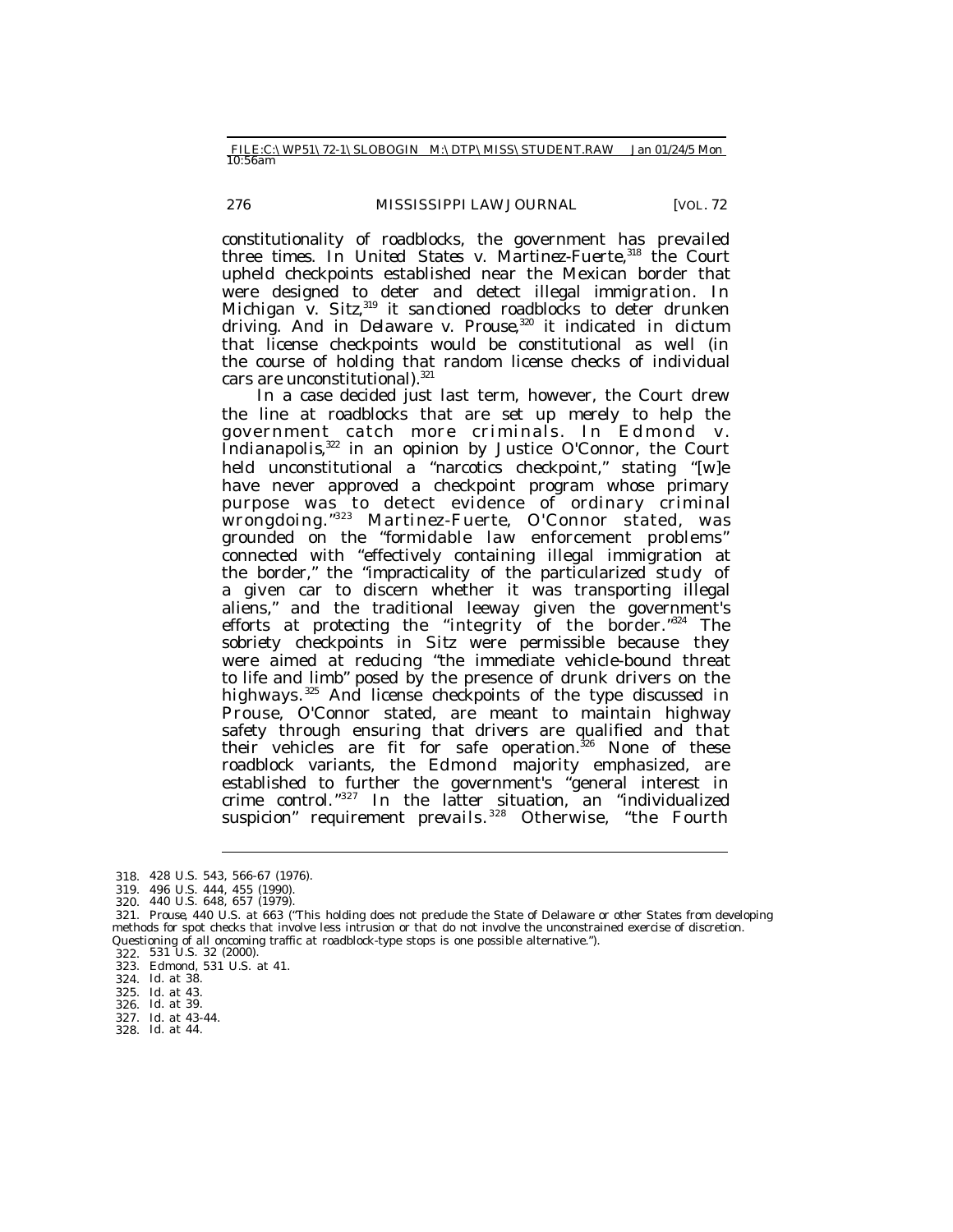constitutionality of roadblocks, the government has prevailed three times. In *United States v. Martinez-Fuerte*,[318] the Court upheld checkpoints established near the Mexican border that were designed to deter and detect illegal immigration. In *Michigan v. Sitz*,[319] it sanctioned roadblocks to deter drunken driving. And in *Delaware v. Prouse*,[320] it indicated in dictum that license checkpoints would be constitutional as well (in the course of holding that random license checks of individual cars are unconstitutional).[321]

In a case decided just last term, however, the Court drew the line at roadblocks that are set up merely to help the government catch more criminals. In *Edmond v. Indianapolis*,[322] in an opinion by Justice O'Connor, the Court held unconstitutional a "narcotics checkpoint," stating "[w]e have never approved a checkpoint program whose primary purpose was to detect evidence of ordinary criminal wrongdoing."[323] *Martinez-Fuerte*, O'Connor stated, was grounded on the "formidable law enforcement problems" connected with "effectively containing illegal immigration at the border," the "impracticality of the particularized study of a given car to discern whether it was transporting illegal aliens," and the traditional leeway given the government's efforts at protecting the "integrity of the border."[324] The sobriety checkpoints in *Sitz* were permissible because they were aimed at reducing "the immediate vehicle-bound threat to life and limb" posed by the presence of drunk drivers on the highways.[325] And license checkpoints of the type discussed in *Prouse*, O'Connor stated, are meant to maintain highway safety through ensuring that drivers are qualified and that their vehicles are fit for safe operation.[326] None of these roadblock variants, the *Edmond* majority emphasized, are established to further the government's "general interest in crime control."[327] In the latter situation, an "individualized suspicion" requirement prevails.[328] Otherwise, "the Fourth

---

318. 428 U.S. 543, 566-67 (1976).

319. 496 U.S. 444, 455 (1990).

320. 440 U.S. 648, 657 (1979).

321. *Prouse*, 440 U.S. at 663 ("This holding does not preclude the State of Delaware or other States from developing methods for spot checks that involve less intrusion or that do not involve the unconstrained exercise of discretion. Questioning of all oncoming traffic at roadblock-type stops is one possible alternative.").

322. 531 U.S. 32 (2000).

323. *Edmond*, 531 U.S. at 41.

324. *Id.* at 38.

325. *Id.* at 43.

326. *Id.* at 39.

327. *Id.* at 43-44.

328. *Id.* at 44.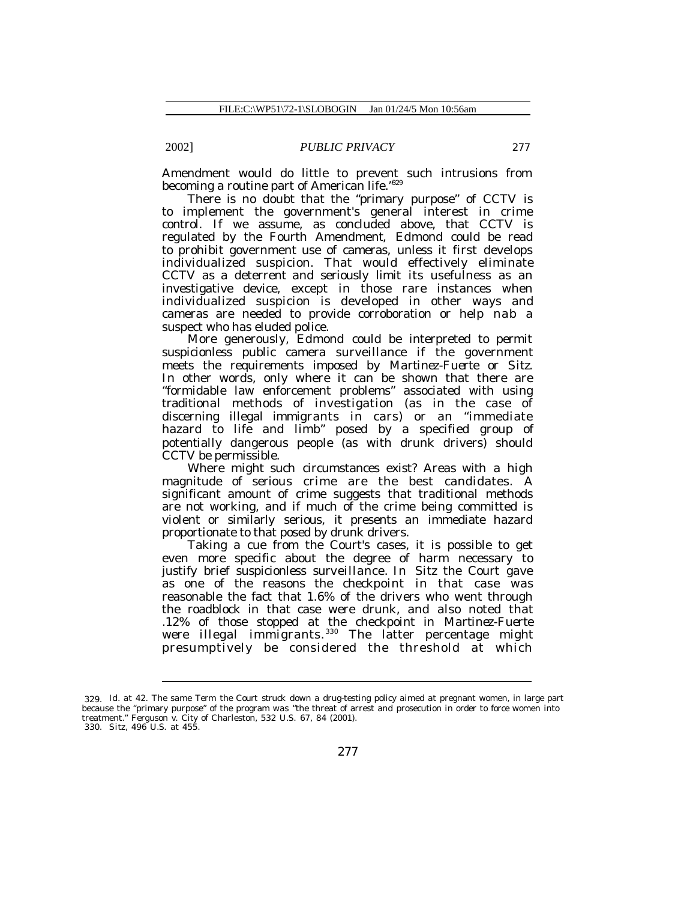Amendment would do little to prevent such intrusions from becoming a routine part of American life."[329]

There is no doubt that the "primary purpose" of CCTV is to implement the government's general interest in crime control. If we assume, as concluded above, that CCTV is regulated by the Fourth Amendment, *Edmond* could be read to prohibit government use of cameras, unless it first develops individualized suspicion. That would effectively eliminate CCTV as a deterrent and seriously limit its usefulness as an investigative device, except in those rare instances when individualized suspicion is developed in other ways and cameras are needed to provide corroboration or help nab a suspect who has eluded police.

More generously, *Edmond* could be interpreted to permit suspicionless public camera surveillance if the government meets the requirements imposed by *Martinez-Fuerte* or *Sitz*. In other words, only where it can be shown that there are "formidable law enforcement problems" associated with using traditional methods of investigation (as in the case of discerning illegal immigrants in cars) or an "immediate hazard to life and limb" posed by a specified group of potentially dangerous people (as with drunk drivers) should CCTV be permissible.

Where might such circumstances exist? Areas with a high magnitude of serious crime are the best candidates. A significant amount of crime suggests that traditional methods are not working, and if much of the crime being committed is violent or similarly serious, it presents an immediate hazard proportionate to that posed by drunk drivers.

Taking a cue from the Court's cases, it is possible to get even more specific about the degree of harm necessary to justify brief suspicionless surveillance. In *Sitz* the Court gave as one of the reasons the checkpoint in that case was reasonable the fact that 1.6% of the drivers who went through the roadblock in that case were drunk, and also noted that .12% of those stopped at the checkpoint in *Martinez-Fuerte* were illegal immigrants.[330] The latter percentage might presumptively be considered the threshold at which

---

329. *Id.* at 42. The same Term the Court struck down a drug-testing policy aimed at pregnant women, in large part because the "primary purpose" of the program was "the threat of arrest and prosecution in order to force women into treatment." Ferguson v. City of Charleston, 532 U.S. 67, 84 (2001).

330. *Sitz*, 496 U.S. at 455.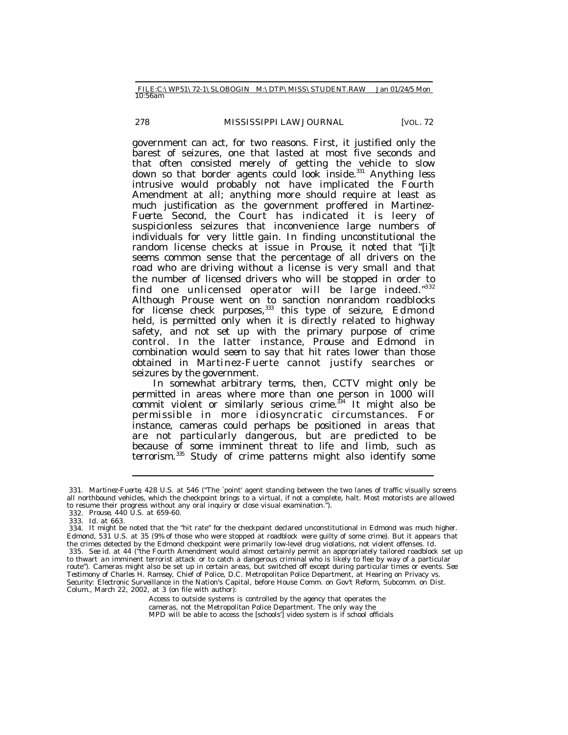government can act, for two reasons. First, it justified only the barest of seizures, one that lasted at most five seconds and that often consisted merely of getting the vehicle to slow down so that border agents could look inside.[331] Anything less intrusive would probably not have implicated the Fourth Amendment at all; anything more should require at least as much justification as the government proffered in *Martinez-Fuerte*. Second, the Court has indicated it is leery of suspicionless seizures that inconvenience large numbers of individuals for very little gain. In finding unconstitutional the random license checks at issue in *Prouse*, it noted that "[i]t seems common sense that the percentage of all drivers on the road who are driving without a license is very small and that the number of licensed drivers who will be stopped in order to find one unlicensed operator will be large indeed."[332] Although *Prouse* went on to sanction nonrandom roadblocks for license check purposes,[333] this type of seizure, *Edmond* held, is permitted only when it is directly related to highway safety, and not set up with the primary purpose of crime control. In the latter instance, *Prouse* and *Edmond* in combination would seem to say that hit rates lower than those obtained in *Martinez-Fuerte* cannot justify searches or seizures by the government.

In somewhat arbitrary terms, then, CCTV might only be permitted in areas where more than one person in 1000 will commit violent or similarly serious crime.[334] It might also be permissible in more idiosyncratic circumstances. For instance, cameras could perhaps be positioned in areas that are not particularly dangerous, but are predicted to be because of some imminent threat to life and limb, such as terrorism.[335] Study of crime patterns might also identify some

---

331. *Martinez-Fuerte*, 428 U.S. at 546 ("The `point' agent standing between the two lanes of traffic visually screens all northbound vehicles, which the checkpoint brings to a virtual, if not a complete, halt. Most motorists are allowed to resume their progress without any oral inquiry or close visual examination.").

332. *Prouse*, 440 U.S. at 659-60.

333. *Id.* at 663.

334. It might be noted that the "hit rate" for the checkpoint declared unconstitutional in *Edmond* was much higher. *Edmond*, 531 U.S. at 35 (9% of those who were stopped at roadblock were guilty of some crime). But it appears that the crimes detected by the *Edmond* checkpoint were primarily low-level drug violations, not violent offenses. *Id.*

335. *See id.* at 44 ("the Fourth Amendment would almost certainly permit an appropriately tailored roadblock set up to thwart an imminent terrorist attack or to catch a dangerous criminal who is likely to flee by way of a particular route"). Cameras might also be set up in certain areas, but switched off except during particular times or events. *See* Testimony of Charles H. Ramsey, Chief of Police, D.C. Metropolitan Police Department, at Hearing on Privacy vs. Security: Electronic Surveillance in the Nation's Capital, before House Comm. on Gov't Reform, Subcomm. on Dist. Colum., March 22, 2002, at 3 (on file with author):

> Access to outside systems is controlled by the agency that operates the cameras, not the Metropolitan Police Department. The only way the MPD will be able to access the [schools'] video system is if school officials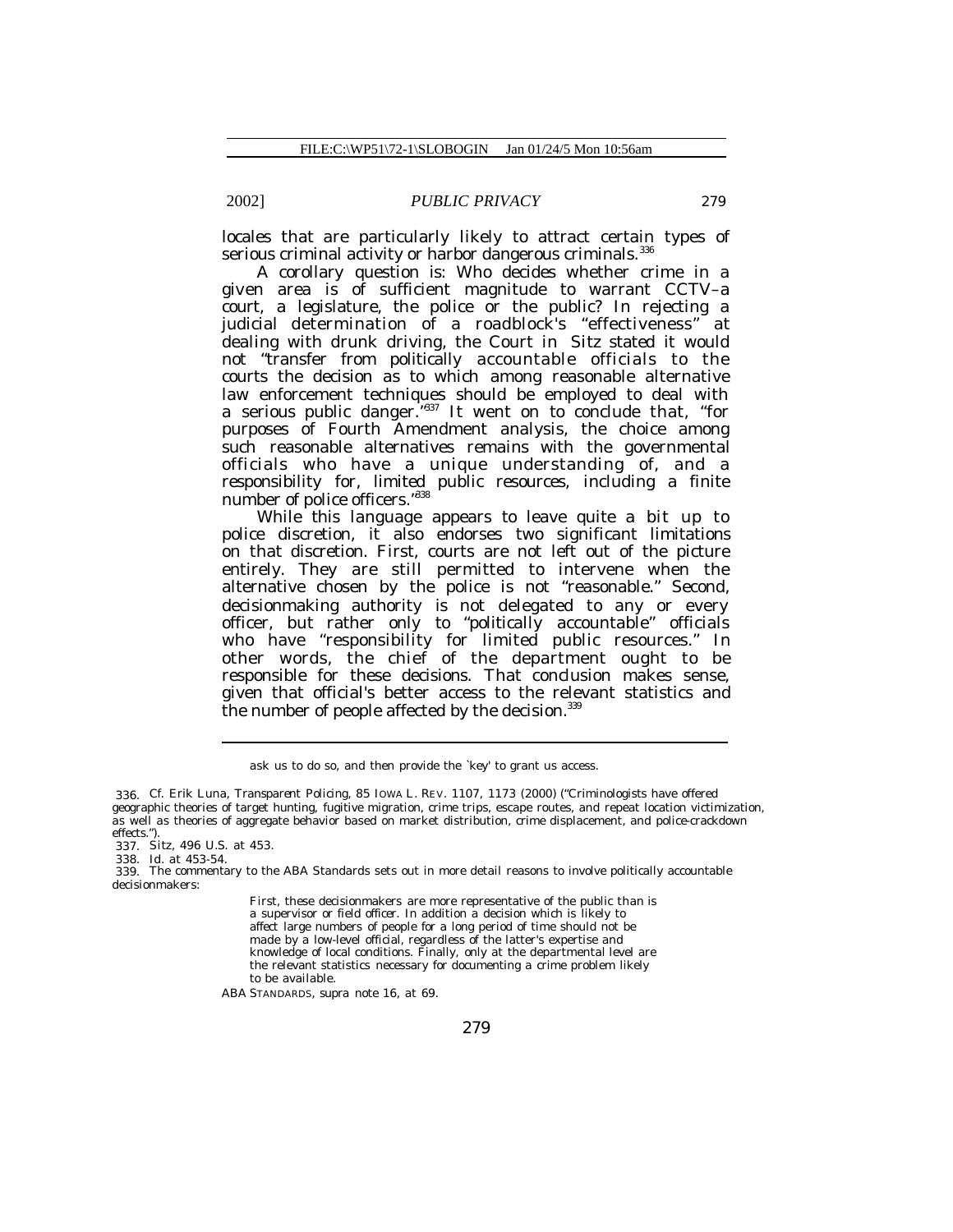locales that are particularly likely to attract certain types of serious criminal activity or harbor dangerous criminals.[336]

A corollary question is: Who decides whether crime in a given area is of sufficient magnitude to warrant CCTV–a court, a legislature, the police or the public? In rejecting a judicial determination of a roadblock's "effectiveness" at dealing with drunk driving, the Court in *Sitz* stated it would not "transfer from politically accountable officials to the courts the decision as to which among reasonable alternative law enforcement techniques should be employed to deal with a serious public danger."[337] It went on to conclude that, "for purposes of Fourth Amendment analysis, the choice among such reasonable alternatives remains with the governmental officials who have a unique understanding of, and a responsibility for, limited public resources, including a finite number of police officers."[338]

While this language appears to leave quite a bit up to police discretion, it also endorses two significant limitations on that discretion. First, courts are not left out of the picture entirely. They are still permitted to intervene when the alternative chosen by the police is not "reasonable." Second, decisionmaking authority is not delegated to any or every officer, but rather only to "politically accountable" officials who have "responsibility for limited public resources." In other words, the chief of the department ought to be responsible for these decisions. That conclusion makes sense, given that official's better access to the relevant statistics and the number of people affected by the decision.[339]

---

ask us to do so, and then provide the `key' to grant us access.

336. *Cf.* Erik Luna, *Transparent Policing*, 85 IOWA L. REV. 1107, 1173 (2000) ("Criminologists have offered geographic theories of target hunting, fugitive migration, crime trips, escape routes, and repeat location victimization, as well as theories of aggregate behavior based on market distribution, crime displacement, and police-crackdown effects.").

337. *Sitz*, 496 U.S. at 453.

338. *Id.* at 453-54.

339. The commentary to the ABA Standards sets out in more detail reasons to involve politically accountable decisionmakers:

> First, these decisionmakers are more representative of the public than is a supervisor or field officer. In addition a decision which is likely to affect large numbers of people for a long period of time should not be made by a low-level official, regardless of the latter's expertise and knowledge of local conditions. Finally, only at the departmental level are the relevant statistics necessary for documenting a crime problem likely to be available.

ABA STANDARDS, *supra* note 16, at 69.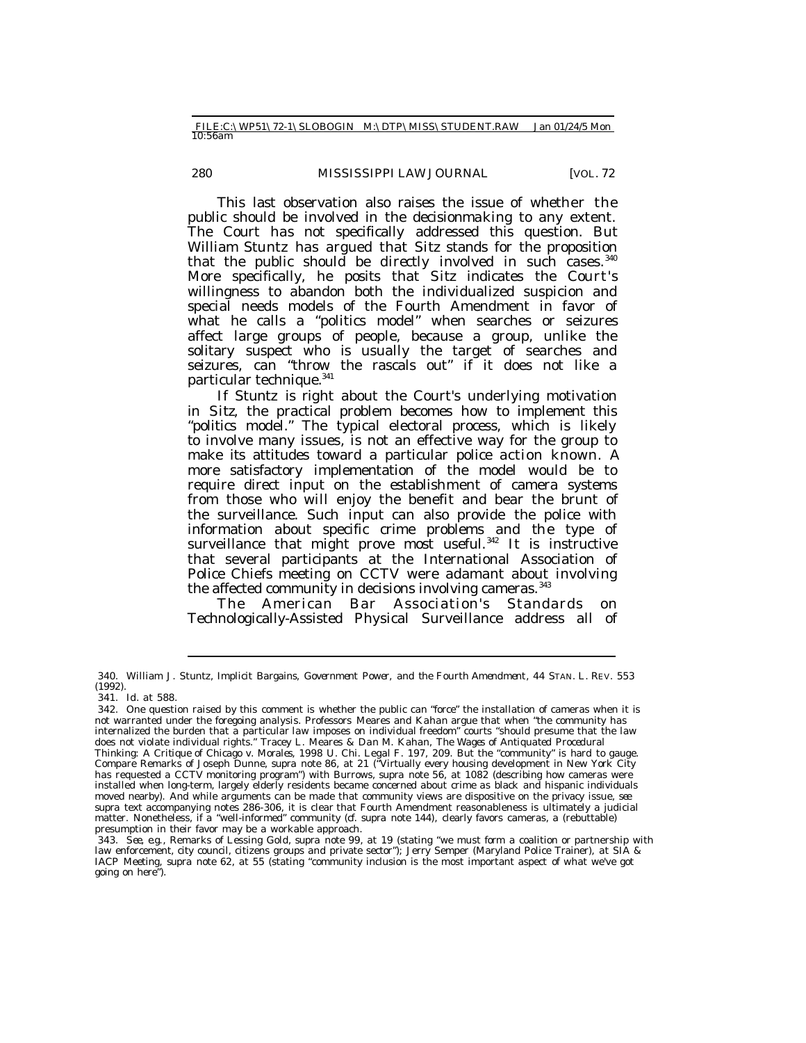This last observation also raises the issue of whether the public should be involved in the decisionmaking to any extent. The Court has not specifically addressed this question. But William Stuntz has argued that *Sitz* stands for the proposition that the public should be directly involved in such cases.[340] More specifically, he posits that *Sitz* indicates the Court's willingness to abandon both the individualized suspicion and special needs models of the Fourth Amendment in favor of what he calls a "politics model" when searches or seizures affect large groups of people, because a group, unlike the solitary suspect who is usually the target of searches and seizures, can "throw the rascals out" if it does not like a particular technique.[341]

If Stuntz is right about the Court's underlying motivation in *Sitz*, the practical problem becomes how to implement this "politics model." The typical electoral process, which is likely to involve many issues, is not an effective way for the group to make its attitudes toward a particular police action known. A more satisfactory implementation of the model would be to require direct input on the establishment of camera systems from those who will enjoy the benefit and bear the brunt of the surveillance. Such input can also provide the police with information about specific crime problems and the type of surveillance that might prove most useful.[342] It is instructive that several participants at the International Association of Police Chiefs meeting on CCTV were adamant about involving the affected community in decisions involving cameras.[343]

The American Bar Association's Standards on Technologically-Assisted Physical Surveillance address all of

---

340. William J. Stuntz, *Implicit Bargains, Government Power, and the Fourth Amendment*, 44 STAN. L. REV. 553 (1992).

341. *Id.* at 588.

342. One question raised by this comment is whether the public can "force" the installation of cameras when it is not warranted under the foregoing analysis. Professors Meares and Kahan argue that when "the community has internalized the burden that a particular law imposes on individual freedom" courts "should presume that the law does not violate individual rights." Tracey L. Meares & Dan M. Kahan, *The Wages of Antiquated Procedural Thinking: A Critique of Chicago v. Morales*, 1998 U. Chi. Legal F. 197, 209. But the "community" is hard to gauge. *Compare* Remarks of Joseph Dunne, *supra* note 86, at 21 ("Virtually every housing development in New York City has requested a CCTV monitoring program") *with* Burrows, *supra* note 56, at 1082 (describing how cameras were installed when long-term, largely elderly residents became concerned about crime as black and hispanic individuals moved nearby). And while arguments can be made that community views are dispositive on the privacy issue, *see supra* text accompanying notes 286-306, it is clear that Fourth Amendment reasonableness is ultimately a judicial matter. Nonetheless, if a "well-informed" community (*cf. supra* note 144), clearly favors cameras, a (rebuttable) presumption in their favor may be a workable approach.

343. *See, e.g.*, Remarks of Lessing Gold, *supra* note 99, at 19 (stating "we must form a coalition or partnership with law enforcement, city council, citizens groups and private sector"); Jerry Semper (Maryland Police Trainer), at SIA & IACP Meeting, *supra* note 62, at 55 (stating "community inclusion is the most important aspect of what we've got going on here").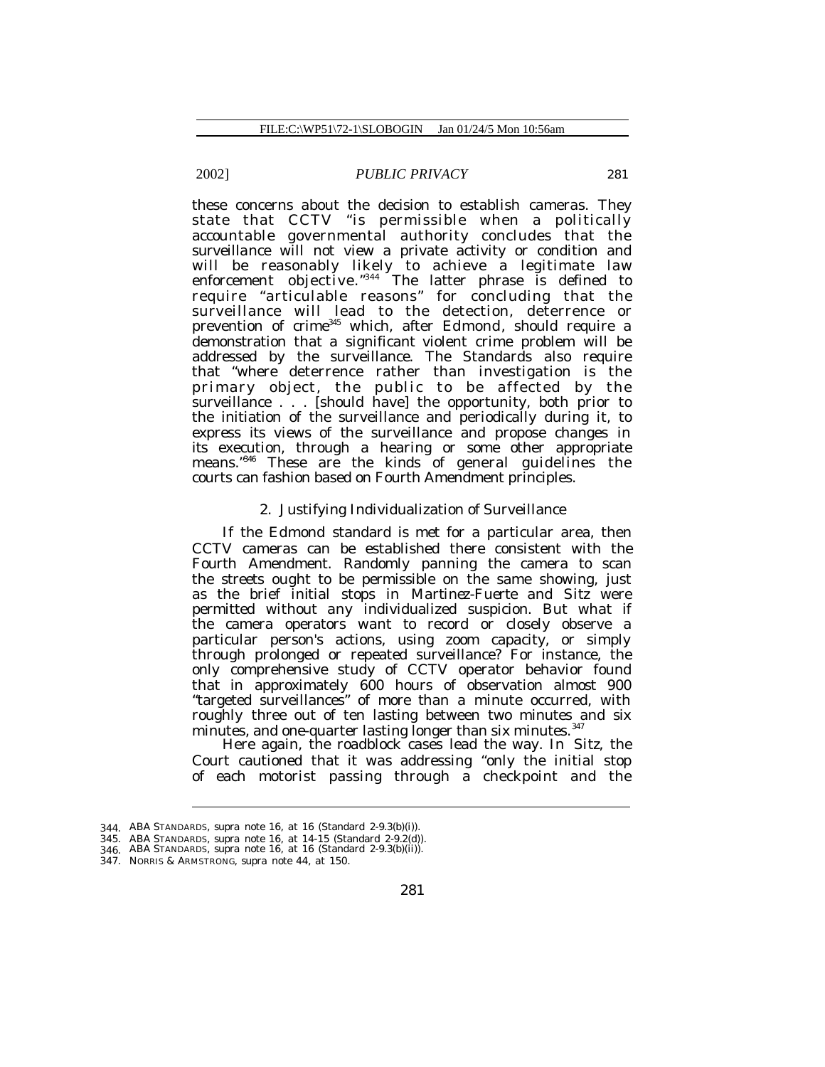these concerns about the decision to establish cameras. They state that CCTV "is permissible when a politically accountable governmental authority concludes that the surveillance will not view a private activity or condition and will be reasonably likely to achieve a legitimate law enforcement objective."[344] The latter phrase is defined to require "articulable reasons" for concluding that the surveillance will lead to the detection, deterrence or prevention of crime[345] which, after *Edmond*, should require a demonstration that a significant violent crime problem will be addressed by the surveillance. The Standards also require that "where deterrence rather than investigation is the primary object, the public to be affected by the surveillance . . . [should have] the opportunity, both prior to the initiation of the surveillance and periodically during it, to express its views of the surveillance and propose changes in its execution, through a hearing or some other appropriate means."[346] These are the kinds of general guidelines the courts can fashion based on Fourth Amendment principles.

### 2. Justifying Individualization of Surveillance

If the *Edmond* standard is met for a particular area, then CCTV cameras can be established there consistent with the Fourth Amendment. Randomly panning the camera to scan the streets ought to be permissible on the same showing, just as the brief initial stops in *Martinez-Fuerte* and *Sitz* were permitted without any individualized suspicion. But what if the camera operators want to record or closely observe a particular person's actions, using zoom capacity, or simply through prolonged or repeated surveillance? For instance, the only comprehensive study of CCTV operator behavior found that in approximately 600 hours of observation almost 900 "targeted surveillances" of more than a minute occurred, with roughly three out of ten lasting between two minutes and six minutes, and one-quarter lasting longer than six minutes.[347]

Here again, the roadblock cases lead the way. In *Sitz*, the Court cautioned that it was addressing "only the initial stop of each motorist passing through a checkpoint and the

---

344. ABA STANDARDS, *supra* note 16, at 16 (Standard 2-9.3(b)(i)).

345. ABA STANDARDS, *supra* note 16, at 14-15 (Standard 2-9.2(d)).

346. ABA STANDARDS, *supra* note 16, at 16 (Standard 2-9.3(b)(ii)).

347. NORRIS & ARMSTRONG, *supra* note 44, at 150.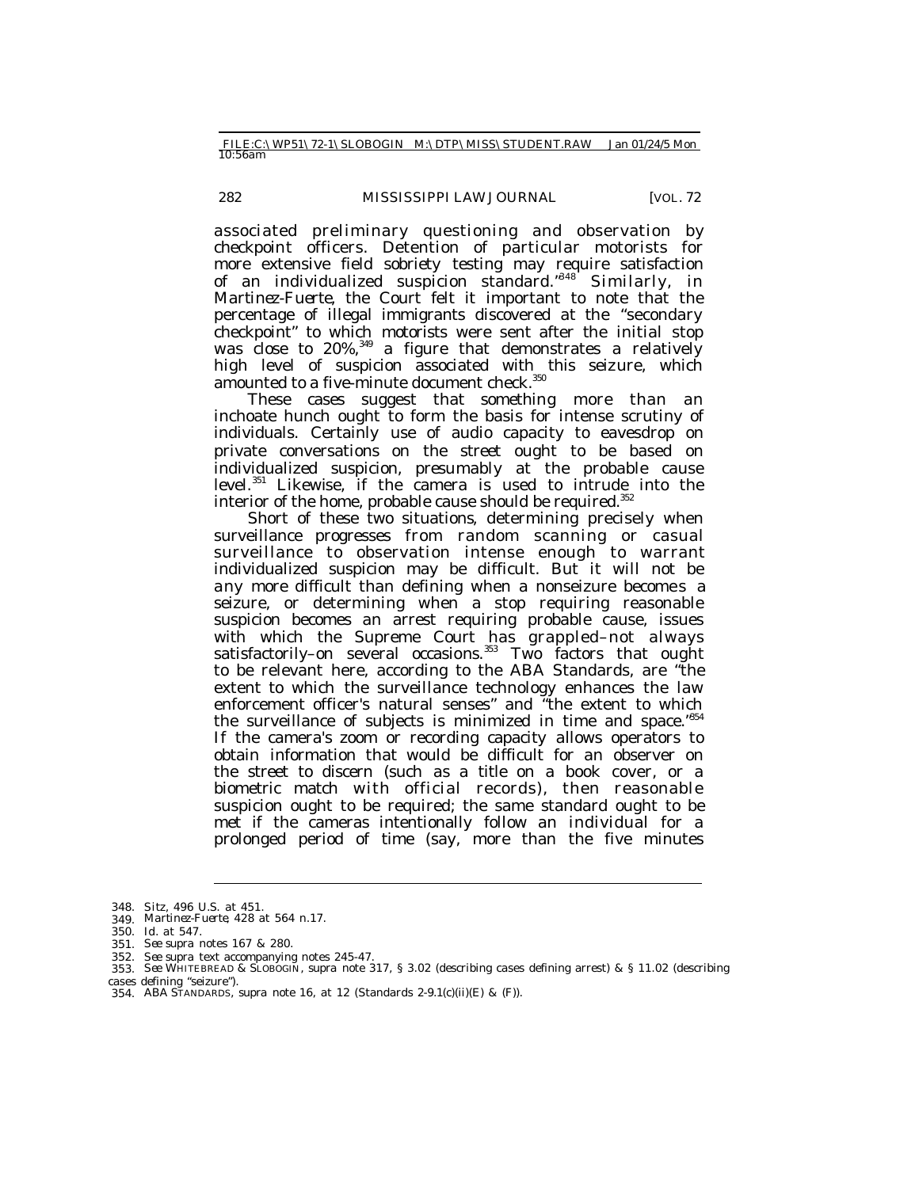associated preliminary questioning and observation by checkpoint officers. Detention of particular motorists for more extensive field sobriety testing may require satisfaction of an individualized suspicion standard."[348] Similarly, in *Martinez-Fuerte*, the Court felt it important to note that the percentage of illegal immigrants discovered at the "secondary checkpoint" to which motorists were sent after the initial stop was close to 20%,[349] a figure that demonstrates a relatively high level of suspicion associated with this seizure, which amounted to a five-minute document check.[350]

These cases suggest that something more than an inchoate hunch ought to form the basis for intense scrutiny of individuals. Certainly use of audio capacity to eavesdrop on private conversations on the street ought to be based on individualized suspicion, presumably at the probable cause level.[351] Likewise, if the camera is used to intrude into the interior of the home, probable cause should be required.[352]

Short of these two situations, determining precisely when surveillance progresses from random scanning or casual surveillance to observation intense enough to warrant individualized suspicion may be difficult. But it will not be any more difficult than defining when a nonseizure becomes a seizure, or determining when a stop requiring reasonable suspicion becomes an arrest requiring probable cause, issues with which the Supreme Court has grappled–not always satisfactorily–on several occasions.[353] Two factors that ought to be relevant here, according to the ABA Standards, are "the extent to which the surveillance technology enhances the law enforcement officer's natural senses" and "the extent to which the surveillance of subjects is minimized in time and space."[354] If the camera's zoom or recording capacity allows operators to obtain information that would be difficult for an observer on the street to discern (such as a title on a book cover, or a biometric match with official records), then reasonable suspicion ought to be required; the same standard ought to be met if the cameras intentionally follow an individual for a prolonged period of time (say, more than the five minutes

---

348. *Sitz*, 496 U.S. at 451.
349. *Martinez-Fuerte*, 428 at 564 n.17.
350. *Id.* at 547.
351. *See supra* notes 167 & 280.
352. *See supra* text accompanying notes 245-47.
353. *See* WHITEBREAD & SLOBOGIN, *supra* note 317, § 3.02 (describing cases defining arrest) & § 11.02 (describing cases defining "seizure").
354. ABA STANDARDS, *supra* note 16, at 12 (Standards 2-9.1(c)(ii)(E) & (F)).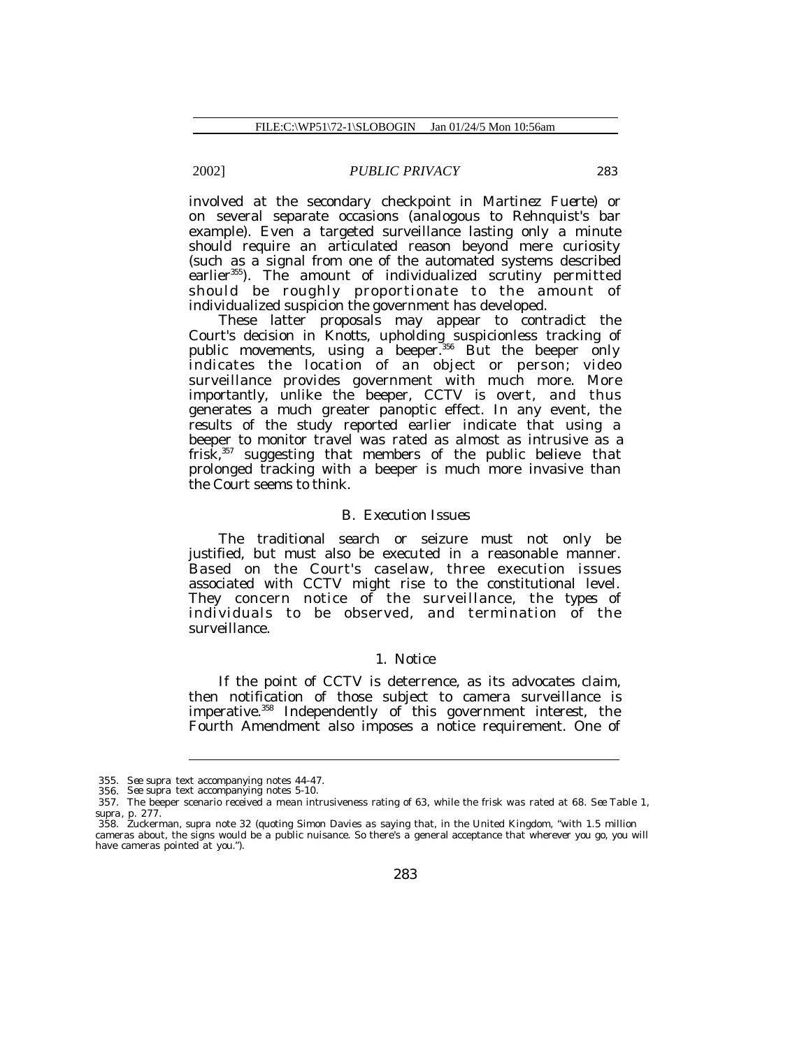involved at the secondary checkpoint in *Martinez Fuerte*) or on several separate occasions (analogous to Rehnquist's bar example). Even a targeted surveillance lasting only a minute should require an articulated reason beyond mere curiosity (such as a signal from one of the automated systems described earlier[355]). The amount of individualized scrutiny permitted should be roughly proportionate to the amount of individualized suspicion the government has developed.

These latter proposals may appear to contradict the Court's decision in *Knotts*, upholding suspicionless tracking of public movements, using a beeper.[356] But the beeper only indicates the location of an object or person; video surveillance provides government with much more. More importantly, unlike the beeper, CCTV is overt, and thus generates a much greater panoptic effect. In any event, the results of the study reported earlier indicate that using a beeper to monitor travel was rated as almost as intrusive as a frisk,[357] suggesting that members of the public believe that prolonged tracking with a beeper is much more invasive than the Court seems to think.

### *B. Execution Issues*

The traditional search or seizure must not only be justified, but must also be executed in a reasonable manner. Based on the Court's caselaw, three execution issues associated with CCTV might rise to the constitutional level. They concern notice of the surveillance, the types of individuals to be observed, and termination of the surveillance.

#### *1. Notice*

If the point of CCTV is deterrence, as its advocates claim, then notification of those subject to camera surveillance is imperative.[358] Independently of this government interest, the Fourth Amendment also imposes a notice requirement. One of

---

355. *See supra* text accompanying notes 44-47.

356. *See supra* text accompanying notes 5-10.

357. The beeper scenario received a mean intrusiveness rating of 63, while the frisk was rated at 68. *See* Table 1, *supra*, p. 277.

358. Zuckerman, *supra* note 32 (quoting Simon Davies as saying that, in the United Kingdom, "with 1.5 million cameras about, the signs would be a public nuisance. So there's a general acceptance that wherever you go, you will have cameras pointed at you.").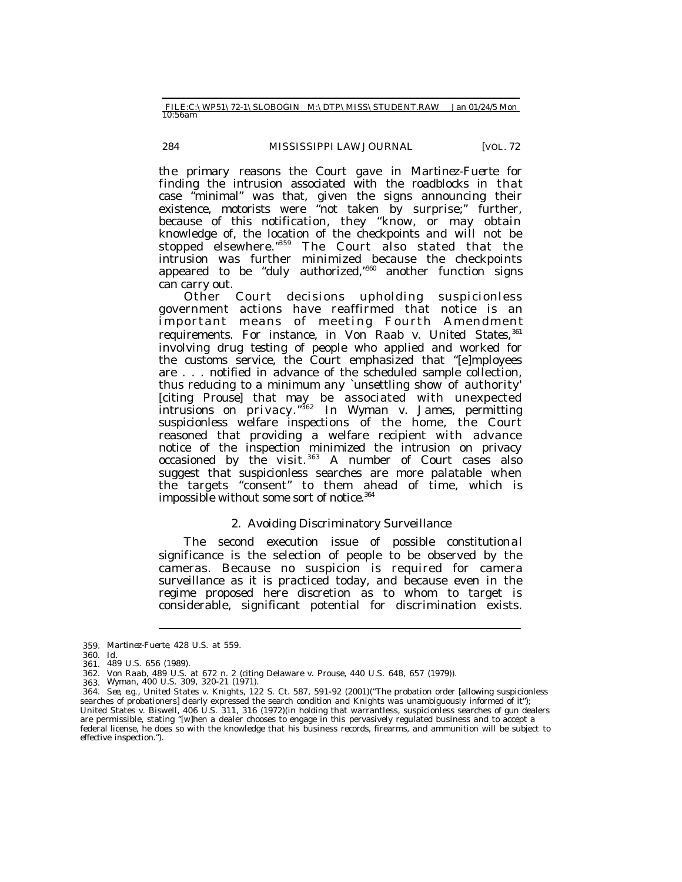the primary reasons the Court gave in *Martinez-Fuerte* for finding the intrusion associated with the roadblocks in *that* case "minimal" was that, given the signs announcing their existence, motorists were "not taken by surprise;" further, because of this notification, they "know, or may obtain knowledge of, the location of the checkpoints and will not be stopped elsewhere."[359] The Court also stated that the intrusion was further minimized because the checkpoints appeared to be "duly authorized,"[360] another function signs can carry out.

Other Court decisions upholding suspicionless government actions have reaffirmed that notice is an important means of meeting Fourth Amendment requirements. For instance, in *Von Raab v. United States*,[361] involving drug testing of people who applied and worked for the customs service, the Court emphasized that "[e]mployees are . . . notified in advance of the scheduled sample collection, thus reducing to a minimum any `unsettling show of authority' [citing *Prouse*] that may be associated with unexpected intrusions on privacy."[362] In *Wyman v. James*, permitting suspicionless welfare inspections of the home, the Court reasoned that providing a welfare recipient with advance notice of the inspection minimized the intrusion on privacy occasioned by the visit.[363] A number of Court cases also suggest that suspicionless searches are more palatable when the targets "consent" to them ahead of time, which is impossible without some sort of notice.[364]

### 2. Avoiding Discriminatory Surveillance

The second execution issue of possible constitutional significance is the selection of people to be observed by the cameras. Because no suspicion is required for camera surveillance as it is practiced today, and because even in the regime proposed here discretion as to whom to target is considerable, significant potential for discrimination exists.

---

359. *Martinez-Fuerte*, 428 U.S. at 559.

360. *Id.*

361. 489 U.S. 656 (1989).

362. *Von Raab*, 489 U.S. at 672 n. 2 (citing Delaware v. Prouse, 440 U.S. 648, 657 (1979)).

363. *Wyman*, 400 U.S. 309, 320-21 (1971).

364. *See, e.g.*, United States v. Knights, 122 S. Ct. 587, 591-92 (2001)("The probation order [allowing suspicionless searches of probationers] clearly expressed the search condition and Knights was unambiguously informed of it"); United States v. Biswell, 406 U.S. 311, 316 (1972)(in holding that warrantless, suspicionless searches of gun dealers are permissible, stating "[w]hen a dealer chooses to engage in this pervasively regulated business and to accept a federal license, he does so with the knowledge that his business records, firearms, and ammunition will be subject to effective inspection.").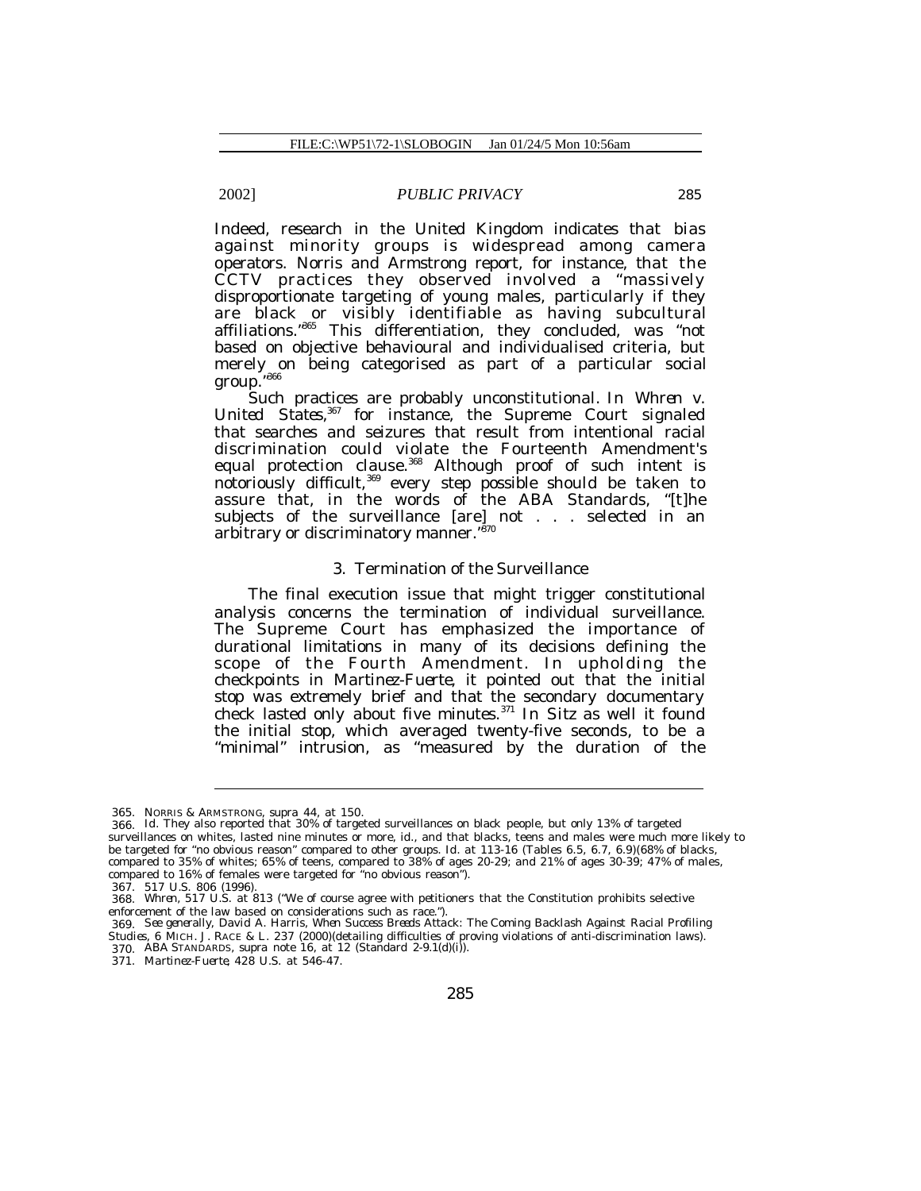Indeed, research in the United Kingdom indicates that bias against minority groups is widespread among camera operators. Norris and Armstrong report, for instance, that the CCTV practices they observed involved a "massively disproportionate targeting of young males, particularly if they are black or visibly identifiable as having subcultural affiliations."[365] This differentiation, they concluded, was "not based on objective behavioural and individualised criteria, but merely on being categorised as part of a particular social group."[366]

Such practices are probably unconstitutional. In *Whren v. United States*,[367] for instance, the Supreme Court signaled that searches and seizures that result from intentional racial discrimination could violate the Fourteenth Amendment's equal protection clause.[368] Although proof of such intent is notoriously difficult,[369] every step possible should be taken to assure that, in the words of the ABA Standards, "[t]he subjects of the surveillance [are] not . . . selected in an arbitrary or discriminatory manner."[370]

### 3. Termination of the Surveillance

The final execution issue that might trigger constitutional analysis concerns the termination of individual surveillance. The Supreme Court has emphasized the importance of durational limitations in many of its decisions defining the scope of the Fourth Amendment. In upholding the checkpoints in *Martinez-Fuerte*, it pointed out that the initial stop was extremely brief and that the secondary documentary check lasted only about five minutes.[371] In *Sitz* as well it found the initial stop, which averaged twenty-five seconds, to be a "minimal" intrusion, as "measured by the duration of the

---

365. NORRIS & ARMSTRONG, *supra* 44, at 150.

366. *Id.* They also reported that 30% of targeted surveillances on black people, but only 13% of targeted surveillances on whites, lasted nine minutes or more, *id.*, and that blacks, teens and males were much more likely to be targeted for "no obvious reason" compared to other groups. *Id.* at 113-16 (Tables 6.5, 6.7, 6.9)(68% of blacks, compared to 35% of whites; 65% of teens, compared to 38% of ages 20-29; and 21% of ages 30-39; 47% of males, compared to 16% of females were targeted for "no obvious reason").

367. 517 U.S. 806 (1996).

368. *Whren*, 517 U.S. at 813 ("We of course agree with petitioners that the Constitution prohibits selective enforcement of the law based on considerations such as race.").

369. *See generally*, David A. Harris, *When Success Breeds Attack: The Coming Backlash Against Racial Profiling Studies*, 6 MICH. J. RACE & L. 237 (2000)(detailing difficulties of proving violations of anti-discrimination laws).

370. ABA STANDARDS, *supra* note 16, at 12 (Standard 2-9.1(d)(i)).

371. *Martinez-Fuerte*, 428 U.S. at 546-47.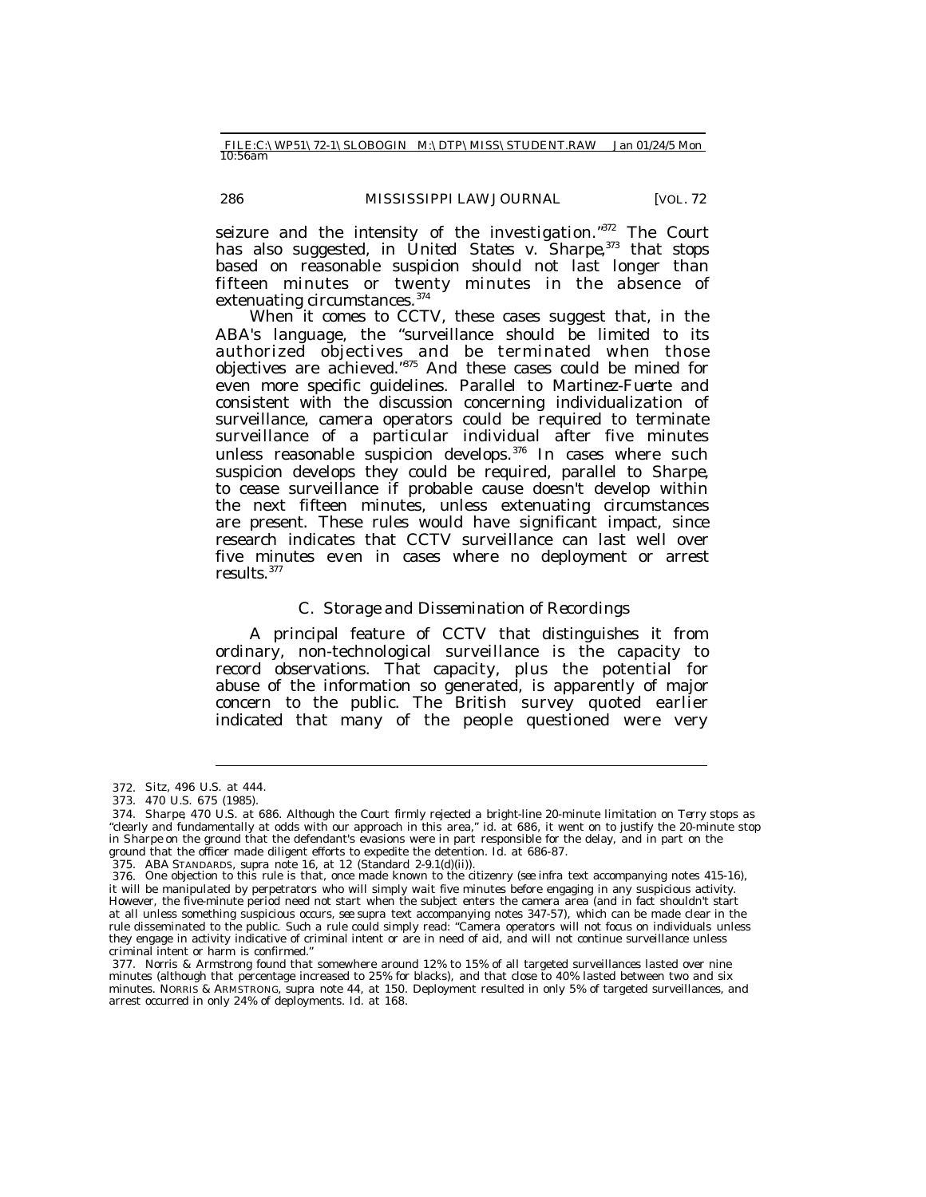seizure and the intensity of the investigation."[372] The Court has also suggested, in *United States v. Sharpe*,[373] that stops based on reasonable suspicion should not last longer than fifteen minutes or twenty minutes in the absence of extenuating circumstances.[374]

When it comes to CCTV, these cases suggest that, in the ABA's language, the "surveillance should be limited to its authorized objectives and be terminated when those objectives are achieved."[375] And these cases could be mined for even more specific guidelines. Parallel to *Martinez-Fuerte* and consistent with the discussion concerning individualization of surveillance, camera operators could be required to terminate surveillance of a particular individual after five minutes unless reasonable suspicion develops.[376] In cases where such suspicion develops they could be required, parallel to *Sharpe*, to cease surveillance if probable cause doesn't develop within the next fifteen minutes, unless extenuating circumstances are present. These rules would have significant impact, since research indicates that CCTV surveillance can last well over five minutes even in cases where no deployment or arrest results.[377]

### C. Storage and Dissemination of Recordings

A principal feature of CCTV that distinguishes it from ordinary, non-technological surveillance is the capacity to record observations. That capacity, plus the potential for abuse of the information so generated, is apparently of major concern to the public. The British survey quoted earlier indicated that many of the people questioned were very

---

372. *Sitz*, 496 U.S. at 444.

373. 470 U.S. 675 (1985).

374. *Sharpe*, 470 U.S. at 686. Although the Court firmly rejected a bright-line 20-minute limitation on *Terry* stops as "clearly and fundamentally at odds with our approach in this area," *id.* at 686, it went on to justify the 20-minute stop in *Sharpe* on the ground that the defendant's evasions were in part responsible for the delay, and in part on the ground that the officer made diligent efforts to expedite the detention. *Id.* at 686-87.

375. ABA STANDARDS, *supra* note 16, at 12 (Standard 2-9.1(d)(ii)).

376. One objection to this rule is that, once made known to the citizenry (*see infra* text accompanying notes 415-16), it will be manipulated by perpetrators who will simply wait five minutes before engaging in any suspicious activity. However, the five-minute period need not start when the subject enters the camera area (and in fact shouldn't start at all unless something suspicious occurs, *see supra* text accompanying notes 347-57), which can be made clear in the rule disseminated to the public. Such a rule could simply read: "Camera operators will not focus on individuals unless they engage in activity indicative of criminal intent or are in need of aid, and will not continue surveillance unless criminal intent or harm is confirmed."

377. Norris & Armstrong found that somewhere around 12% to 15% of all targeted surveillances lasted over nine minutes (although that percentage increased to 25% for blacks), and that close to 40% lasted between two and six minutes. NORRIS & ARMSTRONG, *supra* note 44, at 150. Deployment resulted in only 5% of targeted surveillances, and arrest occurred in only 24% of deployments. *Id.* at 168.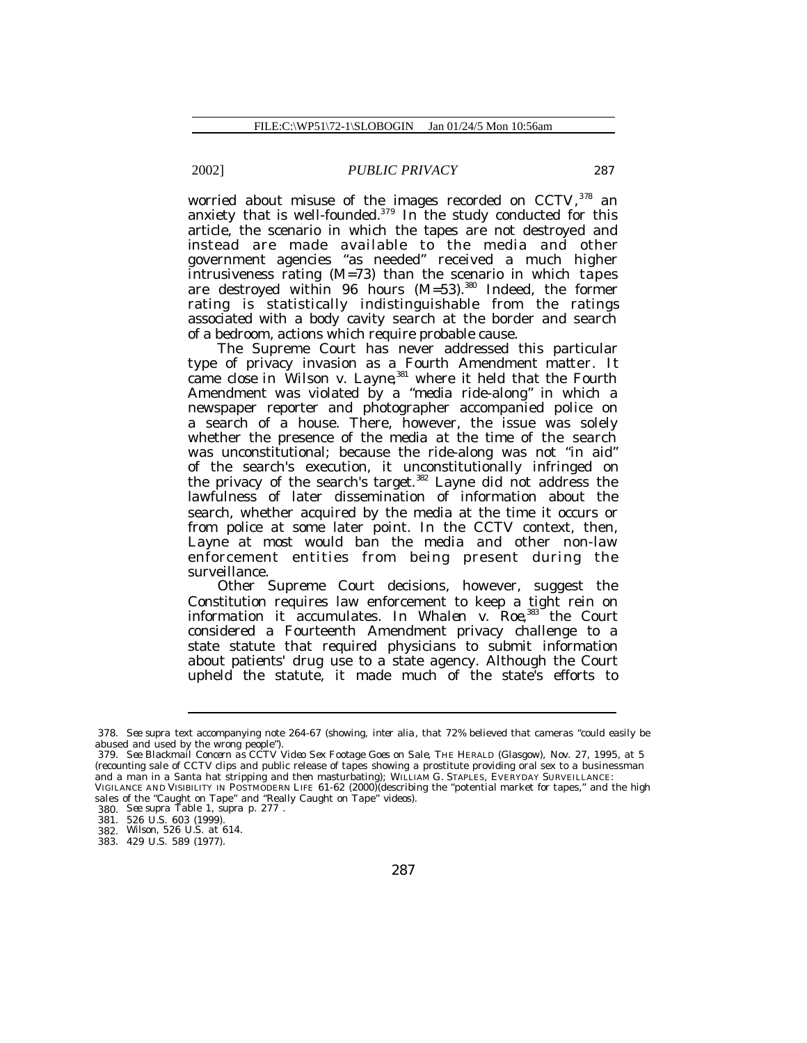worried about misuse of the images recorded on CCTV,[378] an anxiety that is well-founded.[379] In the study conducted for this article, the scenario in which the tapes are not destroyed and instead are made available to the media and other government agencies "as needed" received a much higher intrusiveness rating (M=73) than the scenario in which tapes are destroyed within 96 hours (M=53).[380] Indeed, the former rating is statistically indistinguishable from the ratings associated with a body cavity search at the border and search of a bedroom, actions which require probable cause.

The Supreme Court has never addressed this particular type of privacy invasion as a Fourth Amendment matter. It came close in *Wilson v. Layne*,[381] where it held that the Fourth Amendment was violated by a "media ride-along" in which a newspaper reporter and photographer accompanied police on a search of a house. There, however, the issue was solely whether the presence of the media at the time of the search was unconstitutional; because the ride-along was not "in aid" of the search's execution, it unconstitutionally infringed on the privacy of the search's target.[382] *Layne* did not address the lawfulness of later dissemination of information about the search, whether acquired by the media at the time it occurs or from police at some later point. In the CCTV context, then, *Layne* at most would ban the media and other non-law enforcement entities from being present during the surveillance.

Other Supreme Court decisions, however, suggest the Constitution requires law enforcement to keep a tight rein on information it accumulates. In *Whalen v. Roe*,[383] the Court considered a Fourteenth Amendment privacy challenge to a state statute that required physicians to submit information about patients' drug use to a state agency. Although the Court upheld the statute, it made much of the state's efforts to

---

378. *See supra* text accompanying note 264-67 (showing, *inter alia*, that 72% believed that cameras "could easily be abused and used by the wrong people").

379. *See Blackmail Concern as CCTV Video Sex Footage Goes on Sale*, THE HERALD (Glasgow), Nov. 27, 1995, at 5 (recounting sale of CCTV clips and public release of tapes showing a prostitute providing oral sex to a businessman and a man in a Santa hat stripping and then masturbating); WILLIAM G. STAPLES, EVERYDAY SURVEILLANCE: VIGILANCE AND VISIBILITY IN POSTMODERN LIFE 61-62 (2000)(describing the "potential market for tapes," and the high sales of the "Caught on Tape" and "Really Caught on Tape" videos).

380. *See supra* Table 1, *supra* p. 277 .

381. 526 U.S. 603 (1999).

382. *Wilson*, 526 U.S. at 614.

383. 429 U.S. 589 (1977).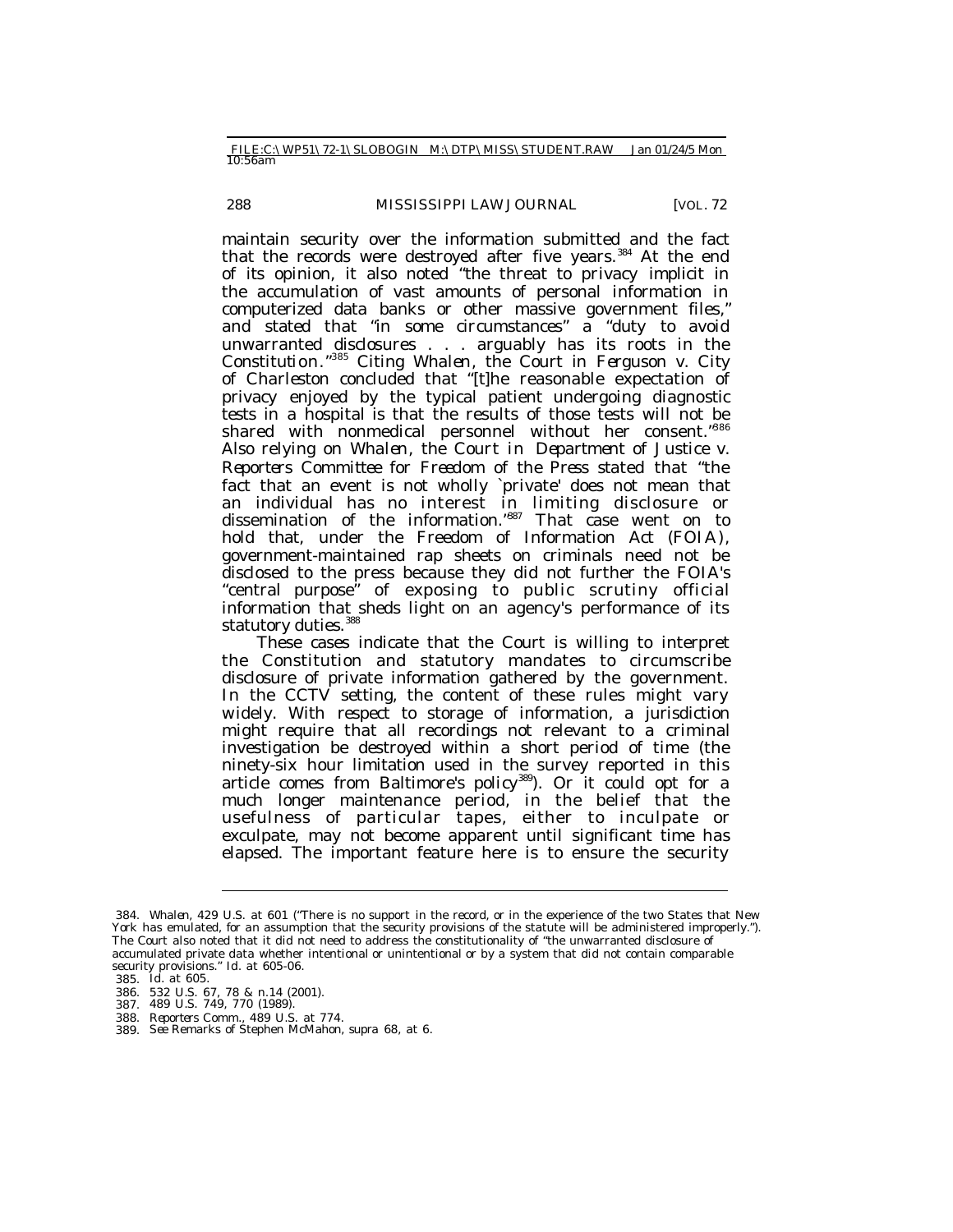maintain security over the information submitted and the fact that the records were destroyed after five years.[384] At the end of its opinion, it also noted "the threat to privacy implicit in the accumulation of vast amounts of personal information in computerized data banks or other massive government files," and stated that "in some circumstances" a "duty to avoid unwarranted disclosures . . . arguably has its roots in the Constitution."[385] Citing *Whalen*, the Court in *Ferguson v. City of Charleston* concluded that "[t]he reasonable expectation of privacy enjoyed by the typical patient undergoing diagnostic tests in a hospital is that the results of those tests will not be shared with nonmedical personnel without her consent."[386] Also relying on *Whalen*, the Court in *Department of Justice v. Reporters Committee for Freedom of the Press* stated that "the fact that an event is not wholly `private' does not mean that an individual has no interest in limiting disclosure or dissemination of the information."[387] That case went on to hold that, under the Freedom of Information Act (FOIA), government-maintained rap sheets on criminals need not be disclosed to the press because they did not further the FOIA's "central purpose" of exposing to public scrutiny official information that sheds light on an agency's performance of its statutory duties.[388]

These cases indicate that the Court is willing to interpret the Constitution and statutory mandates to circumscribe disclosure of private information gathered by the government. In the CCTV setting, the content of these rules might vary widely. With respect to storage of information, a jurisdiction might require that all recordings not relevant to a criminal investigation be destroyed within a short period of time (the ninety-six hour limitation used in the survey reported in this article comes from Baltimore's policy[389]). Or it could opt for a much longer maintenance period, in the belief that the usefulness of particular tapes, either to inculpate or exculpate, may not become apparent until significant time has elapsed. The important feature here is to ensure the security

---

384. *Whalen*, 429 U.S. at 601 ("There is no support in the record, or in the experience of the two States that New York has emulated, for an assumption that the security provisions of the statute will be administered improperly."). The Court also noted that it did not need to address the constitutionality of "the unwarranted disclosure of accumulated private data whether intentional or unintentional or by a system that did not contain comparable security provisions." *Id.* at 605-06.

385. *Id.* at 605.

386. 532 U.S. 67, 78 & n.14 (2001).

387. 489 U.S. 749, 770 (1989).

388. *Reporters Comm.*, 489 U.S. at 774.

389. *See* Remarks of Stephen McMahon, *supra* 68, at 6.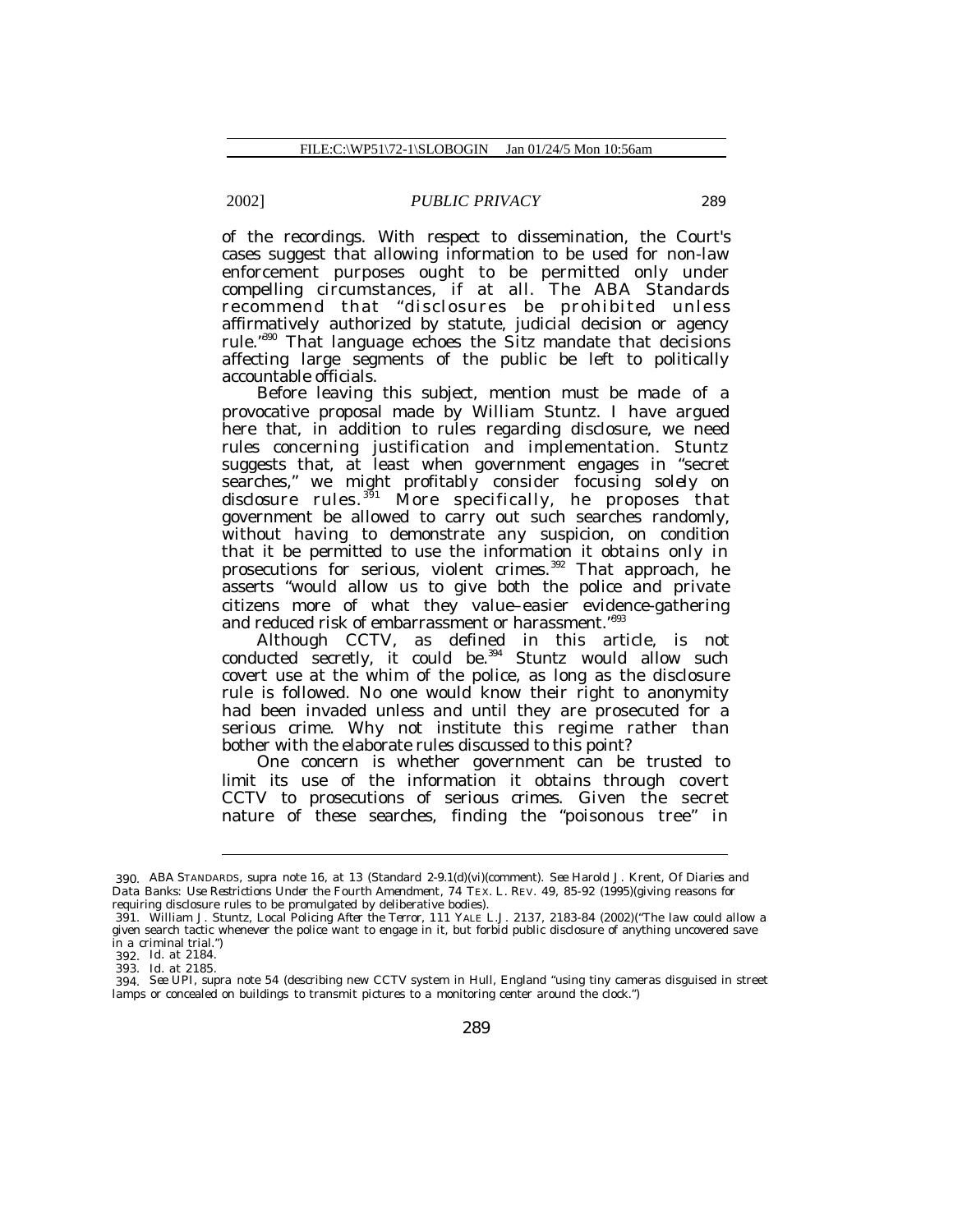of the recordings. With respect to dissemination, the Court's cases suggest that allowing information to be used for non-law enforcement purposes ought to be permitted only under compelling circumstances, if at all. The ABA Standards recommend that "disclosures be prohibited unless affirmatively authorized by statute, judicial decision or agency rule."[390] That language echoes the *Sitz* mandate that decisions affecting large segments of the public be left to politically accountable officials.

Before leaving this subject, mention must be made of a provocative proposal made by William Stuntz. I have argued here that, in addition to rules regarding disclosure, we need rules concerning justification and implementation. Stuntz suggests that, at least when government engages in "secret searches," we might profitably consider focusing *solely* on disclosure rules.[391] More specifically, he proposes that government be allowed to carry out such searches randomly, without having to demonstrate any suspicion, on condition that it be permitted to use the information it obtains only in prosecutions for serious, violent crimes.[392] That approach, he asserts "would allow us to give both the police and private citizens more of what they value–easier evidence-gathering and reduced risk of embarrassment or harassment."[393]

Although CCTV, as defined in this article, is not conducted secretly, it could be.[394] Stuntz would allow such covert use at the whim of the police, as long as the disclosure rule is followed. No one would know their right to anonymity had been invaded unless and until they are prosecuted for a serious crime. Why not institute this regime rather than bother with the elaborate rules discussed to this point?

One concern is whether government can be trusted to limit its use of the information it obtains through covert CCTV to prosecutions of serious crimes. Given the secret nature of these searches, finding the "poisonous tree" in

---

390. ABA STANDARDS, *supra* note 16, at 13 (Standard 2-9.1(d)(vi)(comment). *See* Harold J. Krent, *Of Diaries and Data Banks: Use Restrictions Under the Fourth Amendment*, 74 TEX. L. REV. 49, 85-92 (1995)(giving reasons for requiring disclosure rules to be promulgated by deliberative bodies).

391. William J. Stuntz, *Local Policing After the Terror*, 111 YALE L.J. 2137, 2183-84 (2002)("The law could allow a given search tactic whenever the police want to engage in it, but forbid public disclosure of anything uncovered save in a criminal trial.")

392. *Id.* at 2184.

393. *Id.* at 2185.

394. *See* UPI, *supra* note 54 (describing new CCTV system in Hull, England "using tiny cameras disguised in street lamps or concealed on buildings to transmit pictures to a monitoring center around the clock.")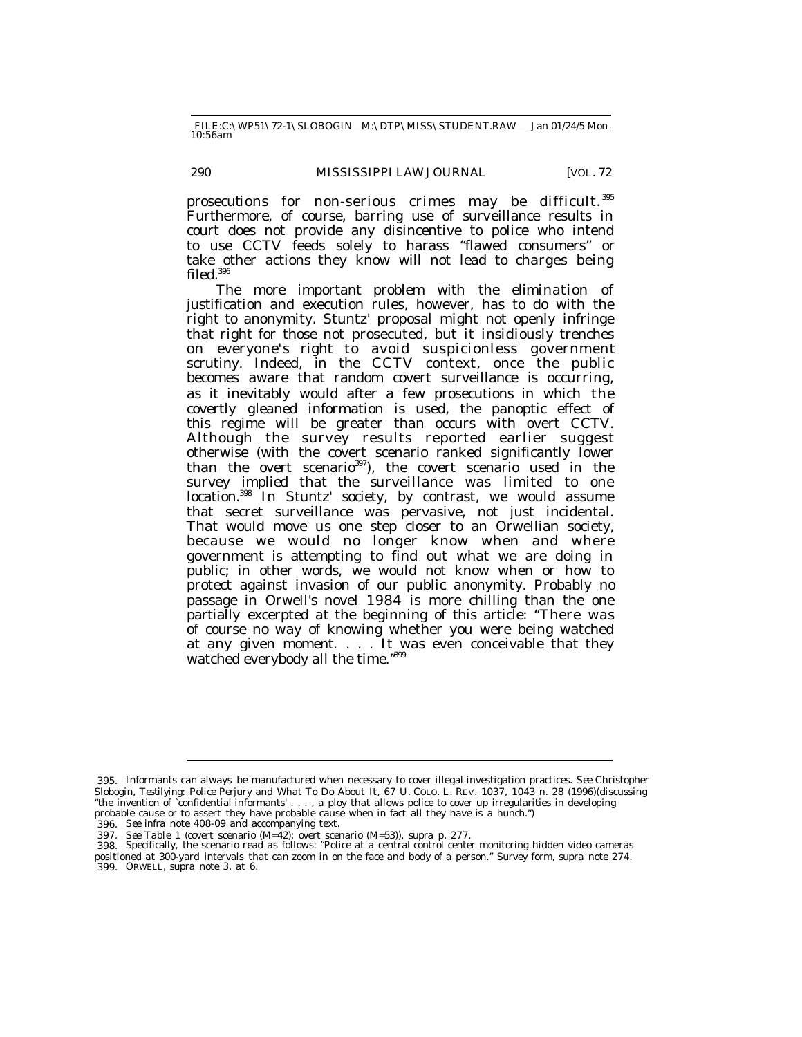prosecutions for non-serious crimes may be difficult.[395] Furthermore, of course, barring use of surveillance results in court does not provide any disincentive to police who intend to use CCTV feeds solely to harass "flawed consumers" or take other actions they know will not lead to charges being filed.[396]

The more important problem with the elimination of justification and execution rules, however, has to do with the right to anonymity. Stuntz' proposal might not openly infringe that right for those not prosecuted, but it insidiously trenches on everyone's right to avoid suspicionless government scrutiny. Indeed, in the CCTV context, once the public becomes aware that random covert surveillance is occurring, as it inevitably would after a few prosecutions in which the covertly gleaned information is used, the panoptic effect of this regime will be greater than occurs with overt CCTV. Although the survey results reported earlier suggest otherwise (with the covert scenario ranked significantly lower than the overt scenario[397]), the covert scenario used in the survey implied that the surveillance was limited to one location.[398] In Stuntz' society, by contrast, we would assume that secret surveillance was pervasive, not just incidental. That would move us one step closer to an Orwellian society, because we would no longer know when and where government is attempting to find out what we are doing in public; in other words, we would not know when or how to protect against invasion of our public anonymity. Probably no passage in Orwell's novel 1984 is more chilling than the one partially excerpted at the beginning of this article: "There was of course no way of knowing whether you were being watched at any given moment. . . . It was even conceivable that they watched everybody all the time."[399]

---

395. Informants can always be manufactured when necessary to cover illegal investigation practices. *See* Christopher Slobogin, *Testilying: Police Perjury and What To Do About It*, 67 U. COLO. L. REV. 1037, 1043 n. 28 (1996)(discussing "the invention of `confidential informants' . . . , a ploy that allows police to cover up irregularities in developing probable cause or to assert they have probable cause when in fact all they have is a hunch.")

396. *See infra* note 408-09 and accompanying text.

397. *See* Table 1 (covert scenario (M=42); overt scenario (M=53)), *supra* p. 277.

398. Specifically, the scenario read as follows: "Police at a central control center monitoring hidden video cameras positioned at 300-yard intervals that can zoom in on the face and body of a person." Survey form, *supra* note 274.

399. ORWELL, *supra* note 3, at 6.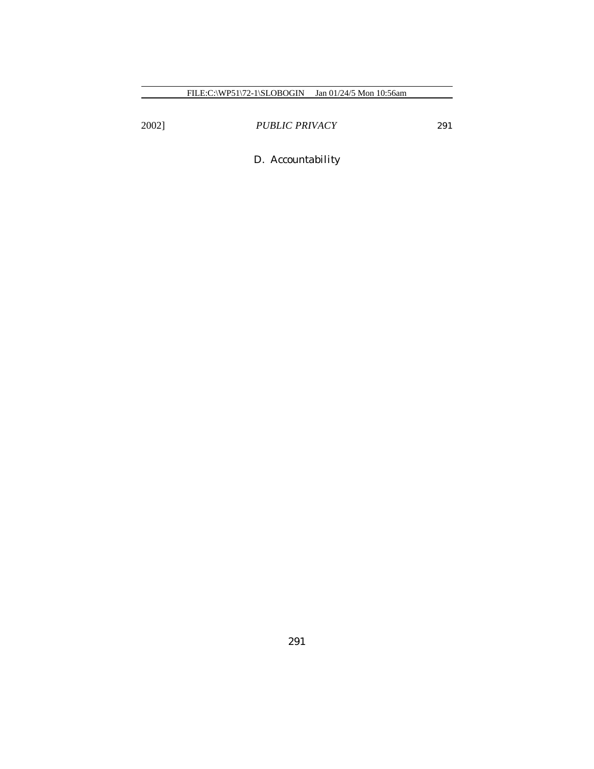### D. Accountability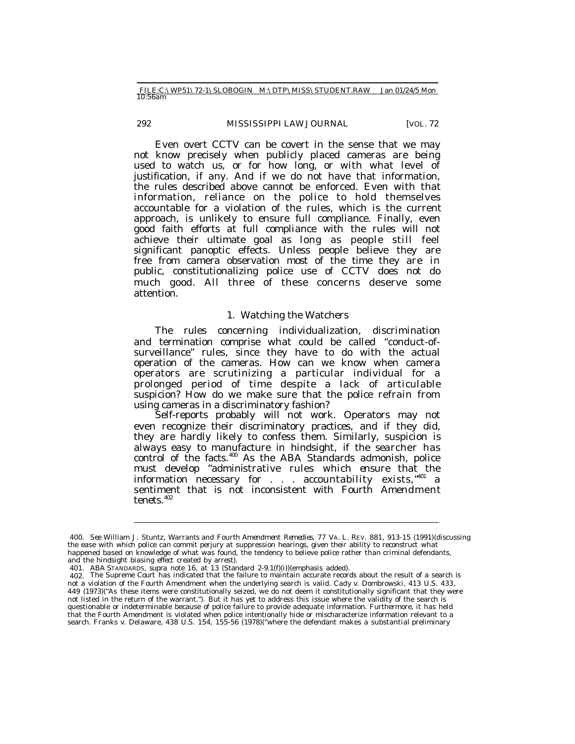Even overt CCTV can be covert in the sense that we may not know precisely when publicly placed cameras are being used to watch us, or for how long, or with what level of justification, if any. And if we do not have that information, the rules described above cannot be enforced. Even with that information, reliance on the police to hold themselves accountable for a violation of the rules, which is the current approach, is unlikely to ensure full compliance. Finally, even good faith efforts at full compliance with the rules will not achieve their ultimate goal as long as people still feel significant panoptic effects. Unless people believe they are free from camera observation most of the time they are in public, constitutionalizing police use of CCTV does not do much good. All three of these concerns deserve some attention.

### 1. Watching the Watchers

The rules concerning individualization, discrimination and termination comprise what could be called "conduct-of-surveillance" rules, since they have to do with the actual operation of the cameras. How can we know when camera operators are scrutinizing a particular individual for a prolonged period of time despite a lack of articulable suspicion? How do we make sure that the police refrain from using cameras in a discriminatory fashion?

Self-reports probably will not work. Operators may not even recognize their discriminatory practices, and if they did, they are hardly likely to confess them. Similarly, suspicion is always easy to manufacture in hindsight, if the searcher has control of the facts.[400] As the ABA Standards admonish, police must develop "administrative rules which *ensure* that the information necessary for . . . accountability exists,"[401] a sentiment that is not inconsistent with Fourth Amendment tenets.[402]

---

400. *See* William J. Stuntz, *Warrants and Fourth Amendment Remedies*, 77 VA. L. REV. 881, 913-15 (1991)(discussing the ease with which police can commit perjury at suppression hearings, given their ability to reconstruct what happened based on knowledge of what was found, the tendency to believe police rather than criminal defendants, and the hindsight biasing effect created by arrest).

401. ABA STANDARDS, *supra* note 16, at 13 (Standard 2-9.1(f)(i))(emphasis added).

402. The Supreme Court has indicated that the failure to maintain accurate records about the result of a search is not a violation of the Fourth Amendment when the underlying search is valid. Cady v. Dombrowski, 413 U.S. 433, 449 (1973)("As these items were constitutionally seized, we do not deem it constitutionally significant that they were not listed in the return of the warrant."). But it has yet to address this issue where the validity of the search is questionable or indeterminable because of police failure to provide adequate information. Furthermore, it has held that the Fourth Amendment is violated when police intentionally hide or mischaracterize information relevant to a search. Franks v. Delaware, 438 U.S. 154, 155-56 (1978)("where the defendant makes a substantial preliminary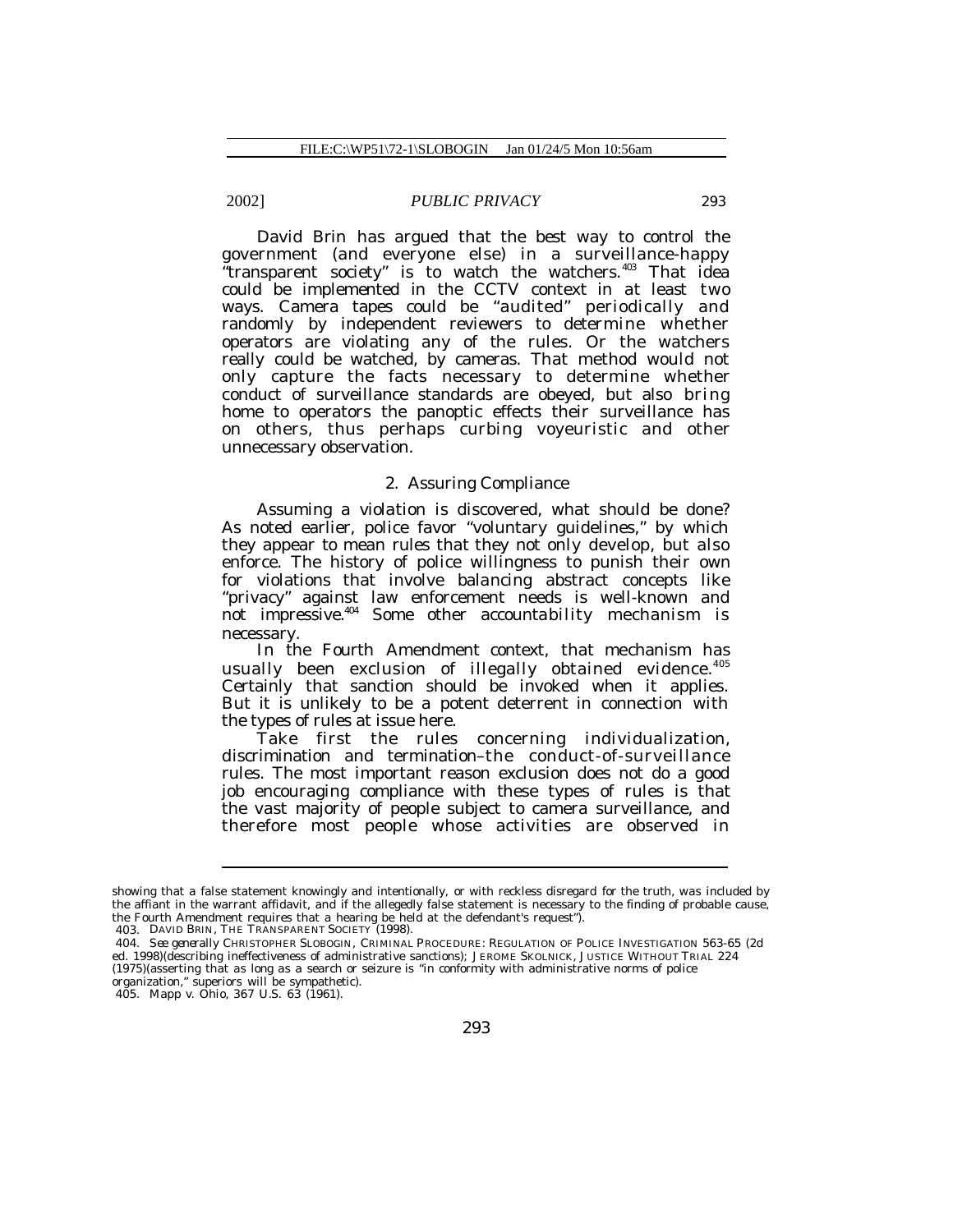David Brin has argued that the best way to control the government (and everyone else) in a surveillance-happy "transparent society" is to watch the watchers.[403] That idea could be implemented in the CCTV context in at least two ways. Camera tapes could be "audited" periodically and randomly by independent reviewers to determine whether operators are violating any of the rules. Or the watchers really could be watched, by cameras. That method would not only capture the facts necessary to determine whether conduct of surveillance standards are obeyed, but also bring home to operators the panoptic effects their surveillance has on others, thus perhaps curbing voyeuristic and other unnecessary observation.

### 2. Assuring Compliance

Assuming a violation is discovered, what should be done? As noted earlier, police favor "voluntary guidelines," by which they appear to mean rules that they not only develop, but also enforce. The history of police willingness to punish their own for violations that involve balancing abstract concepts like "privacy" against law enforcement needs is well-known and not impressive.[404] Some other accountability mechanism is necessary.

In the Fourth Amendment context, that mechanism has usually been exclusion of illegally obtained evidence.[405] Certainly that sanction should be invoked when it applies. But it is unlikely to be a potent deterrent in connection with the types of rules at issue here.

Take first the rules concerning individualization, discrimination and termination–the conduct-of-surveillance rules. The most important reason exclusion does not do a good job encouraging compliance with these types of rules is that the vast majority of people subject to camera surveillance, and therefore most people whose activities are observed in

---

showing that a false statement knowingly and intentionally, or with reckless disregard for the truth, was included by the affiant in the warrant affidavit, and if the allegedly false statement is necessary to the finding of probable cause, the Fourth Amendment requires that a hearing be held at the defendant's request").

403. DAVID BRIN, THE TRANSPARENT SOCIETY (1998).

404. *See generally* CHRISTOPHER SLOBOGIN, CRIMINAL PROCEDURE: REGULATION OF POLICE INVESTIGATION 563-65 (2d ed. 1998)(describing ineffectiveness of administrative sanctions); JEROME SKOLNICK, JUSTICE WITHOUT TRIAL 224 (1975)(asserting that as long as a search or seizure is "in conformity with administrative norms of police organization," superiors will be sympathetic).

405. Mapp v. Ohio, 367 U.S. 63 (1961).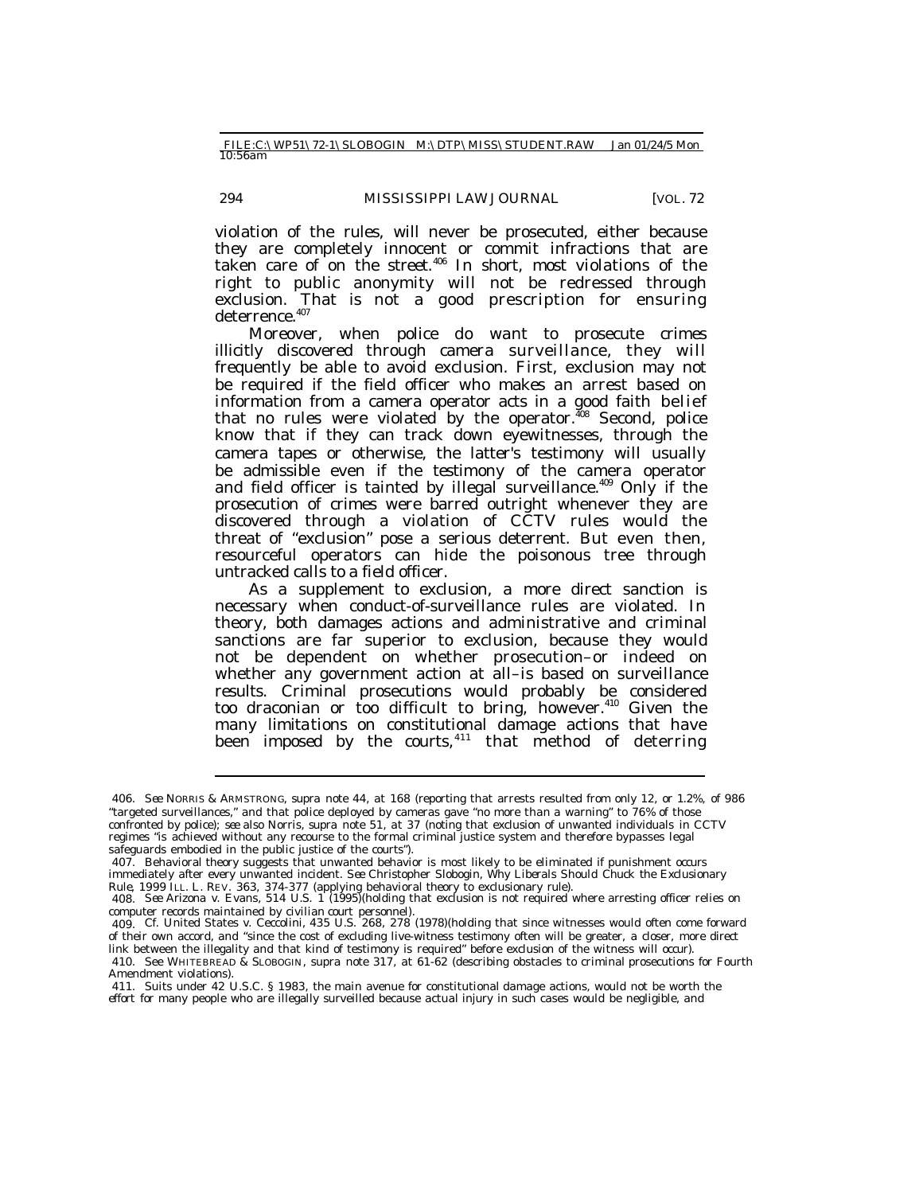violation of the rules, will never be prosecuted, either because they are completely innocent or commit infractions that are taken care of on the street.[406] In short, most violations of the right to public anonymity will not be redressed through exclusion. That is not a good prescription for ensuring deterrence.[407]

Moreover, when police do want to prosecute crimes illicitly discovered through camera surveillance, they will frequently be able to avoid exclusion. First, exclusion may not be required if the field officer who makes an arrest based on information from a camera operator acts in a good faith belief that no rules were violated by the operator.[408] Second, police know that if they can track down eyewitnesses, through the camera tapes or otherwise, the latter's testimony will usually be admissible even if the testimony of the camera operator and field officer is tainted by illegal surveillance.[409] Only if the prosecution of crimes were barred outright whenever they are discovered through a violation of CCTV rules would the threat of "exclusion" pose a serious deterrent. But even then, resourceful operators can hide the poisonous tree through untracked calls to a field officer.

As a supplement to exclusion, a more direct sanction is necessary when conduct-of-surveillance rules are violated. In theory, both damages actions and administrative and criminal sanctions are far superior to exclusion, because they would not be dependent on whether prosecution–or indeed on whether any government action at all–is based on surveillance results. Criminal prosecutions would probably be considered too draconian or too difficult to bring, however.[410] Given the many limitations on constitutional damage actions that have been imposed by the courts,[411] that method of deterring

---

406. *See* NORRIS & ARMSTRONG, *supra* note 44, at 168 (reporting that arrests resulted from only 12, or 1.2%, of 986 "targeted surveillances," and that police deployed by cameras gave "no more than a warning" to 76% of those confronted by police); *see also* Norris, *supra* note 51, at 37 (noting that exclusion of unwanted individuals in CCTV regimes "is achieved without any recourse to the formal criminal justice system and therefore bypasses legal safeguards embodied in the public justice of the courts").

407. Behavioral theory suggests that unwanted behavior is most likely to be eliminated if punishment occurs immediately after every unwanted incident. *See* Christopher Slobogin, *Why Liberals Should Chuck the Exclusionary Rule*, 1999 ILL. L. REV. 363, 374-377 (applying behavioral theory to exclusionary rule).

408. *See* Arizona v. Evans, 514 U.S. 1 (1995)(holding that exclusion is not required where arresting officer relies on computer records maintained by civilian court personnel).

409. *Cf.* United States v. Ceccolini, 435 U.S. 268, 278 (1978)(holding that since witnesses would often come forward of their own accord, and "since the cost of excluding live-witness testimony often will be greater, a closer, more direct link between the illegality and that kind of testimony is required" before exclusion of the witness will occur).

410. *See* WHITEBREAD & SLOBOGIN, *supra* note 317, at 61-62 (describing obstacles to criminal prosecutions for Fourth Amendment violations).

411. Suits under 42 U.S.C. § 1983, the main avenue for constitutional damage actions, would not be worth the effort for many people who are illegally surveilled because actual injury in such cases would be negligible, and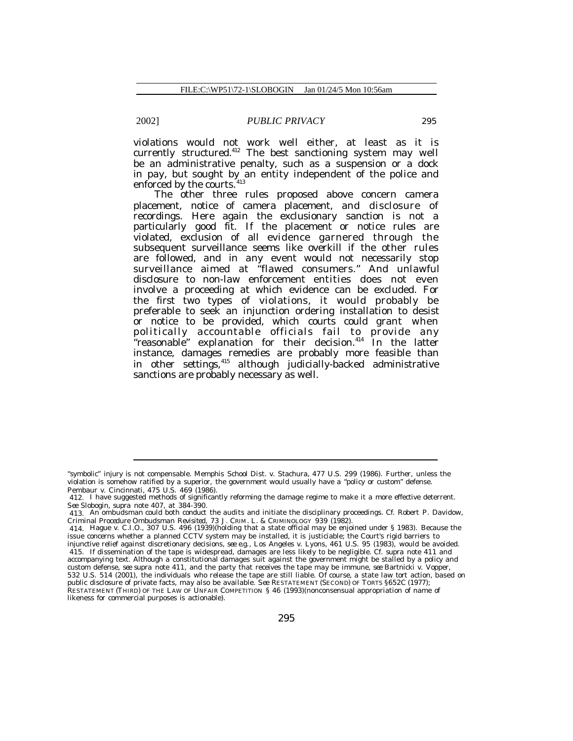violations would not work well either, at least as it is currently structured.[412] The best sanctioning system may well be an administrative penalty, such as a suspension or a dock in pay, but sought by an entity independent of the police and enforced by the courts.[413]

The other three rules proposed above concern camera placement, notice of camera placement, and disclosure of recordings. Here again the exclusionary sanction is not a particularly good fit. If the placement or notice rules are violated, exclusion of all evidence garnered through the subsequent surveillance seems like overkill if the other rules are followed, and in any event would not necessarily stop surveillance aimed at "flawed consumers." And unlawful disclosure to non-law enforcement entities does not even involve a proceeding at which evidence can be excluded. For the first two types of violations, it would probably be preferable to seek an injunction ordering installation to desist or notice to be provided, which courts could grant when politically accountable officials fail to provide any "reasonable" explanation for their decision.[414] In the latter instance, damages remedies are probably more feasible than in other settings,[415] although judicially-backed administrative sanctions are probably necessary as well.

---

"symbolic" injury is not compensable. Memphis School Dist. v. Stachura, 477 U.S. 299 (1986). Further, unless the violation is somehow ratified by a superior, the government would usually have a "policy or custom" defense. Pembaur v. Cincinnati, 475 U.S. 469 (1986).

412. I have suggested methods of significantly reforming the damage regime to make it a more effective deterrent. *See* Slobogin, *supra* note 407, at 384-390.

413. An ombudsman could both conduct the audits and initiate the disciplinary proceedings. *Cf.* Robert P. Davidow, *Criminal Procedure Ombudsman Revisited*, 73 J. CRIM. L. & CRIMINOLOGY 939 (1982).

414. Hague v. C.I.O., 307 U.S. 496 (1939)(holding that a state official may be enjoined under § 1983). Because the issue concerns whether a planned CCTV system may be installed, it is justiciable; the Court's rigid barriers to injunctive relief against discretionary decisions, *see e.g.*, Los Angeles v. Lyons, 461 U.S. 95 (1983), would be avoided.

415. If dissemination of the tape is widespread, damages are less likely to be negligible. *Cf. supra* note 411 and accompanying text. Although a constitutional damages suit against the government might be stalled by a policy and custom defense, *see supra* note 411, and the party that receives the tape may be immune, *see* Bartnicki v. Vopper, 532 U.S. 514 (2001), the individuals who release the tape are still liable. Of course, a state law tort action, based on public disclosure of private facts, may also be available. *See* RESTATEMENT (SECOND) OF TORTS §652C (1977); RESTATEMENT (THIRD) OF THE LAW OF UNFAIR COMPETITION § 46 (1993)(nonconsensual appropriation of name of likeness for commercial purposes is actionable).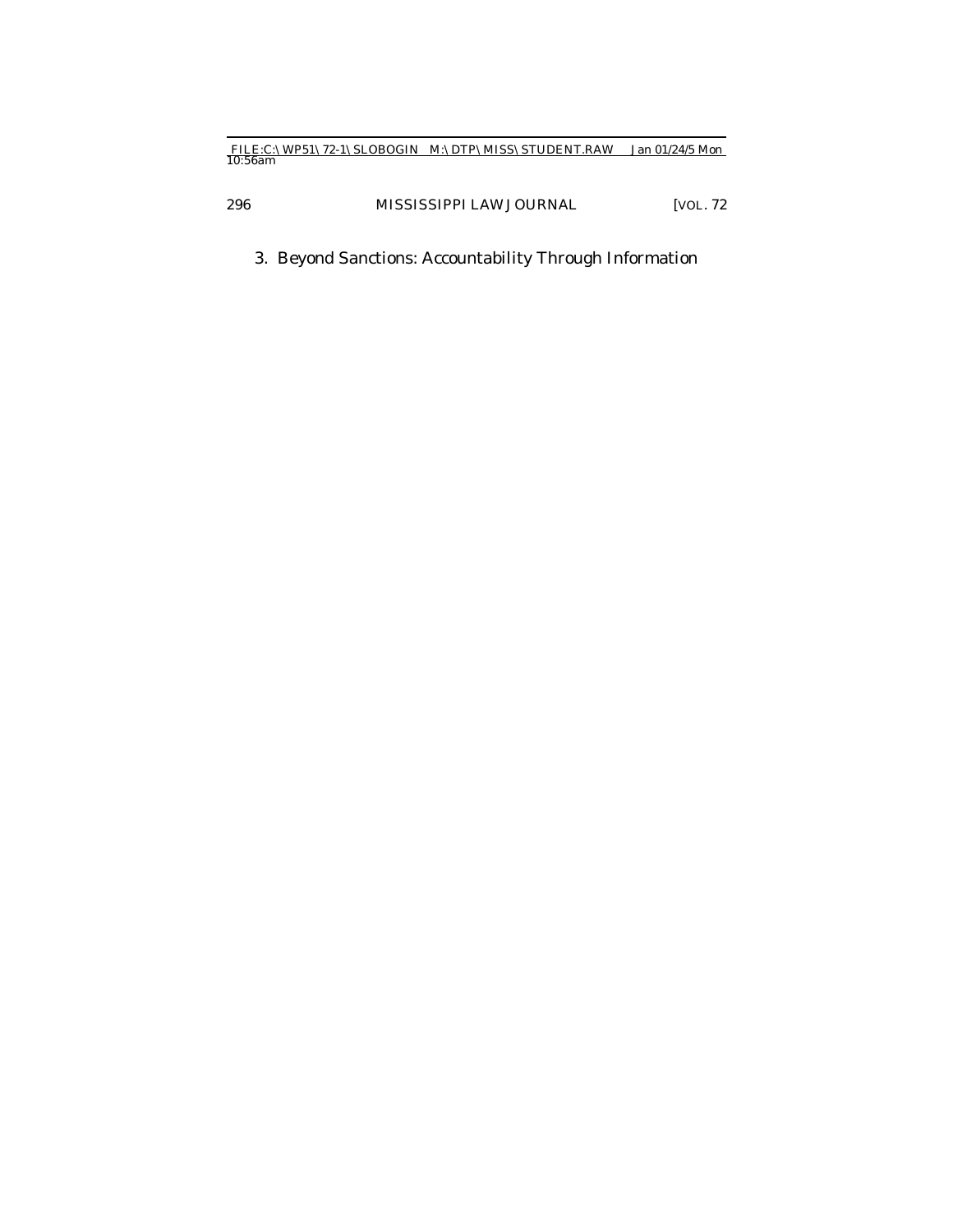### 3. Beyond Sanctions: Accountability Through Information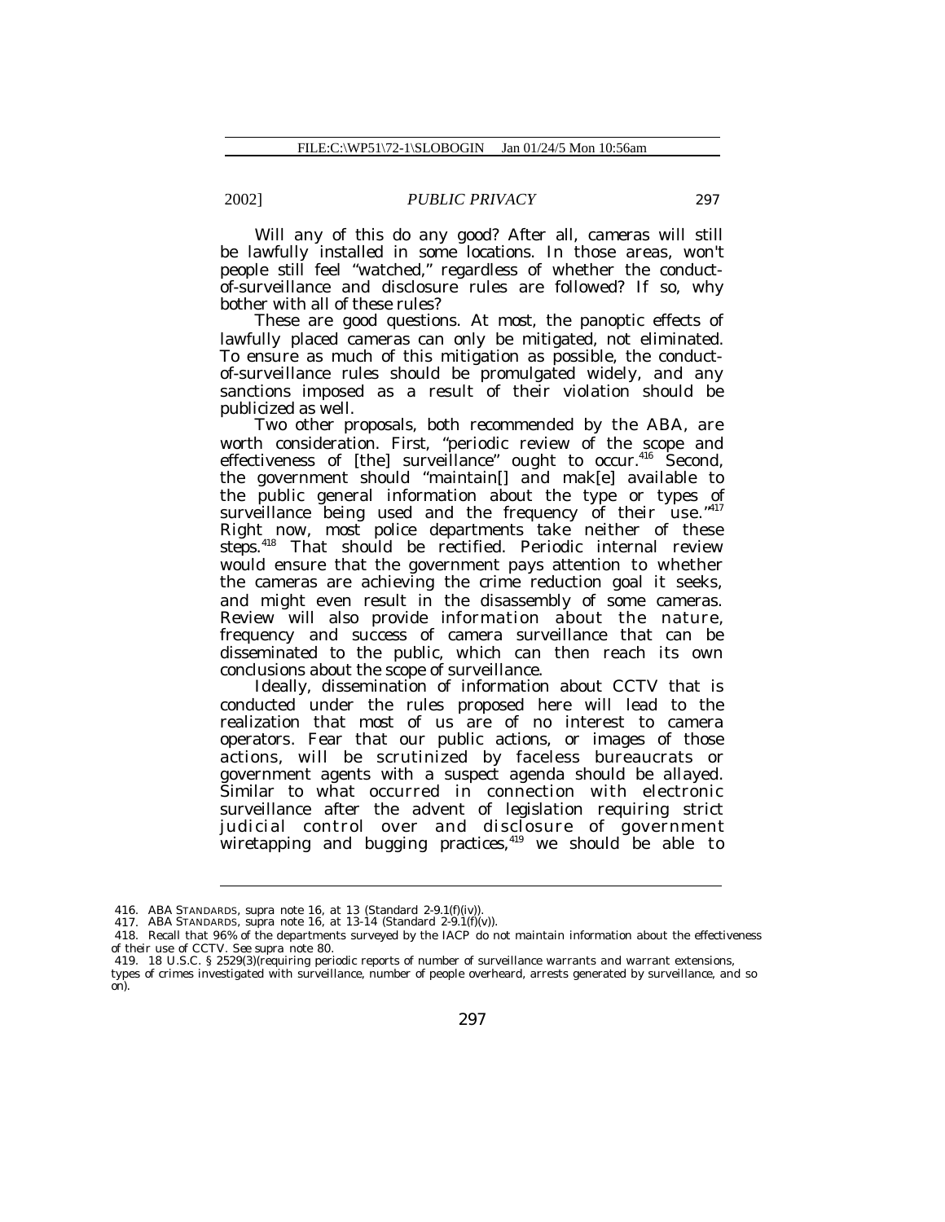Will any of this do any good? After all, cameras will still be lawfully installed in some locations. In those areas, won't people still feel "watched," regardless of whether the conduct-of-surveillance and disclosure rules are followed? If so, why bother with all of these rules?

These are good questions. At most, the panoptic effects of lawfully placed cameras can only be mitigated, not eliminated. To ensure as much of this mitigation as possible, the conduct-of-surveillance rules should be promulgated widely, and any sanctions imposed as a result of their violation should be publicized as well.

Two other proposals, both recommended by the ABA, are worth consideration. First, "periodic review of the scope and effectiveness of [the] surveillance" ought to occur.[416] Second, the government should "maintain[] and mak[e] available to the public general information about the type or types of surveillance being used and the frequency of their use."[417] Right now, most police departments take neither of these steps.[418] That should be rectified. Periodic internal review would ensure that the government pays attention to whether the cameras are achieving the crime reduction goal it seeks, and might even result in the disassembly of some cameras. Review will also provide information about the nature, frequency and success of camera surveillance that can be disseminated to the public, which can then reach its own conclusions about the scope of surveillance.

Ideally, dissemination of information about CCTV that is conducted under the rules proposed here will lead to the realization that most of us are of no interest to camera operators. Fear that our public actions, or images of those actions, will be scrutinized by faceless bureaucrats or government agents with a suspect agenda should be allayed. Similar to what occurred in connection with electronic surveillance after the advent of legislation requiring strict judicial control over and disclosure of government wiretapping and bugging practices,[419] we should be able to

---

416. ABA STANDARDS, *supra* note 16, at 13 (Standard 2-9.1(f)(iv)).

417. ABA STANDARDS, *supra* note 16, at 13-14 (Standard 2-9.1(f)(v)).

418. Recall that 96% of the departments surveyed by the IACP do not maintain information about the effectiveness of their use of CCTV. *See supra* note 80.

419. 18 U.S.C. § 2529(3)(requiring periodic reports of number of surveillance warrants and warrant extensions, types of crimes investigated with surveillance, number of people overheard, arrests generated by surveillance, and so on).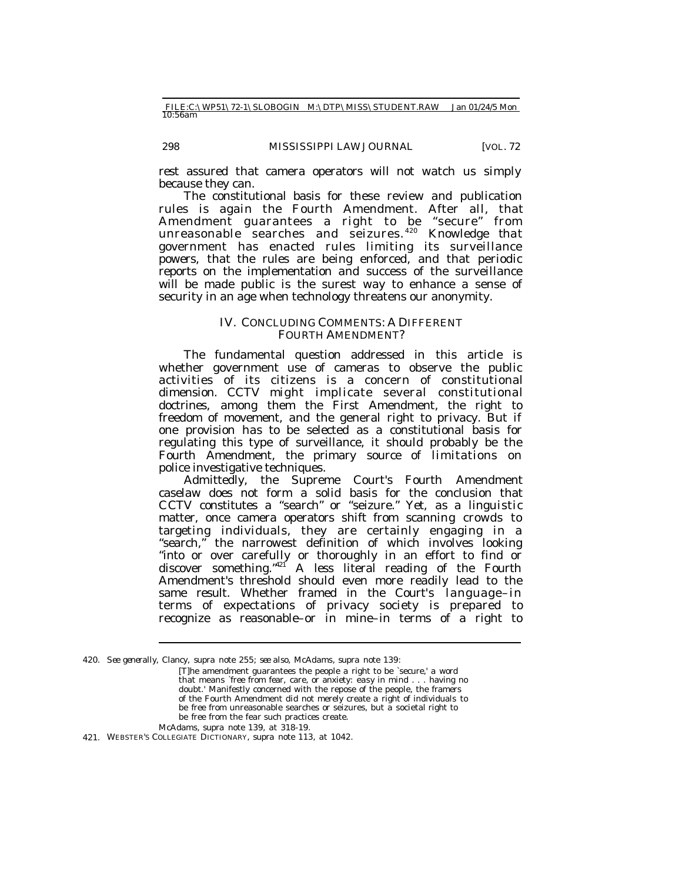rest assured that camera operators will not watch us simply because they can.

The constitutional basis for these review and publication rules is again the Fourth Amendment. After all, that Amendment guarantees a right to be "secure" from unreasonable searches and seizures.[420] Knowledge that government has enacted rules limiting its surveillance powers, that the rules are being enforced, and that periodic reports on the implementation and success of the surveillance will be made public is the surest way to enhance a sense of security in an age when technology threatens our anonymity.

## IV. CONCLUDING COMMENTS: A DIFFERENT FOURTH AMENDMENT?

The fundamental question addressed in this article is whether government use of cameras to observe the public activities of its citizens is a concern of constitutional dimension. CCTV might implicate several constitutional doctrines, among them the First Amendment, the right to freedom of movement, and the general right to privacy. But if one provision has to be selected as a constitutional basis for regulating this type of surveillance, it should probably be the Fourth Amendment, the primary source of limitations on police investigative techniques.

Admittedly, the Supreme Court's Fourth Amendment caselaw does not form a solid basis for the conclusion that CCTV constitutes a "search" or "seizure." Yet, as a linguistic matter, once camera operators shift from scanning crowds to targeting individuals, they are certainly engaging in a "search," the narrowest definition of which involves looking "into or over carefully or thoroughly in an effort to find or discover something."[421] A less literal reading of the Fourth Amendment's threshold should even more readily lead to the same result. Whether framed in the Court's language–in terms of expectations of privacy society is prepared to recognize as reasonable–or in mine–in terms of a right to

---

420. *See generally*, Clancy, *supra* note 255; *see also*, McAdams, *supra* note 139:

> [T]he amendment guarantees the people a right to be 'secure,' a word that means 'free from fear, care, or anxiety: easy in mind . . . having no doubt.' Manifestly concerned with the repose of the people, the framers of the Fourth Amendment did not merely create a right of individuals to be free from unreasonable searches or seizures, but a societal right to be free from the fear such practices create.

McAdams, *supra* note 139, at 318-19.

421. WEBSTER'S COLLEGIATE DICTIONARY, *supra* note 113, at 1042.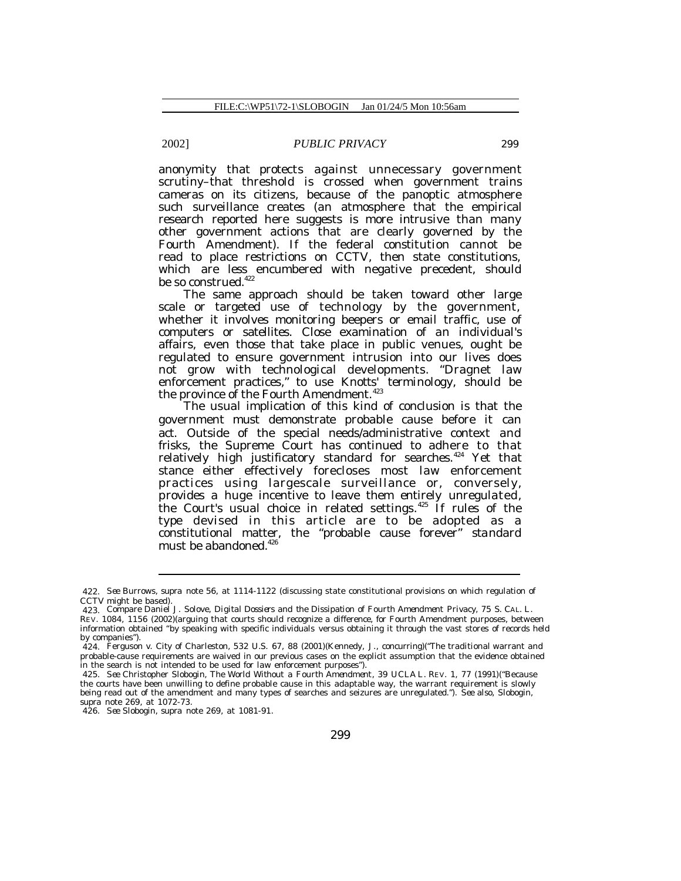anonymity that protects against unnecessary government scrutiny–that threshold is crossed when government trains cameras on its citizens, because of the panoptic atmosphere such surveillance creates (an atmosphere that the empirical research reported here suggests is more intrusive than many other government actions that are clearly governed by the Fourth Amendment). If the federal constitution cannot be read to place restrictions on CCTV, then state constitutions, which are less encumbered with negative precedent, should be so construed.[422]

The same approach should be taken toward other large scale or targeted use of technology by the government, whether it involves monitoring beepers or email traffic, use of computers or satellites. Close examination of an individual's affairs, even those that take place in public venues, ought be regulated to ensure government intrusion into our lives does not grow with technological developments. "Dragnet law enforcement practices," to use Knotts' terminology, should be the province of the Fourth Amendment.[423]

The usual implication of this kind of conclusion is that the government must demonstrate probable cause before it can act. Outside of the special needs/administrative context and frisks, the Supreme Court has continued to adhere to that relatively high justificatory standard for searches.[424] Yet that stance either effectively forecloses most law enforcement practices using largescale surveillance or, conversely, provides a huge incentive to leave them entirely unregulated, the Court's usual choice in related settings.[425] If rules of the type devised in this article are to be adopted as a constitutional matter, the "probable cause forever" standard must be abandoned.[426]

---

422. *See* Burrows, *supra* note 56, at 1114-1122 (discussing state constitutional provisions on which regulation of CCTV might be based).

423. *Compare* Daniel J. Solove, *Digital Dossiers and the Dissipation of Fourth Amendment Privacy*, 75 S. CAL. L. REV. 1084, 1156 (2002)(arguing that courts should recognize a difference, for Fourth Amendment purposes, between information obtained "by speaking with specific individuals versus obtaining it through the vast stores of records held by companies").

424. Ferguson v. City of Charleston, 532 U.S. 67, 88 (2001)(Kennedy, J., concurring)("The traditional warrant and probable-cause requirements are waived in our previous cases on the explicit assumption that the evidence obtained in the search is not intended to be used for law enforcement purposes").

425. *See* Christopher Slobogin, *The World Without a Fourth Amendment*, 39 UCLA L. REV. 1, 77 (1991)("Because the courts have been unwilling to define probable cause in this adaptable way, the warrant requirement is slowly being read out of the amendment and many types of searches and seizures are unregulated."). *See also*, Slobogin, *supra* note 269, at 1072-73.

426. *See* Slobogin, *supra* note 269, at 1081-91.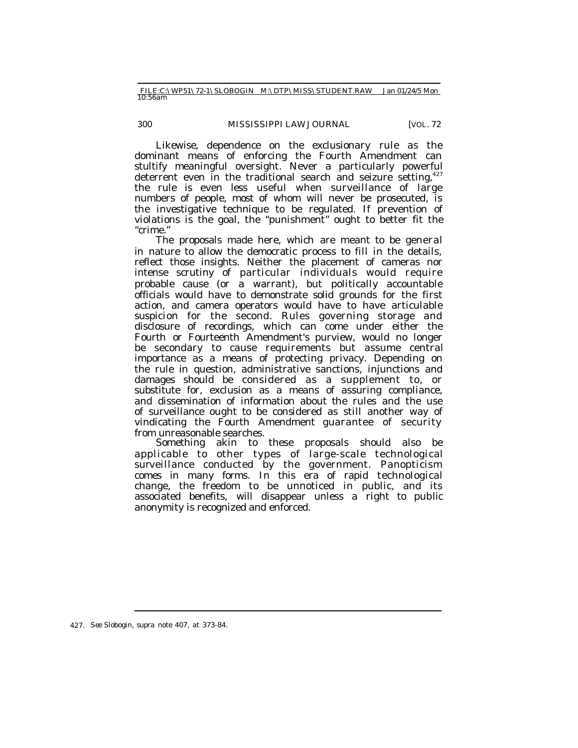Likewise, dependence on the exclusionary rule as the dominant means of enforcing the Fourth Amendment can stultify meaningful oversight. Never a particularly powerful deterrent even in the traditional search and seizure setting,[427] the rule is even less useful when surveillance of large numbers of people, most of whom will never be prosecuted, is the investigative technique to be regulated. If prevention of violations is the goal, the "punishment" ought to better fit the "crime."

The proposals made here, which are meant to be general in nature to allow the democratic process to fill in the details, reflect those insights. Neither the placement of cameras nor intense scrutiny of particular individuals would require probable cause (or a warrant), but politically accountable officials would have to demonstrate solid grounds for the first action, and camera operators would have to have articulable suspicion for the second. Rules governing storage and disclosure of recordings, which can come under either the Fourth or Fourteenth Amendment's purview, would no longer be secondary to cause requirements but assume central importance as a means of protecting privacy. Depending on the rule in question, administrative sanctions, injunctions and damages should be considered as a supplement to, or substitute for, exclusion as a means of assuring compliance, and dissemination of information about the rules and the use of surveillance ought to be considered as still another way of vindicating the Fourth Amendment guarantee of security from unreasonable searches.

Something akin to these proposals should also be applicable to other types of large-scale technological surveillance conducted by the government. Panopticism comes in many forms. In this era of rapid technological change, the freedom to be unnoticed in public, and its associated benefits, will disappear unless a right to public anonymity is recognized and enforced.

---

427. *See* Slobogin, *supra* note 407, at 373-84.